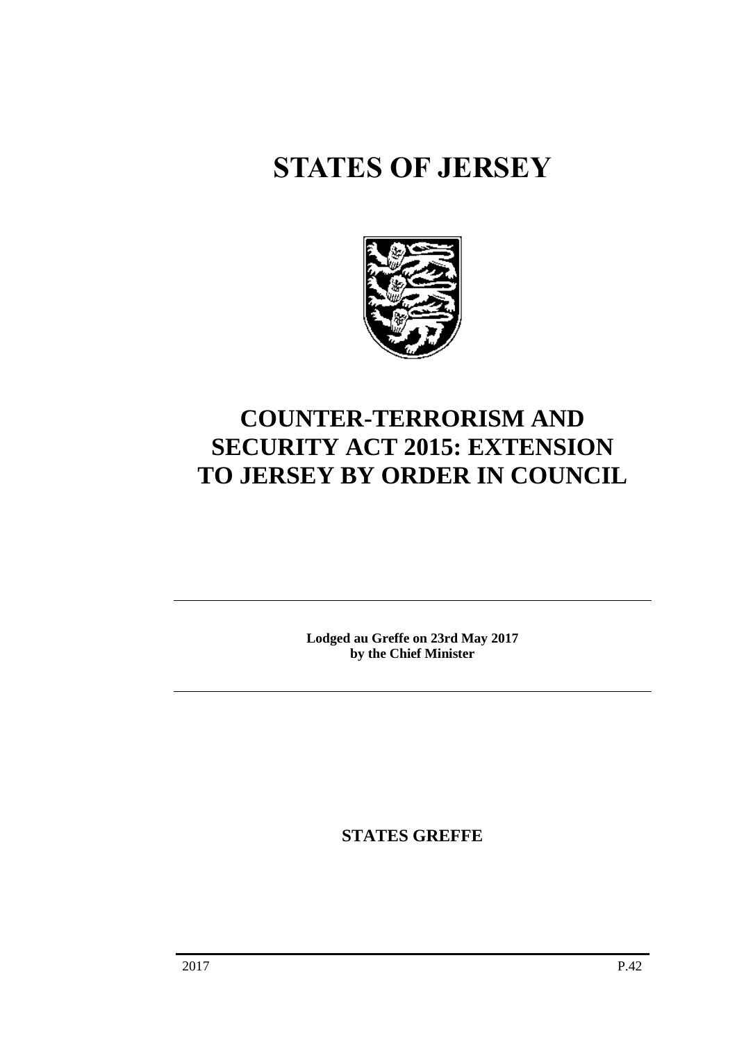# STATES OF JERSEY

# COUNTER-TERRORISM AND SECURITY ACT 2015: EXTENSION TO JERSEY BY ORDER IN COUNCIL

---

**Lodged au Greffe on 23rd May 2017**
**by the Chief Minister**

---

**STATES GREFFE**

2017 P.42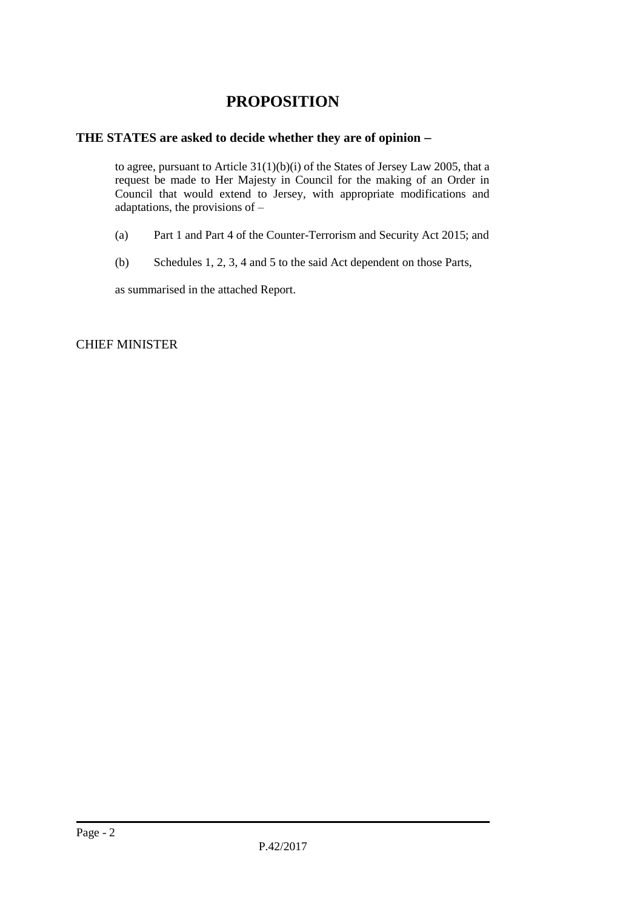# PROPOSITION

**THE STATES are asked to decide whether they are of opinion −**

to agree, pursuant to Article 31(1)(b)(i) of the States of Jersey Law 2005, that a request be made to Her Majesty in Council for the making of an Order in Council that would extend to Jersey, with appropriate modifications and adaptations, the provisions of –

(a) Part 1 and Part 4 of the Counter-Terrorism and Security Act 2015; and

(b) Schedules 1, 2, 3, 4 and 5 to the said Act dependent on those Parts,

as summarised in the attached Report.

CHIEF MINISTER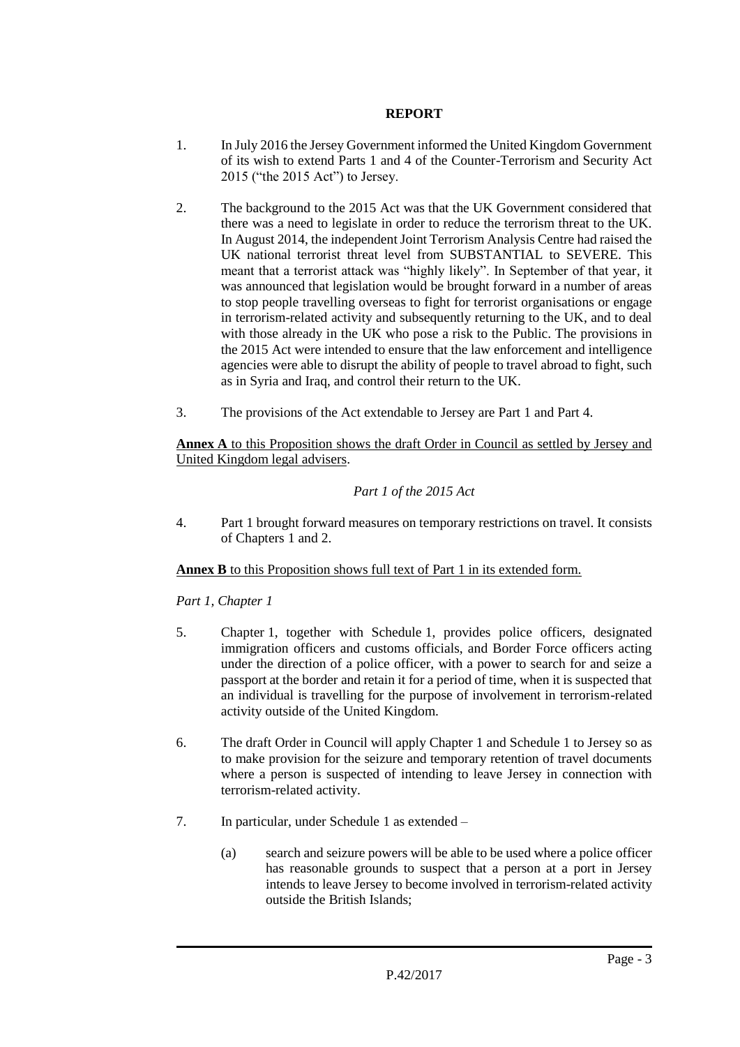# REPORT

1. In July 2016 the Jersey Government informed the United Kingdom Government of its wish to extend Parts 1 and 4 of the Counter-Terrorism and Security Act 2015 ("the 2015 Act") to Jersey.

2. The background to the 2015 Act was that the UK Government considered that there was a need to legislate in order to reduce the terrorism threat to the UK. In August 2014, the independent Joint Terrorism Analysis Centre had raised the UK national terrorist threat level from SUBSTANTIAL to SEVERE. This meant that a terrorist attack was "highly likely". In September of that year, it was announced that legislation would be brought forward in a number of areas to stop people travelling overseas to fight for terrorist organisations or engage in terrorism-related activity and subsequently returning to the UK, and to deal with those already in the UK who pose a risk to the Public. The provisions in the 2015 Act were intended to ensure that the law enforcement and intelligence agencies were able to disrupt the ability of people to travel abroad to fight, such as in Syria and Iraq, and control their return to the UK.

3. The provisions of the Act extendable to Jersey are Part 1 and Part 4.

**Annex A** to this Proposition shows the draft Order in Council as settled by Jersey and United Kingdom legal advisers.

*Part 1 of the 2015 Act*

4. Part 1 brought forward measures on temporary restrictions on travel. It consists of Chapters 1 and 2.

**Annex B** to this Proposition shows full text of Part 1 in its extended form.

*Part 1, Chapter 1*

5. Chapter 1, together with Schedule 1, provides police officers, designated immigration officers and customs officials, and Border Force officers acting under the direction of a police officer, with a power to search for and seize a passport at the border and retain it for a period of time, when it is suspected that an individual is travelling for the purpose of involvement in terrorism-related activity outside of the United Kingdom.

6. The draft Order in Council will apply Chapter 1 and Schedule 1 to Jersey so as to make provision for the seizure and temporary retention of travel documents where a person is suspected of intending to leave Jersey in connection with terrorism-related activity.

7. In particular, under Schedule 1 as extended –

   (a) search and seizure powers will be able to be used where a police officer has reasonable grounds to suspect that a person at a port in Jersey intends to leave Jersey to become involved in terrorism-related activity outside the British Islands;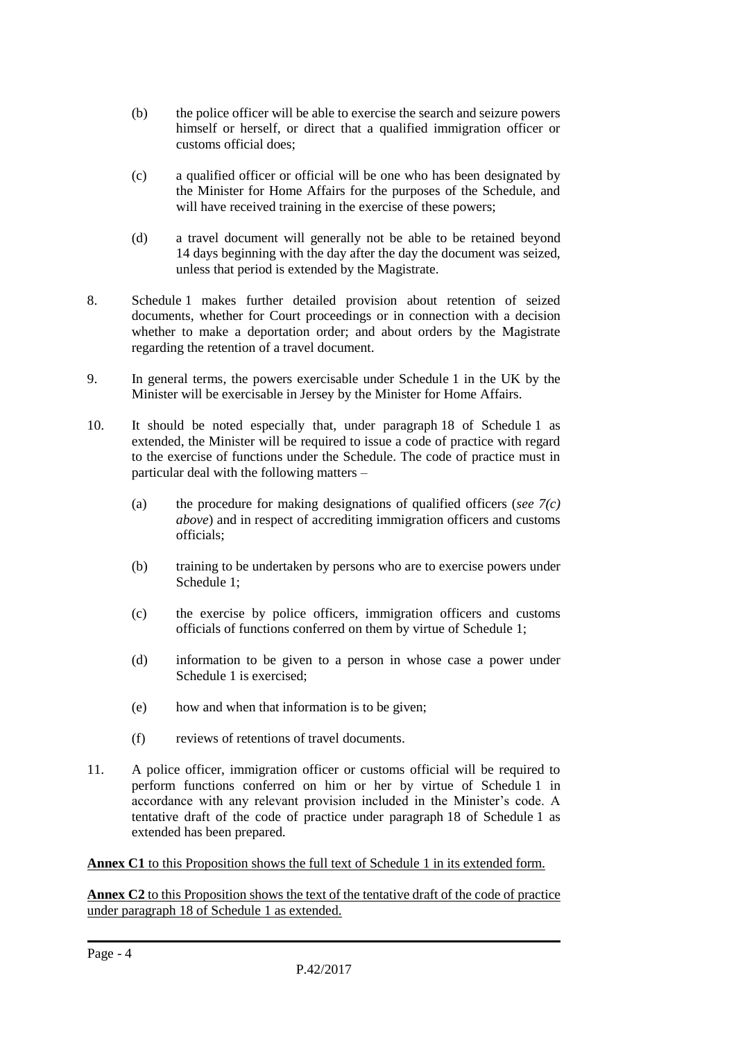(b) the police officer will be able to exercise the search and seizure powers himself or herself, or direct that a qualified immigration officer or customs official does;

(c) a qualified officer or official will be one who has been designated by the Minister for Home Affairs for the purposes of the Schedule, and will have received training in the exercise of these powers;

(d) a travel document will generally not be able to be retained beyond 14 days beginning with the day after the day the document was seized, unless that period is extended by the Magistrate.

8. Schedule 1 makes further detailed provision about retention of seized documents, whether for Court proceedings or in connection with a decision whether to make a deportation order; and about orders by the Magistrate regarding the retention of a travel document.

9. In general terms, the powers exercisable under Schedule 1 in the UK by the Minister will be exercisable in Jersey by the Minister for Home Affairs.

10. It should be noted especially that, under paragraph 18 of Schedule 1 as extended, the Minister will be required to issue a code of practice with regard to the exercise of functions under the Schedule. The code of practice must in particular deal with the following matters –

(a) the procedure for making designations of qualified officers (*see 7(c) above*) and in respect of accrediting immigration officers and customs officials;

(b) training to be undertaken by persons who are to exercise powers under Schedule 1;

(c) the exercise by police officers, immigration officers and customs officials of functions conferred on them by virtue of Schedule 1;

(d) information to be given to a person in whose case a power under Schedule 1 is exercised;

(e) how and when that information is to be given;

(f) reviews of retentions of travel documents.

11. A police officer, immigration officer or customs official will be required to perform functions conferred on him or her by virtue of Schedule 1 in accordance with any relevant provision included in the Minister's code. A tentative draft of the code of practice under paragraph 18 of Schedule 1 as extended has been prepared.

**Annex C1** to this Proposition shows the full text of Schedule 1 in its extended form.

**Annex C2** to this Proposition shows the text of the tentative draft of the code of practice under paragraph 18 of Schedule 1 as extended.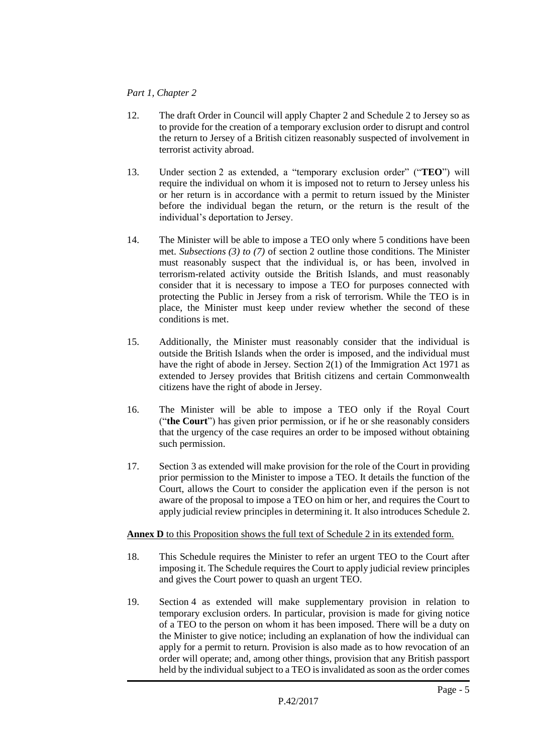*Part 1, Chapter 2*

12. The draft Order in Council will apply Chapter 2 and Schedule 2 to Jersey so as to provide for the creation of a temporary exclusion order to disrupt and control the return to Jersey of a British citizen reasonably suspected of involvement in terrorist activity abroad.

13. Under section 2 as extended, a "temporary exclusion order" ("**TEO**") will require the individual on whom it is imposed not to return to Jersey unless his or her return is in accordance with a permit to return issued by the Minister before the individual began the return, or the return is the result of the individual's deportation to Jersey.

14. The Minister will be able to impose a TEO only where 5 conditions have been met. *Subsections (3) to (7)* of section 2 outline those conditions. The Minister must reasonably suspect that the individual is, or has been, involved in terrorism-related activity outside the British Islands, and must reasonably consider that it is necessary to impose a TEO for purposes connected with protecting the Public in Jersey from a risk of terrorism. While the TEO is in place, the Minister must keep under review whether the second of these conditions is met.

15. Additionally, the Minister must reasonably consider that the individual is outside the British Islands when the order is imposed, and the individual must have the right of abode in Jersey. Section 2(1) of the Immigration Act 1971 as extended to Jersey provides that British citizens and certain Commonwealth citizens have the right of abode in Jersey.

16. The Minister will be able to impose a TEO only if the Royal Court ("**the Court**") has given prior permission, or if he or she reasonably considers that the urgency of the case requires an order to be imposed without obtaining such permission.

17. Section 3 as extended will make provision for the role of the Court in providing prior permission to the Minister to impose a TEO. It details the function of the Court, allows the Court to consider the application even if the person is not aware of the proposal to impose a TEO on him or her, and requires the Court to apply judicial review principles in determining it. It also introduces Schedule 2.

**Annex D** to this Proposition shows the full text of Schedule 2 in its extended form.

18. This Schedule requires the Minister to refer an urgent TEO to the Court after imposing it. The Schedule requires the Court to apply judicial review principles and gives the Court power to quash an urgent TEO.

19. Section 4 as extended will make supplementary provision in relation to temporary exclusion orders. In particular, provision is made for giving notice of a TEO to the person on whom it has been imposed. There will be a duty on the Minister to give notice; including an explanation of how the individual can apply for a permit to return. Provision is also made as to how revocation of an order will operate; and, among other things, provision that any British passport held by the individual subject to a TEO is invalidated as soon as the order comes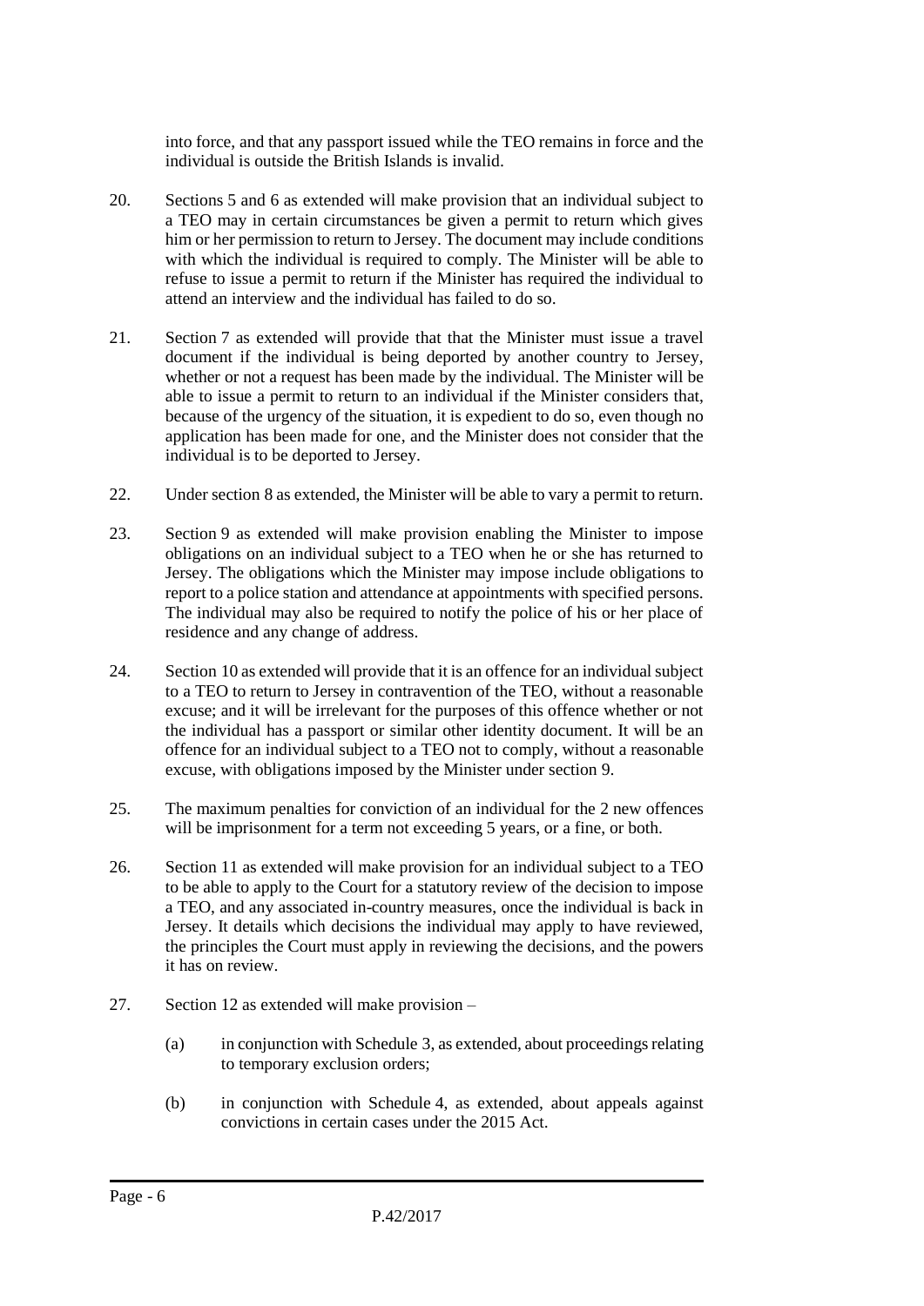into force, and that any passport issued while the TEO remains in force and the individual is outside the British Islands is invalid.

20. Sections 5 and 6 as extended will make provision that an individual subject to a TEO may in certain circumstances be given a permit to return which gives him or her permission to return to Jersey. The document may include conditions with which the individual is required to comply. The Minister will be able to refuse to issue a permit to return if the Minister has required the individual to attend an interview and the individual has failed to do so.

21. Section 7 as extended will provide that that the Minister must issue a travel document if the individual is being deported by another country to Jersey, whether or not a request has been made by the individual. The Minister will be able to issue a permit to return to an individual if the Minister considers that, because of the urgency of the situation, it is expedient to do so, even though no application has been made for one, and the Minister does not consider that the individual is to be deported to Jersey.

22. Under section 8 as extended, the Minister will be able to vary a permit to return.

23. Section 9 as extended will make provision enabling the Minister to impose obligations on an individual subject to a TEO when he or she has returned to Jersey. The obligations which the Minister may impose include obligations to report to a police station and attendance at appointments with specified persons. The individual may also be required to notify the police of his or her place of residence and any change of address.

24. Section 10 as extended will provide that it is an offence for an individual subject to a TEO to return to Jersey in contravention of the TEO, without a reasonable excuse; and it will be irrelevant for the purposes of this offence whether or not the individual has a passport or similar other identity document. It will be an offence for an individual subject to a TEO not to comply, without a reasonable excuse, with obligations imposed by the Minister under section 9.

25. The maximum penalties for conviction of an individual for the 2 new offences will be imprisonment for a term not exceeding 5 years, or a fine, or both.

26. Section 11 as extended will make provision for an individual subject to a TEO to be able to apply to the Court for a statutory review of the decision to impose a TEO, and any associated in-country measures, once the individual is back in Jersey. It details which decisions the individual may apply to have reviewed, the principles the Court must apply in reviewing the decisions, and the powers it has on review.

27. Section 12 as extended will make provision –

    (a) in conjunction with Schedule 3, as extended, about proceedings relating to temporary exclusion orders;

    (b) in conjunction with Schedule 4, as extended, about appeals against convictions in certain cases under the 2015 Act.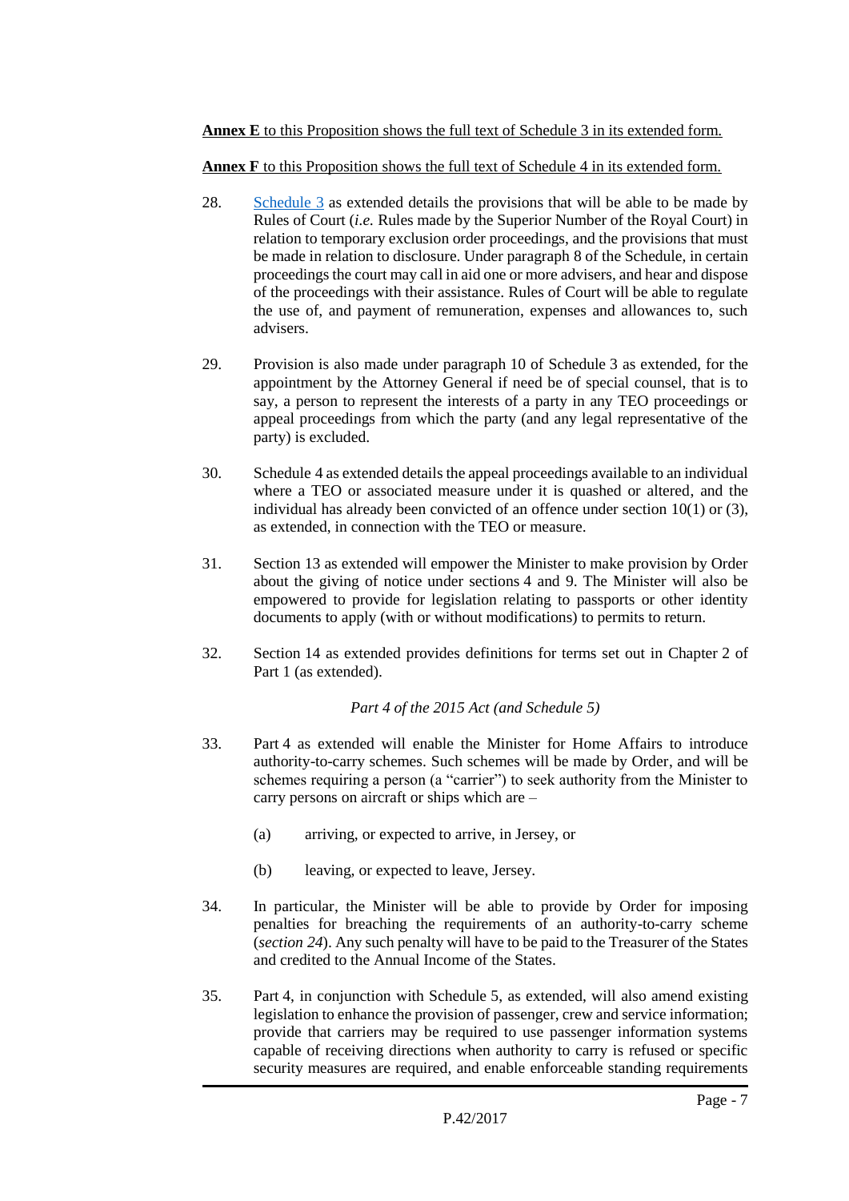**Annex E** to this Proposition shows the full text of Schedule 3 in its extended form.

**Annex F** to this Proposition shows the full text of Schedule 4 in its extended form.

28. Schedule 3 as extended details the provisions that will be able to be made by Rules of Court (*i.e.* Rules made by the Superior Number of the Royal Court) in relation to temporary exclusion order proceedings, and the provisions that must be made in relation to disclosure. Under paragraph 8 of the Schedule, in certain proceedings the court may call in aid one or more advisers, and hear and dispose of the proceedings with their assistance. Rules of Court will be able to regulate the use of, and payment of remuneration, expenses and allowances to, such advisers.

29. Provision is also made under paragraph 10 of Schedule 3 as extended, for the appointment by the Attorney General if need be of special counsel, that is to say, a person to represent the interests of a party in any TEO proceedings or appeal proceedings from which the party (and any legal representative of the party) is excluded.

30. Schedule 4 as extended details the appeal proceedings available to an individual where a TEO or associated measure under it is quashed or altered, and the individual has already been convicted of an offence under section 10(1) or (3), as extended, in connection with the TEO or measure.

31. Section 13 as extended will empower the Minister to make provision by Order about the giving of notice under sections 4 and 9. The Minister will also be empowered to provide for legislation relating to passports or other identity documents to apply (with or without modifications) to permits to return.

32. Section 14 as extended provides definitions for terms set out in Chapter 2 of Part 1 (as extended).

*Part 4 of the 2015 Act (and Schedule 5)*

33. Part 4 as extended will enable the Minister for Home Affairs to introduce authority-to-carry schemes. Such schemes will be made by Order, and will be schemes requiring a person (a "carrier") to seek authority from the Minister to carry persons on aircraft or ships which are –

    (a) arriving, or expected to arrive, in Jersey, or

    (b) leaving, or expected to leave, Jersey.

34. In particular, the Minister will be able to provide by Order for imposing penalties for breaching the requirements of an authority-to-carry scheme (*section 24*). Any such penalty will have to be paid to the Treasurer of the States and credited to the Annual Income of the States.

35. Part 4, in conjunction with Schedule 5, as extended, will also amend existing legislation to enhance the provision of passenger, crew and service information; provide that carriers may be required to use passenger information systems capable of receiving directions when authority to carry is refused or specific security measures are required, and enable enforceable standing requirements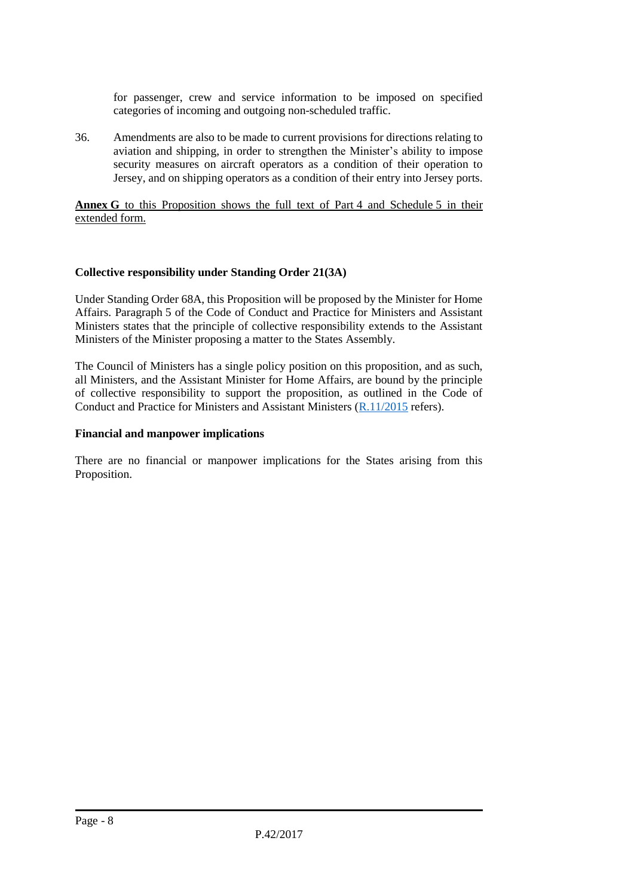for passenger, crew and service information to be imposed on specified categories of incoming and outgoing non-scheduled traffic.

36. Amendments are also to be made to current provisions for directions relating to aviation and shipping, in order to strengthen the Minister's ability to impose security measures on aircraft operators as a condition of their operation to Jersey, and on shipping operators as a condition of their entry into Jersey ports.

**Annex G** to this Proposition shows the full text of Part 4 and Schedule 5 in their extended form.

**Collective responsibility under Standing Order 21(3A)**

Under Standing Order 68A, this Proposition will be proposed by the Minister for Home Affairs. Paragraph 5 of the Code of Conduct and Practice for Ministers and Assistant Ministers states that the principle of collective responsibility extends to the Assistant Ministers of the Minister proposing a matter to the States Assembly.

The Council of Ministers has a single policy position on this proposition, and as such, all Ministers, and the Assistant Minister for Home Affairs, are bound by the principle of collective responsibility to support the proposition, as outlined in the Code of Conduct and Practice for Ministers and Assistant Ministers (R.11/2015 refers).

**Financial and manpower implications**

There are no financial or manpower implications for the States arising from this Proposition.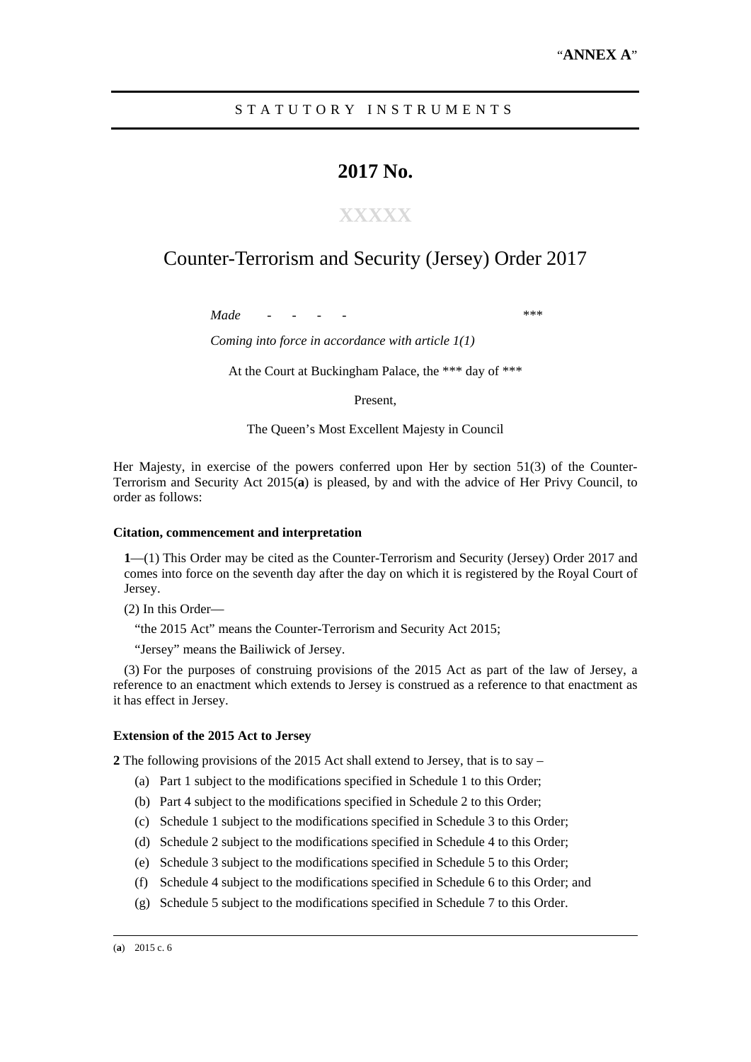"**ANNEX A**"

STATUTORY INSTRUMENTS

# 2017 No.

XXXXX

## Counter-Terrorism and Security (Jersey) Order 2017

*Made - - - -* ***

*Coming into force in accordance with article 1(1)*

At the Court at Buckingham Palace, the *** day of ***

Present,

The Queen's Most Excellent Majesty in Council

Her Majesty, in exercise of the powers conferred upon Her by section 51(3) of the Counter-Terrorism and Security Act 2015(**a**) is pleased, by and with the advice of Her Privy Council, to order as follows:

**Citation, commencement and interpretation**

**1**—(1) This Order may be cited as the Counter-Terrorism and Security (Jersey) Order 2017 and comes into force on the seventh day after the day on which it is registered by the Royal Court of Jersey.

(2) In this Order—

"the 2015 Act" means the Counter-Terrorism and Security Act 2015;

"Jersey" means the Bailiwick of Jersey.

(3) For the purposes of construing provisions of the 2015 Act as part of the law of Jersey, a reference to an enactment which extends to Jersey is construed as a reference to that enactment as it has effect in Jersey.

**Extension of the 2015 Act to Jersey**

**2** The following provisions of the 2015 Act shall extend to Jersey, that is to say –

(a) Part 1 subject to the modifications specified in Schedule 1 to this Order;

(b) Part 4 subject to the modifications specified in Schedule 2 to this Order;

(c) Schedule 1 subject to the modifications specified in Schedule 3 to this Order;

(d) Schedule 2 subject to the modifications specified in Schedule 4 to this Order;

(e) Schedule 3 subject to the modifications specified in Schedule 5 to this Order;

(f) Schedule 4 subject to the modifications specified in Schedule 6 to this Order; and

(g) Schedule 5 subject to the modifications specified in Schedule 7 to this Order.

---

(**a**) 2015 c. 6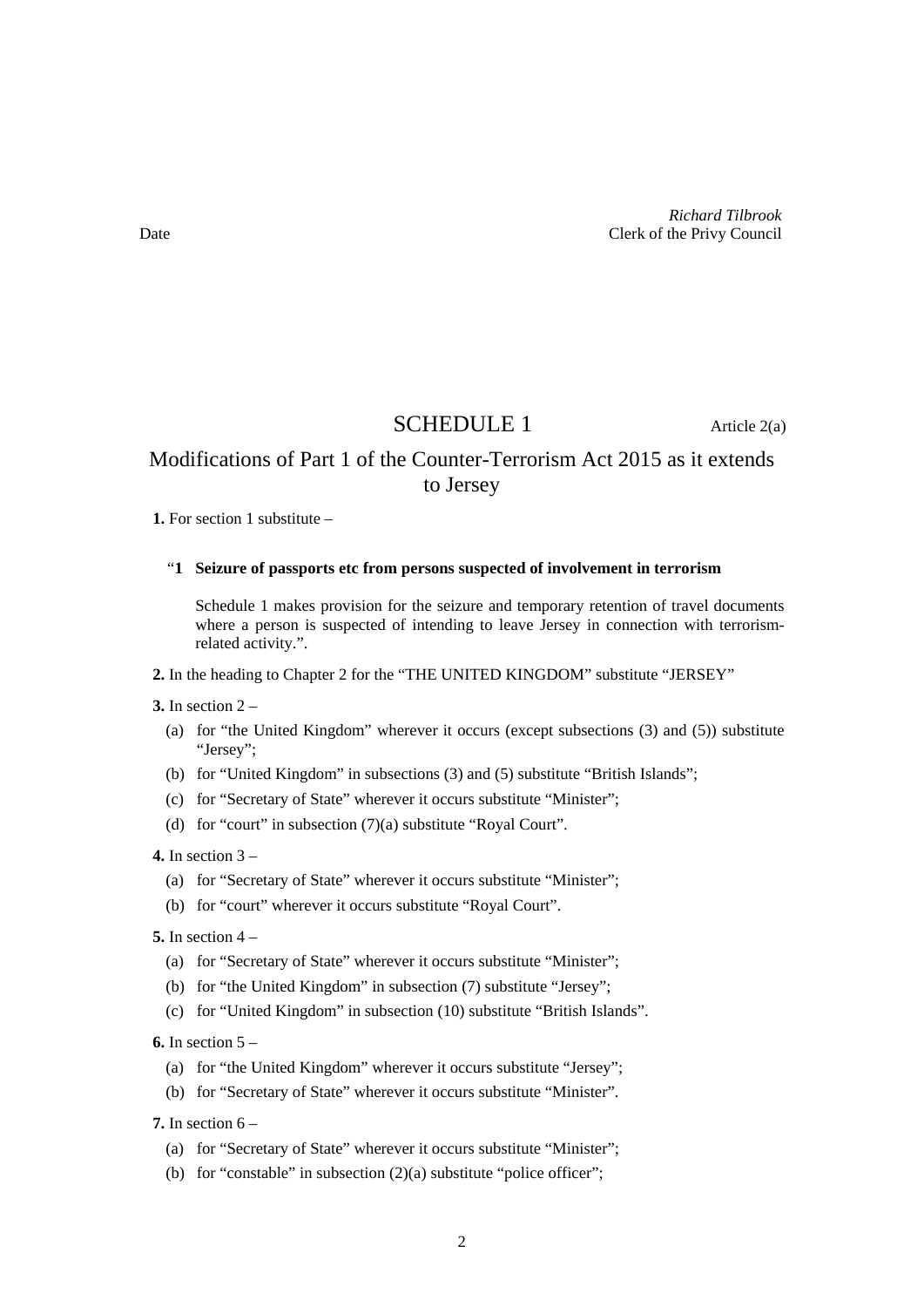*Richard Tilbrook*
Date Clerk of the Privy Council

# SCHEDULE 1

Article 2(a)

## Modifications of Part 1 of the Counter-Terrorism Act 2015 as it extends to Jersey

**1.** For section 1 substitute –

"**1 Seizure of passports etc from persons suspected of involvement in terrorism**

Schedule 1 makes provision for the seizure and temporary retention of travel documents where a person is suspected of intending to leave Jersey in connection with terrorism-related activity.".

**2.** In the heading to Chapter 2 for the "THE UNITED KINGDOM" substitute "JERSEY"

**3.** In section 2 –

(a) for "the United Kingdom" wherever it occurs (except subsections (3) and (5)) substitute "Jersey";

(b) for "United Kingdom" in subsections (3) and (5) substitute "British Islands";

(c) for "Secretary of State" wherever it occurs substitute "Minister";

(d) for "court" in subsection (7)(a) substitute "Royal Court".

**4.** In section 3 –

(a) for "Secretary of State" wherever it occurs substitute "Minister";

(b) for "court" wherever it occurs substitute "Royal Court".

**5.** In section 4 –

(a) for "Secretary of State" wherever it occurs substitute "Minister";

(b) for "the United Kingdom" in subsection (7) substitute "Jersey";

(c) for "United Kingdom" in subsection (10) substitute "British Islands".

**6.** In section 5 –

(a) for "the United Kingdom" wherever it occurs substitute "Jersey";

(b) for "Secretary of State" wherever it occurs substitute "Minister".

**7.** In section 6 –

(a) for "Secretary of State" wherever it occurs substitute "Minister";

(b) for "constable" in subsection (2)(a) substitute "police officer";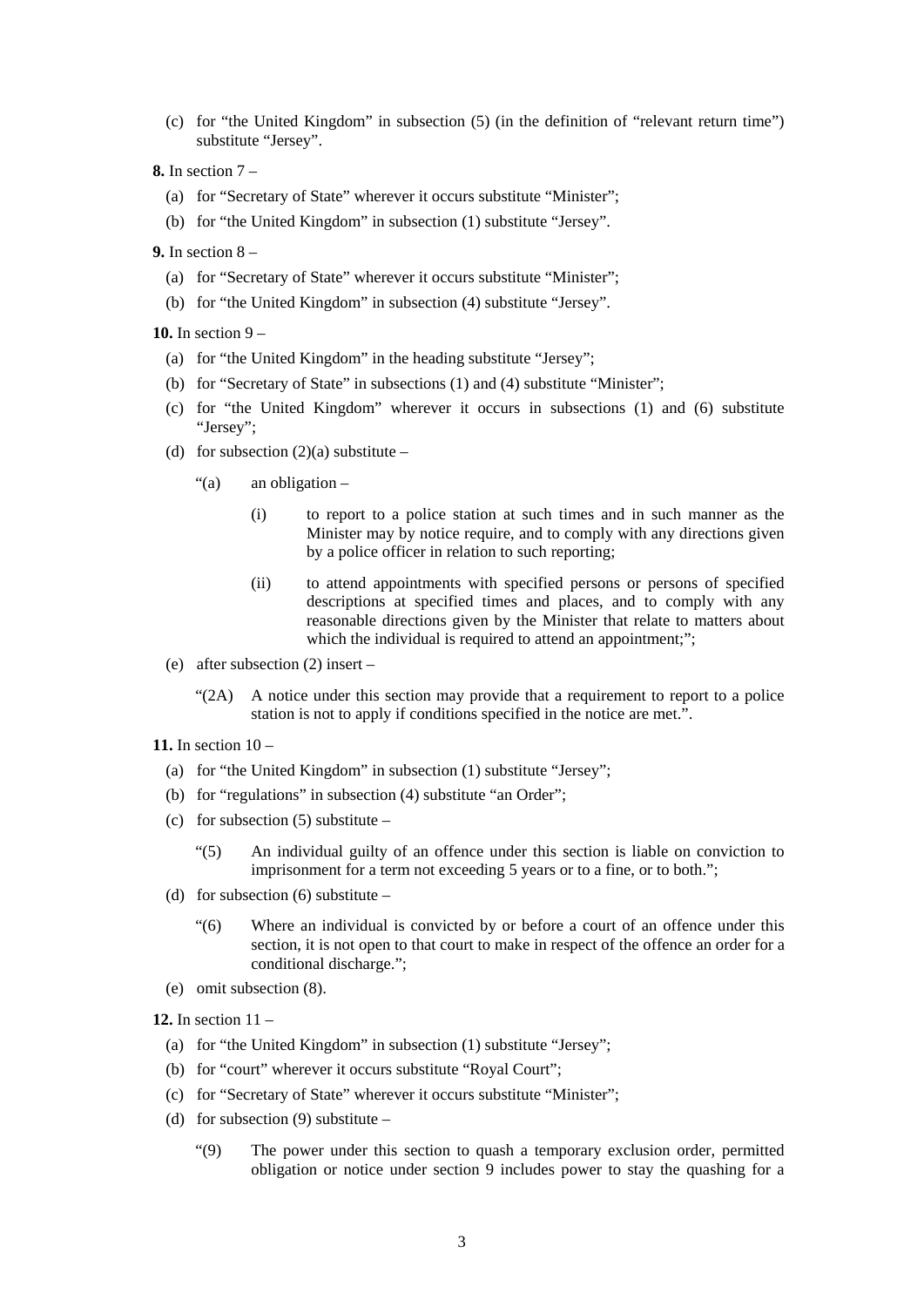(c) for “the United Kingdom” in subsection (5) (in the definition of “relevant return time”) substitute “Jersey”.

**8.** In section 7 –

(a) for “Secretary of State” wherever it occurs substitute “Minister”;

(b) for “the United Kingdom” in subsection (1) substitute “Jersey”.

**9.** In section 8 –

(a) for “Secretary of State” wherever it occurs substitute “Minister”;

(b) for “the United Kingdom” in subsection (4) substitute “Jersey”.

**10.** In section 9 –

(a) for “the United Kingdom” in the heading substitute “Jersey”;

(b) for “Secretary of State” in subsections (1) and (4) substitute “Minister”;

(c) for “the United Kingdom” wherever it occurs in subsections (1) and (6) substitute “Jersey”;

(d) for subsection (2)(a) substitute –

> “(a) an obligation –
>
> (i) to report to a police station at such times and in such manner as the Minister may by notice require, and to comply with any directions given by a police officer in relation to such reporting;
>
> (ii) to attend appointments with specified persons or persons of specified descriptions at specified times and places, and to comply with any reasonable directions given by the Minister that relate to matters about which the individual is required to attend an appointment;”;

(e) after subsection (2) insert –

> “(2A) A notice under this section may provide that a requirement to report to a police station is not to apply if conditions specified in the notice are met.”.

**11.** In section 10 –

(a) for “the United Kingdom” in subsection (1) substitute “Jersey”;

(b) for “regulations” in subsection (4) substitute “an Order”;

(c) for subsection (5) substitute –

> “(5) An individual guilty of an offence under this section is liable on conviction to imprisonment for a term not exceeding 5 years or to a fine, or to both.”;

(d) for subsection (6) substitute –

> “(6) Where an individual is convicted by or before a court of an offence under this section, it is not open to that court to make in respect of the offence an order for a conditional discharge.”;

(e) omit subsection (8).

**12.** In section 11 –

(a) for “the United Kingdom” in subsection (1) substitute “Jersey”;

(b) for “court” wherever it occurs substitute “Royal Court”;

(c) for “Secretary of State” wherever it occurs substitute “Minister”;

(d) for subsection (9) substitute –

> “(9) The power under this section to quash a temporary exclusion order, permitted obligation or notice under section 9 includes power to stay the quashing for a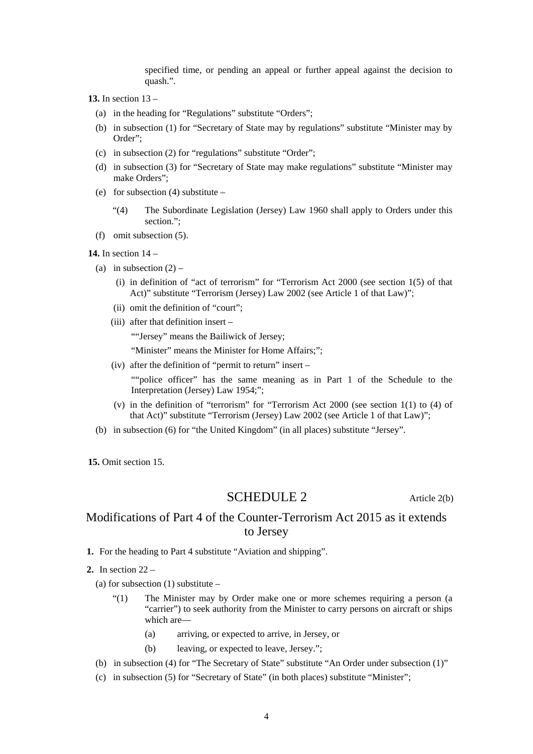specified time, or pending an appeal or further appeal against the decision to quash.".

**13.** In section 13 –

(a) in the heading for "Regulations" substitute "Orders";

(b) in subsection (1) for "Secretary of State may by regulations" substitute "Minister may by Order";

(c) in subsection (2) for "regulations" substitute "Order";

(d) in subsection (3) for "Secretary of State may make regulations" substitute "Minister may make Orders";

(e) for subsection (4) substitute –

"(4) The Subordinate Legislation (Jersey) Law 1960 shall apply to Orders under this section.";

(f) omit subsection (5).

**14.** In section 14 –

(a) in subsection (2) –

(i) in definition of "act of terrorism" for "Terrorism Act 2000 (see section 1(5) of that Act)" substitute "Terrorism (Jersey) Law 2002 (see Article 1 of that Law)";

(ii) omit the definition of "court";

(iii) after that definition insert –

""Jersey" means the Bailiwick of Jersey;

"Minister" means the Minister for Home Affairs;";

(iv) after the definition of "permit to return" insert –

""police officer" has the same meaning as in Part 1 of the Schedule to the Interpretation (Jersey) Law 1954;";

(v) in the definition of "terrorism" for "Terrorism Act 2000 (see section 1(1) to (4) of that Act)" substitute "Terrorism (Jersey) Law 2002 (see Article 1 of that Law)";

(b) in subsection (6) for "the United Kingdom" (in all places) substitute "Jersey".

**15.** Omit section 15.

# SCHEDULE 2

Article 2(b)

## Modifications of Part 4 of the Counter-Terrorism Act 2015 as it extends to Jersey

**1.** For the heading to Part 4 substitute "Aviation and shipping".

**2.** In section 22 –

(a) for subsection (1) substitute –

"(1) The Minister may by Order make one or more schemes requiring a person (a "carrier") to seek authority from the Minister to carry persons on aircraft or ships which are—

(a) arriving, or expected to arrive, in Jersey, or

(b) leaving, or expected to leave, Jersey.";

(b) in subsection (4) for "The Secretary of State" substitute "An Order under subsection (1)"

(c) in subsection (5) for "Secretary of State" (in both places) substitute "Minister";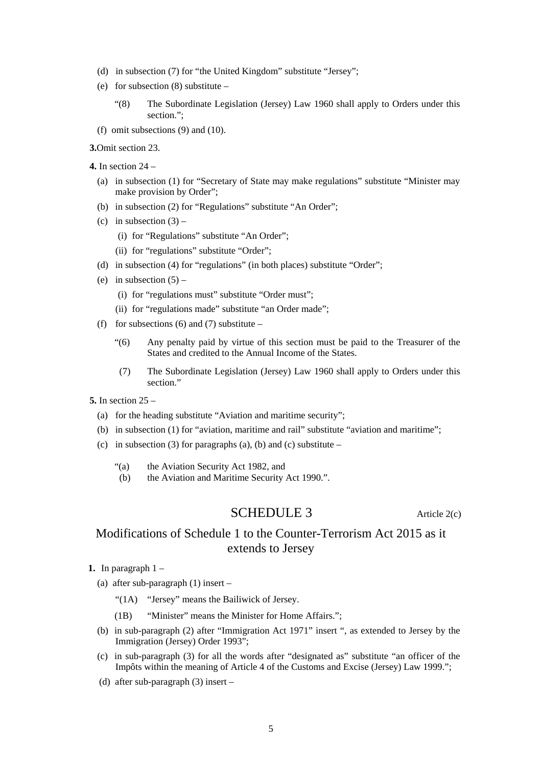(d) in subsection (7) for "the United Kingdom" substitute "Jersey";

(e) for subsection (8) substitute –

> "(8) The Subordinate Legislation (Jersey) Law 1960 shall apply to Orders under this section.";

(f) omit subsections (9) and (10).

**3.** Omit section 23.

**4.** In section 24 –

(a) in subsection (1) for "Secretary of State may make regulations" substitute "Minister may make provision by Order";

(b) in subsection (2) for "Regulations" substitute "An Order";

(c) in subsection (3) –

(i) for "Regulations" substitute "An Order";

(ii) for "regulations" substitute "Order";

(d) in subsection (4) for "regulations" (in both places) substitute "Order";

(e) in subsection (5) –

(i) for "regulations must" substitute "Order must";

(ii) for "regulations made" substitute "an Order made";

(f) for subsections (6) and (7) substitute –

> "(6) Any penalty paid by virtue of this section must be paid to the Treasurer of the States and credited to the Annual Income of the States.
>
> (7) The Subordinate Legislation (Jersey) Law 1960 shall apply to Orders under this section."

**5.** In section 25 –

(a) for the heading substitute "Aviation and maritime security";

(b) in subsection (1) for "aviation, maritime and rail" substitute "aviation and maritime";

(c) in subsection (3) for paragraphs (a), (b) and (c) substitute –

> "(a) the Aviation Security Act 1982, and
>
> (b) the Aviation and Maritime Security Act 1990.".

# SCHEDULE 3

Article 2(c)

## Modifications of Schedule 1 to the Counter-Terrorism Act 2015 as it extends to Jersey

**1.** In paragraph 1 –

(a) after sub-paragraph (1) insert –

> "(1A) "Jersey" means the Bailiwick of Jersey.
>
> (1B) "Minister" means the Minister for Home Affairs.";

(b) in sub-paragraph (2) after "Immigration Act 1971" insert ", as extended to Jersey by the Immigration (Jersey) Order 1993";

(c) in sub-paragraph (3) for all the words after "designated as" substitute "an officer of the Impôts within the meaning of Article 4 of the Customs and Excise (Jersey) Law 1999.";

(d) after sub-paragraph (3) insert –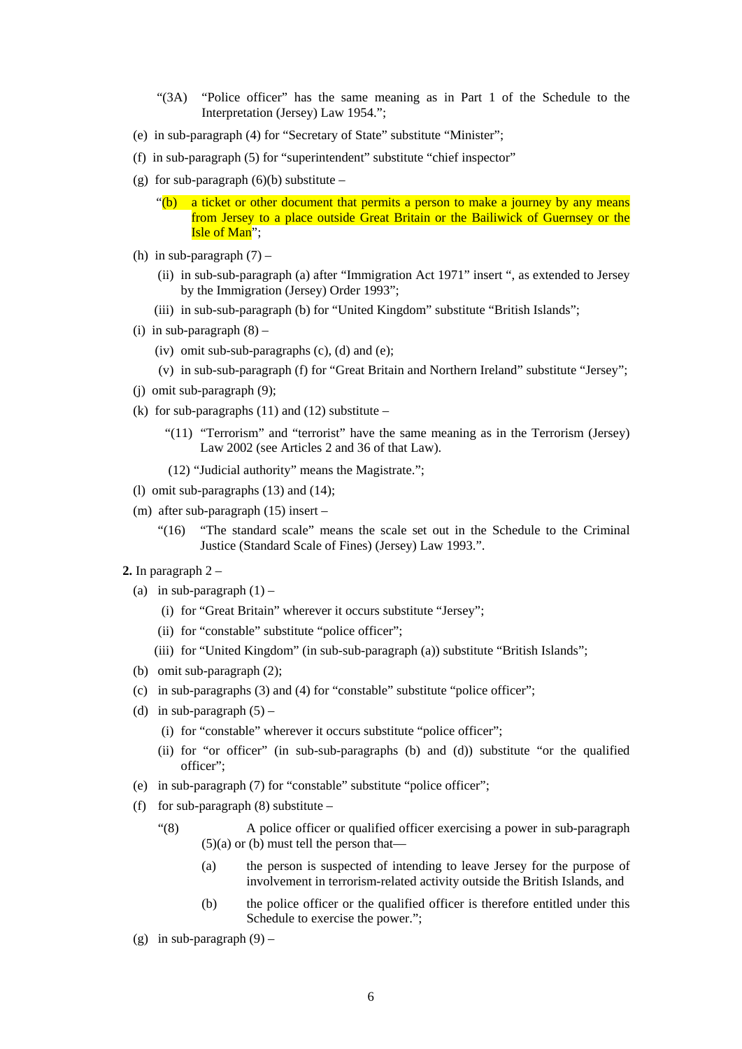"(3A) "Police officer" has the same meaning as in Part 1 of the Schedule to the Interpretation (Jersey) Law 1954.";

(e) in sub-paragraph (4) for "Secretary of State" substitute "Minister";

(f) in sub-paragraph (5) for "superintendent" substitute "chief inspector"

(g) for sub-paragraph (6)(b) substitute –

"(b) a ticket or other document that permits a person to make a journey by any means from Jersey to a place outside Great Britain or the Bailiwick of Guernsey or the Isle of Man";

(h) in sub-paragraph (7) –

(ii) in sub-sub-paragraph (a) after "Immigration Act 1971" insert ", as extended to Jersey by the Immigration (Jersey) Order 1993";

(iii) in sub-sub-paragraph (b) for "United Kingdom" substitute "British Islands";

(i) in sub-paragraph (8) –

(iv) omit sub-sub-paragraphs (c), (d) and (e);

(v) in sub-sub-paragraph (f) for "Great Britain and Northern Ireland" substitute "Jersey";

(j) omit sub-paragraph (9);

(k) for sub-paragraphs (11) and (12) substitute –

"(11) "Terrorism" and "terrorist" have the same meaning as in the Terrorism (Jersey) Law 2002 (see Articles 2 and 36 of that Law).

(12) "Judicial authority" means the Magistrate.";

(l) omit sub-paragraphs (13) and (14);

(m) after sub-paragraph (15) insert –

"(16) "The standard scale" means the scale set out in the Schedule to the Criminal Justice (Standard Scale of Fines) (Jersey) Law 1993.".

**2.** In paragraph 2 –

(a) in sub-paragraph (1) –

(i) for "Great Britain" wherever it occurs substitute "Jersey";

(ii) for "constable" substitute "police officer";

(iii) for "United Kingdom" (in sub-sub-paragraph (a)) substitute "British Islands";

(b) omit sub-paragraph (2);

(c) in sub-paragraphs (3) and (4) for "constable" substitute "police officer";

(d) in sub-paragraph (5) –

(i) for "constable" wherever it occurs substitute "police officer";

(ii) for "or officer" (in sub-sub-paragraphs (b) and (d)) substitute "or the qualified officer";

(e) in sub-paragraph (7) for "constable" substitute "police officer";

(f) for sub-paragraph (8) substitute –

"(8) A police officer or qualified officer exercising a power in sub-paragraph (5)(a) or (b) must tell the person that—

(a) the person is suspected of intending to leave Jersey for the purpose of involvement in terrorism-related activity outside the British Islands, and

(b) the police officer or the qualified officer is therefore entitled under this Schedule to exercise the power.";

(g) in sub-paragraph (9) –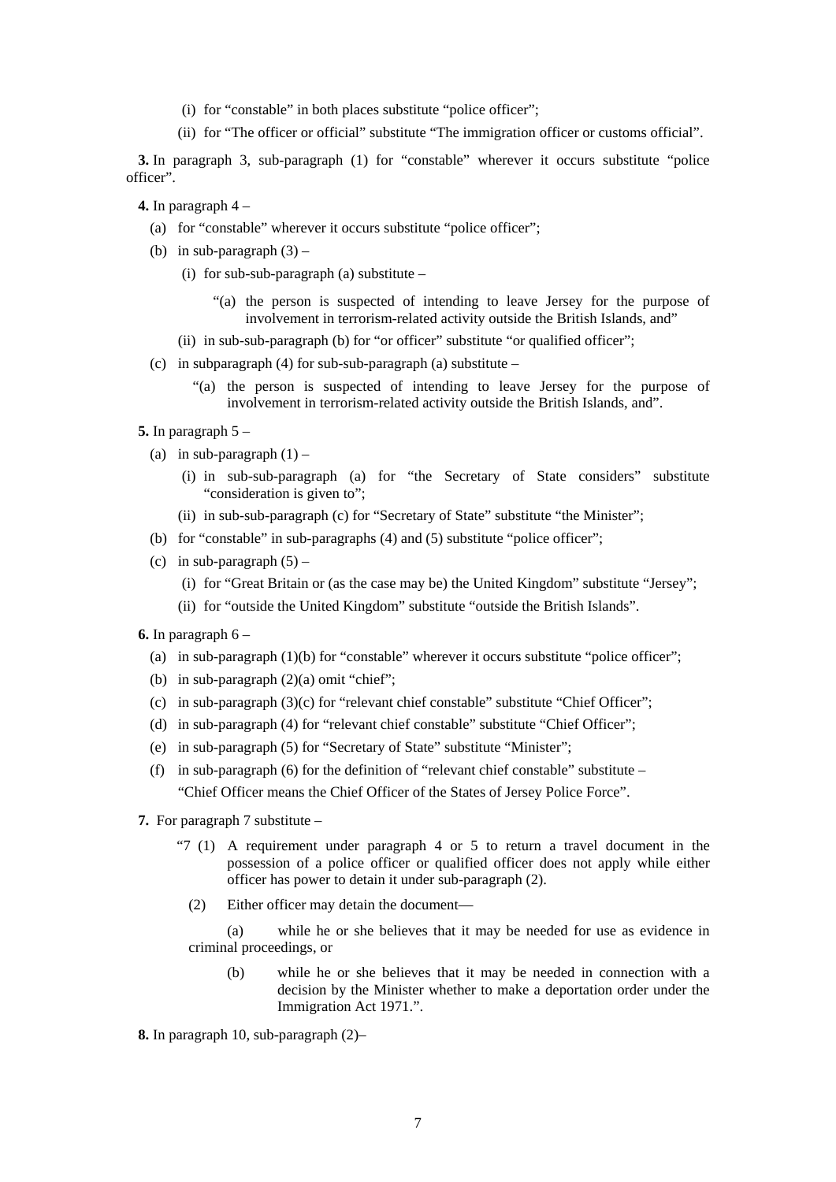(i) for “constable” in both places substitute “police officer”;

(ii) for “The officer or official” substitute “The immigration officer or customs official”.

**3.** In paragraph 3, sub-paragraph (1) for “constable” wherever it occurs substitute “police officer”.

**4.** In paragraph 4 –

(a) for “constable” wherever it occurs substitute “police officer”;

(b) in sub-paragraph (3) –

(i) for sub-sub-paragraph (a) substitute –

“(a) the person is suspected of intending to leave Jersey for the purpose of involvement in terrorism-related activity outside the British Islands, and”

(ii) in sub-sub-paragraph (b) for “or officer” substitute “or qualified officer”;

(c) in subparagraph (4) for sub-sub-paragraph (a) substitute –

“(a) the person is suspected of intending to leave Jersey for the purpose of involvement in terrorism-related activity outside the British Islands, and”.

**5.** In paragraph 5 –

(a) in sub-paragraph (1) –

(i) in sub-sub-paragraph (a) for “the Secretary of State considers” substitute “consideration is given to”;

(ii) in sub-sub-paragraph (c) for “Secretary of State” substitute “the Minister”;

(b) for “constable” in sub-paragraphs (4) and (5) substitute “police officer”;

(c) in sub-paragraph (5) –

(i) for “Great Britain or (as the case may be) the United Kingdom” substitute “Jersey”;

(ii) for “outside the United Kingdom” substitute “outside the British Islands”.

**6.** In paragraph 6 –

(a) in sub-paragraph (1)(b) for “constable” wherever it occurs substitute “police officer”;

(b) in sub-paragraph (2)(a) omit “chief”;

(c) in sub-paragraph (3)(c) for “relevant chief constable” substitute “Chief Officer”;

(d) in sub-paragraph (4) for “relevant chief constable” substitute “Chief Officer”;

(e) in sub-paragraph (5) for “Secretary of State” substitute “Minister”;

(f) in sub-paragraph (6) for the definition of “relevant chief constable” substitute –

“Chief Officer means the Chief Officer of the States of Jersey Police Force”.

**7.** For paragraph 7 substitute –

“7 (1) A requirement under paragraph 4 or 5 to return a travel document in the possession of a police officer or qualified officer does not apply while either officer has power to detain it under sub-paragraph (2).

(2) Either officer may detain the document—

(a) while he or she believes that it may be needed for use as evidence in criminal proceedings, or

(b) while he or she believes that it may be needed in connection with a decision by the Minister whether to make a deportation order under the Immigration Act 1971.”.

**8.** In paragraph 10, sub-paragraph (2)–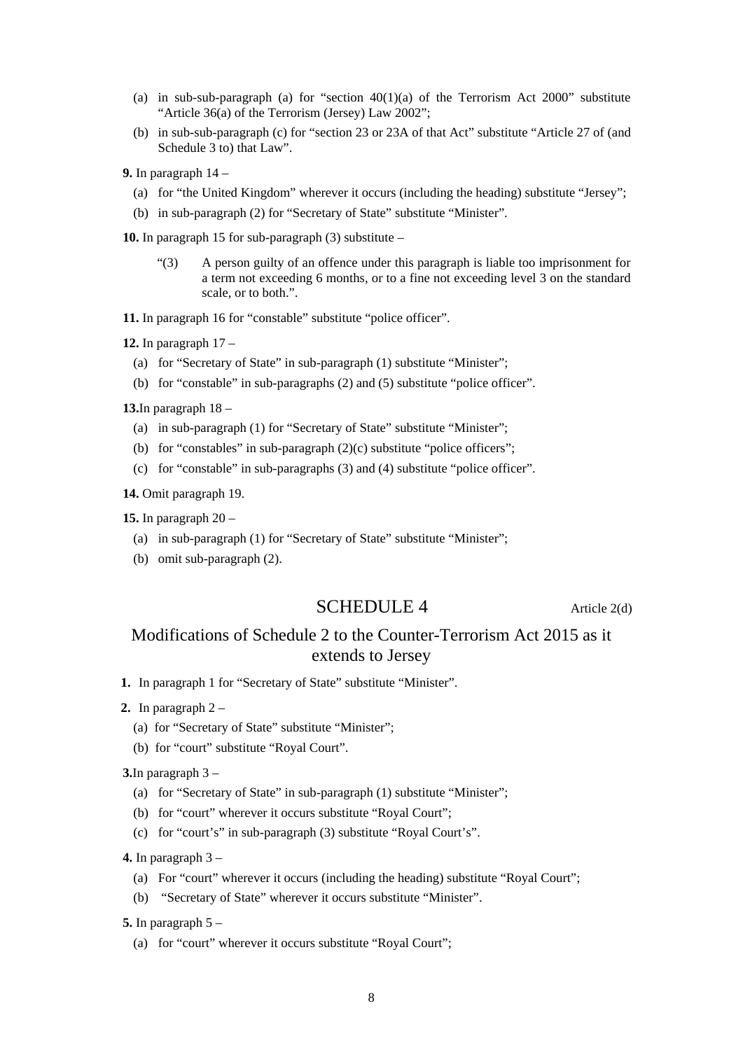(a) in sub-sub-paragraph (a) for "section 40(1)(a) of the Terrorism Act 2000" substitute "Article 36(a) of the Terrorism (Jersey) Law 2002";

(b) in sub-sub-paragraph (c) for "section 23 or 23A of that Act" substitute "Article 27 of (and Schedule 3 to) that Law".

**9.** In paragraph 14 –

(a) for "the United Kingdom" wherever it occurs (including the heading) substitute "Jersey";

(b) in sub-paragraph (2) for "Secretary of State" substitute "Minister".

**10.** In paragraph 15 for sub-paragraph (3) substitute –

> "(3) A person guilty of an offence under this paragraph is liable too imprisonment for a term not exceeding 6 months, or to a fine not exceeding level 3 on the standard scale, or to both.".

**11.** In paragraph 16 for "constable" substitute "police officer".

**12.** In paragraph 17 –

(a) for "Secretary of State" in sub-paragraph (1) substitute "Minister";

(b) for "constable" in sub-paragraphs (2) and (5) substitute "police officer".

**13.**In paragraph 18 –

(a) in sub-paragraph (1) for "Secretary of State" substitute "Minister";

(b) for "constables" in sub-paragraph (2)(c) substitute "police officers";

(c) for "constable" in sub-paragraphs (3) and (4) substitute "police officer".

**14.** Omit paragraph 19.

**15.** In paragraph 20 –

(a) in sub-paragraph (1) for "Secretary of State" substitute "Minister";

(b) omit sub-paragraph (2).

## SCHEDULE 4

Article 2(d)

## Modifications of Schedule 2 to the Counter-Terrorism Act 2015 as it extends to Jersey

**1.** In paragraph 1 for "Secretary of State" substitute "Minister".

**2.** In paragraph 2 –

(a) for "Secretary of State" substitute "Minister";

(b) for "court" substitute "Royal Court".

**3.**In paragraph 3 –

(a) for "Secretary of State" in sub-paragraph (1) substitute "Minister";

(b) for "court" wherever it occurs substitute "Royal Court";

(c) for "court's" in sub-paragraph (3) substitute "Royal Court's".

**4.** In paragraph 3 –

(a) For "court" wherever it occurs (including the heading) substitute "Royal Court";

(b) "Secretary of State" wherever it occurs substitute "Minister".

**5.** In paragraph 5 –

(a) for "court" wherever it occurs substitute "Royal Court";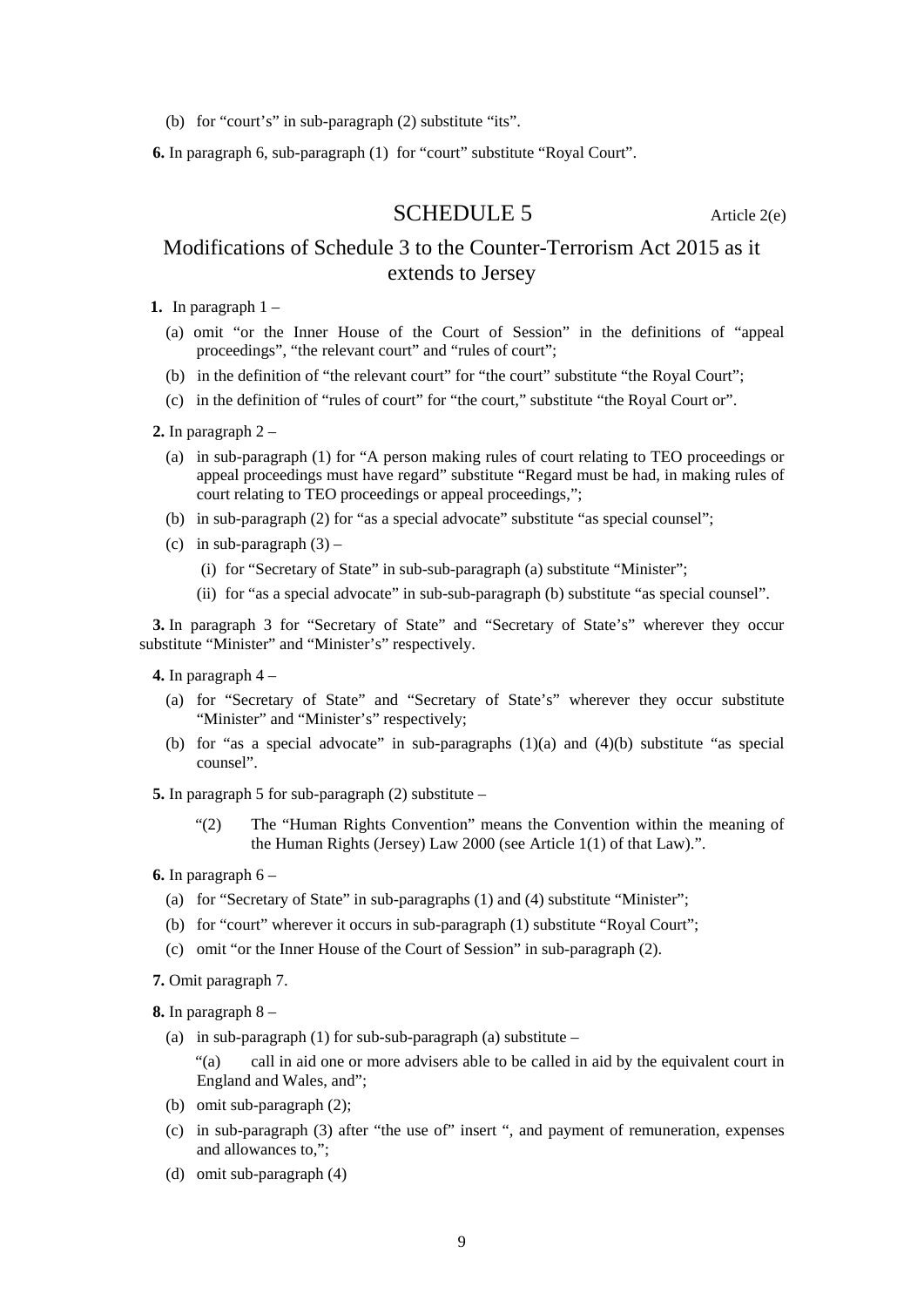(b) for “court’s” in sub-paragraph (2) substitute “its”.

**6.** In paragraph 6, sub-paragraph (1) for “court” substitute “Royal Court”.

## SCHEDULE 5

Article 2(e)

## Modifications of Schedule 3 to the Counter-Terrorism Act 2015 as it extends to Jersey

**1.** In paragraph 1 –

(a) omit “or the Inner House of the Court of Session” in the definitions of “appeal proceedings”, “the relevant court” and “rules of court”;

(b) in the definition of “the relevant court” for “the court” substitute “the Royal Court”;

(c) in the definition of “rules of court” for “the court,” substitute “the Royal Court or”.

**2.** In paragraph 2 –

(a) in sub-paragraph (1) for “A person making rules of court relating to TEO proceedings or appeal proceedings must have regard” substitute “Regard must be had, in making rules of court relating to TEO proceedings or appeal proceedings,”;

(b) in sub-paragraph (2) for “as a special advocate” substitute “as special counsel”;

(c) in sub-paragraph (3) –

(i) for “Secretary of State” in sub-sub-paragraph (a) substitute “Minister”;

(ii) for “as a special advocate” in sub-sub-paragraph (b) substitute “as special counsel”.

**3.** In paragraph 3 for “Secretary of State” and “Secretary of State’s” wherever they occur substitute “Minister” and “Minister’s” respectively.

**4.** In paragraph 4 –

(a) for “Secretary of State” and “Secretary of State’s” wherever they occur substitute “Minister” and “Minister’s” respectively;

(b) for “as a special advocate” in sub-paragraphs (1)(a) and (4)(b) substitute “as special counsel”.

**5.** In paragraph 5 for sub-paragraph (2) substitute –

“(2) The “Human Rights Convention” means the Convention within the meaning of the Human Rights (Jersey) Law 2000 (see Article 1(1) of that Law).”.

**6.** In paragraph 6 –

(a) for “Secretary of State” in sub-paragraphs (1) and (4) substitute “Minister”;

(b) for “court” wherever it occurs in sub-paragraph (1) substitute “Royal Court”;

(c) omit “or the Inner House of the Court of Session” in sub-paragraph (2).

**7.** Omit paragraph 7.

**8.** In paragraph 8 –

(a) in sub-paragraph (1) for sub-sub-paragraph (a) substitute –

“(a) call in aid one or more advisers able to be called in aid by the equivalent court in England and Wales, and”;

(b) omit sub-paragraph (2);

(c) in sub-paragraph (3) after “the use of” insert “, and payment of remuneration, expenses and allowances to,”;

(d) omit sub-paragraph (4)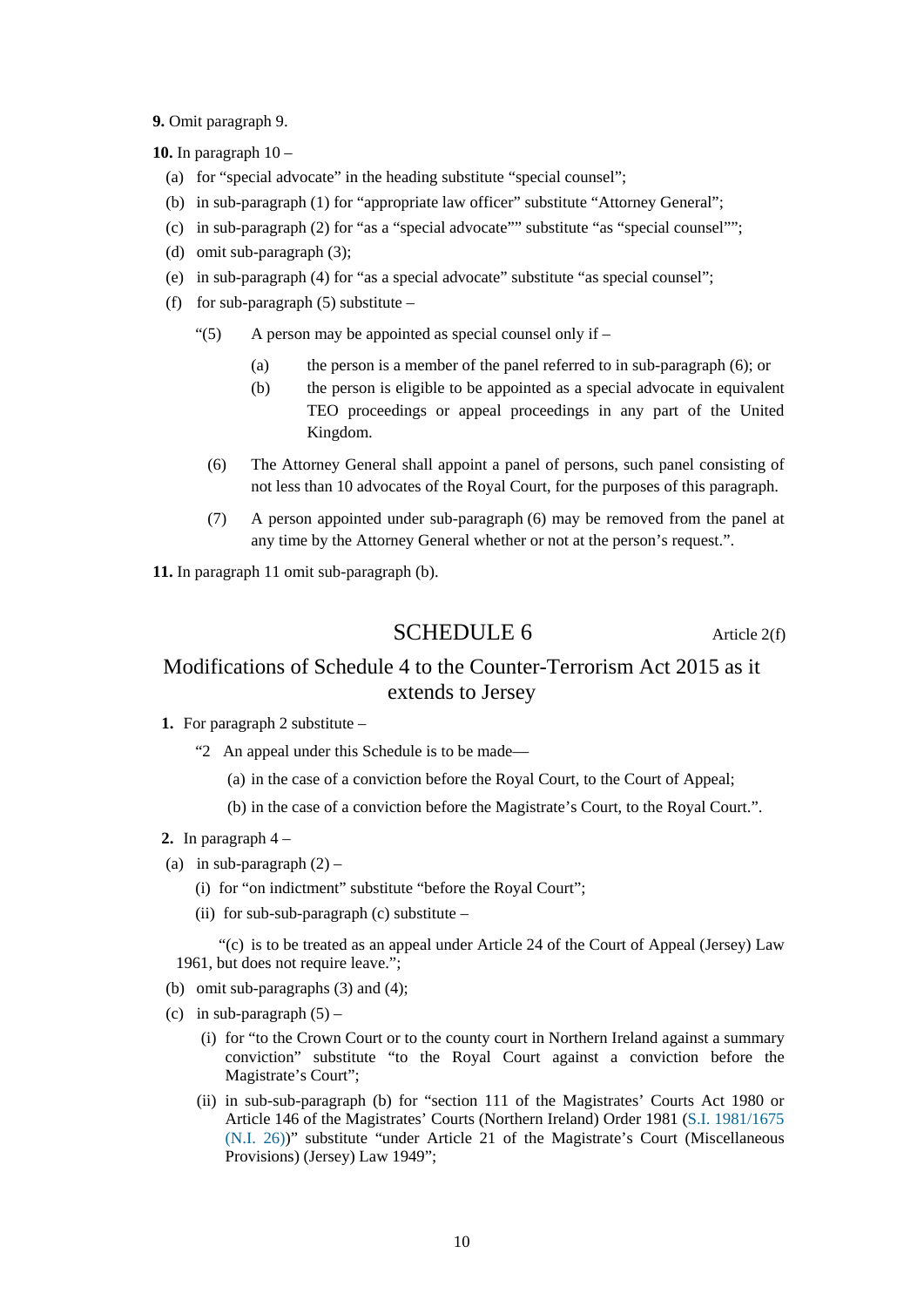**9.** Omit paragraph 9.

**10.** In paragraph 10 –

(a) for "special advocate" in the heading substitute "special counsel";

(b) in sub-paragraph (1) for "appropriate law officer" substitute "Attorney General";

(c) in sub-paragraph (2) for "as a "special advocate"" substitute "as "special counsel"";

(d) omit sub-paragraph (3);

(e) in sub-paragraph (4) for "as a special advocate" substitute "as special counsel";

(f) for sub-paragraph (5) substitute –

> "(5) A person may be appointed as special counsel only if –
>
> (a) the person is a member of the panel referred to in sub-paragraph (6); or
>
> (b) the person is eligible to be appointed as a special advocate in equivalent TEO proceedings or appeal proceedings in any part of the United Kingdom.
>
> (6) The Attorney General shall appoint a panel of persons, such panel consisting of not less than 10 advocates of the Royal Court, for the purposes of this paragraph.
>
> (7) A person appointed under sub-paragraph (6) may be removed from the panel at any time by the Attorney General whether or not at the person's request.".

**11.** In paragraph 11 omit sub-paragraph (b).

## SCHEDULE 6

Article 2(f)

## Modifications of Schedule 4 to the Counter-Terrorism Act 2015 as it extends to Jersey

**1.** For paragraph 2 substitute –

> "2 An appeal under this Schedule is to be made—
>
> (a) in the case of a conviction before the Royal Court, to the Court of Appeal;
>
> (b) in the case of a conviction before the Magistrate's Court, to the Royal Court.".

**2.** In paragraph 4 –

(a) in sub-paragraph (2) –

(i) for "on indictment" substitute "before the Royal Court";

(ii) for sub-sub-paragraph (c) substitute –

> "(c) is to be treated as an appeal under Article 24 of the Court of Appeal (Jersey) Law 1961, but does not require leave.";

(b) omit sub-paragraphs (3) and (4);

(c) in sub-paragraph (5) –

(i) for "to the Crown Court or to the county court in Northern Ireland against a summary conviction" substitute "to the Royal Court against a conviction before the Magistrate's Court";

(ii) in sub-sub-paragraph (b) for "section 111 of the Magistrates' Courts Act 1980 or Article 146 of the Magistrates' Courts (Northern Ireland) Order 1981 (S.I. 1981/1675 (N.I. 26))" substitute "under Article 21 of the Magistrate's Court (Miscellaneous Provisions) (Jersey) Law 1949";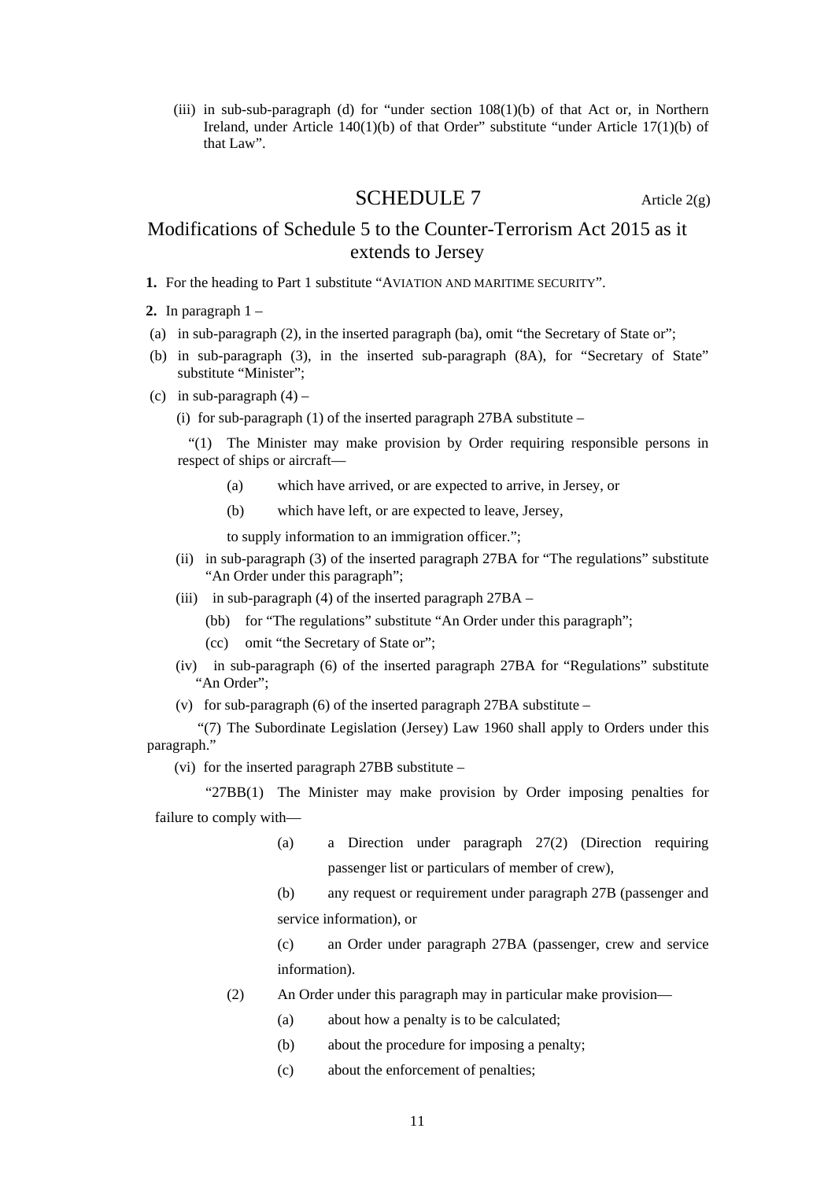(iii) in sub-sub-paragraph (d) for "under section 108(1)(b) of that Act or, in Northern Ireland, under Article 140(1)(b) of that Order" substitute "under Article 17(1)(b) of that Law".

## SCHEDULE 7

Article 2(g)

## Modifications of Schedule 5 to the Counter-Terrorism Act 2015 as it extends to Jersey

**1.** For the heading to Part 1 substitute "AVIATION AND MARITIME SECURITY".

**2.** In paragraph 1 –

(a) in sub-paragraph (2), in the inserted paragraph (ba), omit "the Secretary of State or";

(b) in sub-paragraph (3), in the inserted sub-paragraph (8A), for "Secretary of State" substitute "Minister";

(c) in sub-paragraph (4) –

(i) for sub-paragraph (1) of the inserted paragraph 27BA substitute –

"(1) The Minister may make provision by Order requiring responsible persons in respect of ships or aircraft—

(a) which have arrived, or are expected to arrive, in Jersey, or

(b) which have left, or are expected to leave, Jersey,

to supply information to an immigration officer.";

(ii) in sub-paragraph (3) of the inserted paragraph 27BA for "The regulations" substitute "An Order under this paragraph";

(iii) in sub-paragraph (4) of the inserted paragraph 27BA –

(bb) for "The regulations" substitute "An Order under this paragraph";

(cc) omit "the Secretary of State or";

(iv) in sub-paragraph (6) of the inserted paragraph 27BA for "Regulations" substitute "An Order";

(v) for sub-paragraph (6) of the inserted paragraph 27BA substitute –

"(7) The Subordinate Legislation (Jersey) Law 1960 shall apply to Orders under this paragraph."

(vi) for the inserted paragraph 27BB substitute –

"27BB(1) The Minister may make provision by Order imposing penalties for failure to comply with—

(a) a Direction under paragraph 27(2) (Direction requiring passenger list or particulars of member of crew),

(b) any request or requirement under paragraph 27B (passenger and service information), or

(c) an Order under paragraph 27BA (passenger, crew and service information).

(2) An Order under this paragraph may in particular make provision—

(a) about how a penalty is to be calculated;

(b) about the procedure for imposing a penalty;

(c) about the enforcement of penalties;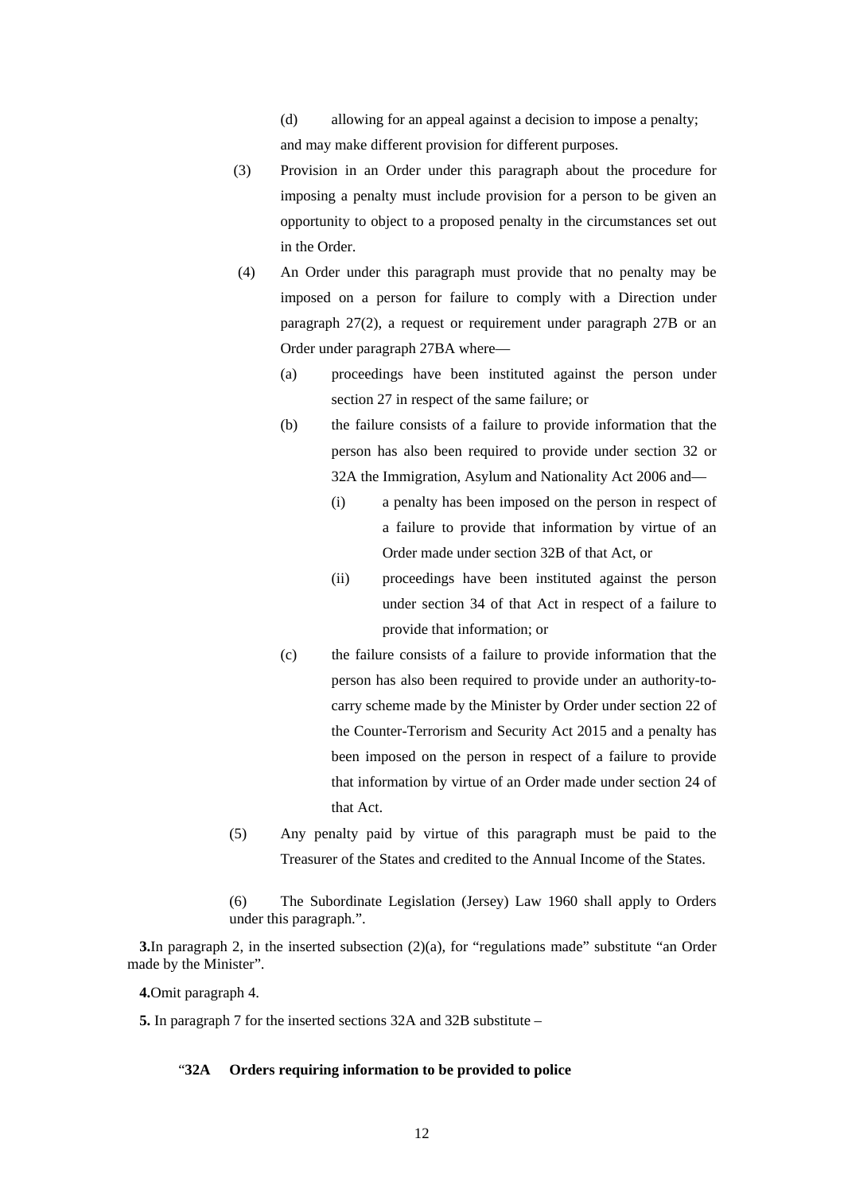(d) allowing for an appeal against a decision to impose a penalty;

and may make different provision for different purposes.

(3) Provision in an Order under this paragraph about the procedure for imposing a penalty must include provision for a person to be given an opportunity to object to a proposed penalty in the circumstances set out in the Order.

(4) An Order under this paragraph must provide that no penalty may be imposed on a person for failure to comply with a Direction under paragraph 27(2), a request or requirement under paragraph 27B or an Order under paragraph 27BA where—

(a) proceedings have been instituted against the person under section 27 in respect of the same failure; or

(b) the failure consists of a failure to provide information that the person has also been required to provide under section 32 or 32A the Immigration, Asylum and Nationality Act 2006 and—

(i) a penalty has been imposed on the person in respect of a failure to provide that information by virtue of an Order made under section 32B of that Act, or

(ii) proceedings have been instituted against the person under section 34 of that Act in respect of a failure to provide that information; or

(c) the failure consists of a failure to provide information that the person has also been required to provide under an authority-to-carry scheme made by the Minister by Order under section 22 of the Counter-Terrorism and Security Act 2015 and a penalty has been imposed on the person in respect of a failure to provide that information by virtue of an Order made under section 24 of that Act.

(5) Any penalty paid by virtue of this paragraph must be paid to the Treasurer of the States and credited to the Annual Income of the States.

(6) The Subordinate Legislation (Jersey) Law 1960 shall apply to Orders under this paragraph.".

**3.** In paragraph 2, in the inserted subsection (2)(a), for "regulations made" substitute "an Order made by the Minister".

**4.** Omit paragraph 4.

**5.** In paragraph 7 for the inserted sections 32A and 32B substitute –

"**32A Orders requiring information to be provided to police**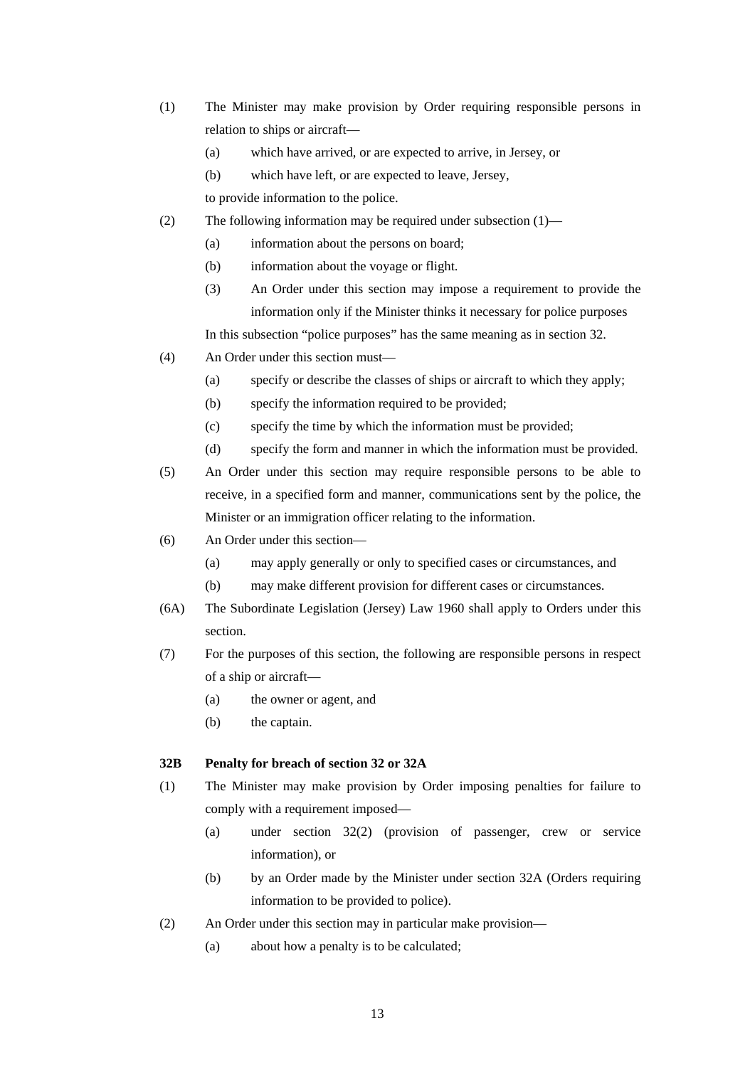(1) The Minister may make provision by Order requiring responsible persons in relation to ships or aircraft—

(a) which have arrived, or are expected to arrive, in Jersey, or

(b) which have left, or are expected to leave, Jersey,

to provide information to the police.

(2) The following information may be required under subsection (1)—

(a) information about the persons on board;

(b) information about the voyage or flight.

(3) An Order under this section may impose a requirement to provide the information only if the Minister thinks it necessary for police purposes

In this subsection "police purposes" has the same meaning as in section 32.

(4) An Order under this section must—

(a) specify or describe the classes of ships or aircraft to which they apply;

(b) specify the information required to be provided;

(c) specify the time by which the information must be provided;

(d) specify the form and manner in which the information must be provided.

(5) An Order under this section may require responsible persons to be able to receive, in a specified form and manner, communications sent by the police, the Minister or an immigration officer relating to the information.

(6) An Order under this section—

(a) may apply generally or only to specified cases or circumstances, and

(b) may make different provision for different cases or circumstances.

(6A) The Subordinate Legislation (Jersey) Law 1960 shall apply to Orders under this section.

(7) For the purposes of this section, the following are responsible persons in respect of a ship or aircraft—

(a) the owner or agent, and

(b) the captain.

### 32B Penalty for breach of section 32 or 32A

(1) The Minister may make provision by Order imposing penalties for failure to comply with a requirement imposed—

(a) under section 32(2) (provision of passenger, crew or service information), or

(b) by an Order made by the Minister under section 32A (Orders requiring information to be provided to police).

(2) An Order under this section may in particular make provision—

(a) about how a penalty is to be calculated;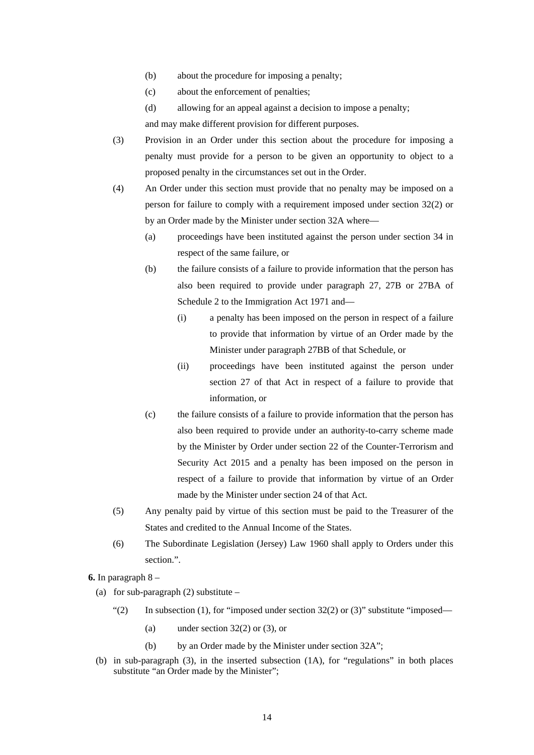(b) about the procedure for imposing a penalty;

(c) about the enforcement of penalties;

(d) allowing for an appeal against a decision to impose a penalty;

and may make different provision for different purposes.

(3) Provision in an Order under this section about the procedure for imposing a penalty must provide for a person to be given an opportunity to object to a proposed penalty in the circumstances set out in the Order.

(4) An Order under this section must provide that no penalty may be imposed on a person for failure to comply with a requirement imposed under section 32(2) or by an Order made by the Minister under section 32A where—

(a) proceedings have been instituted against the person under section 34 in respect of the same failure, or

(b) the failure consists of a failure to provide information that the person has also been required to provide under paragraph 27, 27B or 27BA of Schedule 2 to the Immigration Act 1971 and—

(i) a penalty has been imposed on the person in respect of a failure to provide that information by virtue of an Order made by the Minister under paragraph 27BB of that Schedule, or

(ii) proceedings have been instituted against the person under section 27 of that Act in respect of a failure to provide that information, or

(c) the failure consists of a failure to provide information that the person has also been required to provide under an authority-to-carry scheme made by the Minister by Order under section 22 of the Counter-Terrorism and Security Act 2015 and a penalty has been imposed on the person in respect of a failure to provide that information by virtue of an Order made by the Minister under section 24 of that Act.

(5) Any penalty paid by virtue of this section must be paid to the Treasurer of the States and credited to the Annual Income of the States.

(6) The Subordinate Legislation (Jersey) Law 1960 shall apply to Orders under this section.".

**6.** In paragraph 8 –

(a) for sub-paragraph (2) substitute –

"(2) In subsection (1), for "imposed under section 32(2) or (3)" substitute "imposed—

(a) under section 32(2) or (3), or

(b) by an Order made by the Minister under section 32A";

(b) in sub-paragraph (3), in the inserted subsection (1A), for "regulations" in both places substitute "an Order made by the Minister";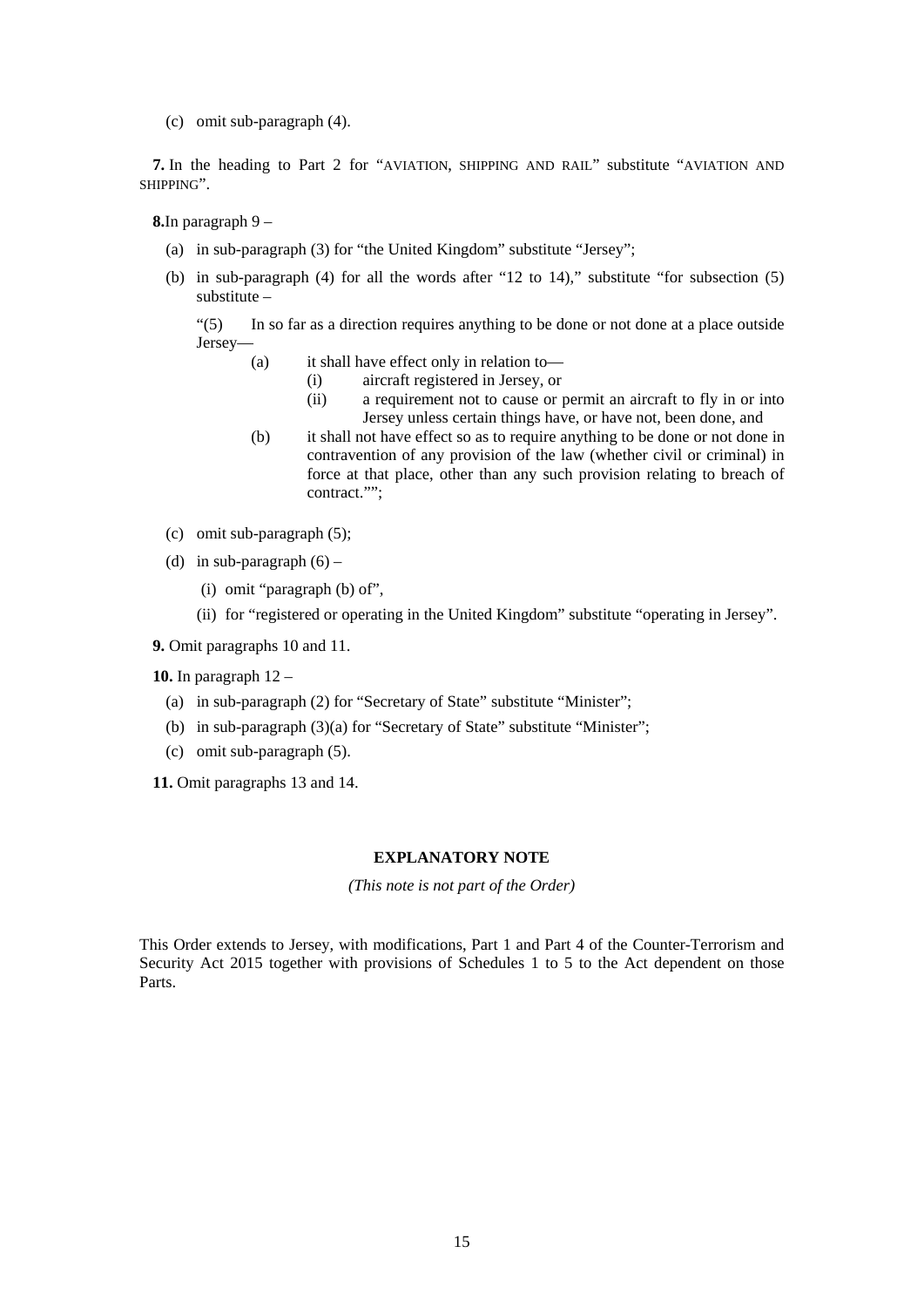(c) omit sub-paragraph (4).

**7.** In the heading to Part 2 for "AVIATION, SHIPPING AND RAIL" substitute "AVIATION AND SHIPPING".

**8.** In paragraph 9 –

(a) in sub-paragraph (3) for "the United Kingdom" substitute "Jersey";

(b) in sub-paragraph (4) for all the words after "12 to 14)," substitute "for subsection (5) substitute –

"(5) In so far as a direction requires anything to be done or not done at a place outside Jersey—

(a) it shall have effect only in relation to—

(i) aircraft registered in Jersey, or

(ii) a requirement not to cause or permit an aircraft to fly in or into Jersey unless certain things have, or have not, been done, and

(b) it shall not have effect so as to require anything to be done or not done in contravention of any provision of the law (whether civil or criminal) in force at that place, other than any such provision relating to breach of contract."";

(c) omit sub-paragraph (5);

(d) in sub-paragraph (6) –

(i) omit "paragraph (b) of",

(ii) for "registered or operating in the United Kingdom" substitute "operating in Jersey".

**9.** Omit paragraphs 10 and 11.

**10.** In paragraph 12 –

(a) in sub-paragraph (2) for "Secretary of State" substitute "Minister";

(b) in sub-paragraph (3)(a) for "Secretary of State" substitute "Minister";

(c) omit sub-paragraph (5).

**11.** Omit paragraphs 13 and 14.

## EXPLANATORY NOTE

*(This note is not part of the Order)*

This Order extends to Jersey, with modifications, Part 1 and Part 4 of the Counter-Terrorism and Security Act 2015 together with provisions of Schedules 1 to 5 to the Act dependent on those Parts.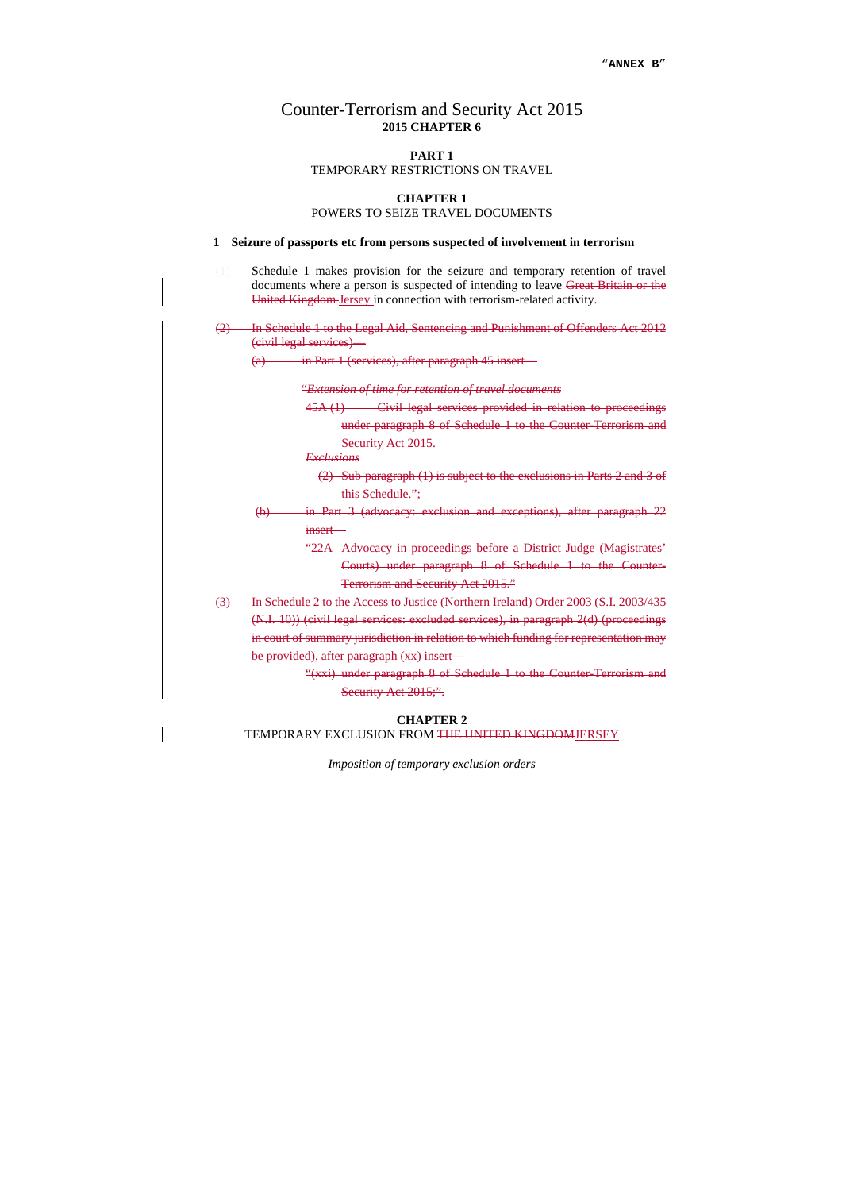"ANNEX B"

# Counter-Terrorism and Security Act 2015

**2015 CHAPTER 6**

## PART 1

TEMPORARY RESTRICTIONS ON TRAVEL

## CHAPTER 1

POWERS TO SEIZE TRAVEL DOCUMENTS

### 1 Seizure of passports etc from persons suspected of involvement in terrorism

(1) Schedule 1 makes provision for the seizure and temporary retention of travel documents where a person is suspected of intending to leave ~~Great Britain or the United Kingdom~~ Jersey in connection with terrorism-related activity.

~~(2) In Schedule 1 to the Legal Aid, Sentencing and Punishment of Offenders Act 2012 (civil legal services)—~~

~~(a) in Part 1 (services), after paragraph 45 insert—~~

~~"*Extension of time for retention of travel documents*~~

~~45A (1) Civil legal services provided in relation to proceedings under paragraph 8 of Schedule 1 to the Counter-Terrorism and Security Act 2015.~~

~~*Exclusions*~~

~~(2) Sub-paragraph (1) is subject to the exclusions in Parts 2 and 3 of this Schedule.";~~

~~(b) in Part 3 (advocacy: exclusion and exceptions), after paragraph 22 insert—~~

~~"22A Advocacy in proceedings before a District Judge (Magistrates' Courts) under paragraph 8 of Schedule 1 to the Counter-Terrorism and Security Act 2015."~~

~~(3) In Schedule 2 to the Access to Justice (Northern Ireland) Order 2003 (S.I. 2003/435 (N.I. 10)) (civil legal services: excluded services), in paragraph 2(d) (proceedings in court of summary jurisdiction in relation to which funding for representation may be provided), after paragraph (xx) insert—~~

~~"(xxi) under paragraph 8 of Schedule 1 to the Counter-Terrorism and Security Act 2015;".~~

## CHAPTER 2

TEMPORARY EXCLUSION FROM ~~THE UNITED KINGDOM~~JERSEY

*Imposition of temporary exclusion orders*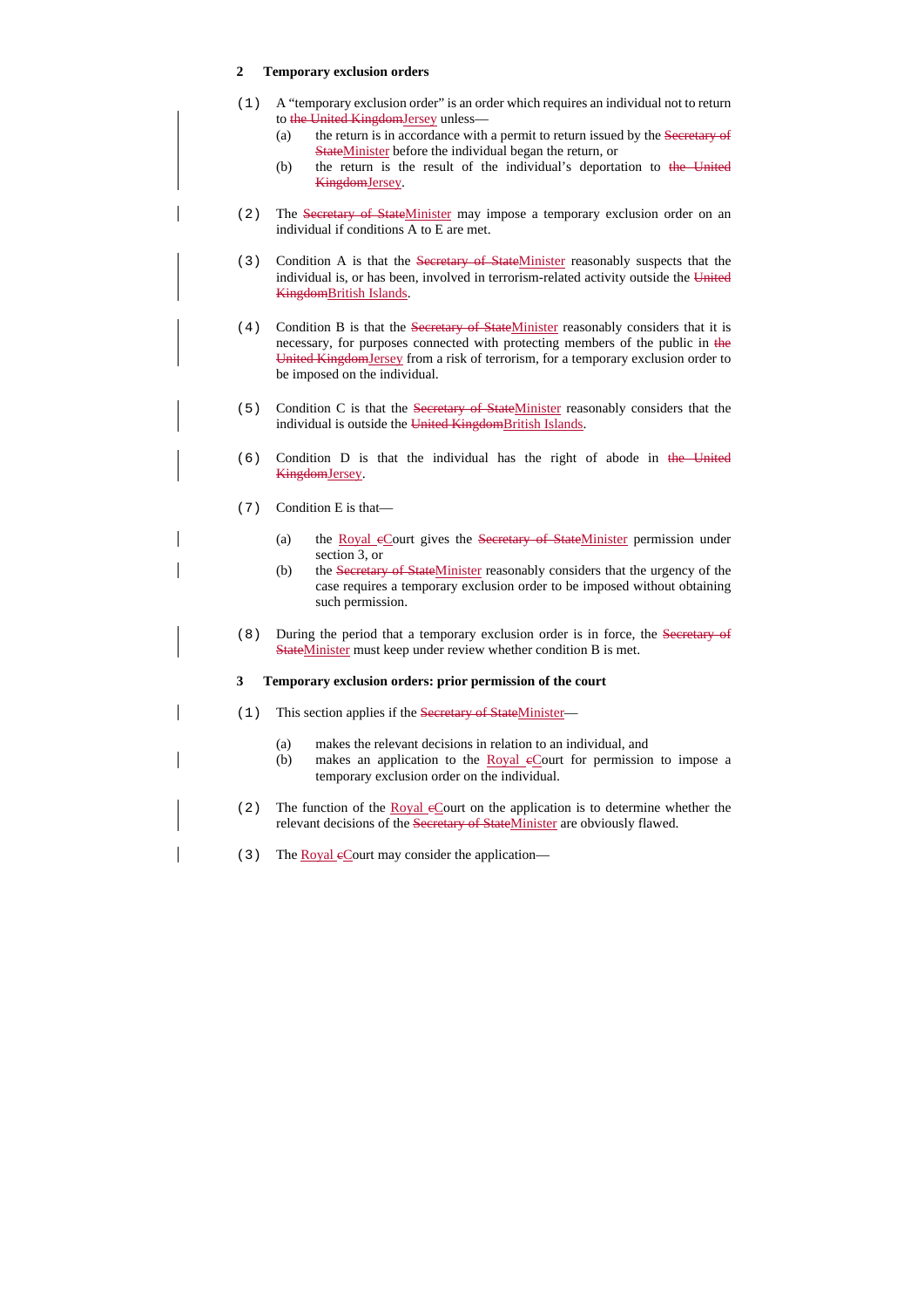**2 Temporary exclusion orders**

(1) A "temporary exclusion order" is an order which requires an individual not to return to ~~the United Kingdom~~Jersey unless—

(a) the return is in accordance with a permit to return issued by the ~~Secretary of State~~Minister before the individual began the return, or

(b) the return is the result of the individual's deportation to ~~the United Kingdom~~Jersey.

(2) The ~~Secretary of State~~Minister may impose a temporary exclusion order on an individual if conditions A to E are met.

(3) Condition A is that the ~~Secretary of State~~Minister reasonably suspects that the individual is, or has been, involved in terrorism-related activity outside the ~~United Kingdom~~British Islands.

(4) Condition B is that the ~~Secretary of State~~Minister reasonably considers that it is necessary, for purposes connected with protecting members of the public in ~~the United Kingdom~~Jersey from a risk of terrorism, for a temporary exclusion order to be imposed on the individual.

(5) Condition C is that the ~~Secretary of State~~Minister reasonably considers that the individual is outside the ~~United Kingdom~~British Islands.

(6) Condition D is that the individual has the right of abode in ~~the United Kingdom~~Jersey.

(7) Condition E is that—

(a) the Royal ~~c~~Court gives the ~~Secretary of State~~Minister permission under section 3, or

(b) the ~~Secretary of State~~Minister reasonably considers that the urgency of the case requires a temporary exclusion order to be imposed without obtaining such permission.

(8) During the period that a temporary exclusion order is in force, the ~~Secretary of State~~Minister must keep under review whether condition B is met.

**3 Temporary exclusion orders: prior permission of the court**

(1) This section applies if the ~~Secretary of State~~Minister—

(a) makes the relevant decisions in relation to an individual, and

(b) makes an application to the Royal ~~c~~Court for permission to impose a temporary exclusion order on the individual.

(2) The function of the Royal ~~c~~Court on the application is to determine whether the relevant decisions of the ~~Secretary of State~~Minister are obviously flawed.

(3) The Royal ~~c~~Court may consider the application—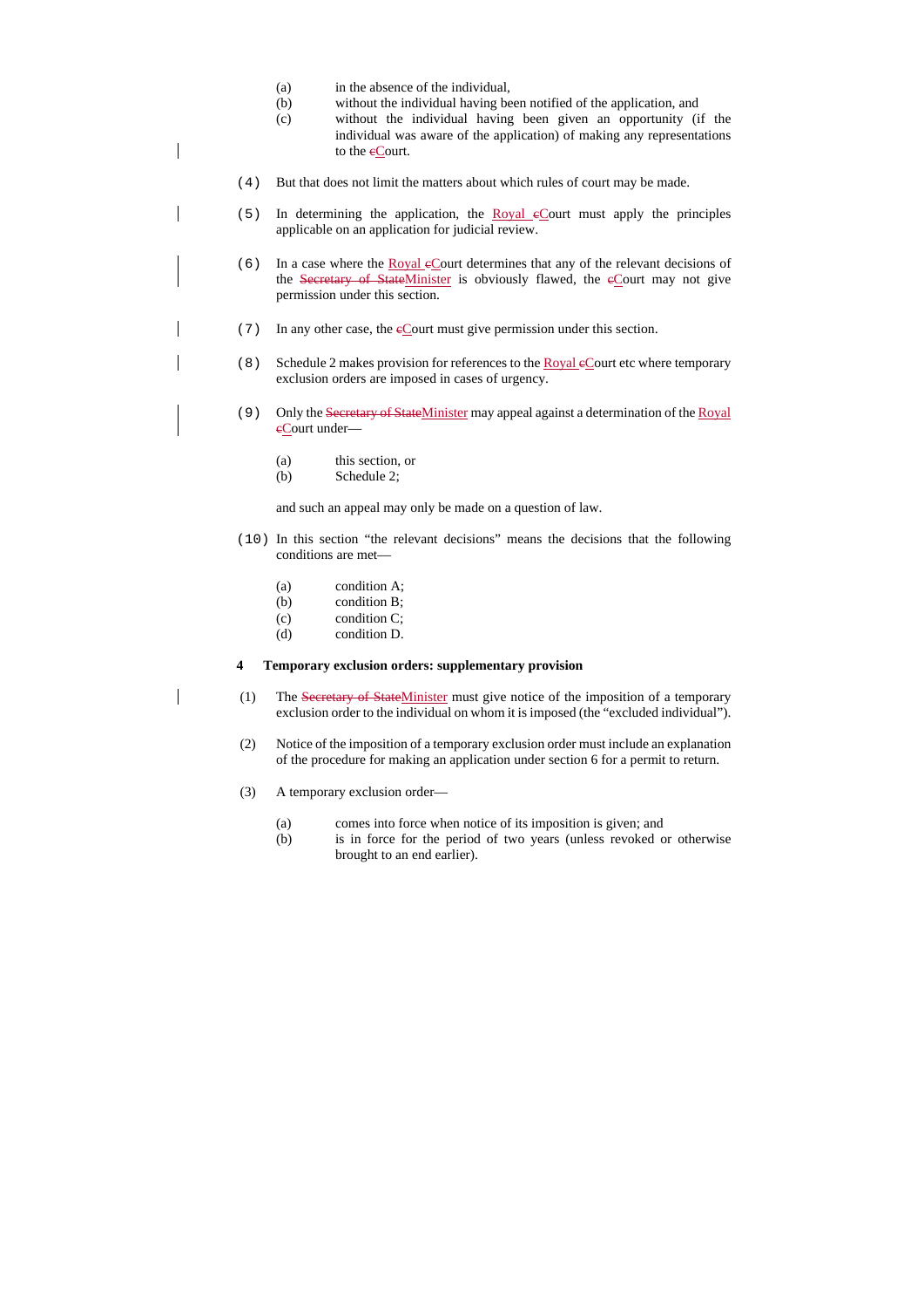(a) in the absence of the individual,

(b) without the individual having been notified of the application, and

(c) without the individual having been given an opportunity (if the individual was aware of the application) of making any representations to the ~~c~~Court.

(4) But that does not limit the matters about which rules of court may be made.

(5) In determining the application, the Royal ~~c~~Court must apply the principles applicable on an application for judicial review.

(6) In a case where the Royal ~~c~~Court determines that any of the relevant decisions of the ~~Secretary of State~~Minister is obviously flawed, the ~~c~~Court may not give permission under this section.

(7) In any other case, the ~~c~~Court must give permission under this section.

(8) Schedule 2 makes provision for references to the Royal ~~c~~Court etc where temporary exclusion orders are imposed in cases of urgency.

(9) Only the ~~Secretary of State~~Minister may appeal against a determination of the Royal ~~c~~Court under—

(a) this section, or

(b) Schedule 2;

and such an appeal may only be made on a question of law.

(10) In this section "the relevant decisions" means the decisions that the following conditions are met—

(a) condition A;

(b) condition B;

(c) condition C;

(d) condition D.

**4 Temporary exclusion orders: supplementary provision**

(1) The ~~Secretary of State~~Minister must give notice of the imposition of a temporary exclusion order to the individual on whom it is imposed (the "excluded individual").

(2) Notice of the imposition of a temporary exclusion order must include an explanation of the procedure for making an application under section 6 for a permit to return.

(3) A temporary exclusion order—

(a) comes into force when notice of its imposition is given; and

(b) is in force for the period of two years (unless revoked or otherwise brought to an end earlier).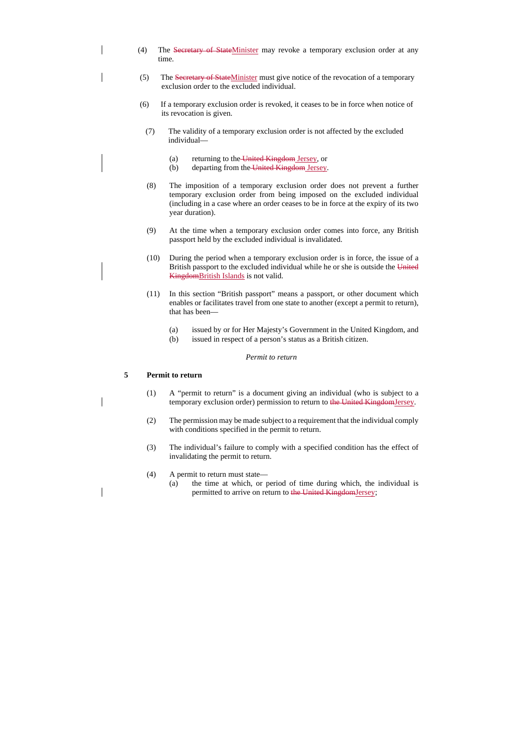(4) The ~~Secretary of State~~Minister may revoke a temporary exclusion order at any time.

(5) The ~~Secretary of State~~Minister must give notice of the revocation of a temporary exclusion order to the excluded individual.

(6) If a temporary exclusion order is revoked, it ceases to be in force when notice of its revocation is given.

(7) The validity of a temporary exclusion order is not affected by the excluded individual—

(a) returning to the ~~United Kingdom~~ Jersey, or

(b) departing from the ~~United Kingdom~~ Jersey.

(8) The imposition of a temporary exclusion order does not prevent a further temporary exclusion order from being imposed on the excluded individual (including in a case where an order ceases to be in force at the expiry of its two year duration).

(9) At the time when a temporary exclusion order comes into force, any British passport held by the excluded individual is invalidated.

(10) During the period when a temporary exclusion order is in force, the issue of a British passport to the excluded individual while he or she is outside the ~~United Kingdom~~British Islands is not valid.

(11) In this section "British passport" means a passport, or other document which enables or facilitates travel from one state to another (except a permit to return), that has been—

(a) issued by or for Her Majesty's Government in the United Kingdom, and

(b) issued in respect of a person's status as a British citizen.

*Permit to return*

**5 Permit to return**

(1) A "permit to return" is a document giving an individual (who is subject to a temporary exclusion order) permission to return to ~~the United Kingdom~~Jersey.

(2) The permission may be made subject to a requirement that the individual comply with conditions specified in the permit to return.

(3) The individual's failure to comply with a specified condition has the effect of invalidating the permit to return.

(4) A permit to return must state—

(a) the time at which, or period of time during which, the individual is permitted to arrive on return to ~~the United Kingdom~~Jersey;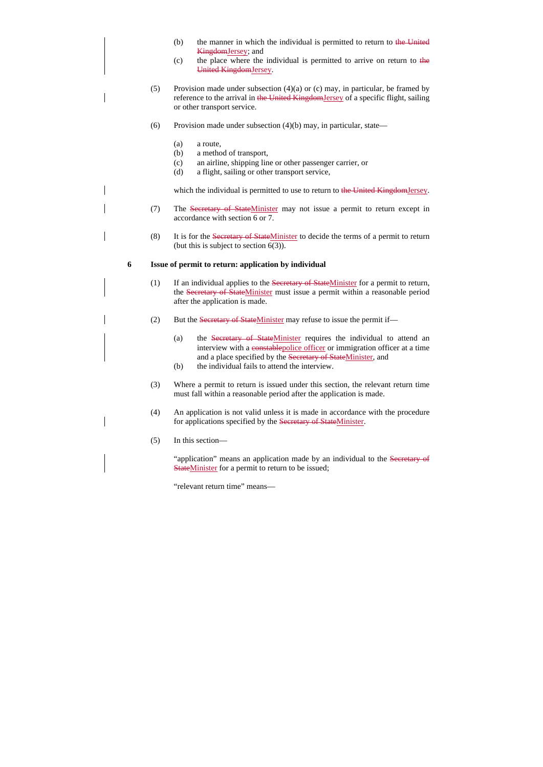(b) the manner in which the individual is permitted to return to ~~the United Kingdom~~Jersey; and

(c) the place where the individual is permitted to arrive on return to ~~the United Kingdom~~Jersey.

(5) Provision made under subsection (4)(a) or (c) may, in particular, be framed by reference to the arrival in ~~the United Kingdom~~Jersey of a specific flight, sailing or other transport service.

(6) Provision made under subsection (4)(b) may, in particular, state—

(a) a route,
(b) a method of transport,
(c) an airline, shipping line or other passenger carrier, or
(d) a flight, sailing or other transport service,

which the individual is permitted to use to return to ~~the United Kingdom~~Jersey.

(7) The ~~Secretary of State~~Minister may not issue a permit to return except in accordance with section 6 or 7.

(8) It is for the ~~Secretary of State~~Minister to decide the terms of a permit to return (but this is subject to section 6(3)).

**6 Issue of permit to return: application by individual**

(1) If an individual applies to the ~~Secretary of State~~Minister for a permit to return, the ~~Secretary of State~~Minister must issue a permit within a reasonable period after the application is made.

(2) But the ~~Secretary of State~~Minister may refuse to issue the permit if—

(a) the ~~Secretary of State~~Minister requires the individual to attend an interview with a ~~constable~~police officer or immigration officer at a time and a place specified by the ~~Secretary of State~~Minister, and
(b) the individual fails to attend the interview.

(3) Where a permit to return is issued under this section, the relevant return time must fall within a reasonable period after the application is made.

(4) An application is not valid unless it is made in accordance with the procedure for applications specified by the ~~Secretary of State~~Minister.

(5) In this section—

"application" means an application made by an individual to the ~~Secretary of State~~Minister for a permit to return to be issued;

"relevant return time" means—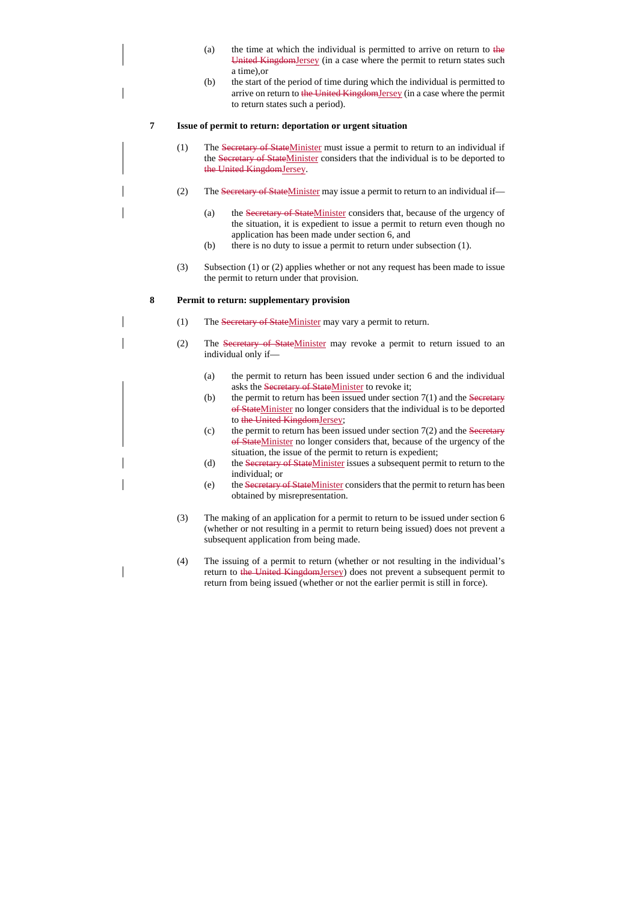(a) the time at which the individual is permitted to arrive on return to ~~the United Kingdom~~Jersey (in a case where the permit to return states such a time),or

(b) the start of the period of time during which the individual is permitted to arrive on return to ~~the United Kingdom~~Jersey (in a case where the permit to return states such a period).

**7 Issue of permit to return: deportation or urgent situation**

(1) The ~~Secretary of State~~Minister must issue a permit to return to an individual if the ~~Secretary of State~~Minister considers that the individual is to be deported to ~~the United Kingdom~~Jersey.

(2) The ~~Secretary of State~~Minister may issue a permit to return to an individual if—

(a) the ~~Secretary of State~~Minister considers that, because of the urgency of the situation, it is expedient to issue a permit to return even though no application has been made under section 6, and

(b) there is no duty to issue a permit to return under subsection (1).

(3) Subsection (1) or (2) applies whether or not any request has been made to issue the permit to return under that provision.

**8 Permit to return: supplementary provision**

(1) The ~~Secretary of State~~Minister may vary a permit to return.

(2) The ~~Secretary of State~~Minister may revoke a permit to return issued to an individual only if—

(a) the permit to return has been issued under section 6 and the individual asks the ~~Secretary of State~~Minister to revoke it;

(b) the permit to return has been issued under section 7(1) and the ~~Secretary of State~~Minister no longer considers that the individual is to be deported to ~~the United Kingdom~~Jersey;

(c) the permit to return has been issued under section 7(2) and the ~~Secretary of State~~Minister no longer considers that, because of the urgency of the situation, the issue of the permit to return is expedient;

(d) the ~~Secretary of State~~Minister issues a subsequent permit to return to the individual; or

(e) the ~~Secretary of State~~Minister considers that the permit to return has been obtained by misrepresentation.

(3) The making of an application for a permit to return to be issued under section 6 (whether or not resulting in a permit to return being issued) does not prevent a subsequent application from being made.

(4) The issuing of a permit to return (whether or not resulting in the individual's return to ~~the United Kingdom~~Jersey) does not prevent a subsequent permit to return from being issued (whether or not the earlier permit is still in force).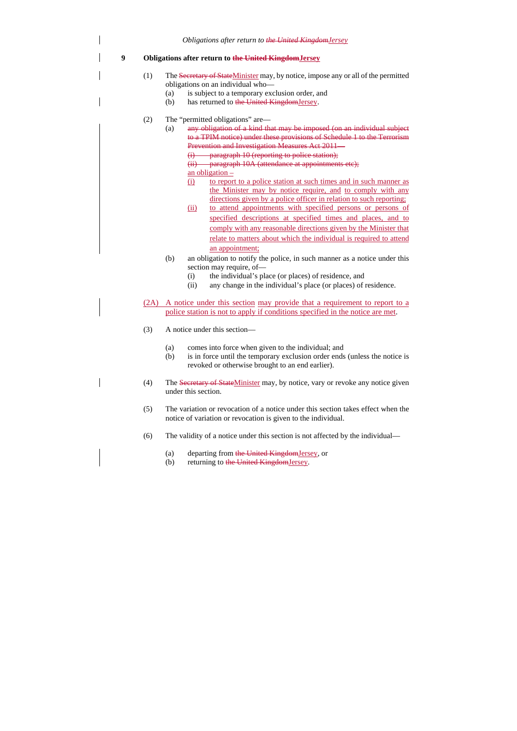## 9 Obligations after return to ~~the United Kingdom~~Jersey

(1) The ~~Secretary of State~~Minister may, by notice, impose any or all of the permitted obligations on an individual who—

(a) is subject to a temporary exclusion order, and

(b) has returned to ~~the United Kingdom~~Jersey.

(2) The "permitted obligations" are—

(a) ~~any obligation of a kind that may be imposed (on an individual subject to a TPIM notice) under these provisions of Schedule 1 to the Terrorism Prevention and Investigation Measures Act 2011—~~

~~(i) paragraph 10 (reporting to police station);~~

~~(ii) paragraph 10A (attendance at appointments etc);~~

an obligation –

(i) to report to a police station at such times and in such manner as the Minister may by notice require, and to comply with any directions given by a police officer in relation to such reporting;

(ii) to attend appointments with specified persons or persons of specified descriptions at specified times and places, and to comply with any reasonable directions given by the Minister that relate to matters about which the individual is required to attend an appointment;

(b) an obligation to notify the police, in such manner as a notice under this section may require, of—

(i) the individual's place (or places) of residence, and

(ii) any change in the individual's place (or places) of residence.

(2A) A notice under this section may provide that a requirement to report to a police station is not to apply if conditions specified in the notice are met.

(3) A notice under this section—

(a) comes into force when given to the individual; and

(b) is in force until the temporary exclusion order ends (unless the notice is revoked or otherwise brought to an end earlier).

(4) The ~~Secretary of State~~Minister may, by notice, vary or revoke any notice given under this section.

(5) The variation or revocation of a notice under this section takes effect when the notice of variation or revocation is given to the individual.

(6) The validity of a notice under this section is not affected by the individual—

(a) departing from ~~the United Kingdom~~Jersey, or

(b) returning to ~~the United Kingdom~~Jersey.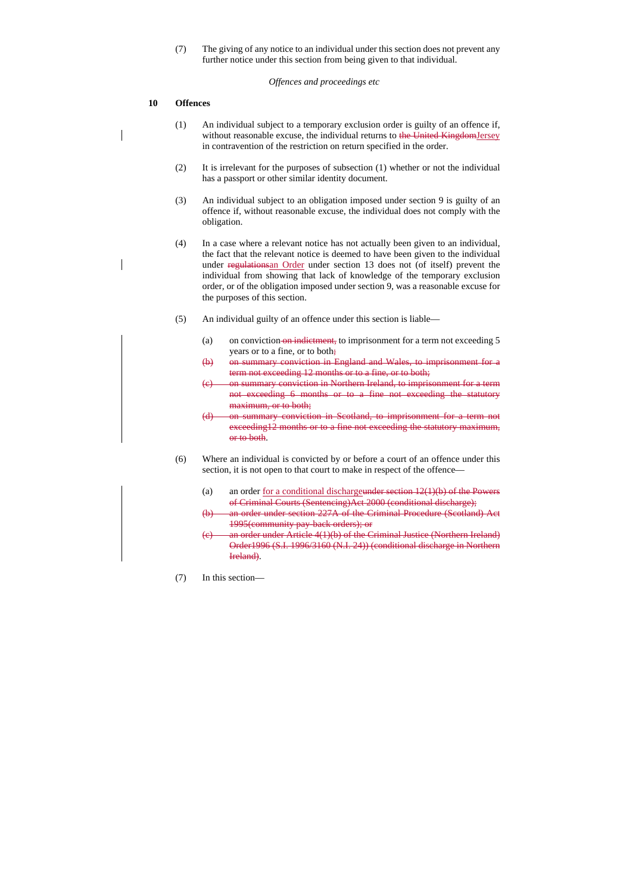(7) The giving of any notice to an individual under this section does not prevent any further notice under this section from being given to that individual.

*Offences and proceedings etc*

**10 Offences**

(1) An individual subject to a temporary exclusion order is guilty of an offence if, without reasonable excuse, the individual returns to ~~the United Kingdom~~Jersey in contravention of the restriction on return specified in the order.

(2) It is irrelevant for the purposes of subsection (1) whether or not the individual has a passport or other similar identity document.

(3) An individual subject to an obligation imposed under section 9 is guilty of an offence if, without reasonable excuse, the individual does not comply with the obligation.

(4) In a case where a relevant notice has not actually been given to an individual, the fact that the relevant notice is deemed to have been given to the individual under ~~regulations~~an Order under section 13 does not (of itself) prevent the individual from showing that lack of knowledge of the temporary exclusion order, or of the obligation imposed under section 9, was a reasonable excuse for the purposes of this section.

(5) An individual guilty of an offence under this section is liable—

(a) on conviction ~~on indictment,~~ to imprisonment for a term not exceeding 5 years or to a fine, or to both~~;~~

~~(b) on summary conviction in England and Wales, to imprisonment for a term not exceeding 12 months or to a fine, or to both;~~

~~(c) on summary conviction in Northern Ireland, to imprisonment for a term not exceeding 6 months or to a fine not exceeding the statutory maximum, or to both;~~

~~(d) on summary conviction in Scotland, to imprisonment for a term not exceeding12 months or to a fine not exceeding the statutory maximum, or to both~~.

(6) Where an individual is convicted by or before a court of an offence under this section, it is not open to that court to make in respect of the offence—

(a) an order for a conditional discharge~~under section 12(1)(b) of the Powers of Criminal Courts (Sentencing)Act 2000 (conditional discharge);~~

~~(b) an order under section 227A of the Criminal Procedure (Scotland) Act 1995(community pay-back orders); or~~

~~(c) an order under Article 4(1)(b) of the Criminal Justice (Northern Ireland) Order1996 (S.I. 1996/3160 (N.I. 24)) (conditional discharge in Northern Ireland)~~.

(7) In this section—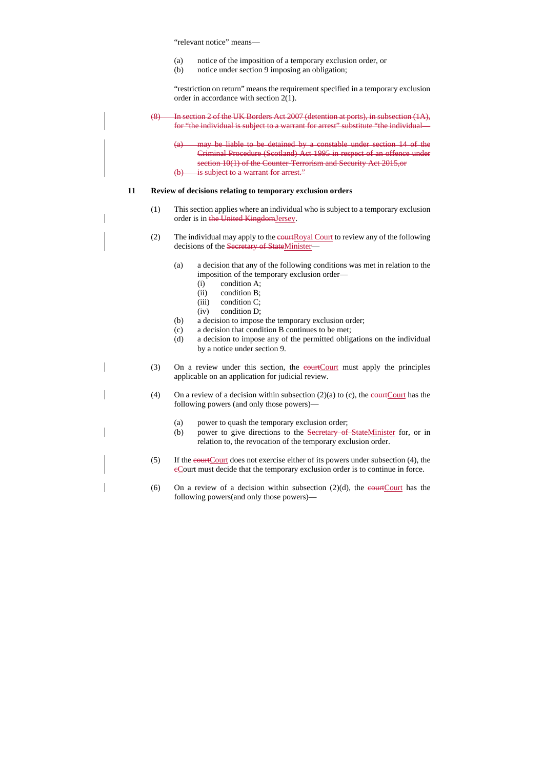"relevant notice" means—

(a) notice of the imposition of a temporary exclusion order, or
(b) notice under section 9 imposing an obligation;

"restriction on return" means the requirement specified in a temporary exclusion order in accordance with section 2(1).

~~(8) In section 2 of the UK Borders Act 2007 (detention at ports), in subsection (1A), for "the individual is subject to a warrant for arrest" substitute "the individual—~~

~~(a) may be liable to be detained by a constable under section 14 of the Criminal Procedure (Scotland) Act 1995 in respect of an offence under section 10(1) of the Counter-Terrorism and Security Act 2015, or~~
~~(b) is subject to a warrant for arrest."~~

**11 Review of decisions relating to temporary exclusion orders**

(1) This section applies where an individual who is subject to a temporary exclusion order is in ~~the United Kingdom~~Jersey.

(2) The individual may apply to the ~~court~~Royal Court to review any of the following decisions of the ~~Secretary of State~~Minister—

(a) a decision that any of the following conditions was met in relation to the imposition of the temporary exclusion order—
  (i) condition A;
  (ii) condition B;
  (iii) condition C;
  (iv) condition D;
(b) a decision to impose the temporary exclusion order;
(c) a decision that condition B continues to be met;
(d) a decision to impose any of the permitted obligations on the individual by a notice under section 9.

(3) On a review under this section, the ~~court~~Court must apply the principles applicable on an application for judicial review.

(4) On a review of a decision within subsection (2)(a) to (c), the ~~court~~Court has the following powers (and only those powers)—

(a) power to quash the temporary exclusion order;
(b) power to give directions to the ~~Secretary of State~~Minister for, or in relation to, the revocation of the temporary exclusion order.

(5) If the ~~court~~Court does not exercise either of its powers under subsection (4), the ~~c~~Court must decide that the temporary exclusion order is to continue in force.

(6) On a review of a decision within subsection (2)(d), the ~~court~~Court has the following powers(and only those powers)—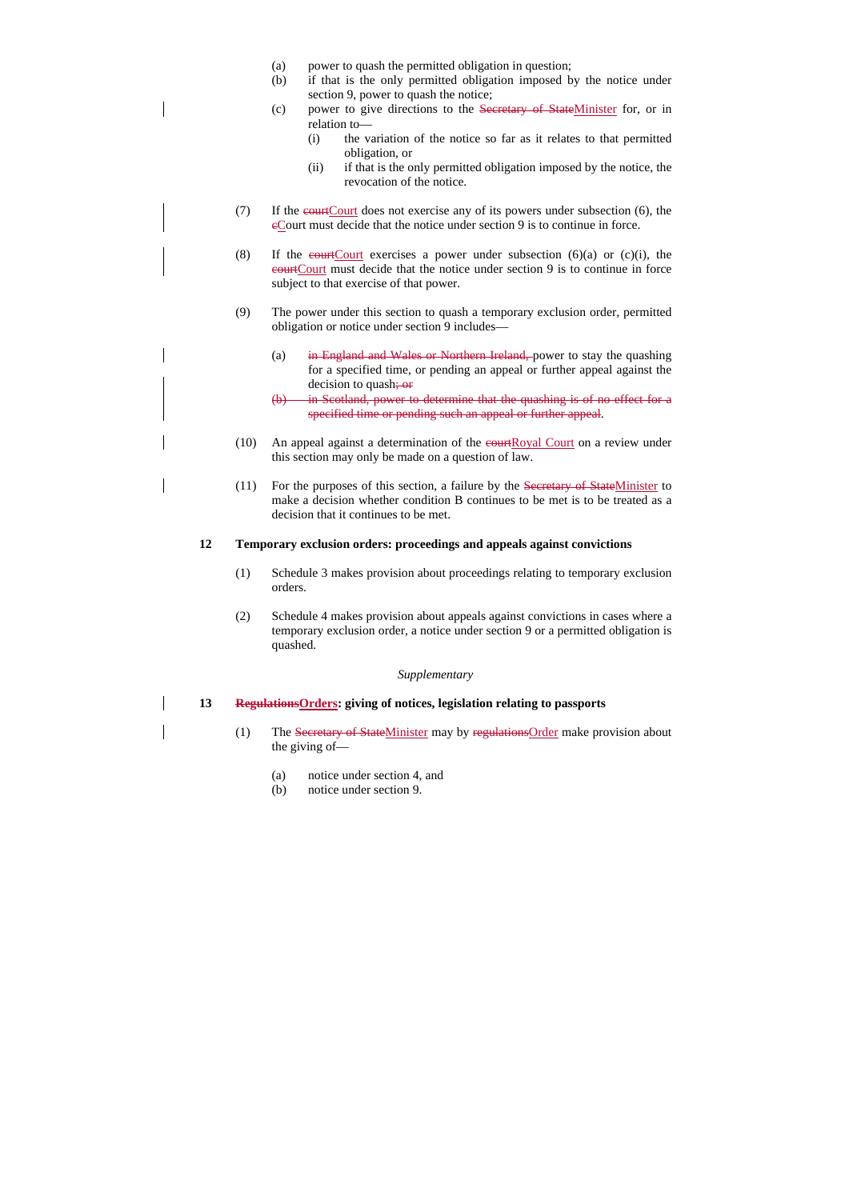(a) power to quash the permitted obligation in question;

(b) if that is the only permitted obligation imposed by the notice under section 9, power to quash the notice;

(c) power to give directions to the ~~Secretary of State~~Minister for, or in relation to—

(i) the variation of the notice so far as it relates to that permitted obligation, or

(ii) if that is the only permitted obligation imposed by the notice, the revocation of the notice.

(7) If the ~~court~~Court does not exercise any of its powers under subsection (6), the ~~c~~Court must decide that the notice under section 9 is to continue in force.

(8) If the ~~court~~Court exercises a power under subsection (6)(a) or (c)(i), the ~~court~~Court must decide that the notice under section 9 is to continue in force subject to that exercise of that power.

(9) The power under this section to quash a temporary exclusion order, permitted obligation or notice under section 9 includes—

(a) ~~in England and Wales or Northern Ireland,~~ power to stay the quashing for a specified time, or pending an appeal or further appeal against the decision to quash~~; or~~

~~(b) in Scotland, power to determine that the quashing is of no effect for a specified time or pending such an appeal or further appeal~~.

(10) An appeal against a determination of the ~~court~~Royal Court on a review under this section may only be made on a question of law.

(11) For the purposes of this section, a failure by the ~~Secretary of State~~Minister to make a decision whether condition B continues to be met is to be treated as a decision that it continues to be met.

**12 Temporary exclusion orders: proceedings and appeals against convictions**

(1) Schedule 3 makes provision about proceedings relating to temporary exclusion orders.

(2) Schedule 4 makes provision about appeals against convictions in cases where a temporary exclusion order, a notice under section 9 or a permitted obligation is quashed.

*Supplementary*

**13 ~~Regulations~~Orders: giving of notices, legislation relating to passports**

(1) The ~~Secretary of State~~Minister may by ~~regulations~~Order make provision about the giving of—

(a) notice under section 4, and

(b) notice under section 9.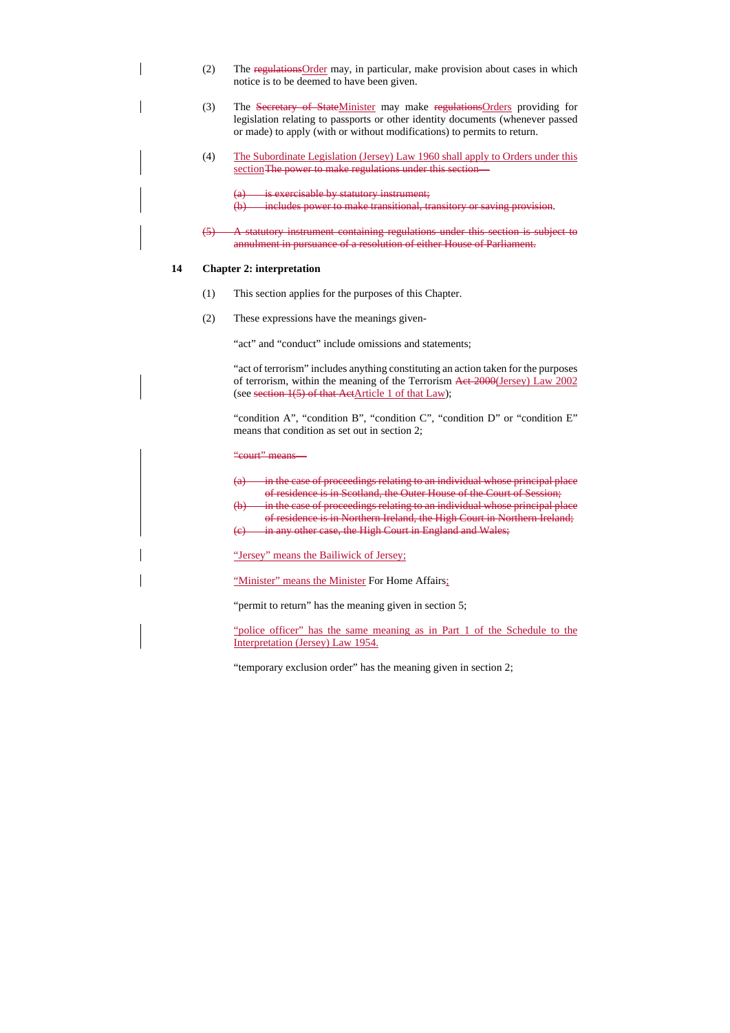(2) The ~~regulations~~Order may, in particular, make provision about cases in which notice is to be deemed to have been given.

(3) The ~~Secretary of State~~Minister may make ~~regulations~~Orders providing for legislation relating to passports or other identity documents (whenever passed or made) to apply (with or without modifications) to permits to return.

(4) The Subordinate Legislation (Jersey) Law 1960 shall apply to Orders under this section~~The power to make regulations under this section—~~

~~(a) is exercisable by statutory instrument;~~
~~(b) includes power to make transitional, transitory or saving provision~~.

~~(5) A statutory instrument containing regulations under this section is subject to annulment in pursuance of a resolution of either House of Parliament.~~

**14 Chapter 2: interpretation**

(1) This section applies for the purposes of this Chapter.

(2) These expressions have the meanings given-

"act" and "conduct" include omissions and statements;

"act of terrorism" includes anything constituting an action taken for the purposes of terrorism, within the meaning of the Terrorism ~~Act 2000~~(Jersey) Law 2002 (see ~~section 1(5) of that Act~~Article 1 of that Law);

"condition A", "condition B", "condition C", "condition D" or "condition E" means that condition as set out in section 2;

~~"court" means—~~

~~(a) in the case of proceedings relating to an individual whose principal place of residence is in Scotland, the Outer House of the Court of Session;~~
~~(b) in the case of proceedings relating to an individual whose principal place of residence is in Northern Ireland, the High Court in Northern Ireland;~~
~~(c) in any other case, the High Court in England and Wales;~~

"Jersey" means the Bailiwick of Jersey;

"Minister" means the Minister For Home Affairs;

"permit to return" has the meaning given in section 5;

"police officer" has the same meaning as in Part 1 of the Schedule to the Interpretation (Jersey) Law 1954.

"temporary exclusion order" has the meaning given in section 2;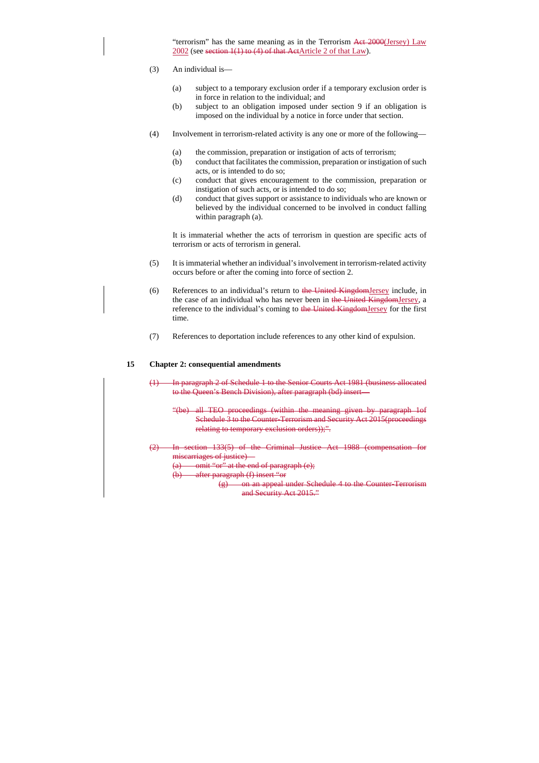"terrorism" has the same meaning as in the Terrorism ~~Act 2000~~(Jersey) Law 2002 (see ~~section 1(1) to (4) of that Act~~Article 2 of that Law).

(3) An individual is—

(a) subject to a temporary exclusion order if a temporary exclusion order is in force in relation to the individual; and

(b) subject to an obligation imposed under section 9 if an obligation is imposed on the individual by a notice in force under that section.

(4) Involvement in terrorism-related activity is any one or more of the following—

(a) the commission, preparation or instigation of acts of terrorism;

(b) conduct that facilitates the commission, preparation or instigation of such acts, or is intended to do so;

(c) conduct that gives encouragement to the commission, preparation or instigation of such acts, or is intended to do so;

(d) conduct that gives support or assistance to individuals who are known or believed by the individual concerned to be involved in conduct falling within paragraph (a).

It is immaterial whether the acts of terrorism in question are specific acts of terrorism or acts of terrorism in general.

(5) It is immaterial whether an individual's involvement in terrorism-related activity occurs before or after the coming into force of section 2.

(6) References to an individual's return to ~~the United Kingdom~~Jersey include, in the case of an individual who has never been in ~~the United Kingdom~~Jersey, a reference to the individual's coming to ~~the United Kingdom~~Jersey for the first time.

(7) References to deportation include references to any other kind of expulsion.

**15 Chapter 2: consequential amendments**

~~(1) In paragraph 2 of Schedule 1 to the Senior Courts Act 1981 (business allocated to the Queen's Bench Division), after paragraph (bd) insert—~~

~~"(be) all TEO proceedings (within the meaning given by paragraph 1of Schedule 3 to the Counter-Terrorism and Security Act 2015(proceedings relating to temporary exclusion orders));".~~

~~(2) In section 133(5) of the Criminal Justice Act 1988 (compensation for miscarriages of justice)—~~

~~(a) omit "or" at the end of paragraph (e);~~

~~(b) after paragraph (f) insert "or~~

~~(g) on an appeal under Schedule 4 to the Counter-Terrorism and Security Act 2015."~~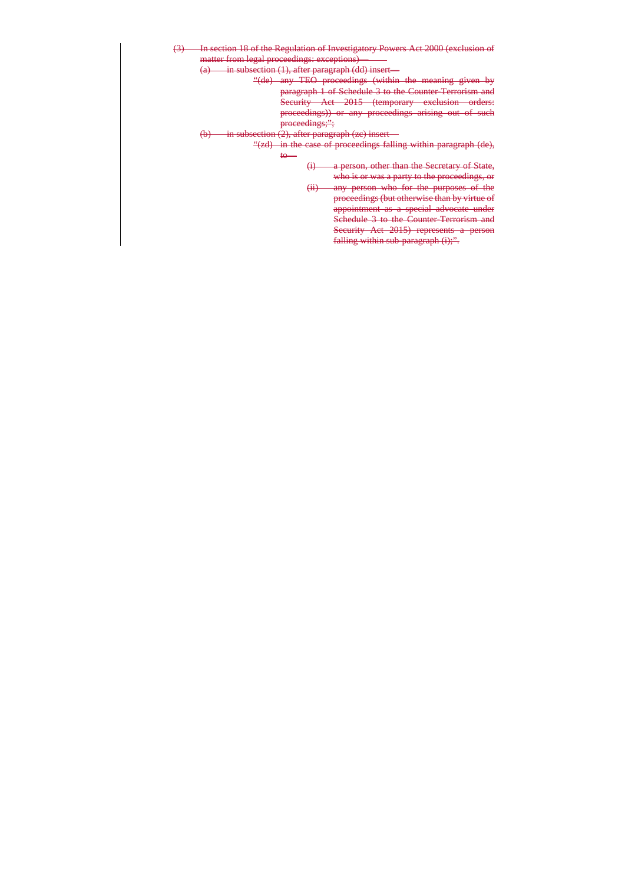~~(3) In section 18 of the Regulation of Investigatory Powers Act 2000 (exclusion of matter from legal proceedings: exceptions)—~~

~~(a) in subsection (1), after paragraph (dd) insert—~~

> ~~“(de) any TEO proceedings (within the meaning given by paragraph 1 of Schedule 3 to the Counter-Terrorism and Security Act 2015 (temporary exclusion orders: proceedings)) or any proceedings arising out of such proceedings;”;~~

~~(b) in subsection (2), after paragraph (zc) insert—~~

> ~~“(zd) in the case of proceedings falling within paragraph (de), to—~~
>
> ~~(i) a person, other than the Secretary of State, who is or was a party to the proceedings, or~~
>
> ~~(ii) any person who for the purposes of the proceedings (but otherwise than by virtue of appointment as a special advocate under Schedule 3 to the Counter-Terrorism and Security Act 2015) represents a person falling within sub-paragraph (i);”.~~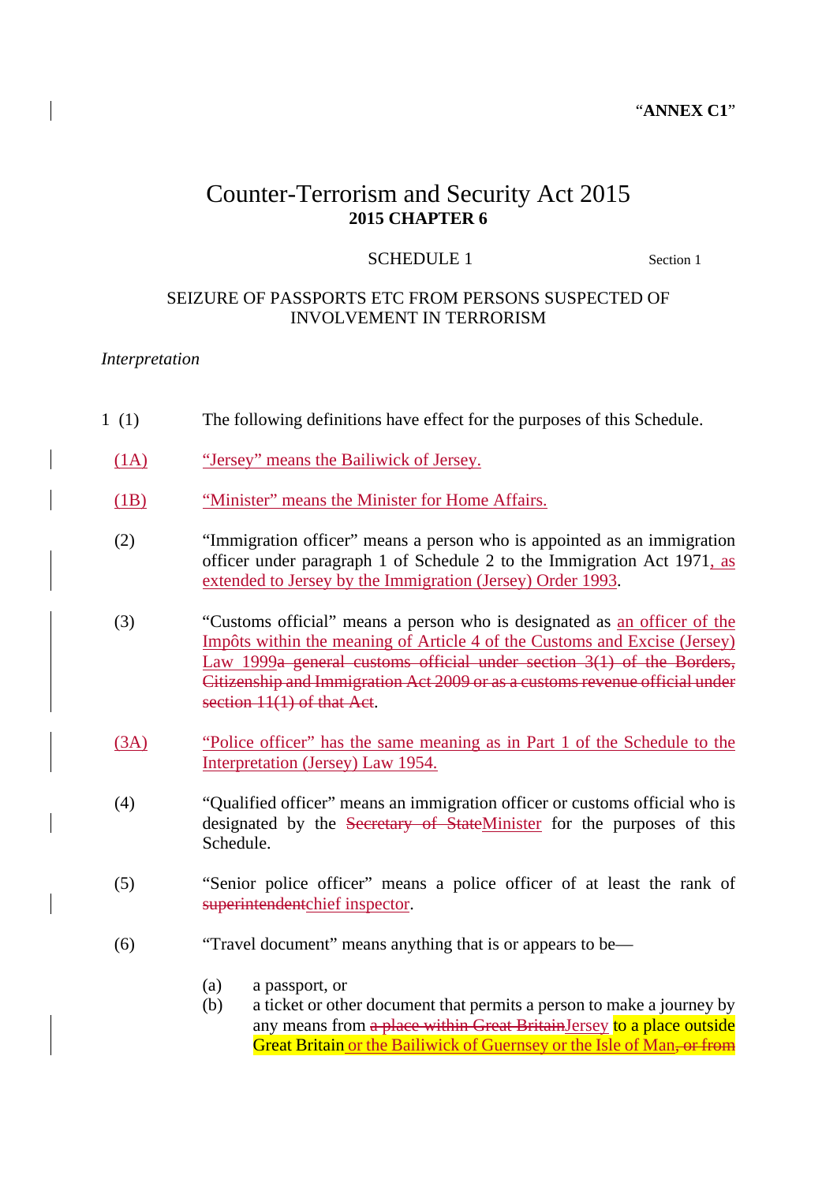"**ANNEX C1**"

# Counter-Terrorism and Security Act 2015

**2015 CHAPTER 6**

SCHEDULE 1 — Section 1

SEIZURE OF PASSPORTS ETC FROM PERSONS SUSPECTED OF INVOLVEMENT IN TERRORISM

*Interpretation*

1 (1) The following definitions have effect for the purposes of this Schedule.

(1A) "Jersey" means the Bailiwick of Jersey.

(1B) "Minister" means the Minister for Home Affairs.

(2) "Immigration officer" means a person who is appointed as an immigration officer under paragraph 1 of Schedule 2 to the Immigration Act 1971, as extended to Jersey by the Immigration (Jersey) Order 1993.

(3) "Customs official" means a person who is designated as an officer of the Impôts within the meaning of Article 4 of the Customs and Excise (Jersey) Law 1999~~a general customs official under section 3(1) of the Borders, Citizenship and Immigration Act 2009 or as a customs revenue official under section 11(1) of that Act~~.

(3A) "Police officer" has the same meaning as in Part 1 of the Schedule to the Interpretation (Jersey) Law 1954.

(4) "Qualified officer" means an immigration officer or customs official who is designated by the ~~Secretary of State~~Minister for the purposes of this Schedule.

(5) "Senior police officer" means a police officer of at least the rank of ~~superintendent~~chief inspector.

(6) "Travel document" means anything that is or appears to be—

(a) a passport, or

(b) a ticket or other document that permits a person to make a journey by any means from ~~a place within Great Britain~~Jersey to a place outside Great Britain or the Bailiwick of Guernsey or the Isle of Man~~, or from~~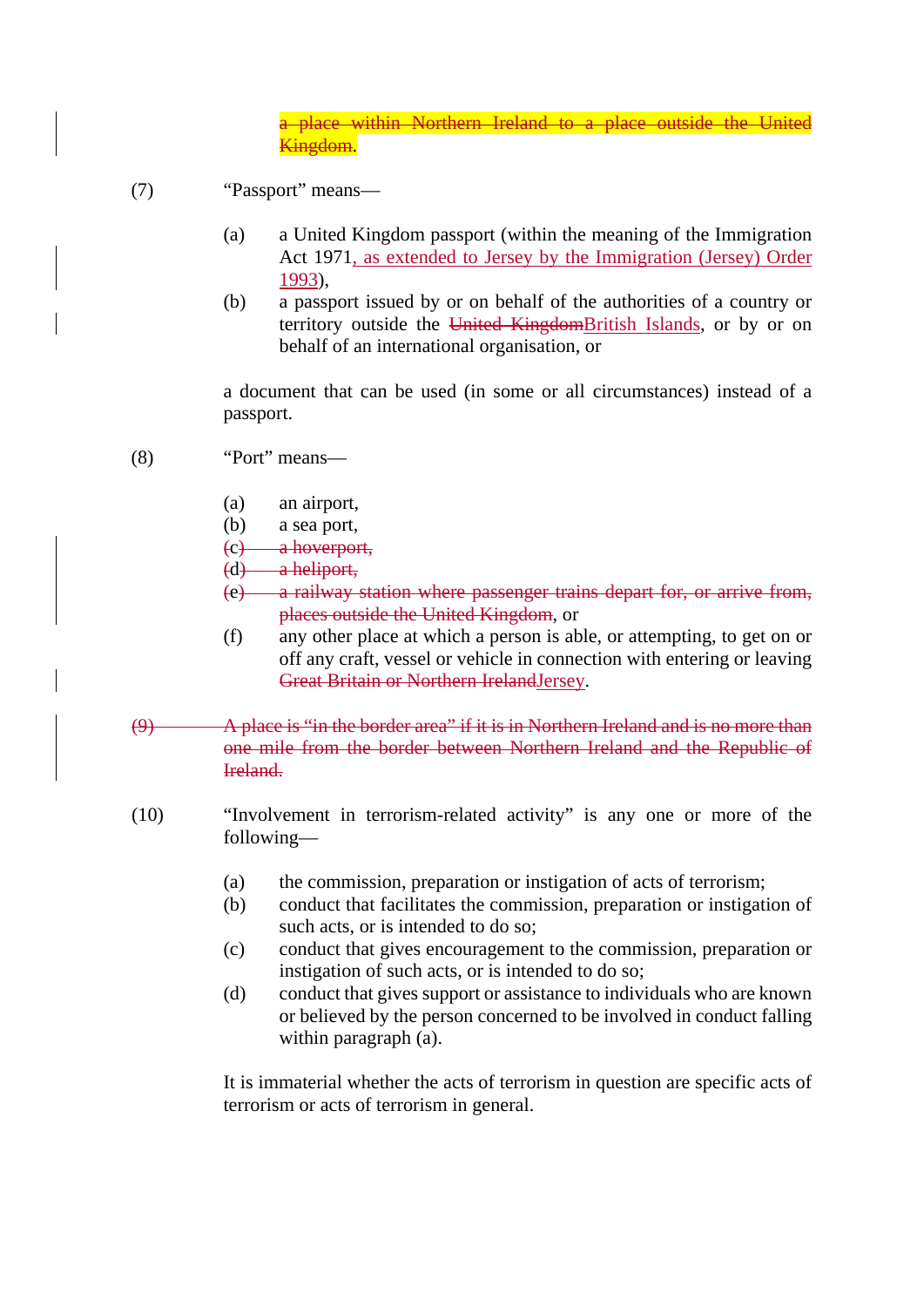~~a place within Northern Ireland to a place outside the United Kingdom.~~

(7) "Passport" means—

(a) a United Kingdom passport (within the meaning of the Immigration Act 1971, as extended to Jersey by the Immigration (Jersey) Order 1993),

(b) a passport issued by or on behalf of the authorities of a country or territory outside the ~~United Kingdom~~British Islands, or by or on behalf of an international organisation, or

a document that can be used (in some or all circumstances) instead of a passport.

(8) "Port" means—

(a) an airport,

(b) a sea port,

~~(c) a hoverport,~~

~~(d) a heliport,~~

~~(e) a railway station where passenger trains depart for, or arrive from, places outside the United Kingdom~~, or

(f) any other place at which a person is able, or attempting, to get on or off any craft, vessel or vehicle in connection with entering or leaving ~~Great Britain or Northern Ireland~~Jersey.

~~(9) A place is "in the border area" if it is in Northern Ireland and is no more than one mile from the border between Northern Ireland and the Republic of Ireland.~~

(10) "Involvement in terrorism-related activity" is any one or more of the following—

(a) the commission, preparation or instigation of acts of terrorism;

(b) conduct that facilitates the commission, preparation or instigation of such acts, or is intended to do so;

(c) conduct that gives encouragement to the commission, preparation or instigation of such acts, or is intended to do so;

(d) conduct that gives support or assistance to individuals who are known or believed by the person concerned to be involved in conduct falling within paragraph (a).

It is immaterial whether the acts of terrorism in question are specific acts of terrorism or acts of terrorism in general.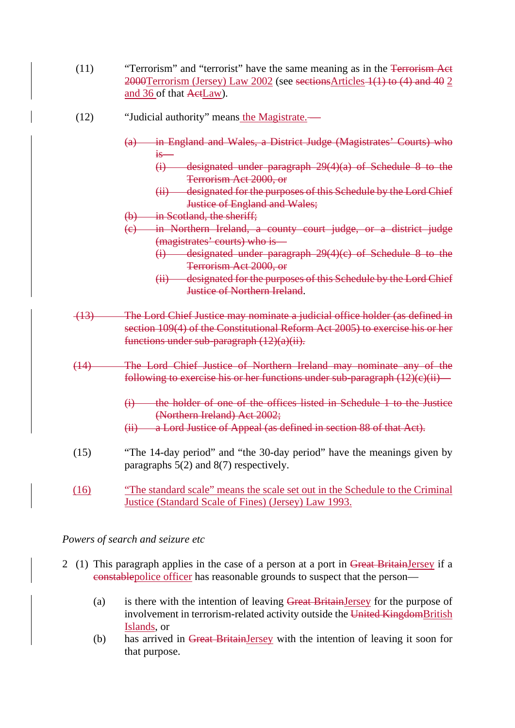(11) "Terrorism" and "terrorist" have the same meaning as in the ~~Terrorism Act 2000~~Terrorism (Jersey) Law 2002 (see ~~sections~~Articles ~~1(1) to (4) and 40~~ 2 and 36 of that ~~Act~~Law).

(12) "Judicial authority" means the Magistrate.~~—~~

~~(a) in England and Wales, a District Judge (Magistrates' Courts) who is—~~

~~(i) designated under paragraph 29(4)(a) of Schedule 8 to the Terrorism Act 2000, or~~

~~(ii) designated for the purposes of this Schedule by the Lord Chief Justice of England and Wales;~~

~~(b) in Scotland, the sheriff;~~

~~(c) in Northern Ireland, a county court judge, or a district judge (magistrates' courts) who is—~~

~~(i) designated under paragraph 29(4)(c) of Schedule 8 to the Terrorism Act 2000, or~~

~~(ii) designated for the purposes of this Schedule by the Lord Chief Justice of Northern Ireland~~.

~~(13) The Lord Chief Justice may nominate a judicial office holder (as defined in section 109(4) of the Constitutional Reform Act 2005) to exercise his or her functions under sub-paragraph (12)(a)(ii).~~

~~(14) The Lord Chief Justice of Northern Ireland may nominate any of the following to exercise his or her functions under sub-paragraph (12)(c)(ii)—~~

~~(i) the holder of one of the offices listed in Schedule 1 to the Justice (Northern Ireland) Act 2002;~~

~~(ii) a Lord Justice of Appeal (as defined in section 88 of that Act).~~

(15) "The 14-day period" and "the 30-day period" have the meanings given by paragraphs 5(2) and 8(7) respectively.

(16) "The standard scale" means the scale set out in the Schedule to the Criminal Justice (Standard Scale of Fines) (Jersey) Law 1993.

*Powers of search and seizure etc*

2 (1) This paragraph applies in the case of a person at a port in ~~Great Britain~~Jersey if a ~~constable~~police officer has reasonable grounds to suspect that the person—

(a) is there with the intention of leaving ~~Great Britain~~Jersey for the purpose of involvement in terrorism-related activity outside the ~~United Kingdom~~British Islands, or

(b) has arrived in ~~Great Britain~~Jersey with the intention of leaving it soon for that purpose.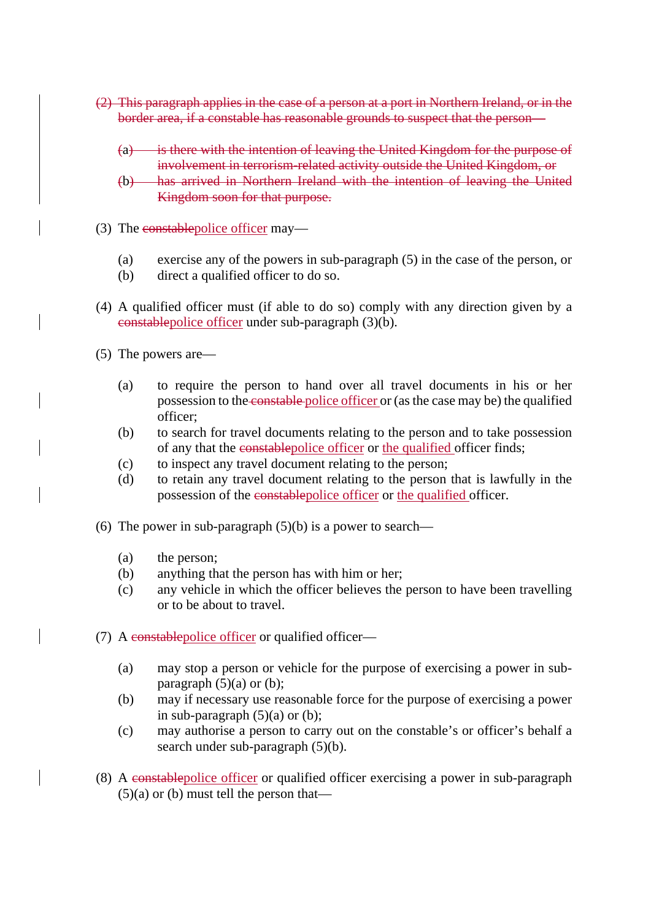~~(2) This paragraph applies in the case of a person at a port in Northern Ireland, or in the border area, if a constable has reasonable grounds to suspect that the person—~~

~~(a) is there with the intention of leaving the United Kingdom for the purpose of involvement in terrorism-related activity outside the United Kingdom, or~~

~~(b) has arrived in Northern Ireland with the intention of leaving the United Kingdom soon for that purpose.~~

(3) The ~~constable~~police officer may—

(a) exercise any of the powers in sub-paragraph (5) in the case of the person, or

(b) direct a qualified officer to do so.

(4) A qualified officer must (if able to do so) comply with any direction given by a ~~constable~~police officer under sub-paragraph (3)(b).

(5) The powers are—

(a) to require the person to hand over all travel documents in his or her possession to the ~~constable~~ police officer or (as the case may be) the qualified officer;

(b) to search for travel documents relating to the person and to take possession of any that the ~~constable~~police officer or the qualified officer finds;

(c) to inspect any travel document relating to the person;

(d) to retain any travel document relating to the person that is lawfully in the possession of the ~~constable~~police officer or the qualified officer.

(6) The power in sub-paragraph (5)(b) is a power to search—

(a) the person;

(b) anything that the person has with him or her;

(c) any vehicle in which the officer believes the person to have been travelling or to be about to travel.

(7) A ~~constable~~police officer or qualified officer—

(a) may stop a person or vehicle for the purpose of exercising a power in sub-paragraph (5)(a) or (b);

(b) may if necessary use reasonable force for the purpose of exercising a power in sub-paragraph (5)(a) or (b);

(c) may authorise a person to carry out on the constable's or officer's behalf a search under sub-paragraph (5)(b).

(8) A ~~constable~~police officer or qualified officer exercising a power in sub-paragraph (5)(a) or (b) must tell the person that—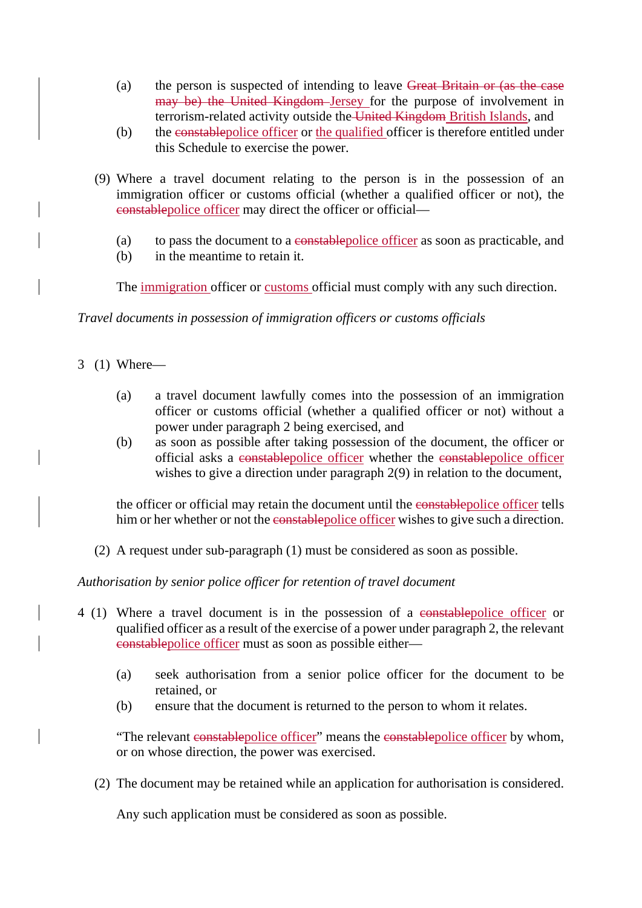(a) the person is suspected of intending to leave ~~Great Britain or (as the case may be) the United Kingdom~~ Jersey for the purpose of involvement in terrorism-related activity outside the ~~United Kingdom~~ British Islands, and

(b) the ~~constable~~police officer or the qualified officer is therefore entitled under this Schedule to exercise the power.

(9) Where a travel document relating to the person is in the possession of an immigration officer or customs official (whether a qualified officer or not), the ~~constable~~police officer may direct the officer or official—

(a) to pass the document to a ~~constable~~police officer as soon as practicable, and

(b) in the meantime to retain it.

The immigration officer or customs official must comply with any such direction.

*Travel documents in possession of immigration officers or customs officials*

3 (1) Where—

(a) a travel document lawfully comes into the possession of an immigration officer or customs official (whether a qualified officer or not) without a power under paragraph 2 being exercised, and

(b) as soon as possible after taking possession of the document, the officer or official asks a ~~constable~~police officer whether the ~~constable~~police officer wishes to give a direction under paragraph 2(9) in relation to the document,

the officer or official may retain the document until the ~~constable~~police officer tells him or her whether or not the ~~constable~~police officer wishes to give such a direction.

(2) A request under sub-paragraph (1) must be considered as soon as possible.

*Authorisation by senior police officer for retention of travel document*

4 (1) Where a travel document is in the possession of a ~~constable~~police officer or qualified officer as a result of the exercise of a power under paragraph 2, the relevant ~~constable~~police officer must as soon as possible either—

(a) seek authorisation from a senior police officer for the document to be retained, or

(b) ensure that the document is returned to the person to whom it relates.

"The relevant ~~constable~~police officer" means the ~~constable~~police officer by whom, or on whose direction, the power was exercised.

(2) The document may be retained while an application for authorisation is considered.

Any such application must be considered as soon as possible.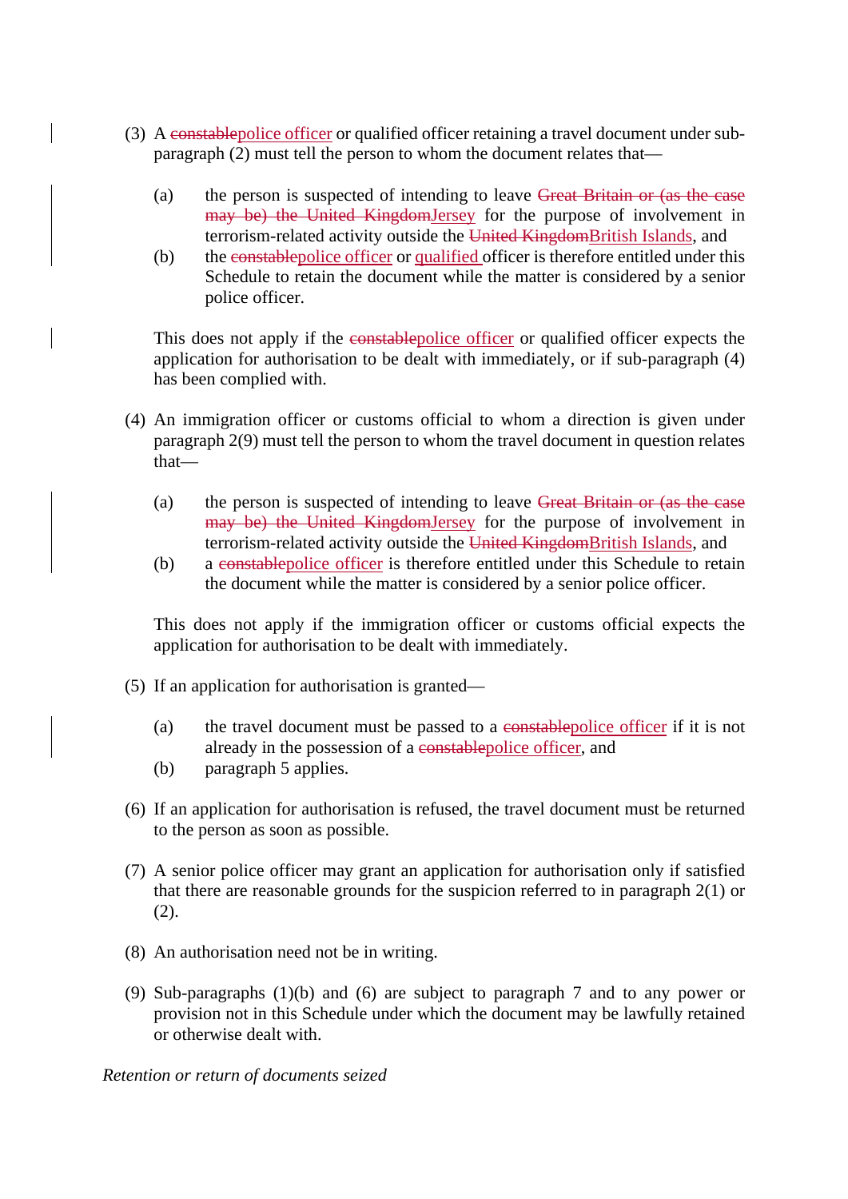(3) A ~~constable~~police officer or qualified officer retaining a travel document under sub-paragraph (2) must tell the person to whom the document relates that—

  (a) the person is suspected of intending to leave ~~Great Britain or (as the case may be) the United Kingdom~~Jersey for the purpose of involvement in terrorism-related activity outside the ~~United Kingdom~~British Islands, and

  (b) the ~~constable~~police officer or qualified officer is therefore entitled under this Schedule to retain the document while the matter is considered by a senior police officer.

  This does not apply if the ~~constable~~police officer or qualified officer expects the application for authorisation to be dealt with immediately, or if sub-paragraph (4) has been complied with.

(4) An immigration officer or customs official to whom a direction is given under paragraph 2(9) must tell the person to whom the travel document in question relates that—

  (a) the person is suspected of intending to leave ~~Great Britain or (as the case may be) the United Kingdom~~Jersey for the purpose of involvement in terrorism-related activity outside the ~~United Kingdom~~British Islands, and

  (b) a ~~constable~~police officer is therefore entitled under this Schedule to retain the document while the matter is considered by a senior police officer.

  This does not apply if the immigration officer or customs official expects the application for authorisation to be dealt with immediately.

(5) If an application for authorisation is granted—

  (a) the travel document must be passed to a ~~constable~~police officer if it is not already in the possession of a ~~constable~~police officer, and

  (b) paragraph 5 applies.

(6) If an application for authorisation is refused, the travel document must be returned to the person as soon as possible.

(7) A senior police officer may grant an application for authorisation only if satisfied that there are reasonable grounds for the suspicion referred to in paragraph 2(1) or (2).

(8) An authorisation need not be in writing.

(9) Sub-paragraphs (1)(b) and (6) are subject to paragraph 7 and to any power or provision not in this Schedule under which the document may be lawfully retained or otherwise dealt with.

*Retention or return of documents seized*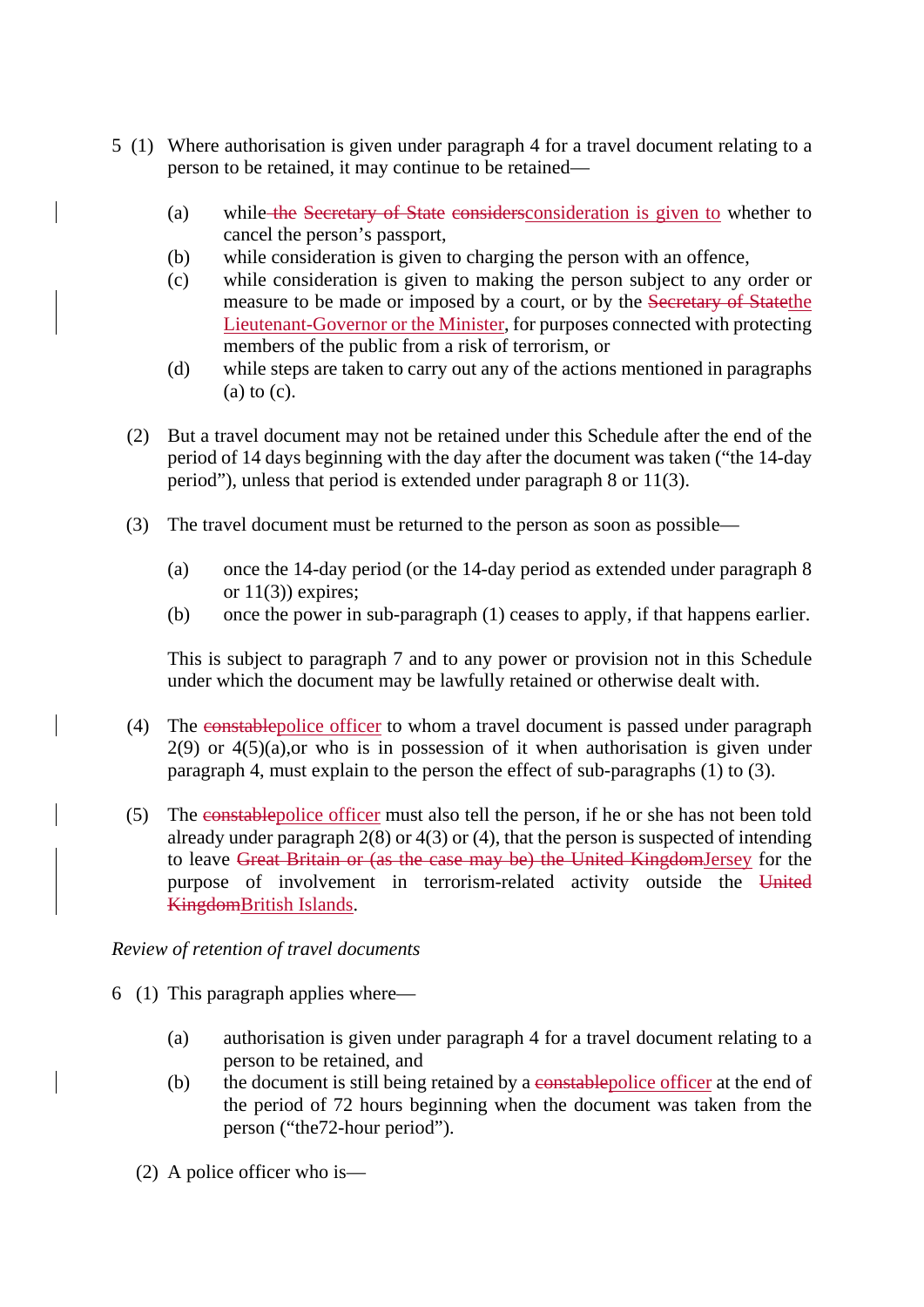5 (1) Where authorisation is given under paragraph 4 for a travel document relating to a person to be retained, it may continue to be retained—

(a) while ~~the Secretary of State considers~~consideration is given to whether to cancel the person's passport,

(b) while consideration is given to charging the person with an offence,

(c) while consideration is given to making the person subject to any order or measure to be made or imposed by a court, or by the ~~Secretary of State~~the Lieutenant-Governor or the Minister, for purposes connected with protecting members of the public from a risk of terrorism, or

(d) while steps are taken to carry out any of the actions mentioned in paragraphs (a) to (c).

(2) But a travel document may not be retained under this Schedule after the end of the period of 14 days beginning with the day after the document was taken ("the 14-day period"), unless that period is extended under paragraph 8 or 11(3).

(3) The travel document must be returned to the person as soon as possible—

(a) once the 14-day period (or the 14-day period as extended under paragraph 8 or 11(3)) expires;

(b) once the power in sub-paragraph (1) ceases to apply, if that happens earlier.

This is subject to paragraph 7 and to any power or provision not in this Schedule under which the document may be lawfully retained or otherwise dealt with.

(4) The ~~constable~~police officer to whom a travel document is passed under paragraph 2(9) or 4(5)(a),or who is in possession of it when authorisation is given under paragraph 4, must explain to the person the effect of sub-paragraphs (1) to (3).

(5) The ~~constable~~police officer must also tell the person, if he or she has not been told already under paragraph 2(8) or 4(3) or (4), that the person is suspected of intending to leave ~~Great Britain or (as the case may be) the United Kingdom~~Jersey for the purpose of involvement in terrorism-related activity outside the ~~United Kingdom~~British Islands.

*Review of retention of travel documents*

6 (1) This paragraph applies where—

(a) authorisation is given under paragraph 4 for a travel document relating to a person to be retained, and

(b) the document is still being retained by a ~~constable~~police officer at the end of the period of 72 hours beginning when the document was taken from the person ("the72-hour period").

(2) A police officer who is—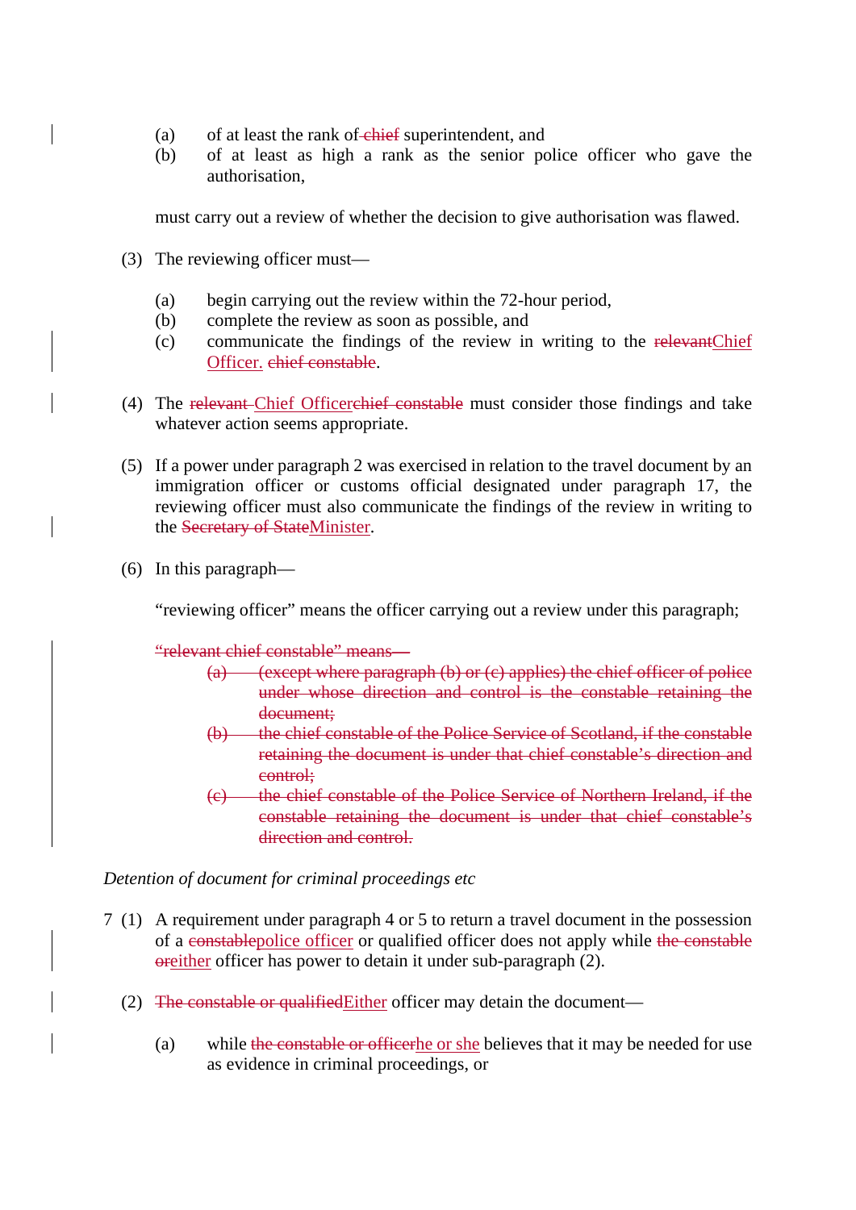(a) of at least the rank of ~~chief~~ superintendent, and
(b) of at least as high a rank as the senior police officer who gave the authorisation,

must carry out a review of whether the decision to give authorisation was flawed.

(3) The reviewing officer must—

(a) begin carrying out the review within the 72-hour period,
(b) complete the review as soon as possible, and
(c) communicate the findings of the review in writing to the ~~relevant~~Chief Officer. ~~chief constable~~.

(4) The ~~relevant~~ Chief Officer~~chief constable~~ must consider those findings and take whatever action seems appropriate.

(5) If a power under paragraph 2 was exercised in relation to the travel document by an immigration officer or customs official designated under paragraph 17, the reviewing officer must also communicate the findings of the review in writing to the ~~Secretary of State~~Minister.

(6) In this paragraph—

“reviewing officer” means the officer carrying out a review under this paragraph;

~~“relevant chief constable” means—~~

~~(a) (except where paragraph (b) or (c) applies) the chief officer of police under whose direction and control is the constable retaining the document;~~
~~(b) the chief constable of the Police Service of Scotland, if the constable retaining the document is under that chief constable’s direction and control;~~
~~(c) the chief constable of the Police Service of Northern Ireland, if the constable retaining the document is under that chief constable’s direction and control.~~

*Detention of document for criminal proceedings etc*

7 (1) A requirement under paragraph 4 or 5 to return a travel document in the possession of a ~~constable~~police officer or qualified officer does not apply while ~~the constable or~~either officer has power to detain it under sub-paragraph (2).

(2) ~~The constable or qualified~~Either officer may detain the document—

(a) while ~~the constable or officer~~he or she believes that it may be needed for use as evidence in criminal proceedings, or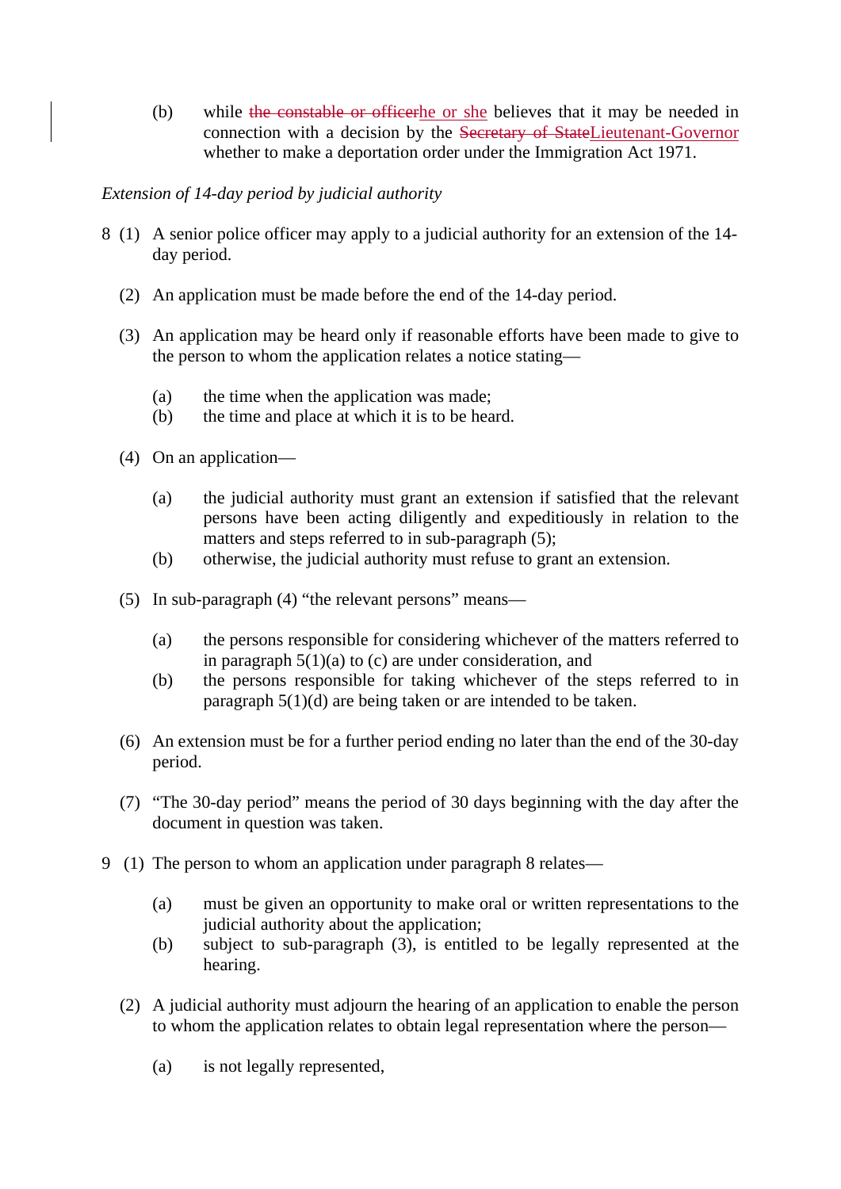(b) while ~~the constable or officer~~he or she believes that it may be needed in connection with a decision by the ~~Secretary of State~~Lieutenant-Governor whether to make a deportation order under the Immigration Act 1971.

*Extension of 14-day period by judicial authority*

8 (1) A senior police officer may apply to a judicial authority for an extension of the 14-day period.

(2) An application must be made before the end of the 14-day period.

(3) An application may be heard only if reasonable efforts have been made to give to the person to whom the application relates a notice stating—

(a) the time when the application was made;

(b) the time and place at which it is to be heard.

(4) On an application—

(a) the judicial authority must grant an extension if satisfied that the relevant persons have been acting diligently and expeditiously in relation to the matters and steps referred to in sub-paragraph (5);

(b) otherwise, the judicial authority must refuse to grant an extension.

(5) In sub-paragraph (4) "the relevant persons" means—

(a) the persons responsible for considering whichever of the matters referred to in paragraph 5(1)(a) to (c) are under consideration, and

(b) the persons responsible for taking whichever of the steps referred to in paragraph 5(1)(d) are being taken or are intended to be taken.

(6) An extension must be for a further period ending no later than the end of the 30-day period.

(7) "The 30-day period" means the period of 30 days beginning with the day after the document in question was taken.

9 (1) The person to whom an application under paragraph 8 relates—

(a) must be given an opportunity to make oral or written representations to the judicial authority about the application;

(b) subject to sub-paragraph (3), is entitled to be legally represented at the hearing.

(2) A judicial authority must adjourn the hearing of an application to enable the person to whom the application relates to obtain legal representation where the person—

(a) is not legally represented,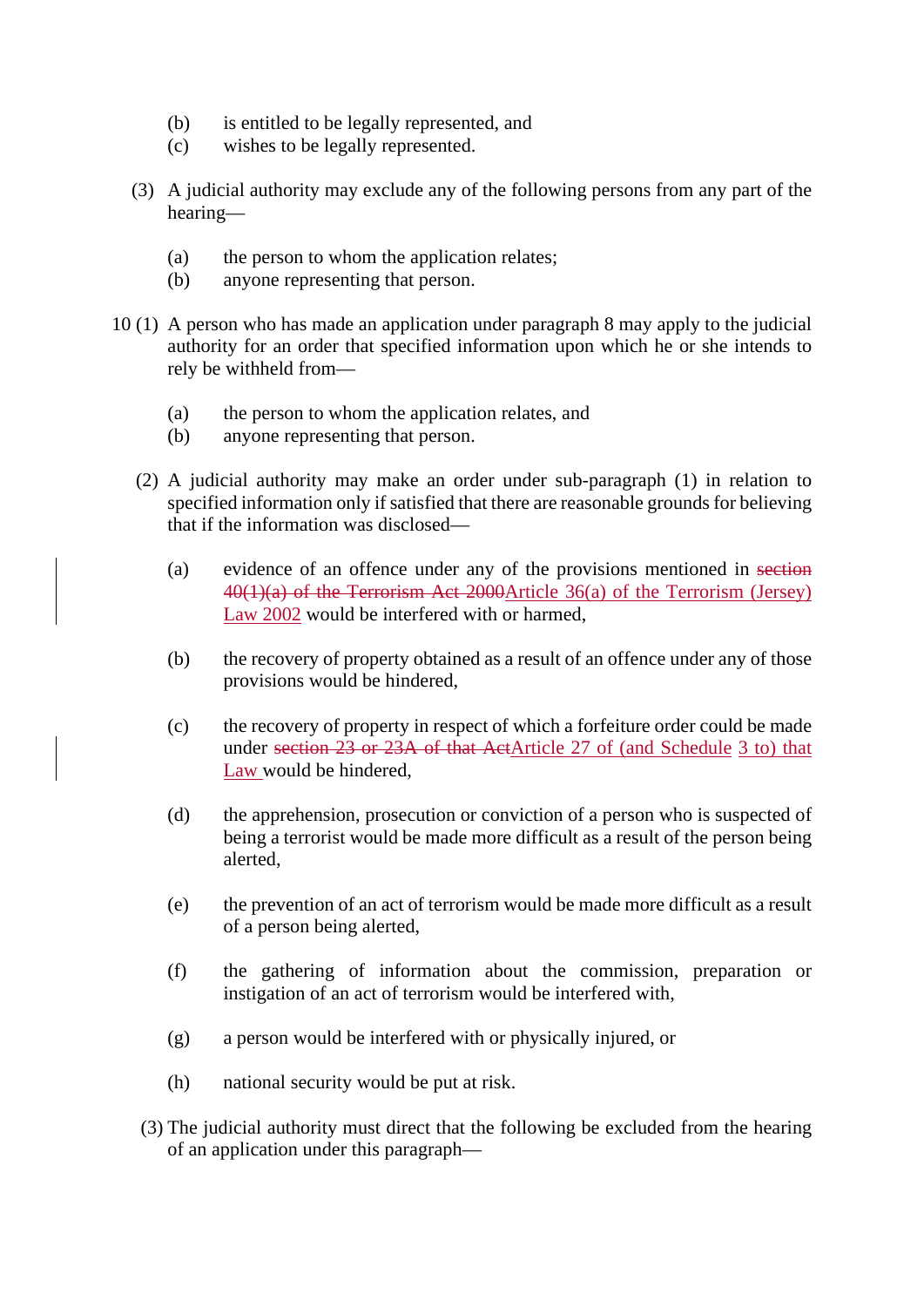(b) is entitled to be legally represented, and
(c) wishes to be legally represented.

(3) A judicial authority may exclude any of the following persons from any part of the hearing—

(a) the person to whom the application relates;
(b) anyone representing that person.

10 (1) A person who has made an application under paragraph 8 may apply to the judicial authority for an order that specified information upon which he or she intends to rely be withheld from—

(a) the person to whom the application relates, and
(b) anyone representing that person.

(2) A judicial authority may make an order under sub-paragraph (1) in relation to specified information only if satisfied that there are reasonable grounds for believing that if the information was disclosed—

(a) evidence of an offence under any of the provisions mentioned in ~~section 40(1)(a) of the Terrorism Act 2000~~Article 36(a) of the Terrorism (Jersey) Law 2002 would be interfered with or harmed,

(b) the recovery of property obtained as a result of an offence under any of those provisions would be hindered,

(c) the recovery of property in respect of which a forfeiture order could be made under ~~section 23 or 23A of that Act~~Article 27 of (and Schedule 3 to) that Law would be hindered,

(d) the apprehension, prosecution or conviction of a person who is suspected of being a terrorist would be made more difficult as a result of the person being alerted,

(e) the prevention of an act of terrorism would be made more difficult as a result of a person being alerted,

(f) the gathering of information about the commission, preparation or instigation of an act of terrorism would be interfered with,

(g) a person would be interfered with or physically injured, or

(h) national security would be put at risk.

(3) The judicial authority must direct that the following be excluded from the hearing of an application under this paragraph—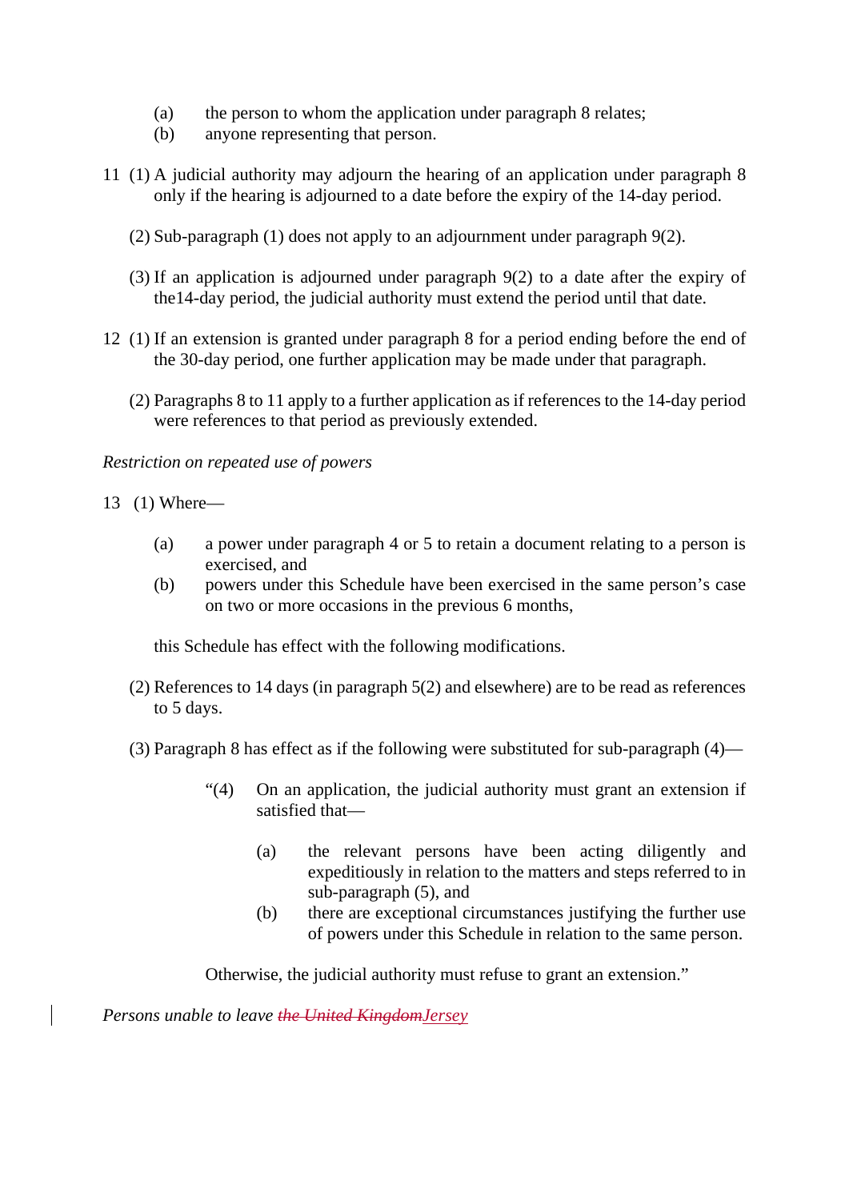(a) the person to whom the application under paragraph 8 relates;
(b) anyone representing that person.

11 (1) A judicial authority may adjourn the hearing of an application under paragraph 8 only if the hearing is adjourned to a date before the expiry of the 14-day period.

(2) Sub-paragraph (1) does not apply to an adjournment under paragraph 9(2).

(3) If an application is adjourned under paragraph 9(2) to a date after the expiry of the14-day period, the judicial authority must extend the period until that date.

12 (1) If an extension is granted under paragraph 8 for a period ending before the end of the 30-day period, one further application may be made under that paragraph.

(2) Paragraphs 8 to 11 apply to a further application as if references to the 14-day period were references to that period as previously extended.

*Restriction on repeated use of powers*

13 (1) Where—

(a) a power under paragraph 4 or 5 to retain a document relating to a person is exercised, and
(b) powers under this Schedule have been exercised in the same person's case on two or more occasions in the previous 6 months,

this Schedule has effect with the following modifications.

(2) References to 14 days (in paragraph 5(2) and elsewhere) are to be read as references to 5 days.

(3) Paragraph 8 has effect as if the following were substituted for sub-paragraph (4)—

"(4) On an application, the judicial authority must grant an extension if satisfied that—

(a) the relevant persons have been acting diligently and expeditiously in relation to the matters and steps referred to in sub-paragraph (5), and
(b) there are exceptional circumstances justifying the further use of powers under this Schedule in relation to the same person.

Otherwise, the judicial authority must refuse to grant an extension."

*Persons unable to leave ~~the United Kingdom~~Jersey*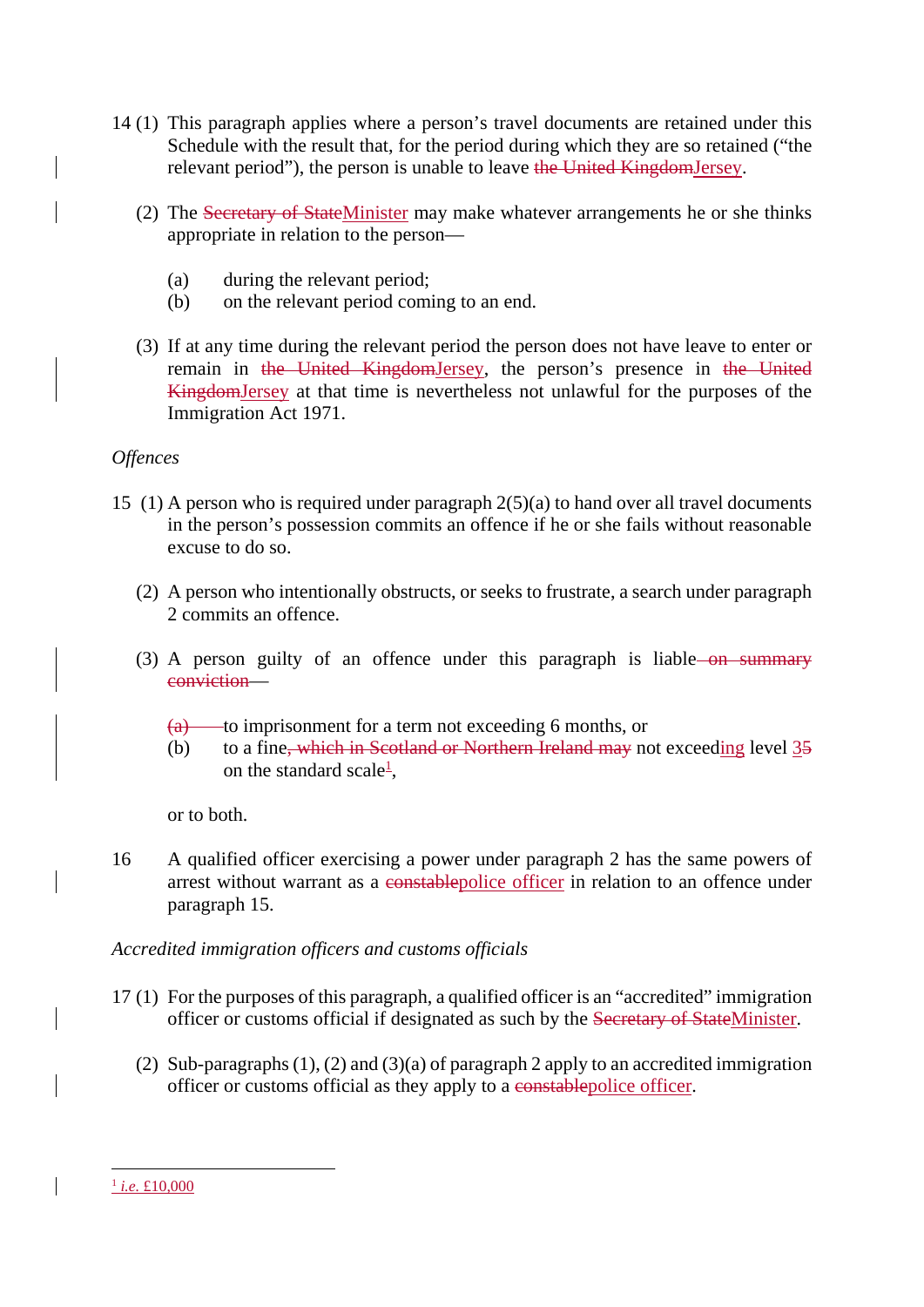14 (1) This paragraph applies where a person's travel documents are retained under this Schedule with the result that, for the period during which they are so retained ("the relevant period"), the person is unable to leave ~~the United Kingdom~~Jersey.

(2) The ~~Secretary of State~~Minister may make whatever arrangements he or she thinks appropriate in relation to the person—

(a) during the relevant period;

(b) on the relevant period coming to an end.

(3) If at any time during the relevant period the person does not have leave to enter or remain in ~~the United Kingdom~~Jersey, the person's presence in ~~the United Kingdom~~Jersey at that time is nevertheless not unlawful for the purposes of the Immigration Act 1971.

*Offences*

15 (1) A person who is required under paragraph 2(5)(a) to hand over all travel documents in the person's possession commits an offence if he or she fails without reasonable excuse to do so.

(2) A person who intentionally obstructs, or seeks to frustrate, a search under paragraph 2 commits an offence.

(3) A person guilty of an offence under this paragraph is liable ~~on summary conviction—~~

~~(a)~~ to imprisonment for a term not exceeding 6 months, or

(b) to a fine~~, which in Scotland or Northern Ireland may~~ not exceeding level 3~~5~~ on the standard scale[1],

or to both.

16 A qualified officer exercising a power under paragraph 2 has the same powers of arrest without warrant as a ~~constable~~police officer in relation to an offence under paragraph 15.

*Accredited immigration officers and customs officials*

17 (1) For the purposes of this paragraph, a qualified officer is an "accredited" immigration officer or customs official if designated as such by the ~~Secretary of State~~Minister.

(2) Sub-paragraphs (1), (2) and (3)(a) of paragraph 2 apply to an accredited immigration officer or customs official as they apply to a ~~constable~~police officer.

---

[1] *i.e.* £10,000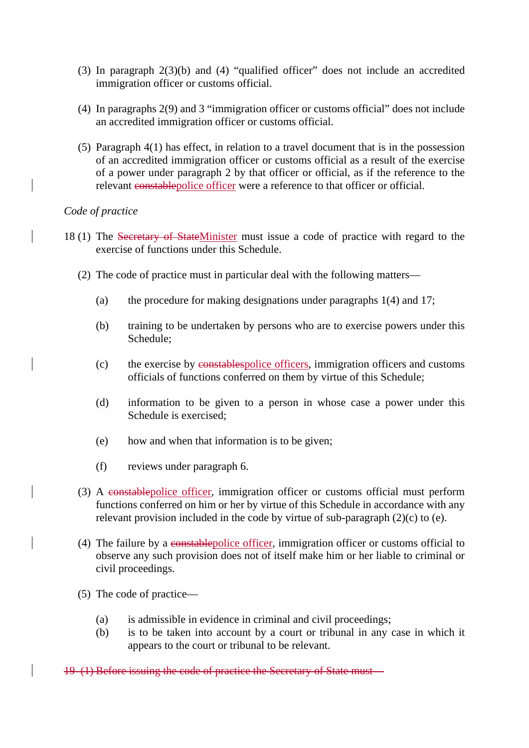(3) In paragraph 2(3)(b) and (4) "qualified officer" does not include an accredited immigration officer or customs official.

(4) In paragraphs 2(9) and 3 "immigration officer or customs official" does not include an accredited immigration officer or customs official.

(5) Paragraph 4(1) has effect, in relation to a travel document that is in the possession of an accredited immigration officer or customs official as a result of the exercise of a power under paragraph 2 by that officer or official, as if the reference to the relevant ~~constable~~police officer were a reference to that officer or official.

*Code of practice*

18 (1) The ~~Secretary of State~~Minister must issue a code of practice with regard to the exercise of functions under this Schedule.

(2) The code of practice must in particular deal with the following matters—

(a) the procedure for making designations under paragraphs 1(4) and 17;

(b) training to be undertaken by persons who are to exercise powers under this Schedule;

(c) the exercise by ~~constables~~police officers, immigration officers and customs officials of functions conferred on them by virtue of this Schedule;

(d) information to be given to a person in whose case a power under this Schedule is exercised;

(e) how and when that information is to be given;

(f) reviews under paragraph 6.

(3) A ~~constable~~police officer, immigration officer or customs official must perform functions conferred on him or her by virtue of this Schedule in accordance with any relevant provision included in the code by virtue of sub-paragraph (2)(c) to (e).

(4) The failure by a ~~constable~~police officer, immigration officer or customs official to observe any such provision does not of itself make him or her liable to criminal or civil proceedings.

(5) The code of practice—

(a) is admissible in evidence in criminal and civil proceedings;
(b) is to be taken into account by a court or tribunal in any case in which it appears to the court or tribunal to be relevant.

~~19 (1) Before issuing the code of practice the Secretary of State must—~~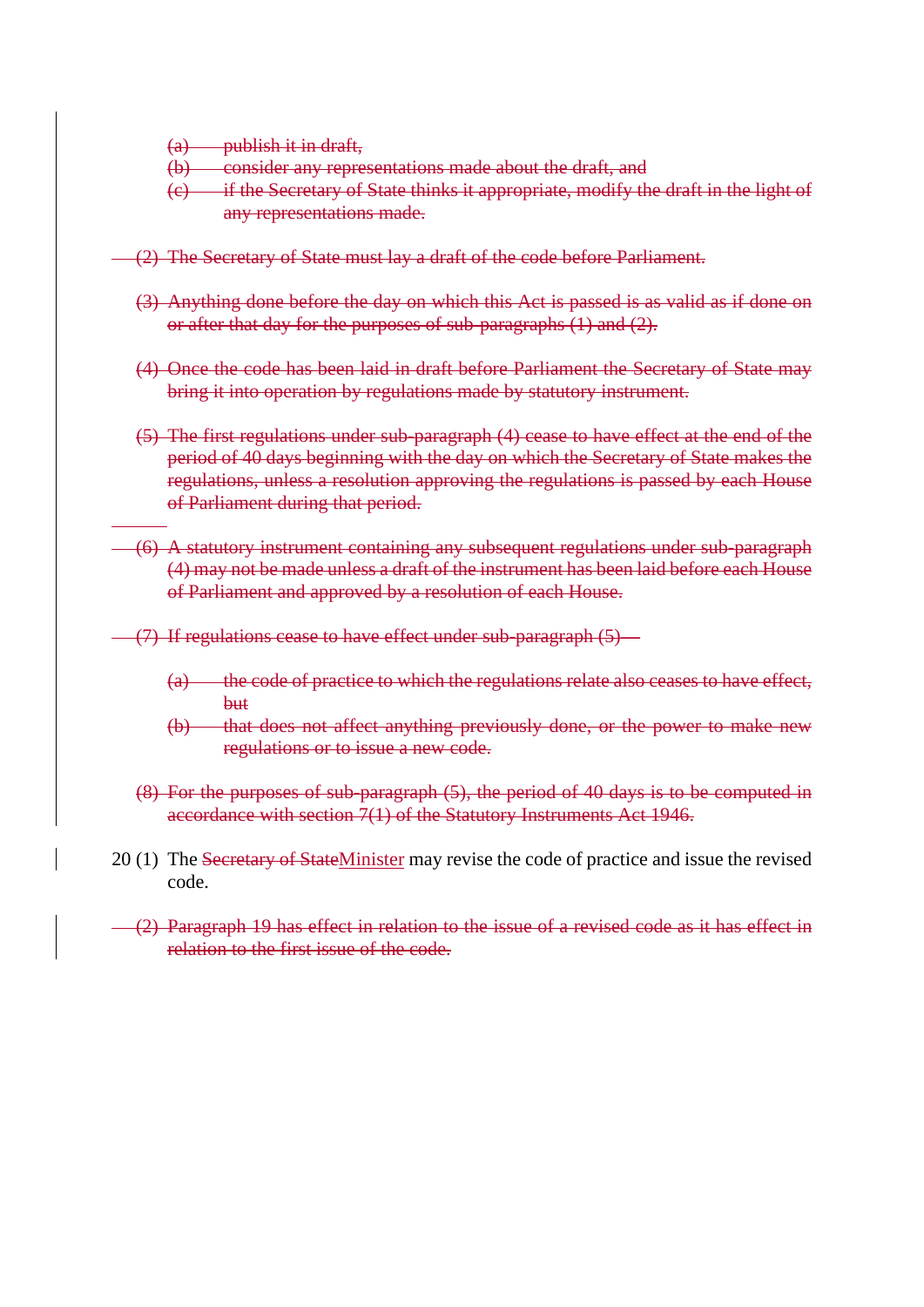~~(a) publish it in draft,~~
~~(b) consider any representations made about the draft, and~~
~~(c) if the Secretary of State thinks it appropriate, modify the draft in the light of any representations made.~~

~~(2) The Secretary of State must lay a draft of the code before Parliament.~~

~~(3) Anything done before the day on which this Act is passed is as valid as if done on or after that day for the purposes of sub-paragraphs (1) and (2).~~

~~(4) Once the code has been laid in draft before Parliament the Secretary of State may bring it into operation by regulations made by statutory instrument.~~

~~(5) The first regulations under sub-paragraph (4) cease to have effect at the end of the period of 40 days beginning with the day on which the Secretary of State makes the regulations, unless a resolution approving the regulations is passed by each House of Parliament during that period.~~

~~(6) A statutory instrument containing any subsequent regulations under sub-paragraph (4) may not be made unless a draft of the instrument has been laid before each House of Parliament and approved by a resolution of each House.~~

~~(7) If regulations cease to have effect under sub-paragraph (5)—~~

~~(a) the code of practice to which the regulations relate also ceases to have effect, but~~
~~(b) that does not affect anything previously done, or the power to make new regulations or to issue a new code.~~

~~(8) For the purposes of sub-paragraph (5), the period of 40 days is to be computed in accordance with section 7(1) of the Statutory Instruments Act 1946.~~

20 (1) The ~~Secretary of State~~<u>Minister</u> may revise the code of practice and issue the revised code.

~~(2) Paragraph 19 has effect in relation to the issue of a revised code as it has effect in relation to the first issue of the code.~~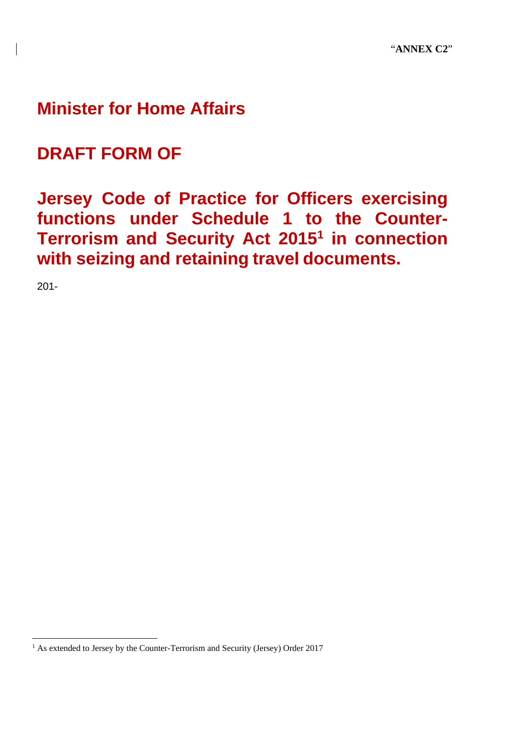"**ANNEX C2**"

# Minister for Home Affairs

# DRAFT FORM OF

# Jersey Code of Practice for Officers exercising functions under Schedule 1 to the Counter-Terrorism and Security Act 2015[1] in connection with seizing and retaining travel documents.

201-

[1] As extended to Jersey by the Counter-Terrorism and Security (Jersey) Order 2017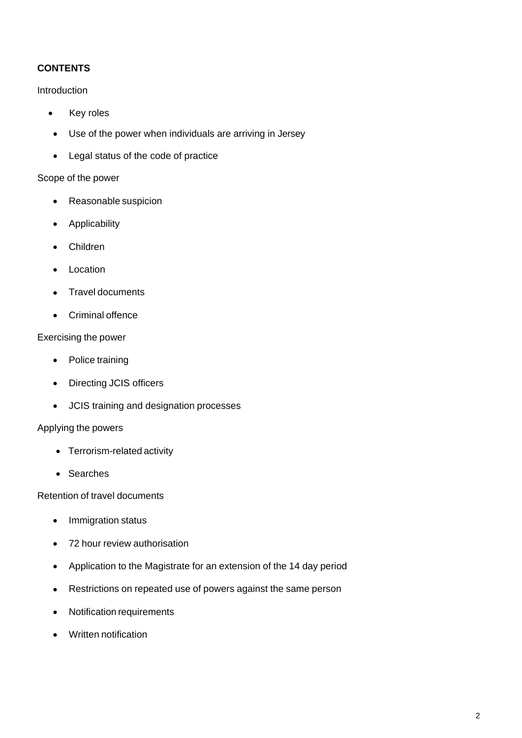**CONTENTS**

Introduction

- Key roles
- Use of the power when individuals are arriving in Jersey
- Legal status of the code of practice

Scope of the power

- Reasonable suspicion
- Applicability
- Children
- Location
- Travel documents
- Criminal offence

Exercising the power

- Police training
- Directing JCIS officers
- JCIS training and designation processes

Applying the powers

- Terrorism-related activity
- Searches

Retention of travel documents

- Immigration status
- 72 hour review authorisation
- Application to the Magistrate for an extension of the 14 day period
- Restrictions on repeated use of powers against the same person
- Notification requirements
- Written notification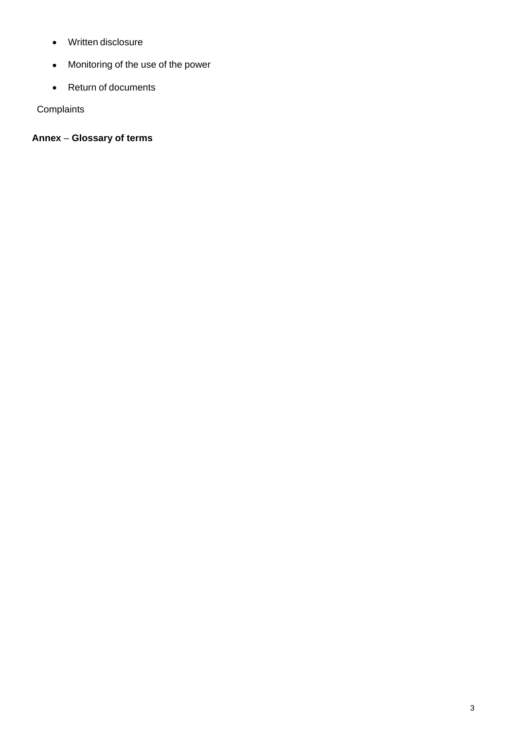- Written disclosure
- Monitoring of the use of the power
- Return of documents

Complaints

**Annex** – **Glossary of terms**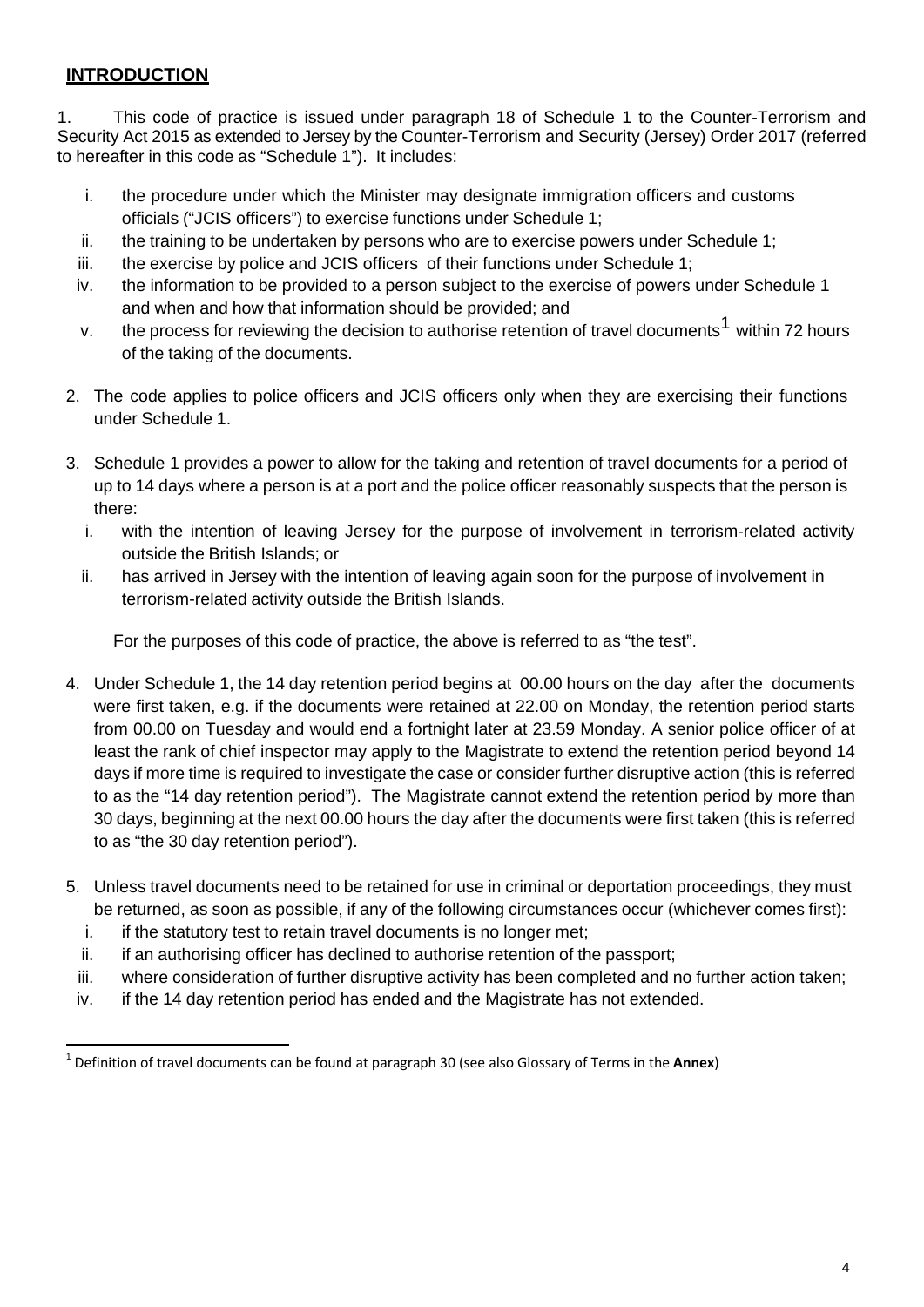## INTRODUCTION

1. This code of practice is issued under paragraph 18 of Schedule 1 to the Counter-Terrorism and Security Act 2015 as extended to Jersey by the Counter-Terrorism and Security (Jersey) Order 2017 (referred to hereafter in this code as "Schedule 1"). It includes:

   i. the procedure under which the Minister may designate immigration officers and customs officials ("JCIS officers") to exercise functions under Schedule 1;
   ii. the training to be undertaken by persons who are to exercise powers under Schedule 1;
   iii. the exercise by police and JCIS officers of their functions under Schedule 1;
   iv. the information to be provided to a person subject to the exercise of powers under Schedule 1 and when and how that information should be provided; and
   v. the process for reviewing the decision to authorise retention of travel documents[1] within 72 hours of the taking of the documents.

2. The code applies to police officers and JCIS officers only when they are exercising their functions under Schedule 1.

3. Schedule 1 provides a power to allow for the taking and retention of travel documents for a period of up to 14 days where a person is at a port and the police officer reasonably suspects that the person is there:
   i. with the intention of leaving Jersey for the purpose of involvement in terrorism-related activity outside the British Islands; or
   ii. has arrived in Jersey with the intention of leaving again soon for the purpose of involvement in terrorism-related activity outside the British Islands.

   For the purposes of this code of practice, the above is referred to as "the test".

4. Under Schedule 1, the 14 day retention period begins at 00.00 hours on the day after the documents were first taken, e.g. if the documents were retained at 22.00 on Monday, the retention period starts from 00.00 on Tuesday and would end a fortnight later at 23.59 Monday. A senior police officer of at least the rank of chief inspector may apply to the Magistrate to extend the retention period beyond 14 days if more time is required to investigate the case or consider further disruptive action (this is referred to as the "14 day retention period"). The Magistrate cannot extend the retention period by more than 30 days, beginning at the next 00.00 hours the day after the documents were first taken (this is referred to as "the 30 day retention period").

5. Unless travel documents need to be retained for use in criminal or deportation proceedings, they must be returned, as soon as possible, if any of the following circumstances occur (whichever comes first):
   i. if the statutory test to retain travel documents is no longer met;
   ii. if an authorising officer has declined to authorise retention of the passport;
   iii. where consideration of further disruptive activity has been completed and no further action taken;
   iv. if the 14 day retention period has ended and the Magistrate has not extended.

---

[1] Definition of travel documents can be found at paragraph 30 (see also Glossary of Terms in the **Annex**)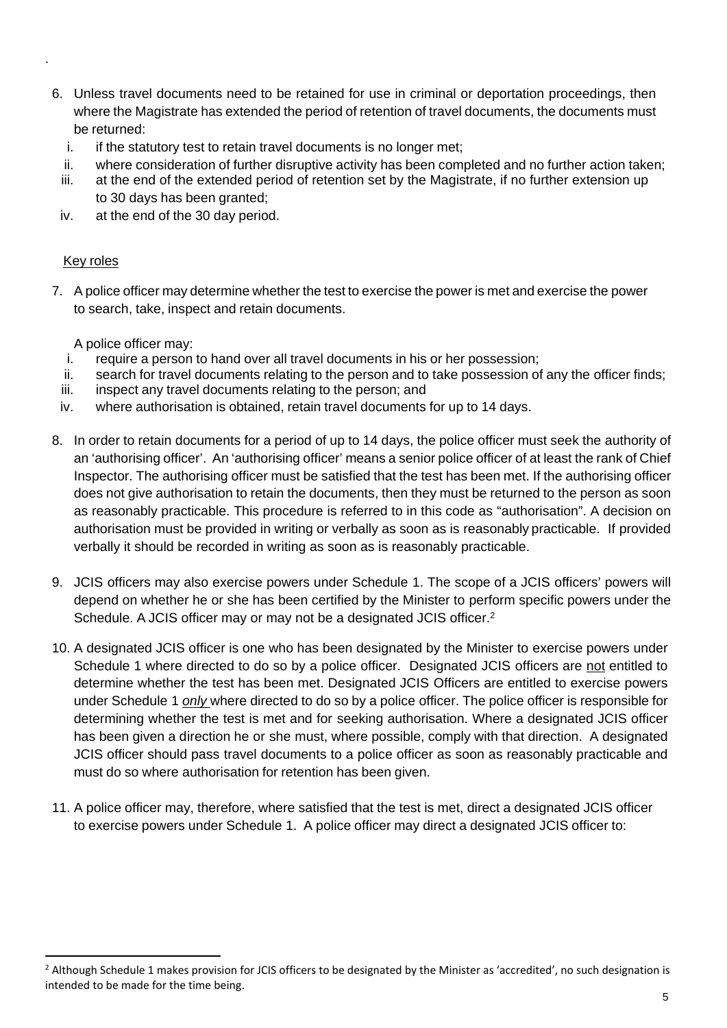6. Unless travel documents need to be retained for use in criminal or deportation proceedings, then where the Magistrate has extended the period of retention of travel documents, the documents must be returned:
   i. if the statutory test to retain travel documents is no longer met;
   ii. where consideration of further disruptive activity has been completed and no further action taken;
   iii. at the end of the extended period of retention set by the Magistrate, if no further extension up to 30 days has been granted;
   iv. at the end of the 30 day period.

<u>Key roles</u>

7. A police officer may determine whether the test to exercise the power is met and exercise the power to search, take, inspect and retain documents.

   A police officer may:
   i. require a person to hand over all travel documents in his or her possession;
   ii. search for travel documents relating to the person and to take possession of any the officer finds;
   iii. inspect any travel documents relating to the person; and
   iv. where authorisation is obtained, retain travel documents for up to 14 days.

8. In order to retain documents for a period of up to 14 days, the police officer must seek the authority of an 'authorising officer'. An 'authorising officer' means a senior police officer of at least the rank of Chief Inspector. The authorising officer must be satisfied that the test has been met. If the authorising officer does not give authorisation to retain the documents, then they must be returned to the person as soon as reasonably practicable. This procedure is referred to in this code as "authorisation". A decision on authorisation must be provided in writing or verbally as soon as is reasonably practicable. If provided verbally it should be recorded in writing as soon as is reasonably practicable.

9. JCIS officers may also exercise powers under Schedule 1. The scope of a JCIS officers' powers will depend on whether he or she has been certified by the Minister to perform specific powers under the Schedule. A JCIS officer may or may not be a designated JCIS officer.[2]

10. A designated JCIS officer is one who has been designated by the Minister to exercise powers under Schedule 1 where directed to do so by a police officer. Designated JCIS officers are <u>not</u> entitled to determine whether the test has been met. Designated JCIS Officers are entitled to exercise powers under Schedule 1 <u>*only*</u> where directed to do so by a police officer. The police officer is responsible for determining whether the test is met and for seeking authorisation. Where a designated JCIS officer has been given a direction he or she must, where possible, comply with that direction. A designated JCIS officer should pass travel documents to a police officer as soon as reasonably practicable and must do so where authorisation for retention has been given.

11. A police officer may, therefore, where satisfied that the test is met, direct a designated JCIS officer to exercise powers under Schedule 1. A police officer may direct a designated JCIS officer to:

---

[2] Although Schedule 1 makes provision for JCIS officers to be designated by the Minister as 'accredited', no such designation is intended to be made for the time being.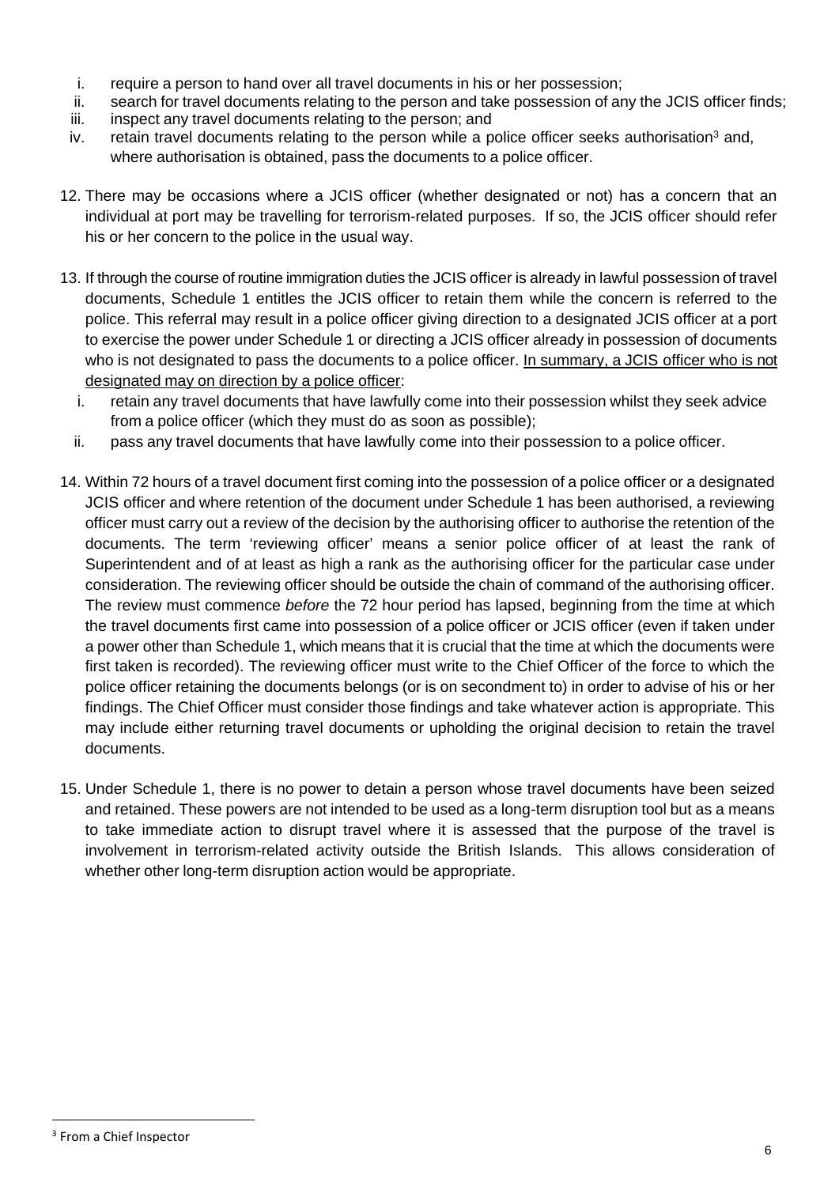i. require a person to hand over all travel documents in his or her possession;
ii. search for travel documents relating to the person and take possession of any the JCIS officer finds;
iii. inspect any travel documents relating to the person; and
iv. retain travel documents relating to the person while a police officer seeks authorisation[3] and, where authorisation is obtained, pass the documents to a police officer.

12. There may be occasions where a JCIS officer (whether designated or not) has a concern that an individual at port may be travelling for terrorism-related purposes. If so, the JCIS officer should refer his or her concern to the police in the usual way.

13. If through the course of routine immigration duties the JCIS officer is already in lawful possession of travel documents, Schedule 1 entitles the JCIS officer to retain them while the concern is referred to the police. This referral may result in a police officer giving direction to a designated JCIS officer at a port to exercise the power under Schedule 1 or directing a JCIS officer already in possession of documents who is not designated to pass the documents to a police officer. In summary, a JCIS officer who is not designated may on direction by a police officer:
    i. retain any travel documents that have lawfully come into their possession whilst they seek advice from a police officer (which they must do as soon as possible);
    ii. pass any travel documents that have lawfully come into their possession to a police officer.

14. Within 72 hours of a travel document first coming into the possession of a police officer or a designated JCIS officer and where retention of the document under Schedule 1 has been authorised, a reviewing officer must carry out a review of the decision by the authorising officer to authorise the retention of the documents. The term 'reviewing officer' means a senior police officer of at least the rank of Superintendent and of at least as high a rank as the authorising officer for the particular case under consideration. The reviewing officer should be outside the chain of command of the authorising officer. The review must commence *before* the 72 hour period has lapsed, beginning from the time at which the travel documents first came into possession of a police officer or JCIS officer (even if taken under a power other than Schedule 1, which means that it is crucial that the time at which the documents were first taken is recorded). The reviewing officer must write to the Chief Officer of the force to which the police officer retaining the documents belongs (or is on secondment to) in order to advise of his or her findings. The Chief Officer must consider those findings and take whatever action is appropriate. This may include either returning travel documents or upholding the original decision to retain the travel documents.

15. Under Schedule 1, there is no power to detain a person whose travel documents have been seized and retained. These powers are not intended to be used as a long-term disruption tool but as a means to take immediate action to disrupt travel where it is assessed that the purpose of the travel is involvement in terrorism-related activity outside the British Islands. This allows consideration of whether other long-term disruption action would be appropriate.

[3] From a Chief Inspector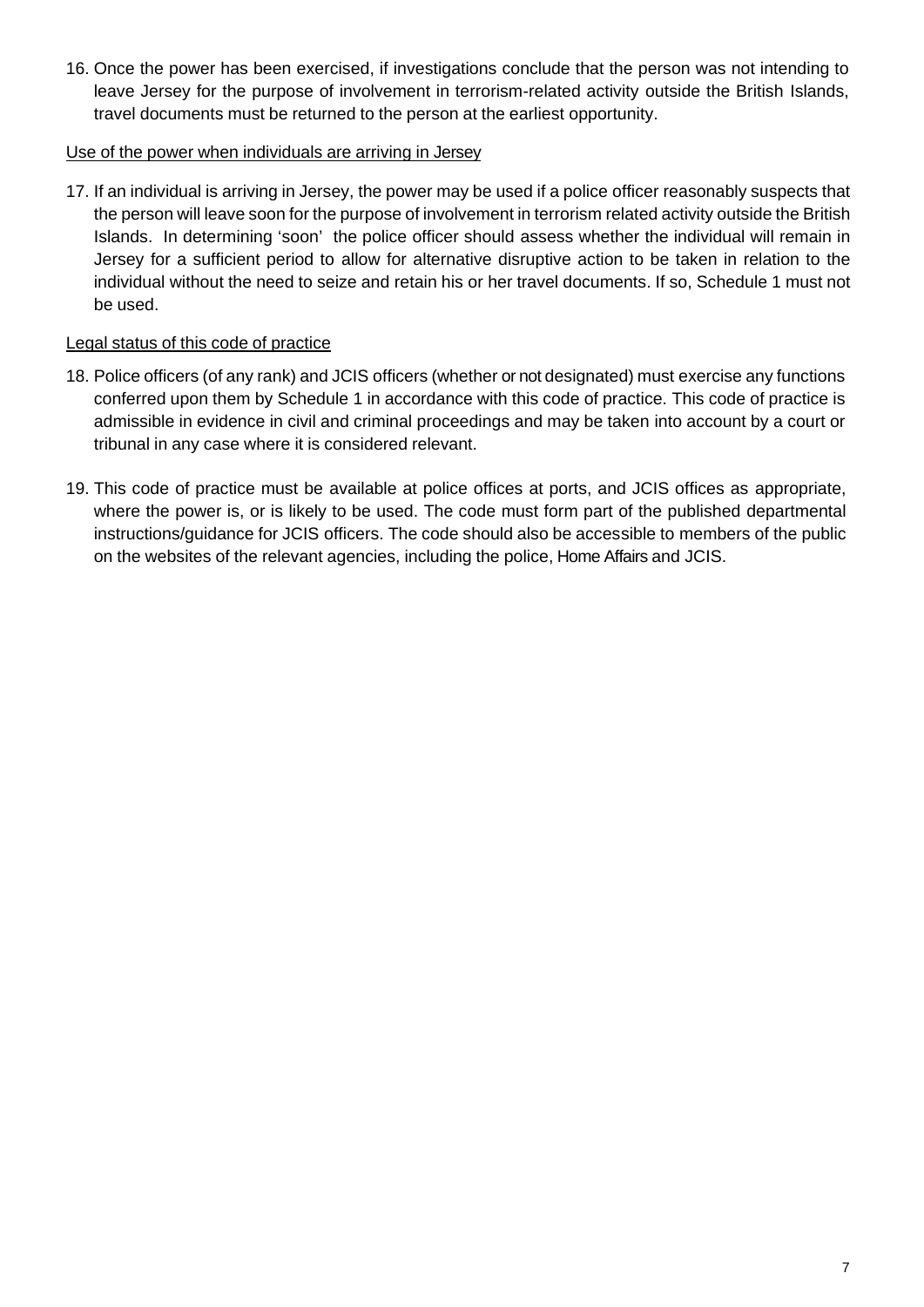16. Once the power has been exercised, if investigations conclude that the person was not intending to leave Jersey for the purpose of involvement in terrorism-related activity outside the British Islands, travel documents must be returned to the person at the earliest opportunity.

Use of the power when individuals are arriving in Jersey

17. If an individual is arriving in Jersey, the power may be used if a police officer reasonably suspects that the person will leave soon for the purpose of involvement in terrorism related activity outside the British Islands. In determining 'soon' the police officer should assess whether the individual will remain in Jersey for a sufficient period to allow for alternative disruptive action to be taken in relation to the individual without the need to seize and retain his or her travel documents. If so, Schedule 1 must not be used.

Legal status of this code of practice

18. Police officers (of any rank) and JCIS officers (whether or not designated) must exercise any functions conferred upon them by Schedule 1 in accordance with this code of practice. This code of practice is admissible in evidence in civil and criminal proceedings and may be taken into account by a court or tribunal in any case where it is considered relevant.

19. This code of practice must be available at police offices at ports, and JCIS offices as appropriate, where the power is, or is likely to be used. The code must form part of the published departmental instructions/guidance for JCIS officers. The code should also be accessible to members of the public on the websites of the relevant agencies, including the police, Home Affairs and JCIS.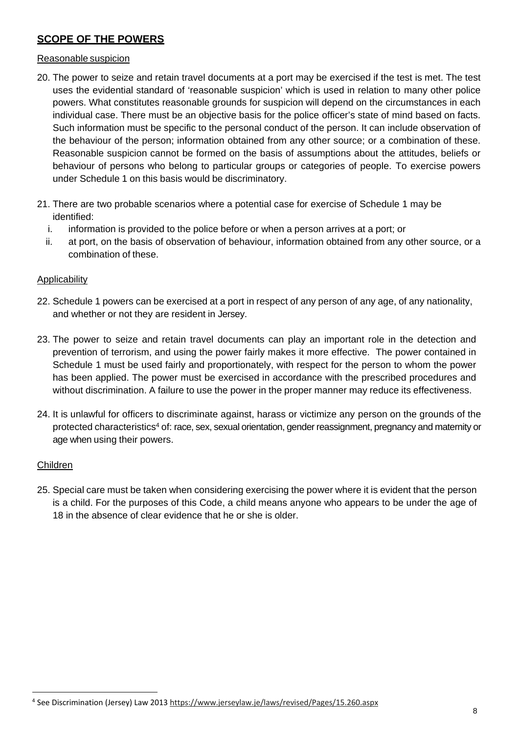## SCOPE OF THE POWERS

Reasonable suspicion

20. The power to seize and retain travel documents at a port may be exercised if the test is met. The test uses the evidential standard of 'reasonable suspicion' which is used in relation to many other police powers. What constitutes reasonable grounds for suspicion will depend on the circumstances in each individual case. There must be an objective basis for the police officer's state of mind based on facts. Such information must be specific to the personal conduct of the person. It can include observation of the behaviour of the person; information obtained from any other source; or a combination of these. Reasonable suspicion cannot be formed on the basis of assumptions about the attitudes, beliefs or behaviour of persons who belong to particular groups or categories of people. To exercise powers under Schedule 1 on this basis would be discriminatory.

21. There are two probable scenarios where a potential case for exercise of Schedule 1 may be identified:
    i. information is provided to the police before or when a person arrives at a port; or
    ii. at port, on the basis of observation of behaviour, information obtained from any other source, or a combination of these.

Applicability

22. Schedule 1 powers can be exercised at a port in respect of any person of any age, of any nationality, and whether or not they are resident in Jersey.

23. The power to seize and retain travel documents can play an important role in the detection and prevention of terrorism, and using the power fairly makes it more effective. The power contained in Schedule 1 must be used fairly and proportionately, with respect for the person to whom the power has been applied. The power must be exercised in accordance with the prescribed procedures and without discrimination. A failure to use the power in the proper manner may reduce its effectiveness.

24. It is unlawful for officers to discriminate against, harass or victimize any person on the grounds of the protected characteristics[4] of: race, sex, sexual orientation, gender reassignment, pregnancy and maternity or age when using their powers.

Children

25. Special care must be taken when considering exercising the power where it is evident that the person is a child. For the purposes of this Code, a child means anyone who appears to be under the age of 18 in the absence of clear evidence that he or she is older.

[4] See Discrimination (Jersey) Law 2013 https://www.jerseylaw.je/laws/revised/Pages/15.260.aspx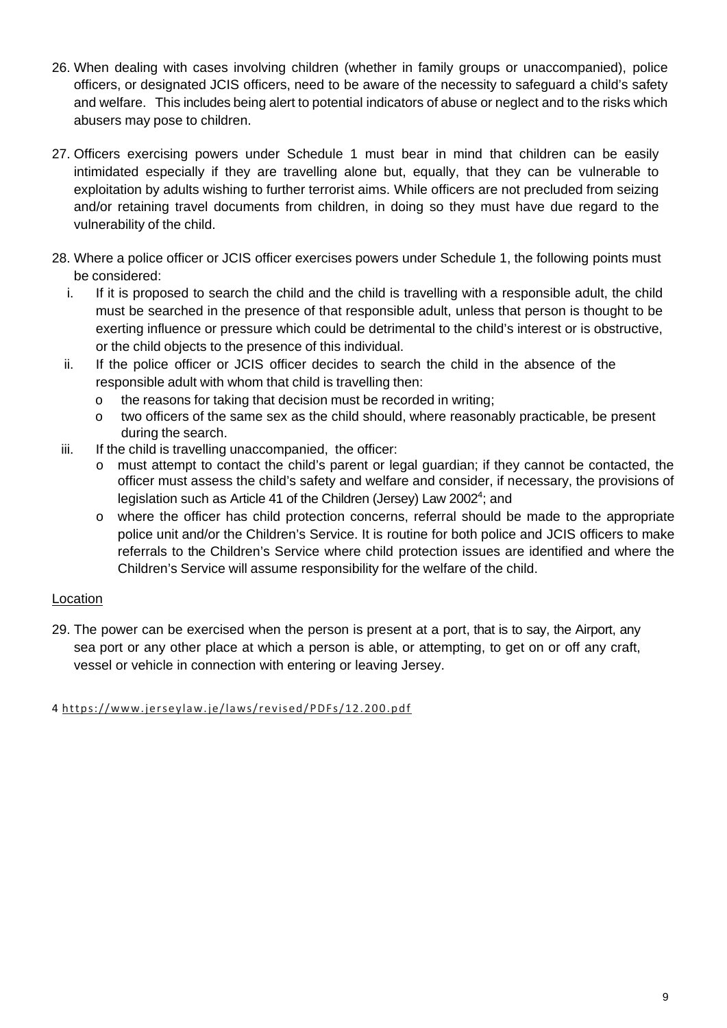26. When dealing with cases involving children (whether in family groups or unaccompanied), police officers, or designated JCIS officers, need to be aware of the necessity to safeguard a child's safety and welfare. This includes being alert to potential indicators of abuse or neglect and to the risks which abusers may pose to children.

27. Officers exercising powers under Schedule 1 must bear in mind that children can be easily intimidated especially if they are travelling alone but, equally, that they can be vulnerable to exploitation by adults wishing to further terrorist aims. While officers are not precluded from seizing and/or retaining travel documents from children, in doing so they must have due regard to the vulnerability of the child.

28. Where a police officer or JCIS officer exercises powers under Schedule 1, the following points must be considered:
    i. If it is proposed to search the child and the child is travelling with a responsible adult, the child must be searched in the presence of that responsible adult, unless that person is thought to be exerting influence or pressure which could be detrimental to the child's interest or is obstructive, or the child objects to the presence of this individual.
    ii. If the police officer or JCIS officer decides to search the child in the absence of the responsible adult with whom that child is travelling then:
        - the reasons for taking that decision must be recorded in writing;
        - two officers of the same sex as the child should, where reasonably practicable, be present during the search.
    iii. If the child is travelling unaccompanied, the officer:
        - must attempt to contact the child's parent or legal guardian; if they cannot be contacted, the officer must assess the child's safety and welfare and consider, if necessary, the provisions of legislation such as Article 41 of the Children (Jersey) Law 2002[4]; and
        - where the officer has child protection concerns, referral should be made to the appropriate police unit and/or the Children's Service. It is routine for both police and JCIS officers to make referrals to the Children's Service where child protection issues are identified and where the Children's Service will assume responsibility for the welfare of the child.

Location

29. The power can be exercised when the person is present at a port, that is to say, the Airport, any sea port or any other place at which a person is able, or attempting, to get on or off any craft, vessel or vehicle in connection with entering or leaving Jersey.

4 https://www.jerseylaw.je/laws/revised/PDFs/12.200.pdf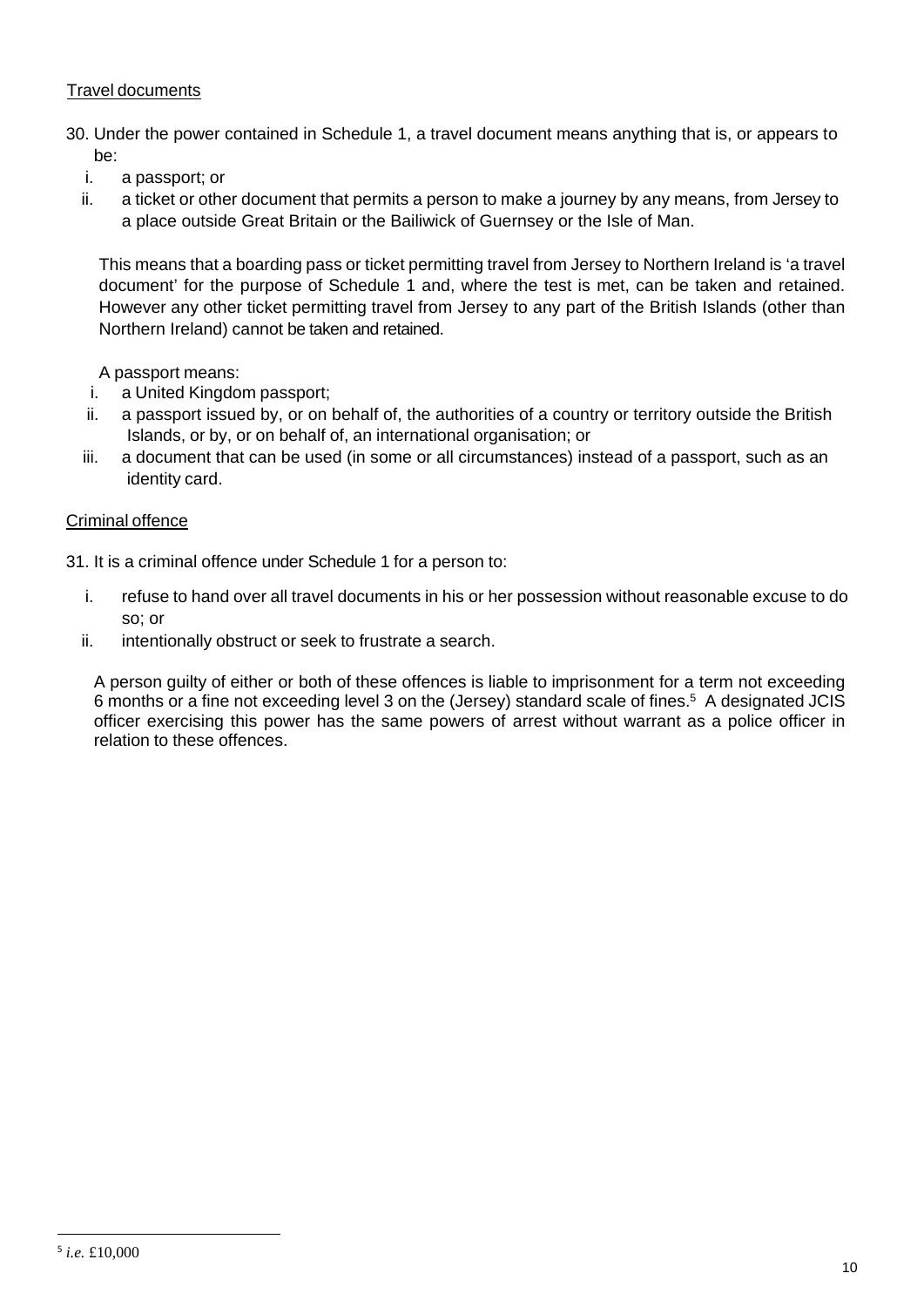Travel documents

30. Under the power contained in Schedule 1, a travel document means anything that is, or appears to be:
   i. a passport; or
   ii. a ticket or other document that permits a person to make a journey by any means, from Jersey to a place outside Great Britain or the Bailiwick of Guernsey or the Isle of Man.

   This means that a boarding pass or ticket permitting travel from Jersey to Northern Ireland is 'a travel document' for the purpose of Schedule 1 and, where the test is met, can be taken and retained. However any other ticket permitting travel from Jersey to any part of the British Islands (other than Northern Ireland) cannot be taken and retained.

   A passport means:
   i. a United Kingdom passport;
   ii. a passport issued by, or on behalf of, the authorities of a country or territory outside the British Islands, or by, or on behalf of, an international organisation; or
   iii. a document that can be used (in some or all circumstances) instead of a passport, such as an identity card.

Criminal offence

31. It is a criminal offence under Schedule 1 for a person to:

   i. refuse to hand over all travel documents in his or her possession without reasonable excuse to do so; or
   ii. intentionally obstruct or seek to frustrate a search.

   A person guilty of either or both of these offences is liable to imprisonment for a term not exceeding 6 months or a fine not exceeding level 3 on the (Jersey) standard scale of fines.[5] A designated JCIS officer exercising this power has the same powers of arrest without warrant as a police officer in relation to these offences.

[5] *i.e.* £10,000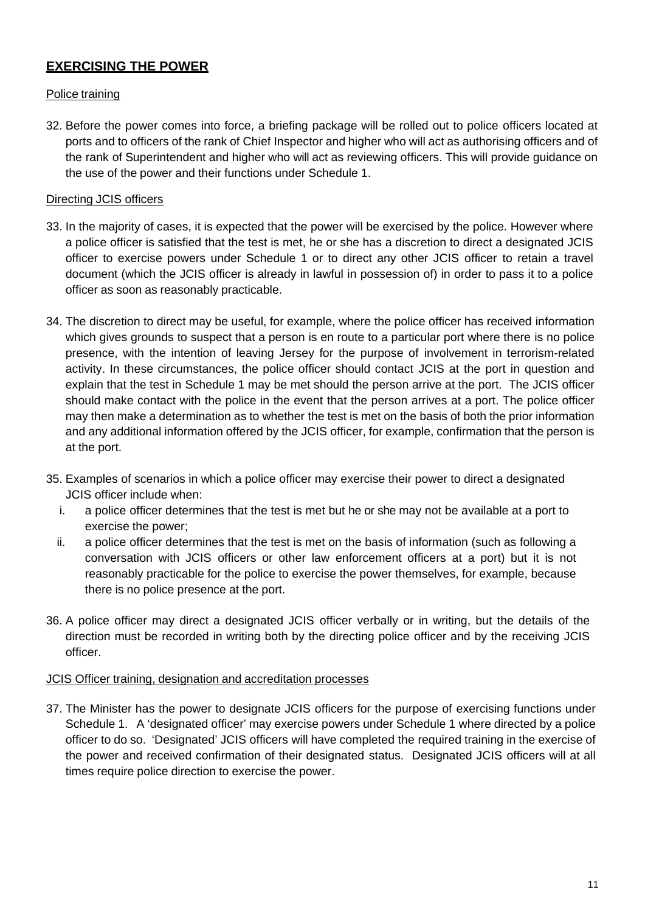## EXERCISING THE POWER

### Police training

32. Before the power comes into force, a briefing package will be rolled out to police officers located at ports and to officers of the rank of Chief Inspector and higher who will act as authorising officers and of the rank of Superintendent and higher who will act as reviewing officers. This will provide guidance on the use of the power and their functions under Schedule 1.

### Directing JCIS officers

33. In the majority of cases, it is expected that the power will be exercised by the police. However where a police officer is satisfied that the test is met, he or she has a discretion to direct a designated JCIS officer to exercise powers under Schedule 1 or to direct any other JCIS officer to retain a travel document (which the JCIS officer is already in lawful in possession of) in order to pass it to a police officer as soon as reasonably practicable.

34. The discretion to direct may be useful, for example, where the police officer has received information which gives grounds to suspect that a person is en route to a particular port where there is no police presence, with the intention of leaving Jersey for the purpose of involvement in terrorism-related activity. In these circumstances, the police officer should contact JCIS at the port in question and explain that the test in Schedule 1 may be met should the person arrive at the port. The JCIS officer should make contact with the police in the event that the person arrives at a port. The police officer may then make a determination as to whether the test is met on the basis of both the prior information and any additional information offered by the JCIS officer, for example, confirmation that the person is at the port.

35. Examples of scenarios in which a police officer may exercise their power to direct a designated JCIS officer include when:
    i. a police officer determines that the test is met but he or she may not be available at a port to exercise the power;
    ii. a police officer determines that the test is met on the basis of information (such as following a conversation with JCIS officers or other law enforcement officers at a port) but it is not reasonably practicable for the police to exercise the power themselves, for example, because there is no police presence at the port.

36. A police officer may direct a designated JCIS officer verbally or in writing, but the details of the direction must be recorded in writing both by the directing police officer and by the receiving JCIS officer.

### JCIS Officer training, designation and accreditation processes

37. The Minister has the power to designate JCIS officers for the purpose of exercising functions under Schedule 1. A 'designated officer' may exercise powers under Schedule 1 where directed by a police officer to do so. 'Designated' JCIS officers will have completed the required training in the exercise of the power and received confirmation of their designated status. Designated JCIS officers will at all times require police direction to exercise the power.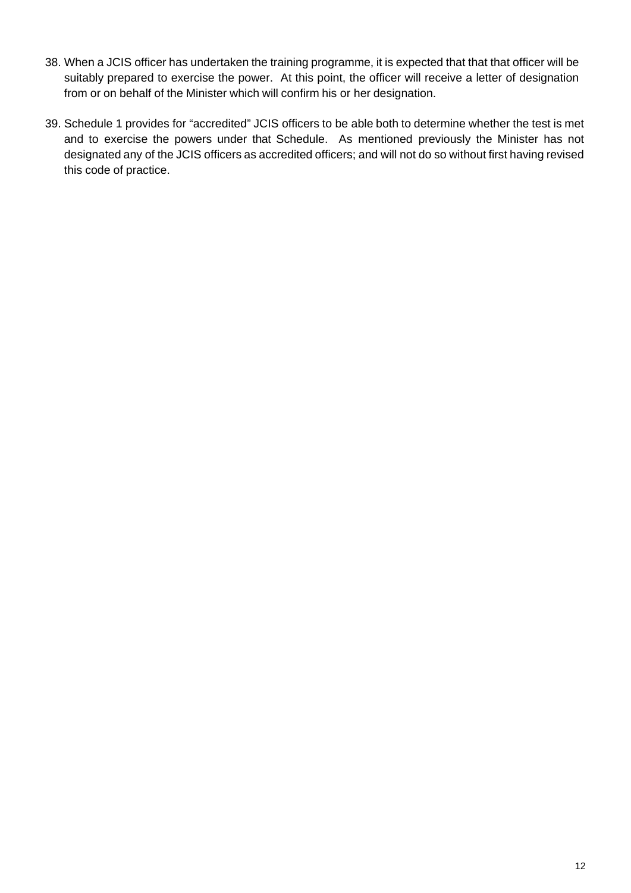38. When a JCIS officer has undertaken the training programme, it is expected that that that officer will be suitably prepared to exercise the power. At this point, the officer will receive a letter of designation from or on behalf of the Minister which will confirm his or her designation.

39. Schedule 1 provides for "accredited" JCIS officers to be able both to determine whether the test is met and to exercise the powers under that Schedule. As mentioned previously the Minister has not designated any of the JCIS officers as accredited officers; and will not do so without first having revised this code of practice.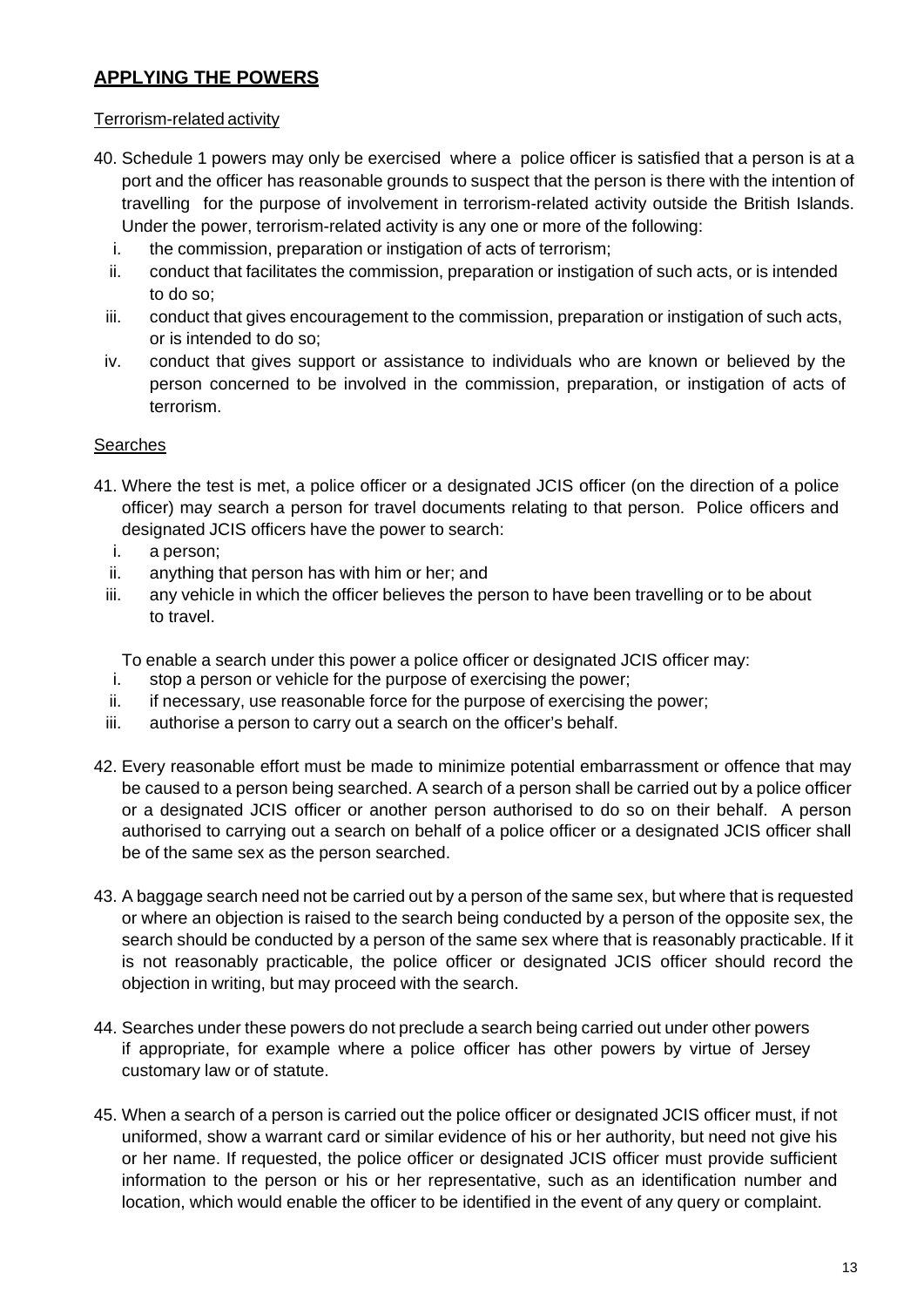## **APPLYING THE POWERS**

Terrorism-related activity

40. Schedule 1 powers may only be exercised where a police officer is satisfied that a person is at a port and the officer has reasonable grounds to suspect that the person is there with the intention of travelling for the purpose of involvement in terrorism-related activity outside the British Islands. Under the power, terrorism-related activity is any one or more of the following:
    i. the commission, preparation or instigation of acts of terrorism;
    ii. conduct that facilitates the commission, preparation or instigation of such acts, or is intended to do so;
    iii. conduct that gives encouragement to the commission, preparation or instigation of such acts, or is intended to do so;
    iv. conduct that gives support or assistance to individuals who are known or believed by the person concerned to be involved in the commission, preparation, or instigation of acts of terrorism.

Searches

41. Where the test is met, a police officer or a designated JCIS officer (on the direction of a police officer) may search a person for travel documents relating to that person. Police officers and designated JCIS officers have the power to search:
    i. a person;
    ii. anything that person has with him or her; and
    iii. any vehicle in which the officer believes the person to have been travelling or to be about to travel.

    To enable a search under this power a police officer or designated JCIS officer may:
    i. stop a person or vehicle for the purpose of exercising the power;
    ii. if necessary, use reasonable force for the purpose of exercising the power;
    iii. authorise a person to carry out a search on the officer's behalf.

42. Every reasonable effort must be made to minimize potential embarrassment or offence that may be caused to a person being searched. A search of a person shall be carried out by a police officer or a designated JCIS officer or another person authorised to do so on their behalf. A person authorised to carrying out a search on behalf of a police officer or a designated JCIS officer shall be of the same sex as the person searched.

43. A baggage search need not be carried out by a person of the same sex, but where that is requested or where an objection is raised to the search being conducted by a person of the opposite sex, the search should be conducted by a person of the same sex where that is reasonably practicable. If it is not reasonably practicable, the police officer or designated JCIS officer should record the objection in writing, but may proceed with the search.

44. Searches under these powers do not preclude a search being carried out under other powers if appropriate, for example where a police officer has other powers by virtue of Jersey customary law or of statute.

45. When a search of a person is carried out the police officer or designated JCIS officer must, if not uniformed, show a warrant card or similar evidence of his or her authority, but need not give his or her name. If requested, the police officer or designated JCIS officer must provide sufficient information to the person or his or her representative, such as an identification number and location, which would enable the officer to be identified in the event of any query or complaint.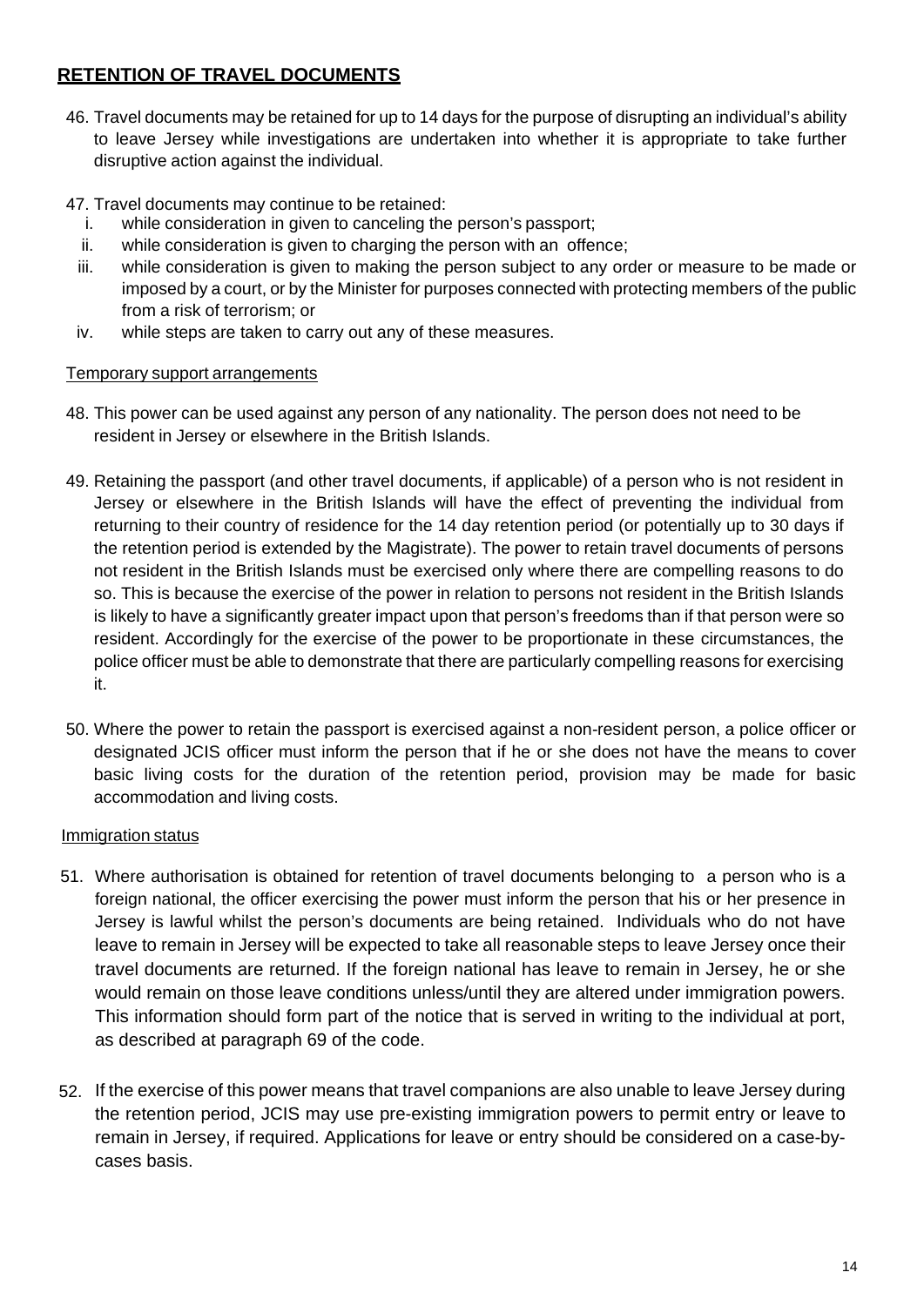## **RETENTION OF TRAVEL DOCUMENTS**

46. Travel documents may be retained for up to 14 days for the purpose of disrupting an individual's ability to leave Jersey while investigations are undertaken into whether it is appropriate to take further disruptive action against the individual.

47. Travel documents may continue to be retained:
    i. while consideration in given to canceling the person's passport;
    ii. while consideration is given to charging the person with an offence;
    iii. while consideration is given to making the person subject to any order or measure to be made or imposed by a court, or by the Minister for purposes connected with protecting members of the public from a risk of terrorism; or
    iv. while steps are taken to carry out any of these measures.

Temporary support arrangements

48. This power can be used against any person of any nationality. The person does not need to be resident in Jersey or elsewhere in the British Islands.

49. Retaining the passport (and other travel documents, if applicable) of a person who is not resident in Jersey or elsewhere in the British Islands will have the effect of preventing the individual from returning to their country of residence for the 14 day retention period (or potentially up to 30 days if the retention period is extended by the Magistrate). The power to retain travel documents of persons not resident in the British Islands must be exercised only where there are compelling reasons to do so. This is because the exercise of the power in relation to persons not resident in the British Islands is likely to have a significantly greater impact upon that person's freedoms than if that person were so resident. Accordingly for the exercise of the power to be proportionate in these circumstances, the police officer must be able to demonstrate that there are particularly compelling reasons for exercising it.

50. Where the power to retain the passport is exercised against a non-resident person, a police officer or designated JCIS officer must inform the person that if he or she does not have the means to cover basic living costs for the duration of the retention period, provision may be made for basic accommodation and living costs.

Immigration status

51. Where authorisation is obtained for retention of travel documents belonging to a person who is a foreign national, the officer exercising the power must inform the person that his or her presence in Jersey is lawful whilst the person's documents are being retained. Individuals who do not have leave to remain in Jersey will be expected to take all reasonable steps to leave Jersey once their travel documents are returned. If the foreign national has leave to remain in Jersey, he or she would remain on those leave conditions unless/until they are altered under immigration powers. This information should form part of the notice that is served in writing to the individual at port, as described at paragraph 69 of the code.

52. If the exercise of this power means that travel companions are also unable to leave Jersey during the retention period, JCIS may use pre-existing immigration powers to permit entry or leave to remain in Jersey, if required. Applications for leave or entry should be considered on a case-by-cases basis.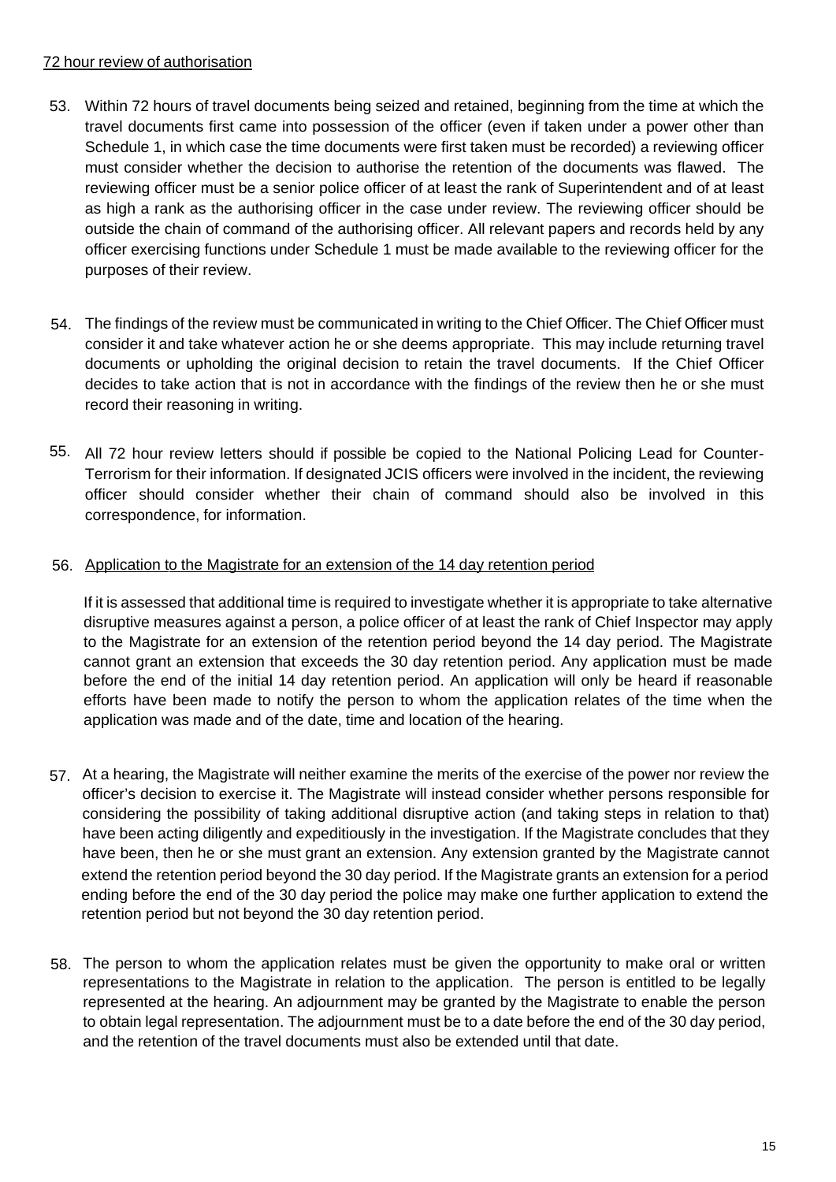72 hour review of authorisation

53. Within 72 hours of travel documents being seized and retained, beginning from the time at which the travel documents first came into possession of the officer (even if taken under a power other than Schedule 1, in which case the time documents were first taken must be recorded) a reviewing officer must consider whether the decision to authorise the retention of the documents was flawed. The reviewing officer must be a senior police officer of at least the rank of Superintendent and of at least as high a rank as the authorising officer in the case under review. The reviewing officer should be outside the chain of command of the authorising officer. All relevant papers and records held by any officer exercising functions under Schedule 1 must be made available to the reviewing officer for the purposes of their review.

54. The findings of the review must be communicated in writing to the Chief Officer. The Chief Officer must consider it and take whatever action he or she deems appropriate. This may include returning travel documents or upholding the original decision to retain the travel documents. If the Chief Officer decides to take action that is not in accordance with the findings of the review then he or she must record their reasoning in writing.

55. All 72 hour review letters should if possible be copied to the National Policing Lead for Counter-Terrorism for their information. If designated JCIS officers were involved in the incident, the reviewing officer should consider whether their chain of command should also be involved in this correspondence, for information.

56. Application to the Magistrate for an extension of the 14 day retention period

If it is assessed that additional time is required to investigate whether it is appropriate to take alternative disruptive measures against a person, a police officer of at least the rank of Chief Inspector may apply to the Magistrate for an extension of the retention period beyond the 14 day period. The Magistrate cannot grant an extension that exceeds the 30 day retention period. Any application must be made before the end of the initial 14 day retention period. An application will only be heard if reasonable efforts have been made to notify the person to whom the application relates of the time when the application was made and of the date, time and location of the hearing.

57. At a hearing, the Magistrate will neither examine the merits of the exercise of the power nor review the officer's decision to exercise it. The Magistrate will instead consider whether persons responsible for considering the possibility of taking additional disruptive action (and taking steps in relation to that) have been acting diligently and expeditiously in the investigation. If the Magistrate concludes that they have been, then he or she must grant an extension. Any extension granted by the Magistrate cannot extend the retention period beyond the 30 day period. If the Magistrate grants an extension for a period ending before the end of the 30 day period the police may make one further application to extend the retention period but not beyond the 30 day retention period.

58. The person to whom the application relates must be given the opportunity to make oral or written representations to the Magistrate in relation to the application. The person is entitled to be legally represented at the hearing. An adjournment may be granted by the Magistrate to enable the person to obtain legal representation. The adjournment must be to a date before the end of the 30 day period, and the retention of the travel documents must also be extended until that date.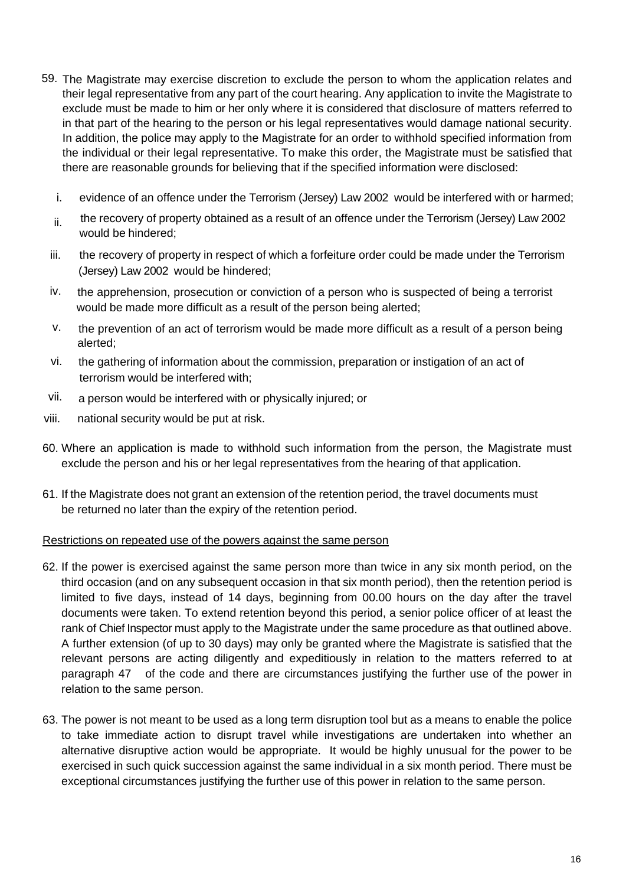59. The Magistrate may exercise discretion to exclude the person to whom the application relates and their legal representative from any part of the court hearing. Any application to invite the Magistrate to exclude must be made to him or her only where it is considered that disclosure of matters referred to in that part of the hearing to the person or his legal representatives would damage national security. In addition, the police may apply to the Magistrate for an order to withhold specified information from the individual or their legal representative. To make this order, the Magistrate must be satisfied that there are reasonable grounds for believing that if the specified information were disclosed:

    i. evidence of an offence under the Terrorism (Jersey) Law 2002 would be interfered with or harmed;
    ii. the recovery of property obtained as a result of an offence under the Terrorism (Jersey) Law 2002 would be hindered;
    iii. the recovery of property in respect of which a forfeiture order could be made under the Terrorism (Jersey) Law 2002 would be hindered;
    iv. the apprehension, prosecution or conviction of a person who is suspected of being a terrorist would be made more difficult as a result of the person being alerted;
    v. the prevention of an act of terrorism would be made more difficult as a result of a person being alerted;
    vi. the gathering of information about the commission, preparation or instigation of an act of terrorism would be interfered with;
    vii. a person would be interfered with or physically injured; or
    viii. national security would be put at risk.

60. Where an application is made to withhold such information from the person, the Magistrate must exclude the person and his or her legal representatives from the hearing of that application.

61. If the Magistrate does not grant an extension of the retention period, the travel documents must be returned no later than the expiry of the retention period.

<u>Restrictions on repeated use of the powers against the same person</u>

62. If the power is exercised against the same person more than twice in any six month period, on the third occasion (and on any subsequent occasion in that six month period), then the retention period is limited to five days, instead of 14 days, beginning from 00.00 hours on the day after the travel documents were taken. To extend retention beyond this period, a senior police officer of at least the rank of Chief Inspector must apply to the Magistrate under the same procedure as that outlined above. A further extension (of up to 30 days) may only be granted where the Magistrate is satisfied that the relevant persons are acting diligently and expeditiously in relation to the matters referred to at paragraph 47 of the code and there are circumstances justifying the further use of the power in relation to the same person.

63. The power is not meant to be used as a long term disruption tool but as a means to enable the police to take immediate action to disrupt travel while investigations are undertaken into whether an alternative disruptive action would be appropriate. It would be highly unusual for the power to be exercised in such quick succession against the same individual in a six month period. There must be exceptional circumstances justifying the further use of this power in relation to the same person.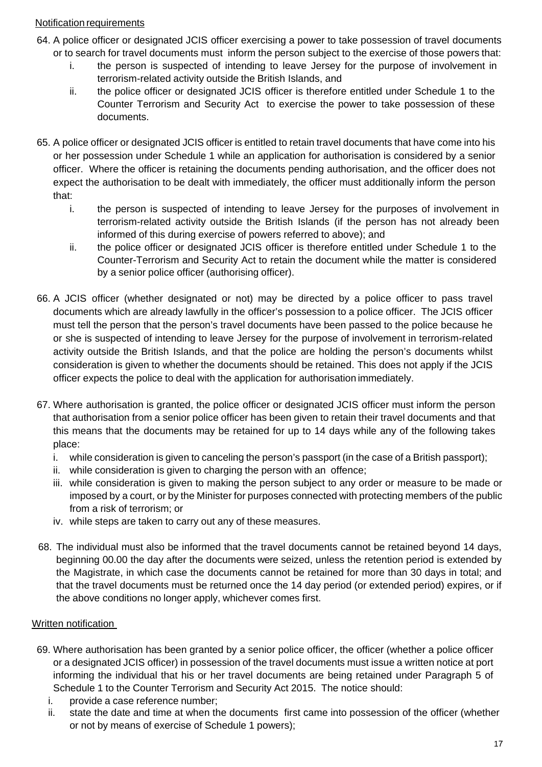Notification requirements

64. A police officer or designated JCIS officer exercising a power to take possession of travel documents or to search for travel documents must inform the person subject to the exercise of those powers that:
    i. the person is suspected of intending to leave Jersey for the purpose of involvement in terrorism-related activity outside the British Islands, and
    ii. the police officer or designated JCIS officer is therefore entitled under Schedule 1 to the Counter Terrorism and Security Act to exercise the power to take possession of these documents.

65. A police officer or designated JCIS officer is entitled to retain travel documents that have come into his or her possession under Schedule 1 while an application for authorisation is considered by a senior officer. Where the officer is retaining the documents pending authorisation, and the officer does not expect the authorisation to be dealt with immediately, the officer must additionally inform the person that:
    i. the person is suspected of intending to leave Jersey for the purposes of involvement in terrorism-related activity outside the British Islands (if the person has not already been informed of this during exercise of powers referred to above); and
    ii. the police officer or designated JCIS officer is therefore entitled under Schedule 1 to the Counter-Terrorism and Security Act to retain the document while the matter is considered by a senior police officer (authorising officer).

66. A JCIS officer (whether designated or not) may be directed by a police officer to pass travel documents which are already lawfully in the officer's possession to a police officer. The JCIS officer must tell the person that the person's travel documents have been passed to the police because he or she is suspected of intending to leave Jersey for the purpose of involvement in terrorism-related activity outside the British Islands, and that the police are holding the person's documents whilst consideration is given to whether the documents should be retained. This does not apply if the JCIS officer expects the police to deal with the application for authorisation immediately.

67. Where authorisation is granted, the police officer or designated JCIS officer must inform the person that authorisation from a senior police officer has been given to retain their travel documents and that this means that the documents may be retained for up to 14 days while any of the following takes place:
    i. while consideration is given to canceling the person's passport (in the case of a British passport);
    ii. while consideration is given to charging the person with an offence;
    iii. while consideration is given to making the person subject to any order or measure to be made or imposed by a court, or by the Minister for purposes connected with protecting members of the public from a risk of terrorism; or
    iv. while steps are taken to carry out any of these measures.

68. The individual must also be informed that the travel documents cannot be retained beyond 14 days, beginning 00.00 the day after the documents were seized, unless the retention period is extended by the Magistrate, in which case the documents cannot be retained for more than 30 days in total; and that the travel documents must be returned once the 14 day period (or extended period) expires, or if the above conditions no longer apply, whichever comes first.

Written notification

69. Where authorisation has been granted by a senior police officer, the officer (whether a police officer or a designated JCIS officer) in possession of the travel documents must issue a written notice at port informing the individual that his or her travel documents are being retained under Paragraph 5 of Schedule 1 to the Counter Terrorism and Security Act 2015. The notice should:
    i. provide a case reference number;
    ii. state the date and time at when the documents first came into possession of the officer (whether or not by means of exercise of Schedule 1 powers);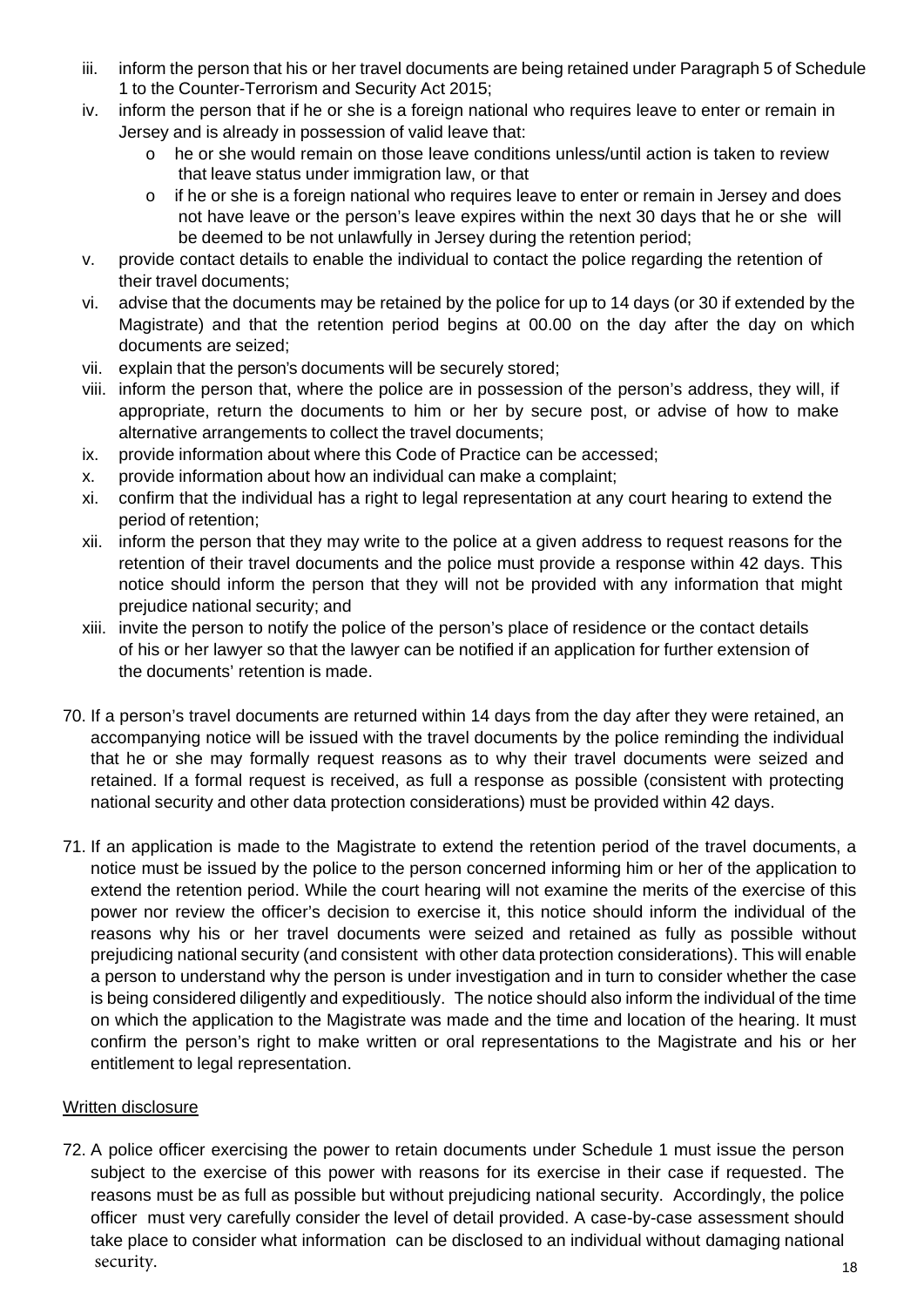iii. inform the person that his or her travel documents are being retained under Paragraph 5 of Schedule 1 to the Counter-Terrorism and Security Act 2015;

iv. inform the person that if he or she is a foreign national who requires leave to enter or remain in Jersey and is already in possession of valid leave that:
   - he or she would remain on those leave conditions unless/until action is taken to review that leave status under immigration law, or that
   - if he or she is a foreign national who requires leave to enter or remain in Jersey and does not have leave or the person's leave expires within the next 30 days that he or she will be deemed to be not unlawfully in Jersey during the retention period;

v. provide contact details to enable the individual to contact the police regarding the retention of their travel documents;

vi. advise that the documents may be retained by the police for up to 14 days (or 30 if extended by the Magistrate) and that the retention period begins at 00.00 on the day after the day on which documents are seized;

vii. explain that the person's documents will be securely stored;

viii. inform the person that, where the police are in possession of the person's address, they will, if appropriate, return the documents to him or her by secure post, or advise of how to make alternative arrangements to collect the travel documents;

ix. provide information about where this Code of Practice can be accessed;

x. provide information about how an individual can make a complaint;

xi. confirm that the individual has a right to legal representation at any court hearing to extend the period of retention;

xii. inform the person that they may write to the police at a given address to request reasons for the retention of their travel documents and the police must provide a response within 42 days. This notice should inform the person that they will not be provided with any information that might prejudice national security; and

xiii. invite the person to notify the police of the person's place of residence or the contact details of his or her lawyer so that the lawyer can be notified if an application for further extension of the documents' retention is made.

70. If a person's travel documents are returned within 14 days from the day after they were retained, an accompanying notice will be issued with the travel documents by the police reminding the individual that he or she may formally request reasons as to why their travel documents were seized and retained. If a formal request is received, as full a response as possible (consistent with protecting national security and other data protection considerations) must be provided within 42 days.

71. If an application is made to the Magistrate to extend the retention period of the travel documents, a notice must be issued by the police to the person concerned informing him or her of the application to extend the retention period. While the court hearing will not examine the merits of the exercise of this power nor review the officer's decision to exercise it, this notice should inform the individual of the reasons why his or her travel documents were seized and retained as fully as possible without prejudicing national security (and consistent with other data protection considerations). This will enable a person to understand why the person is under investigation and in turn to consider whether the case is being considered diligently and expeditiously. The notice should also inform the individual of the time on which the application to the Magistrate was made and the time and location of the hearing. It must confirm the person's right to make written or oral representations to the Magistrate and his or her entitlement to legal representation.

Written disclosure

72. A police officer exercising the power to retain documents under Schedule 1 must issue the person subject to the exercise of this power with reasons for its exercise in their case if requested. The reasons must be as full as possible but without prejudicing national security. Accordingly, the police officer must very carefully consider the level of detail provided. A case-by-case assessment should take place to consider what information can be disclosed to an individual without damaging national security.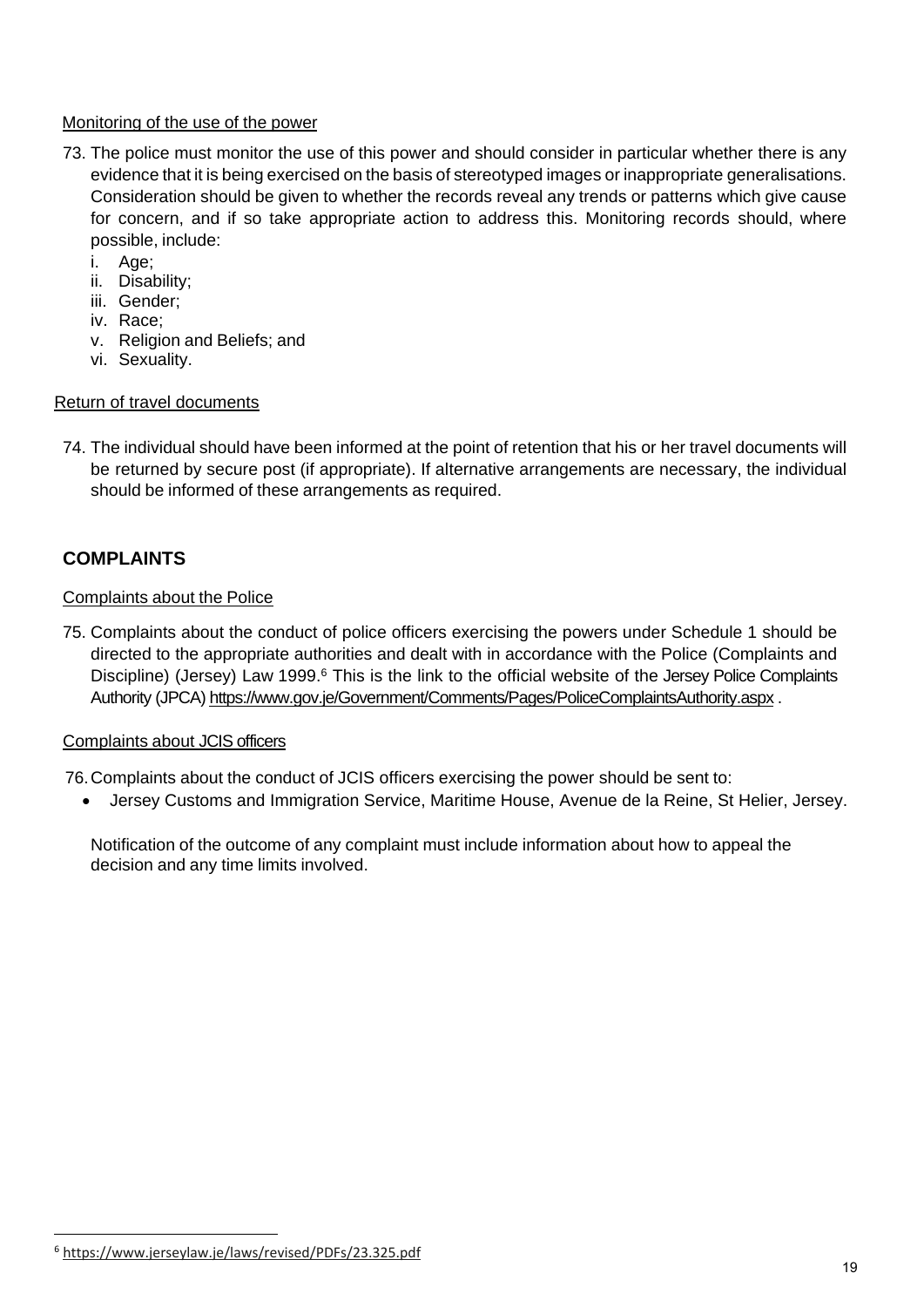Monitoring of the use of the power

73. The police must monitor the use of this power and should consider in particular whether there is any evidence that it is being exercised on the basis of stereotyped images or inappropriate generalisations. Consideration should be given to whether the records reveal any trends or patterns which give cause for concern, and if so take appropriate action to address this. Monitoring records should, where possible, include:
    i. Age;
    ii. Disability;
    iii. Gender;
    iv. Race;
    v. Religion and Beliefs; and
    vi. Sexuality.

Return of travel documents

74. The individual should have been informed at the point of retention that his or her travel documents will be returned by secure post (if appropriate). If alternative arrangements are necessary, the individual should be informed of these arrangements as required.

## COMPLAINTS

Complaints about the Police

75. Complaints about the conduct of police officers exercising the powers under Schedule 1 should be directed to the appropriate authorities and dealt with in accordance with the Police (Complaints and Discipline) (Jersey) Law 1999.[6] This is the link to the official website of the Jersey Police Complaints Authority (JPCA) https://www.gov.je/Government/Comments/Pages/PoliceComplaintsAuthority.aspx .

Complaints about JCIS officers

76. Complaints about the conduct of JCIS officers exercising the power should be sent to:
    - Jersey Customs and Immigration Service, Maritime House, Avenue de la Reine, St Helier, Jersey.

    Notification of the outcome of any complaint must include information about how to appeal the decision and any time limits involved.

[6] https://www.jerseylaw.je/laws/revised/PDFs/23.325.pdf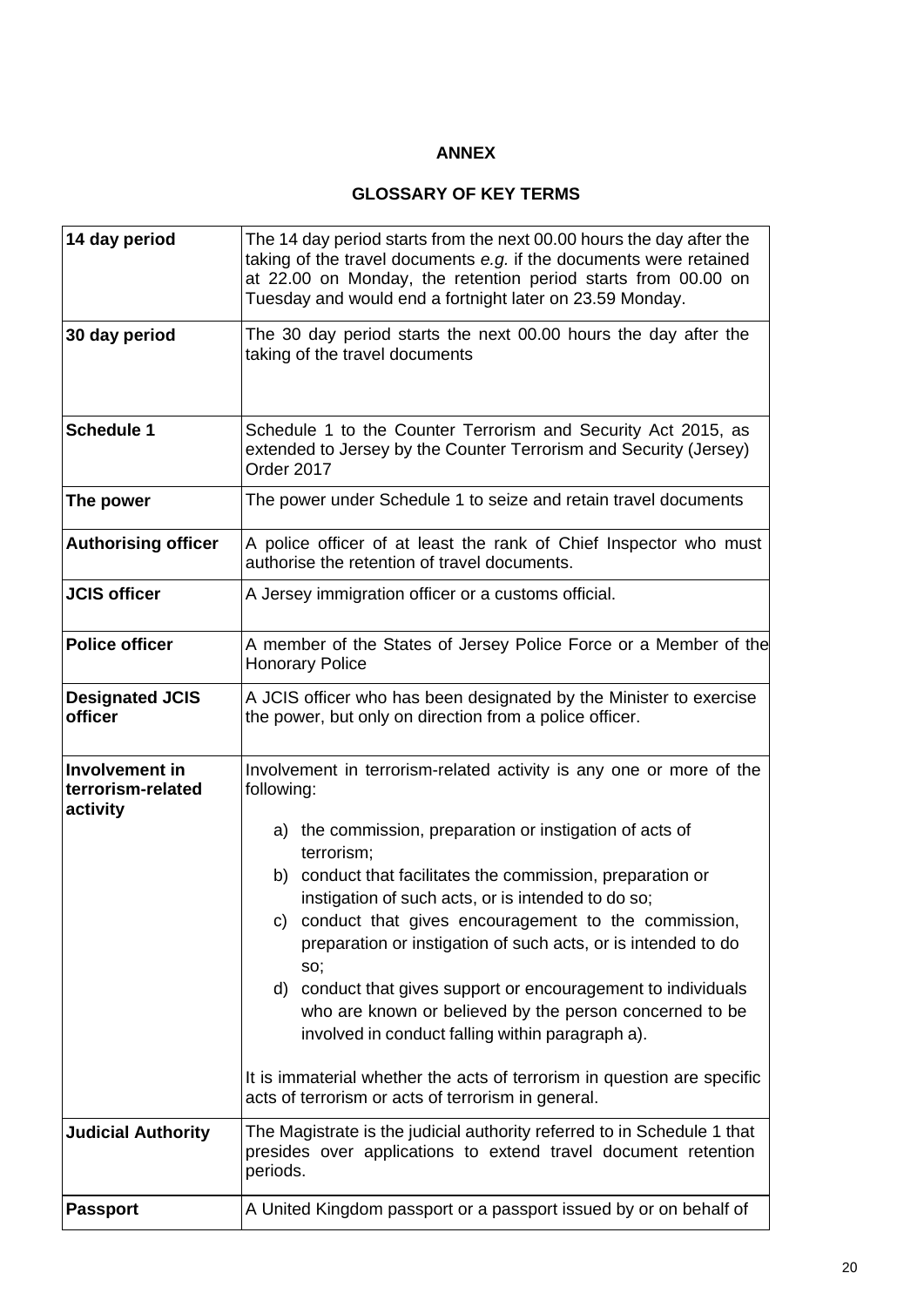**ANNEX**

**GLOSSARY OF KEY TERMS**

| | |
|---|---|
| **14 day period** | The 14 day period starts from the next 00.00 hours the day after the taking of the travel documents *e.g.* if the documents were retained at 22.00 on Monday, the retention period starts from 00.00 on Tuesday and would end a fortnight later on 23.59 Monday. |
| **30 day period** | The 30 day period starts the next 00.00 hours the day after the taking of the travel documents |
| **Schedule 1** | Schedule 1 to the Counter Terrorism and Security Act 2015, as extended to Jersey by the Counter Terrorism and Security (Jersey) Order 2017 |
| **The power** | The power under Schedule 1 to seize and retain travel documents |
| **Authorising officer** | A police officer of at least the rank of Chief Inspector who must authorise the retention of travel documents. |
| **JCIS officer** | A Jersey immigration officer or a customs official. |
| **Police officer** | A member of the States of Jersey Police Force or a Member of the Honorary Police |
| **Designated JCIS officer** | A JCIS officer who has been designated by the Minister to exercise the power, but only on direction from a police officer. |
| **Involvement in terrorism-related activity** | Involvement in terrorism-related activity is any one or more of the following:<br><br>a) the commission, preparation or instigation of acts of terrorism;<br>b) conduct that facilitates the commission, preparation or instigation of such acts, or is intended to do so;<br>c) conduct that gives encouragement to the commission, preparation or instigation of such acts, or is intended to do so;<br>d) conduct that gives support or encouragement to individuals who are known or believed by the person concerned to be involved in conduct falling within paragraph a).<br><br>It is immaterial whether the acts of terrorism in question are specific acts of terrorism or acts of terrorism in general. |
| **Judicial Authority** | The Magistrate is the judicial authority referred to in Schedule 1 that presides over applications to extend travel document retention periods. |
| **Passport** | A United Kingdom passport or a passport issued by or on behalf of |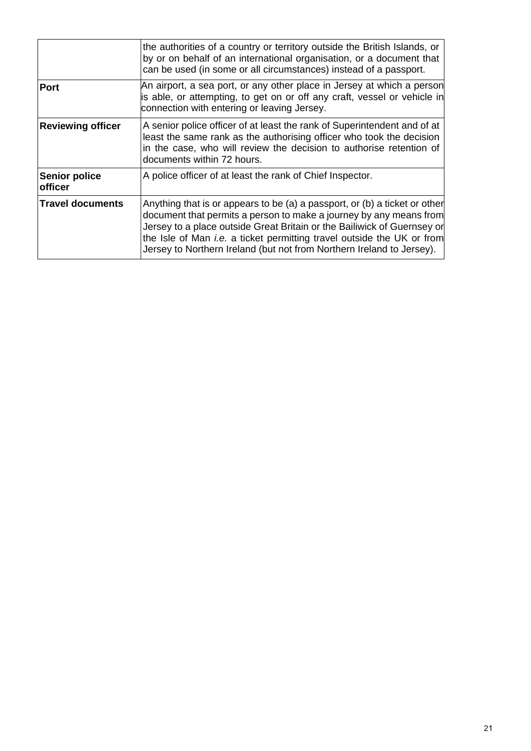| | |
|---|---|
| | the authorities of a country or territory outside the British Islands, or by or on behalf of an international organisation, or a document that can be used (in some or all circumstances) instead of a passport. |
| **Port** | An airport, a sea port, or any other place in Jersey at which a person is able, or attempting, to get on or off any craft, vessel or vehicle in connection with entering or leaving Jersey. |
| **Reviewing officer** | A senior police officer of at least the rank of Superintendent and of at least the same rank as the authorising officer who took the decision in the case, who will review the decision to authorise retention of documents within 72 hours. |
| **Senior police officer** | A police officer of at least the rank of Chief Inspector. |
| **Travel documents** | Anything that is or appears to be (a) a passport, or (b) a ticket or other document that permits a person to make a journey by any means from Jersey to a place outside Great Britain or the Bailiwick of Guernsey or the Isle of Man *i.e.* a ticket permitting travel outside the UK or from Jersey to Northern Ireland (but not from Northern Ireland to Jersey). |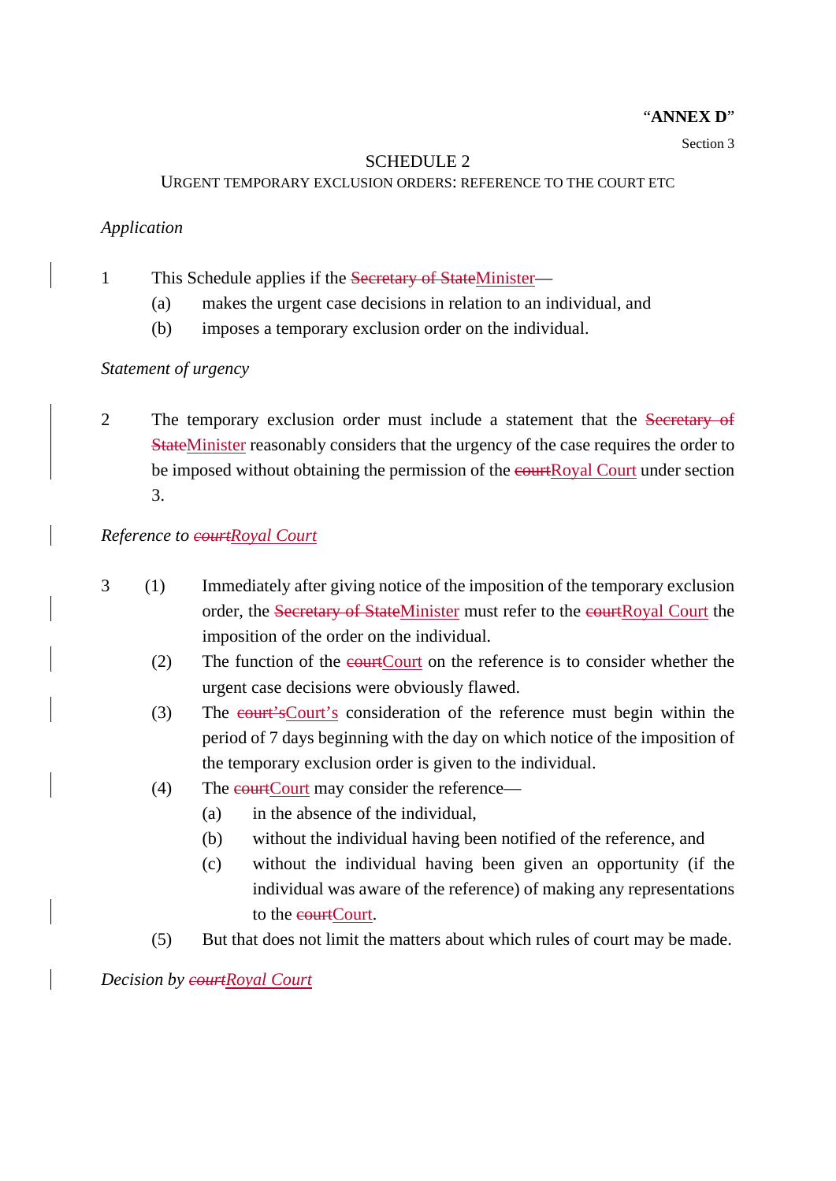"**ANNEX D**"

Section 3

# SCHEDULE 2

## URGENT TEMPORARY EXCLUSION ORDERS: REFERENCE TO THE COURT ETC

*Application*

1 This Schedule applies if the ~~Secretary of State~~Minister—

(a) makes the urgent case decisions in relation to an individual, and

(b) imposes a temporary exclusion order on the individual.

*Statement of urgency*

2 The temporary exclusion order must include a statement that the ~~Secretary of State~~Minister reasonably considers that the urgency of the case requires the order to be imposed without obtaining the permission of the ~~court~~Royal Court under section 3.

*Reference to ~~court~~Royal Court*

3 (1) Immediately after giving notice of the imposition of the temporary exclusion order, the ~~Secretary of State~~Minister must refer to the ~~court~~Royal Court the imposition of the order on the individual.

(2) The function of the ~~court~~Court on the reference is to consider whether the urgent case decisions were obviously flawed.

(3) The ~~court's~~Court's consideration of the reference must begin within the period of 7 days beginning with the day on which notice of the imposition of the temporary exclusion order is given to the individual.

(4) The ~~court~~Court may consider the reference—

(a) in the absence of the individual,

(b) without the individual having been notified of the reference, and

(c) without the individual having been given an opportunity (if the individual was aware of the reference) of making any representations to the ~~court~~Court.

(5) But that does not limit the matters about which rules of court may be made.

*Decision by ~~court~~Royal Court*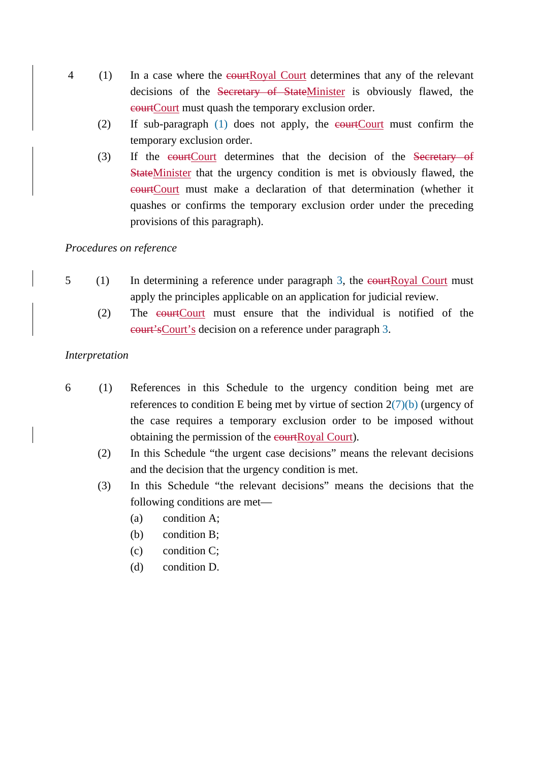4 (1) In a case where the ~~court~~Royal Court determines that any of the relevant decisions of the ~~Secretary of State~~Minister is obviously flawed, the ~~court~~Court must quash the temporary exclusion order.

(2) If sub-paragraph (1) does not apply, the ~~court~~Court must confirm the temporary exclusion order.

(3) If the ~~court~~Court determines that the decision of the ~~Secretary of State~~Minister that the urgency condition is met is obviously flawed, the ~~court~~Court must make a declaration of that determination (whether it quashes or confirms the temporary exclusion order under the preceding provisions of this paragraph).

*Procedures on reference*

5 (1) In determining a reference under paragraph 3, the ~~court~~Royal Court must apply the principles applicable on an application for judicial review.

(2) The ~~court~~Court must ensure that the individual is notified of the ~~court's~~Court's decision on a reference under paragraph 3.

*Interpretation*

6 (1) References in this Schedule to the urgency condition being met are references to condition E being met by virtue of section 2(7)(b) (urgency of the case requires a temporary exclusion order to be imposed without obtaining the permission of the ~~court~~Royal Court).

(2) In this Schedule "the urgent case decisions" means the relevant decisions and the decision that the urgency condition is met.

(3) In this Schedule "the relevant decisions" means the decisions that the following conditions are met—

(a) condition A;

(b) condition B;

(c) condition C;

(d) condition D.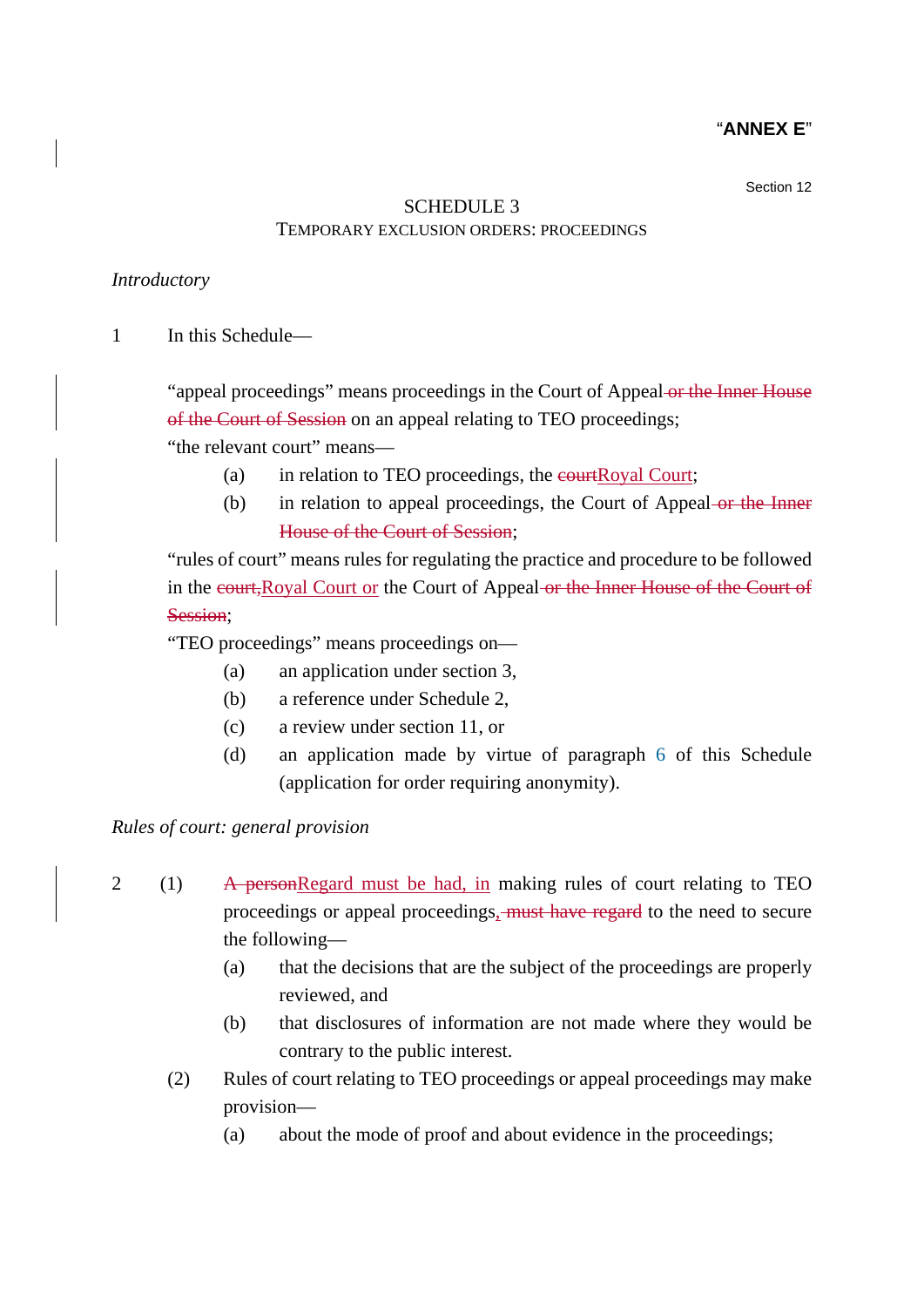"**ANNEX E**"

Section 12

# SCHEDULE 3

## TEMPORARY EXCLUSION ORDERS: PROCEEDINGS

*Introductory*

1 In this Schedule—

"appeal proceedings" means proceedings in the Court of Appeal ~~or the Inner House of the Court of Session~~ on an appeal relating to TEO proceedings;

"the relevant court" means—

(a) in relation to TEO proceedings, the ~~court~~Royal Court;

(b) in relation to appeal proceedings, the Court of Appeal ~~or the Inner House of the Court of Session~~;

"rules of court" means rules for regulating the practice and procedure to be followed in the ~~court,~~Royal Court or the Court of Appeal ~~or the Inner House of the Court of Session~~;

"TEO proceedings" means proceedings on—

(a) an application under section 3,

(b) a reference under Schedule 2,

(c) a review under section 11, or

(d) an application made by virtue of paragraph 6 of this Schedule (application for order requiring anonymity).

*Rules of court: general provision*

2 (1) ~~A person~~Regard must be had, in making rules of court relating to TEO proceedings or appeal proceedings, ~~must have regard~~ to the need to secure the following—

(a) that the decisions that are the subject of the proceedings are properly reviewed, and

(b) that disclosures of information are not made where they would be contrary to the public interest.

(2) Rules of court relating to TEO proceedings or appeal proceedings may make provision—

(a) about the mode of proof and about evidence in the proceedings;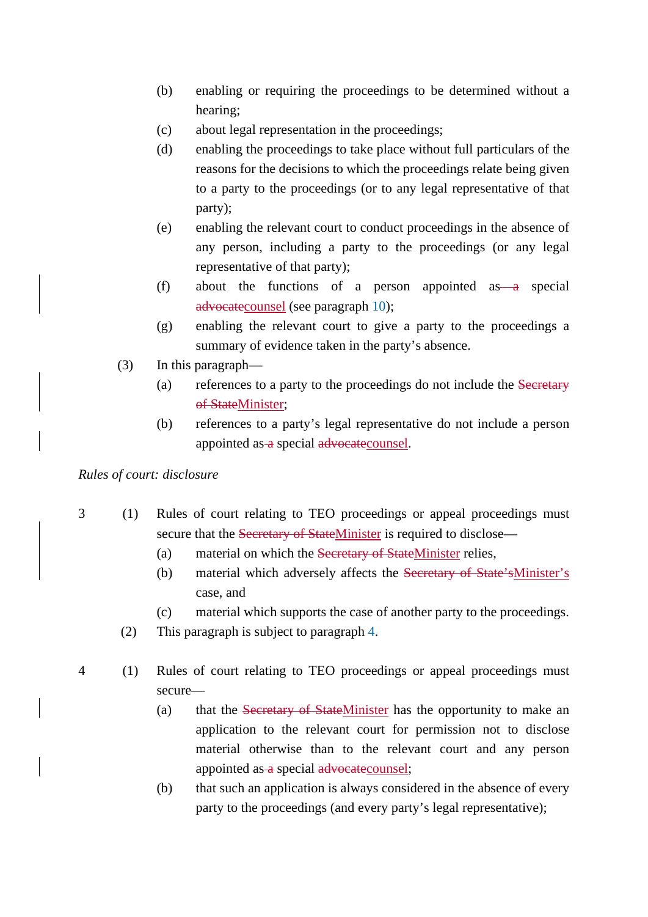(b) enabling or requiring the proceedings to be determined without a hearing;

(c) about legal representation in the proceedings;

(d) enabling the proceedings to take place without full particulars of the reasons for the decisions to which the proceedings relate being given to a party to the proceedings (or to any legal representative of that party);

(e) enabling the relevant court to conduct proceedings in the absence of any person, including a party to the proceedings (or any legal representative of that party);

(f) about the functions of a person appointed as ~~a~~ special ~~advocate~~counsel (see paragraph 10);

(g) enabling the relevant court to give a party to the proceedings a summary of evidence taken in the party's absence.

(3) In this paragraph—

(a) references to a party to the proceedings do not include the ~~Secretary of State~~Minister;

(b) references to a party's legal representative do not include a person appointed as ~~a~~ special ~~advocate~~counsel.

*Rules of court: disclosure*

3 (1) Rules of court relating to TEO proceedings or appeal proceedings must secure that the ~~Secretary of State~~Minister is required to disclose—

(a) material on which the ~~Secretary of State~~Minister relies,

(b) material which adversely affects the ~~Secretary of State's~~Minister's case, and

(c) material which supports the case of another party to the proceedings.

(2) This paragraph is subject to paragraph 4.

4 (1) Rules of court relating to TEO proceedings or appeal proceedings must secure—

(a) that the ~~Secretary of State~~Minister has the opportunity to make an application to the relevant court for permission not to disclose material otherwise than to the relevant court and any person appointed as ~~a~~ special ~~advocate~~counsel;

(b) that such an application is always considered in the absence of every party to the proceedings (and every party's legal representative);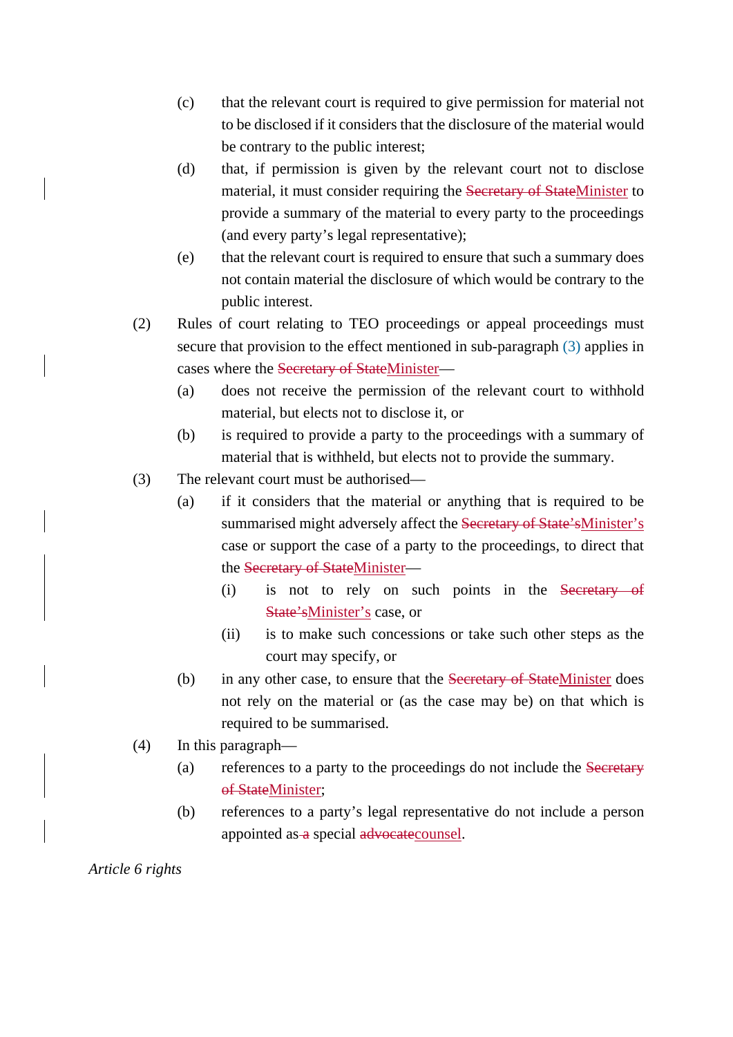(c) that the relevant court is required to give permission for material not to be disclosed if it considers that the disclosure of the material would be contrary to the public interest;

(d) that, if permission is given by the relevant court not to disclose material, it must consider requiring the ~~Secretary of State~~Minister to provide a summary of the material to every party to the proceedings (and every party's legal representative);

(e) that the relevant court is required to ensure that such a summary does not contain material the disclosure of which would be contrary to the public interest.

(2) Rules of court relating to TEO proceedings or appeal proceedings must secure that provision to the effect mentioned in sub-paragraph (3) applies in cases where the ~~Secretary of State~~Minister—

(a) does not receive the permission of the relevant court to withhold material, but elects not to disclose it, or

(b) is required to provide a party to the proceedings with a summary of material that is withheld, but elects not to provide the summary.

(3) The relevant court must be authorised—

(a) if it considers that the material or anything that is required to be summarised might adversely affect the ~~Secretary of State's~~Minister's case or support the case of a party to the proceedings, to direct that the ~~Secretary of State~~Minister—

(i) is not to rely on such points in the ~~Secretary of State's~~Minister's case, or

(ii) is to make such concessions or take such other steps as the court may specify, or

(b) in any other case, to ensure that the ~~Secretary of State~~Minister does not rely on the material or (as the case may be) on that which is required to be summarised.

(4) In this paragraph—

(a) references to a party to the proceedings do not include the ~~Secretary of State~~Minister;

(b) references to a party's legal representative do not include a person appointed as ~~a~~ special ~~advocate~~counsel.

*Article 6 rights*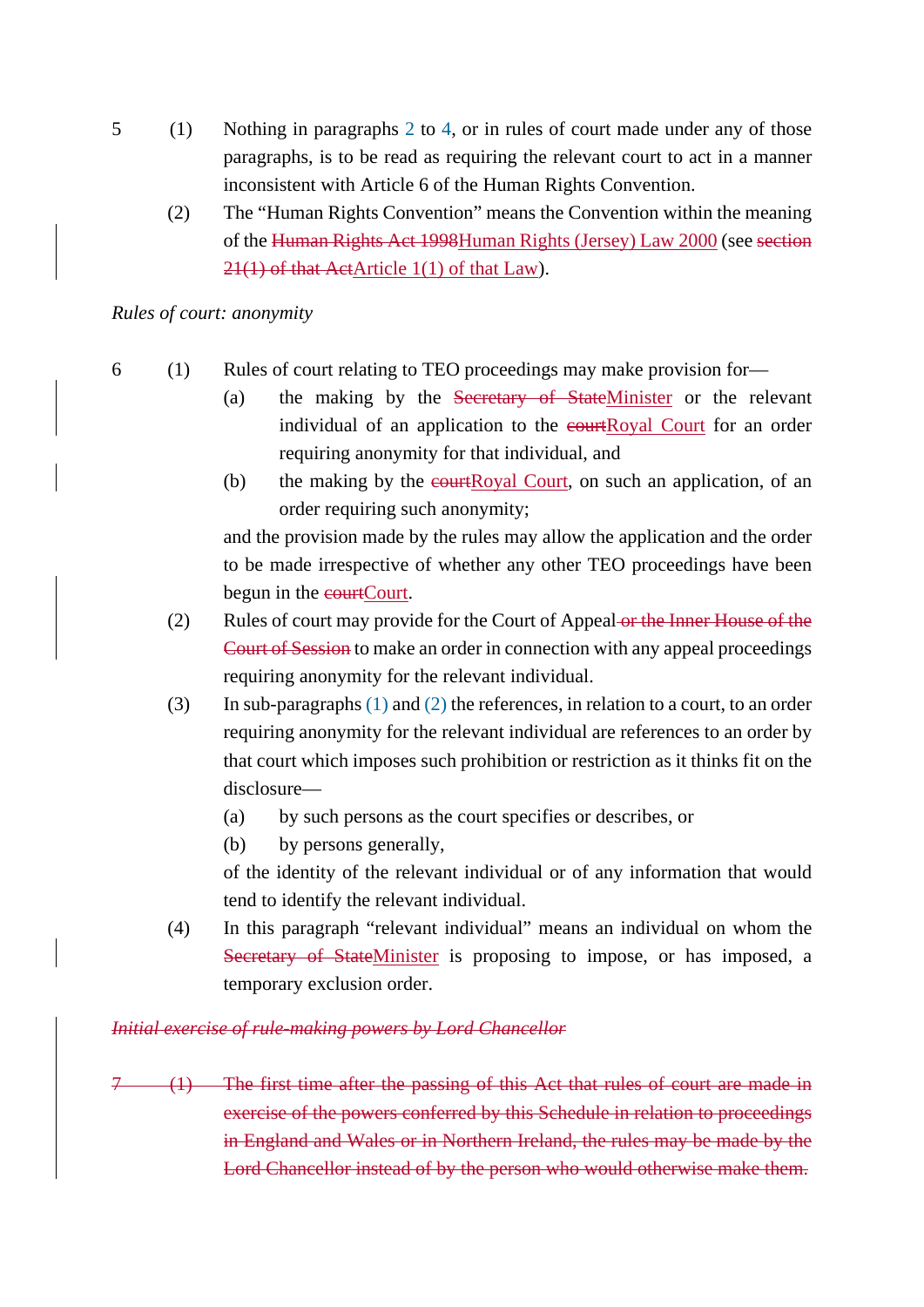5 (1) Nothing in paragraphs 2 to 4, or in rules of court made under any of those paragraphs, is to be read as requiring the relevant court to act in a manner inconsistent with Article 6 of the Human Rights Convention.

(2) The "Human Rights Convention" means the Convention within the meaning of the ~~Human Rights Act 1998~~Human Rights (Jersey) Law 2000 (see ~~section 21(1) of that Act~~Article 1(1) of that Law).

*Rules of court: anonymity*

6 (1) Rules of court relating to TEO proceedings may make provision for—

(a) the making by the ~~Secretary of State~~Minister or the relevant individual of an application to the ~~court~~Royal Court for an order requiring anonymity for that individual, and

(b) the making by the ~~court~~Royal Court, on such an application, of an order requiring such anonymity;

and the provision made by the rules may allow the application and the order to be made irrespective of whether any other TEO proceedings have been begun in the ~~court~~Court.

(2) Rules of court may provide for the Court of Appeal ~~or the Inner House of the Court of Session~~ to make an order in connection with any appeal proceedings requiring anonymity for the relevant individual.

(3) In sub-paragraphs (1) and (2) the references, in relation to a court, to an order requiring anonymity for the relevant individual are references to an order by that court which imposes such prohibition or restriction as it thinks fit on the disclosure—

(a) by such persons as the court specifies or describes, or

(b) by persons generally,

of the identity of the relevant individual or of any information that would tend to identify the relevant individual.

(4) In this paragraph "relevant individual" means an individual on whom the ~~Secretary of State~~Minister is proposing to impose, or has imposed, a temporary exclusion order.

~~*Initial exercise of rule-making powers by Lord Chancellor*~~

~~7 (1) The first time after the passing of this Act that rules of court are made in exercise of the powers conferred by this Schedule in relation to proceedings in England and Wales or in Northern Ireland, the rules may be made by the Lord Chancellor instead of by the person who would otherwise make them.~~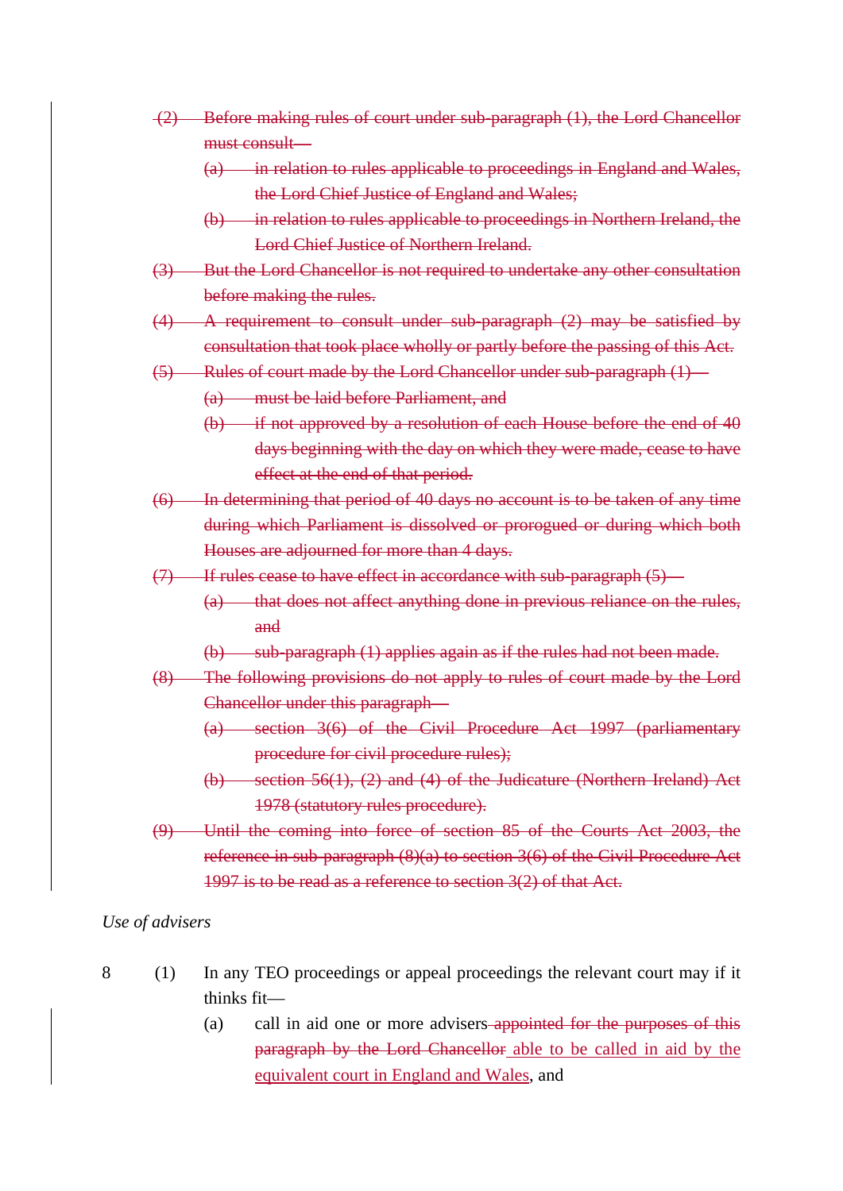~~(2) Before making rules of court under sub-paragraph (1), the Lord Chancellor must consult—~~

~~(a) in relation to rules applicable to proceedings in England and Wales, the Lord Chief Justice of England and Wales;~~

~~(b) in relation to rules applicable to proceedings in Northern Ireland, the Lord Chief Justice of Northern Ireland.~~

~~(3) But the Lord Chancellor is not required to undertake any other consultation before making the rules.~~

~~(4) A requirement to consult under sub-paragraph (2) may be satisfied by consultation that took place wholly or partly before the passing of this Act.~~

~~(5) Rules of court made by the Lord Chancellor under sub-paragraph (1)—~~

~~(a) must be laid before Parliament, and~~

~~(b) if not approved by a resolution of each House before the end of 40 days beginning with the day on which they were made, cease to have effect at the end of that period.~~

~~(6) In determining that period of 40 days no account is to be taken of any time during which Parliament is dissolved or prorogued or during which both Houses are adjourned for more than 4 days.~~

~~(7) If rules cease to have effect in accordance with sub-paragraph (5)—~~

~~(a) that does not affect anything done in previous reliance on the rules, and~~

~~(b) sub-paragraph (1) applies again as if the rules had not been made.~~

~~(8) The following provisions do not apply to rules of court made by the Lord Chancellor under this paragraph—~~

~~(a) section 3(6) of the Civil Procedure Act 1997 (parliamentary procedure for civil procedure rules);~~

~~(b) section 56(1), (2) and (4) of the Judicature (Northern Ireland) Act 1978 (statutory rules procedure).~~

~~(9) Until the coming into force of section 85 of the Courts Act 2003, the reference in sub-paragraph (8)(a) to section 3(6) of the Civil Procedure Act 1997 is to be read as a reference to section 3(2) of that Act.~~

*Use of advisers*

8 (1) In any TEO proceedings or appeal proceedings the relevant court may if it thinks fit—

(a) call in aid one or more advisers ~~appointed for the purposes of this paragraph by the Lord Chancellor~~ <u>able to be called in aid by the equivalent court in England and Wales</u>, and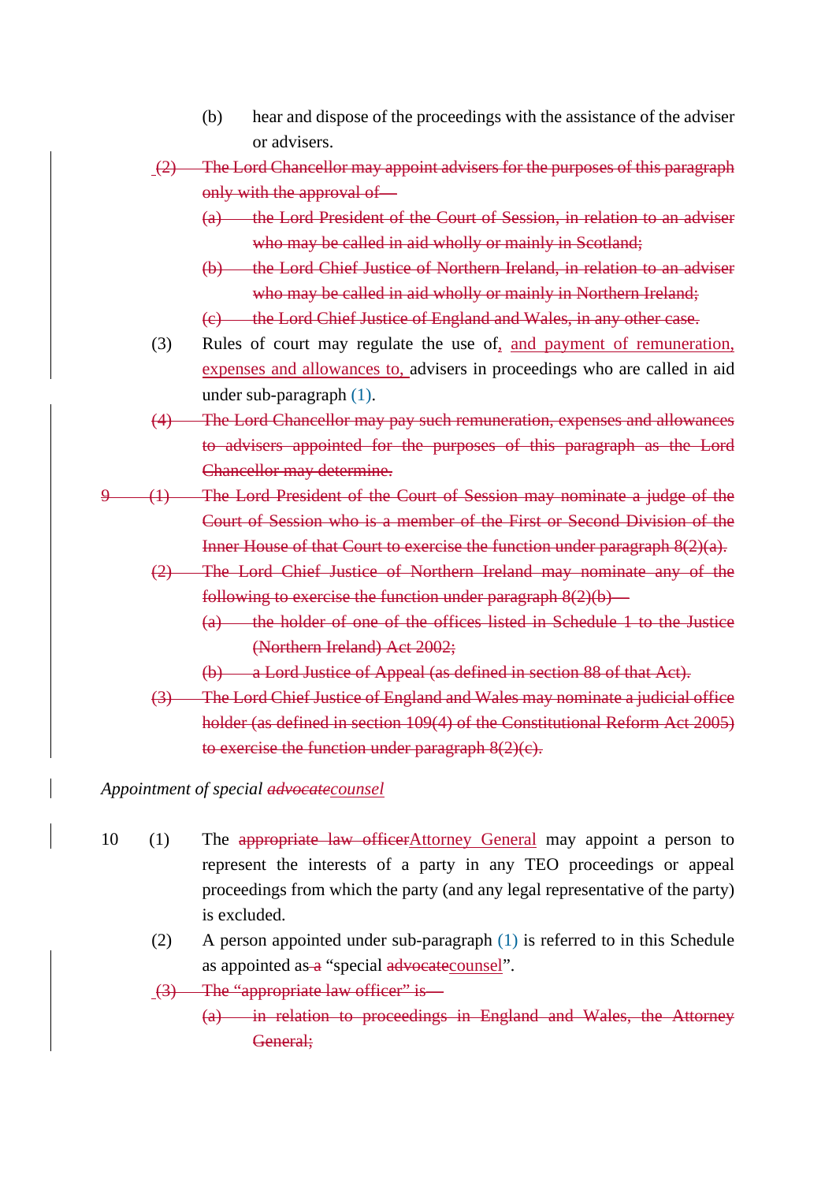(b) hear and dispose of the proceedings with the assistance of the adviser or advisers.

~~(2) The Lord Chancellor may appoint advisers for the purposes of this paragraph only with the approval of—~~

~~(a) the Lord President of the Court of Session, in relation to an adviser who may be called in aid wholly or mainly in Scotland;~~

~~(b) the Lord Chief Justice of Northern Ireland, in relation to an adviser who may be called in aid wholly or mainly in Northern Ireland;~~

~~(c) the Lord Chief Justice of England and Wales, in any other case.~~

(3) Rules of court may regulate the use of, and payment of remuneration, expenses and allowances to, advisers in proceedings who are called in aid under sub-paragraph (1).

~~(4) The Lord Chancellor may pay such remuneration, expenses and allowances to advisers appointed for the purposes of this paragraph as the Lord Chancellor may determine.~~

~~9 (1) The Lord President of the Court of Session may nominate a judge of the Court of Session who is a member of the First or Second Division of the Inner House of that Court to exercise the function under paragraph 8(2)(a).~~

~~(2) The Lord Chief Justice of Northern Ireland may nominate any of the following to exercise the function under paragraph 8(2)(b)—~~

~~(a) the holder of one of the offices listed in Schedule 1 to the Justice (Northern Ireland) Act 2002;~~

~~(b) a Lord Justice of Appeal (as defined in section 88 of that Act).~~

~~(3) The Lord Chief Justice of England and Wales may nominate a judicial office holder (as defined in section 109(4) of the Constitutional Reform Act 2005) to exercise the function under paragraph 8(2)(c).~~

*Appointment of special ~~advocate~~counsel*

10 (1) The ~~appropriate law officer~~Attorney General may appoint a person to represent the interests of a party in any TEO proceedings or appeal proceedings from which the party (and any legal representative of the party) is excluded.

(2) A person appointed under sub-paragraph (1) is referred to in this Schedule as appointed as ~~a~~ "special ~~advocate~~counsel".

~~(3) The "appropriate law officer" is—~~

~~(a) in relation to proceedings in England and Wales, the Attorney General;~~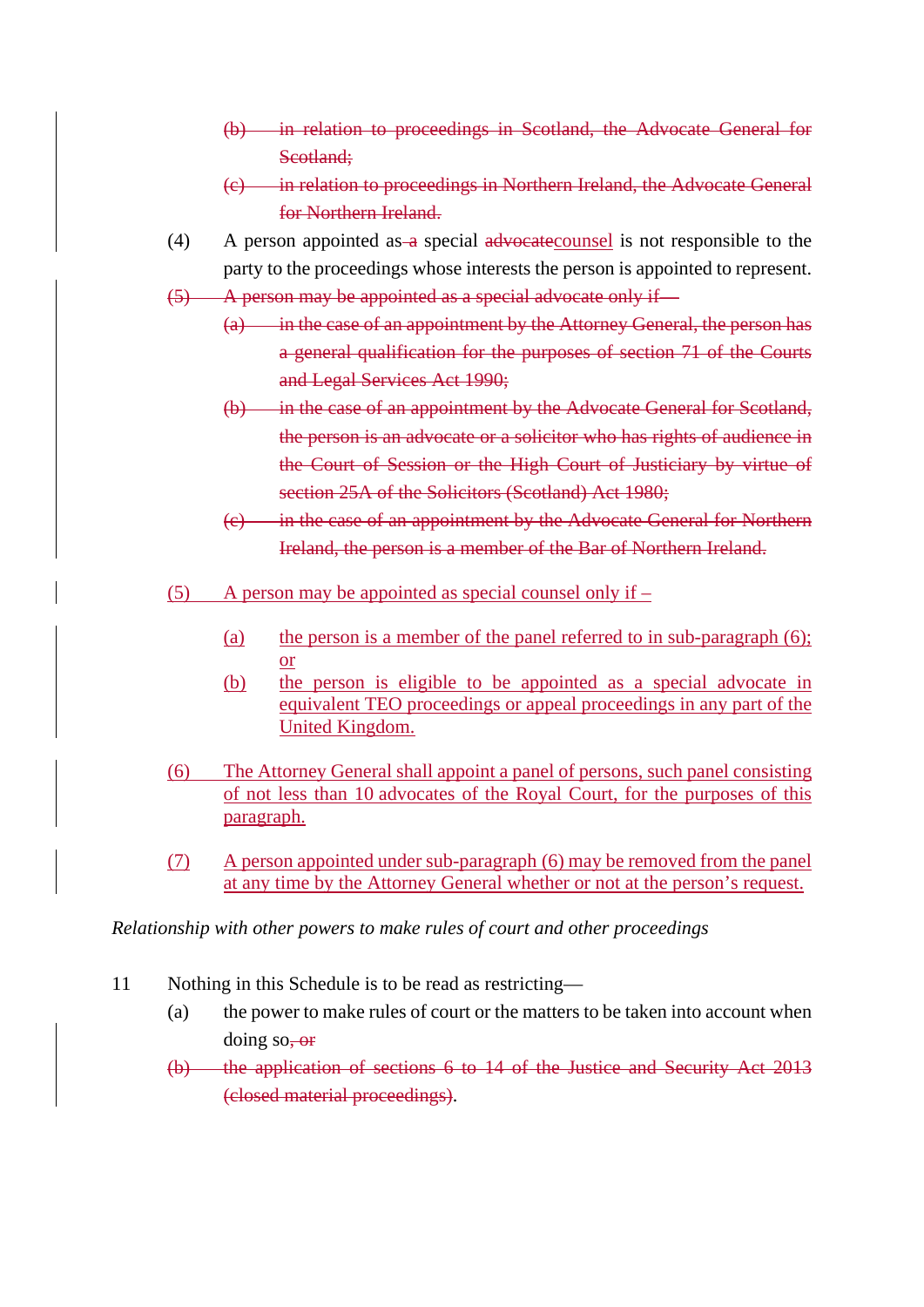(b) ~~in relation to proceedings in Scotland, the Advocate General for Scotland;~~

(c) ~~in relation to proceedings in Northern Ireland, the Advocate General for Northern Ireland.~~

(4) A person appointed as ~~a~~ special ~~advocate~~counsel is not responsible to the party to the proceedings whose interests the person is appointed to represent.

~~(5) A person may be appointed as a special advocate only if—~~

~~(a) in the case of an appointment by the Attorney General, the person has a general qualification for the purposes of section 71 of the Courts and Legal Services Act 1990;~~

~~(b) in the case of an appointment by the Advocate General for Scotland, the person is an advocate or a solicitor who has rights of audience in the Court of Session or the High Court of Justiciary by virtue of section 25A of the Solicitors (Scotland) Act 1980;~~

~~(c) in the case of an appointment by the Advocate General for Northern Ireland, the person is a member of the Bar of Northern Ireland.~~

(5) A person may be appointed as special counsel only if –

(a) the person is a member of the panel referred to in sub-paragraph (6); or

(b) the person is eligible to be appointed as a special advocate in equivalent TEO proceedings or appeal proceedings in any part of the United Kingdom.

(6) The Attorney General shall appoint a panel of persons, such panel consisting of not less than 10 advocates of the Royal Court, for the purposes of this paragraph.

(7) A person appointed under sub-paragraph (6) may be removed from the panel at any time by the Attorney General whether or not at the person's request.

*Relationship with other powers to make rules of court and other proceedings*

11 Nothing in this Schedule is to be read as restricting—

(a) the power to make rules of court or the matters to be taken into account when doing so~~, or~~

~~(b) the application of sections 6 to 14 of the Justice and Security Act 2013 (closed material proceedings)~~.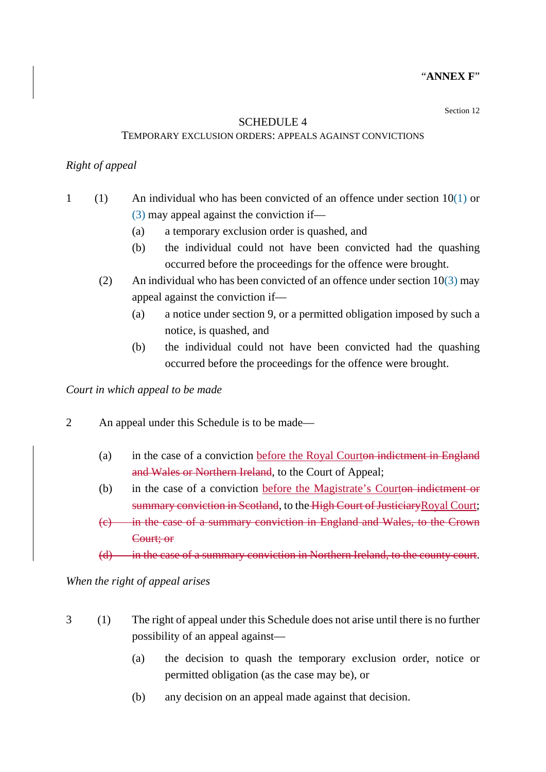**"ANNEX F"**

Section 12

# SCHEDULE 4

## TEMPORARY EXCLUSION ORDERS: APPEALS AGAINST CONVICTIONS

*Right of appeal*

1 (1) An individual who has been convicted of an offence under section 10(1) or (3) may appeal against the conviction if—

(a) a temporary exclusion order is quashed, and

(b) the individual could not have been convicted had the quashing occurred before the proceedings for the offence were brought.

(2) An individual who has been convicted of an offence under section 10(3) may appeal against the conviction if—

(a) a notice under section 9, or a permitted obligation imposed by such a notice, is quashed, and

(b) the individual could not have been convicted had the quashing occurred before the proceedings for the offence were brought.

*Court in which appeal to be made*

2 An appeal under this Schedule is to be made—

(a) in the case of a conviction before the Royal Court~~on indictment in England and Wales or Northern Ireland~~, to the Court of Appeal;

(b) in the case of a conviction before the Magistrate's Court~~on indictment or summary conviction in Scotland~~, to the ~~High Court of Justiciary~~Royal Court;

~~(c) in the case of a summary conviction in England and Wales, to the Crown Court; or~~

~~(d) in the case of a summary conviction in Northern Ireland, to the county court~~.

*When the right of appeal arises*

3 (1) The right of appeal under this Schedule does not arise until there is no further possibility of an appeal against—

(a) the decision to quash the temporary exclusion order, notice or permitted obligation (as the case may be), or

(b) any decision on an appeal made against that decision.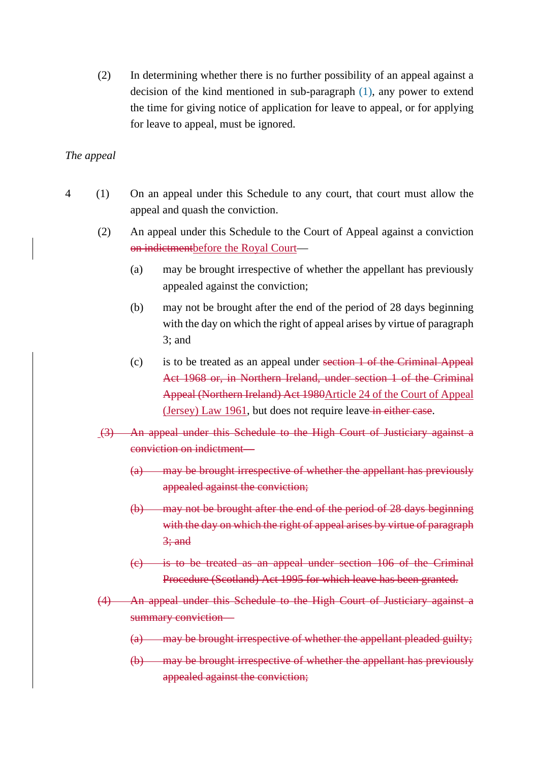(2) In determining whether there is no further possibility of an appeal against a decision of the kind mentioned in sub-paragraph (1), any power to extend the time for giving notice of application for leave to appeal, or for applying for leave to appeal, must be ignored.

*The appeal*

4 (1) On an appeal under this Schedule to any court, that court must allow the appeal and quash the conviction.

(2) An appeal under this Schedule to the Court of Appeal against a conviction ~~on indictment~~before the Royal Court—

(a) may be brought irrespective of whether the appellant has previously appealed against the conviction;

(b) may not be brought after the end of the period of 28 days beginning with the day on which the right of appeal arises by virtue of paragraph 3; and

(c) is to be treated as an appeal under ~~section 1 of the Criminal Appeal Act 1968 or, in Northern Ireland, under section 1 of the Criminal Appeal (Northern Ireland) Act 1980~~Article 24 of the Court of Appeal (Jersey) Law 1961, but does not require leave ~~in either case~~.

~~(3) An appeal under this Schedule to the High Court of Justiciary against a conviction on indictment—~~

~~(a) may be brought irrespective of whether the appellant has previously appealed against the conviction;~~

~~(b) may not be brought after the end of the period of 28 days beginning with the day on which the right of appeal arises by virtue of paragraph 3; and~~

~~(c) is to be treated as an appeal under section 106 of the Criminal Procedure (Scotland) Act 1995 for which leave has been granted.~~

~~(4) An appeal under this Schedule to the High Court of Justiciary against a summary conviction—~~

~~(a) may be brought irrespective of whether the appellant pleaded guilty;~~

~~(b) may be brought irrespective of whether the appellant has previously appealed against the conviction;~~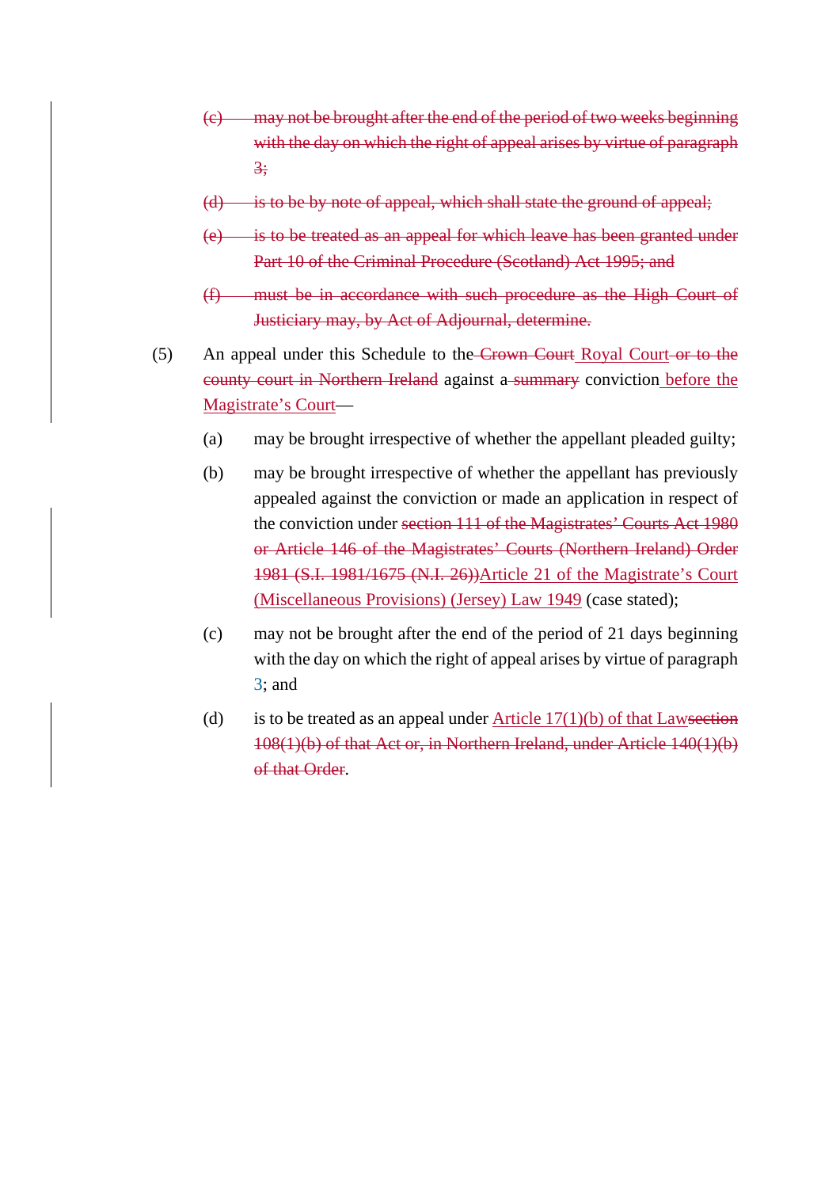~~(c) may not be brought after the end of the period of two weeks beginning with the day on which the right of appeal arises by virtue of paragraph 3;~~

~~(d) is to be by note of appeal, which shall state the ground of appeal;~~

~~(e) is to be treated as an appeal for which leave has been granted under Part 10 of the Criminal Procedure (Scotland) Act 1995; and~~

~~(f) must be in accordance with such procedure as the High Court of Justiciary may, by Act of Adjournal, determine.~~

(5) An appeal under this Schedule to the ~~Crown Court~~ Royal Court ~~or to the county court in Northern Ireland~~ against a ~~summary~~ conviction before the Magistrate's Court—

(a) may be brought irrespective of whether the appellant pleaded guilty;

(b) may be brought irrespective of whether the appellant has previously appealed against the conviction or made an application in respect of the conviction under ~~section 111 of the Magistrates' Courts Act 1980 or Article 146 of the Magistrates' Courts (Northern Ireland) Order 1981 (S.I. 1981/1675 (N.I. 26))~~Article 21 of the Magistrate's Court (Miscellaneous Provisions) (Jersey) Law 1949 (case stated);

(c) may not be brought after the end of the period of 21 days beginning with the day on which the right of appeal arises by virtue of paragraph 3; and

(d) is to be treated as an appeal under Article 17(1)(b) of that Law~~section 108(1)(b) of that Act or, in Northern Ireland, under Article 140(1)(b) of that Order~~.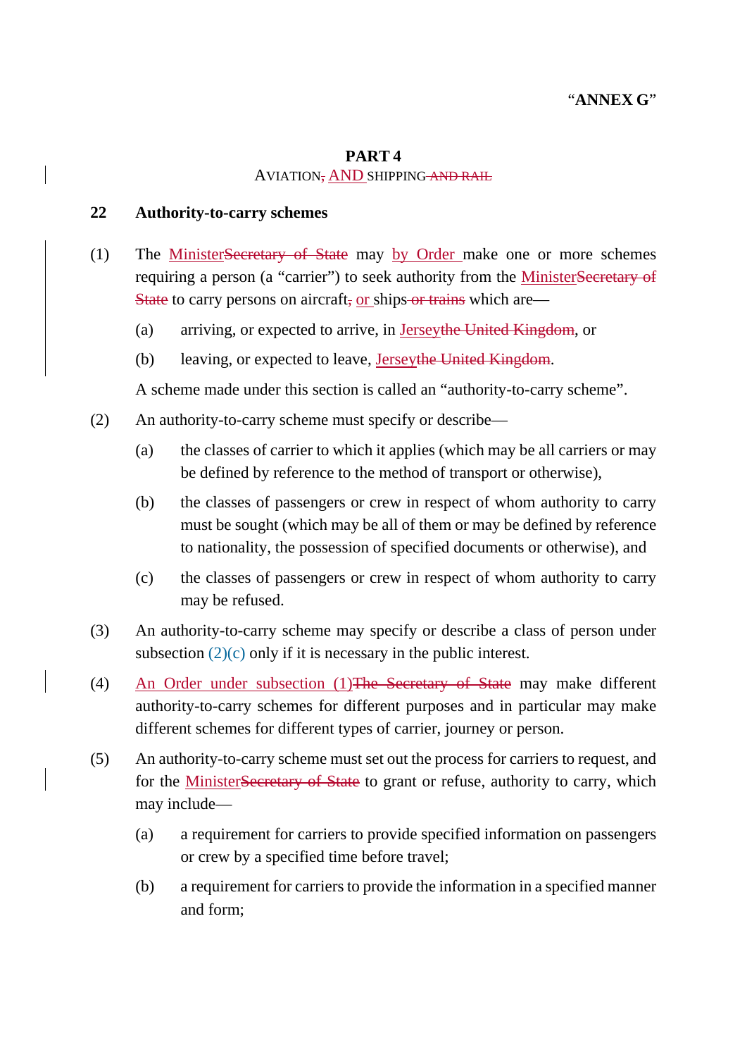"**ANNEX G**"

## PART 4

### AVIATION, AND SHIPPING AND RAIL

### 22 Authority-to-carry schemes

(1) The MinisterSecretary of State may by Order make one or more schemes requiring a person (a "carrier") to seek authority from the MinisterSecretary of State to carry persons on aircraft, or ships or trains which are—

(a) arriving, or expected to arrive, in Jerseythe United Kingdom, or

(b) leaving, or expected to leave, Jerseythe United Kingdom.

A scheme made under this section is called an "authority-to-carry scheme".

(2) An authority-to-carry scheme must specify or describe—

(a) the classes of carrier to which it applies (which may be all carriers or may be defined by reference to the method of transport or otherwise),

(b) the classes of passengers or crew in respect of whom authority to carry must be sought (which may be all of them or may be defined by reference to nationality, the possession of specified documents or otherwise), and

(c) the classes of passengers or crew in respect of whom authority to carry may be refused.

(3) An authority-to-carry scheme may specify or describe a class of person under subsection (2)(c) only if it is necessary in the public interest.

(4) An Order under subsection (1)The Secretary of State may make different authority-to-carry schemes for different purposes and in particular may make different schemes for different types of carrier, journey or person.

(5) An authority-to-carry scheme must set out the process for carriers to request, and for the MinisterSecretary of State to grant or refuse, authority to carry, which may include—

(a) a requirement for carriers to provide specified information on passengers or crew by a specified time before travel;

(b) a requirement for carriers to provide the information in a specified manner and form;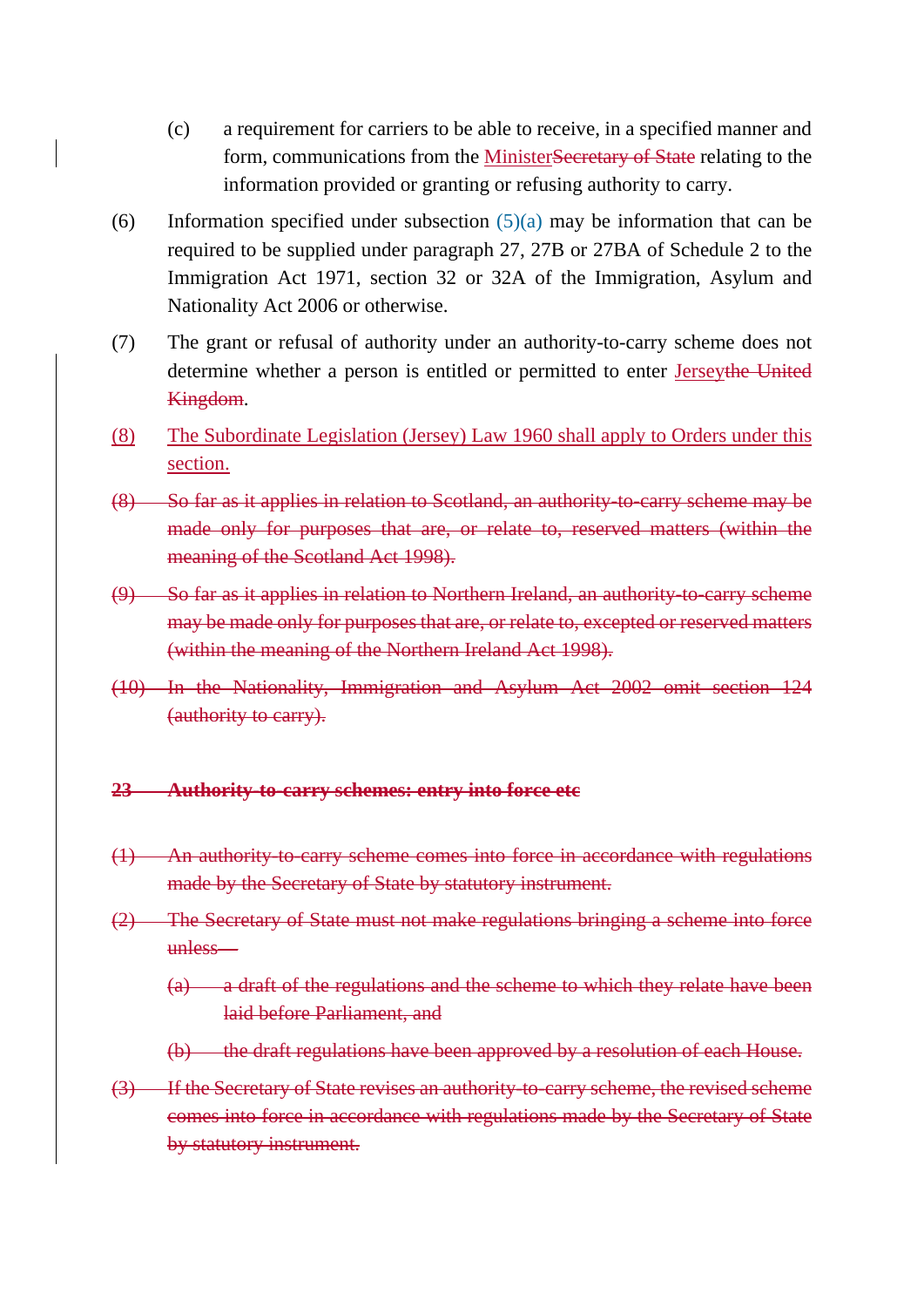(c) a requirement for carriers to be able to receive, in a specified manner and form, communications from the <ins>Minister</ins>~~Secretary of State~~ relating to the information provided or granting or refusing authority to carry.

(6) Information specified under subsection (5)(a) may be information that can be required to be supplied under paragraph 27, 27B or 27BA of Schedule 2 to the Immigration Act 1971, section 32 or 32A of the Immigration, Asylum and Nationality Act 2006 or otherwise.

(7) The grant or refusal of authority under an authority-to-carry scheme does not determine whether a person is entitled or permitted to enter <ins>Jersey</ins>~~the United Kingdom~~.

<ins>(8) The Subordinate Legislation (Jersey) Law 1960 shall apply to Orders under this section.</ins>

~~(8) So far as it applies in relation to Scotland, an authority-to-carry scheme may be made only for purposes that are, or relate to, reserved matters (within the meaning of the Scotland Act 1998).~~

~~(9) So far as it applies in relation to Northern Ireland, an authority-to-carry scheme may be made only for purposes that are, or relate to, excepted or reserved matters (within the meaning of the Northern Ireland Act 1998).~~

~~(10) In the Nationality, Immigration and Asylum Act 2002 omit section 124 (authority to carry).~~

### ~~23 Authority-to-carry schemes: entry into force etc~~

~~(1) An authority-to-carry scheme comes into force in accordance with regulations made by the Secretary of State by statutory instrument.~~

~~(2) The Secretary of State must not make regulations bringing a scheme into force unless—~~

~~(a) a draft of the regulations and the scheme to which they relate have been laid before Parliament, and~~

~~(b) the draft regulations have been approved by a resolution of each House.~~

~~(3) If the Secretary of State revises an authority-to-carry scheme, the revised scheme comes into force in accordance with regulations made by the Secretary of State by statutory instrument.~~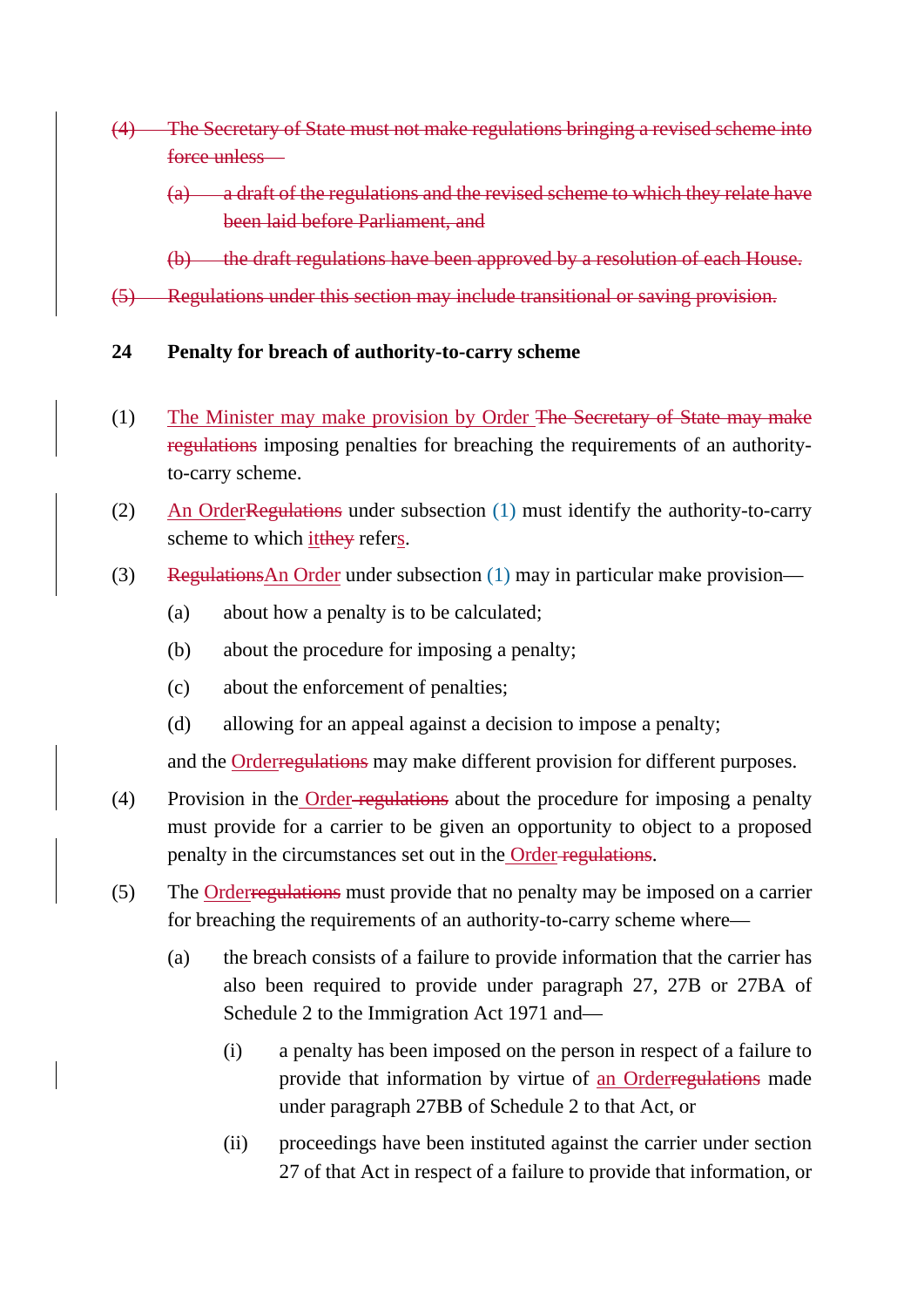~~(4) The Secretary of State must not make regulations bringing a revised scheme into force unless—~~

~~(a) a draft of the regulations and the revised scheme to which they relate have been laid before Parliament, and~~

~~(b) the draft regulations have been approved by a resolution of each House.~~

~~(5) Regulations under this section may include transitional or saving provision.~~

## 24 Penalty for breach of authority-to-carry scheme

(1) The Minister may make provision by Order ~~The Secretary of State may make regulations~~ imposing penalties for breaching the requirements of an authority-to-carry scheme.

(2) An Order~~Regulations~~ under subsection (1) must identify the authority-to-carry scheme to which it~~they~~ refers.

(3) ~~Regulations~~An Order under subsection (1) may in particular make provision—

- (a) about how a penalty is to be calculated;
- (b) about the procedure for imposing a penalty;
- (c) about the enforcement of penalties;
- (d) allowing for an appeal against a decision to impose a penalty;

and the Order~~regulations~~ may make different provision for different purposes.

(4) Provision in the Order ~~regulations~~ about the procedure for imposing a penalty must provide for a carrier to be given an opportunity to object to a proposed penalty in the circumstances set out in the Order ~~regulations~~.

(5) The Order~~regulations~~ must provide that no penalty may be imposed on a carrier for breaching the requirements of an authority-to-carry scheme where—

- (a) the breach consists of a failure to provide information that the carrier has also been required to provide under paragraph 27, 27B or 27BA of Schedule 2 to the Immigration Act 1971 and—
  - (i) a penalty has been imposed on the person in respect of a failure to provide that information by virtue of an Order~~regulations~~ made under paragraph 27BB of Schedule 2 to that Act, or
  - (ii) proceedings have been instituted against the carrier under section 27 of that Act in respect of a failure to provide that information, or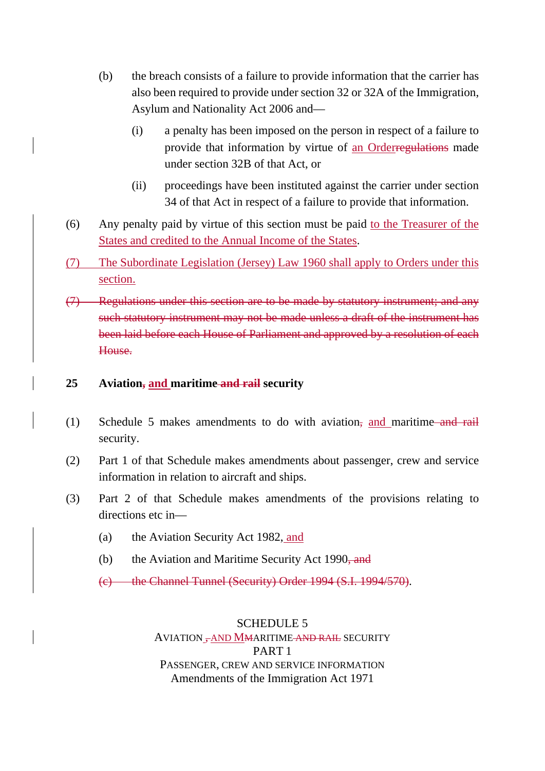(b) the breach consists of a failure to provide information that the carrier has also been required to provide under section 32 or 32A of the Immigration, Asylum and Nationality Act 2006 and—

(i) a penalty has been imposed on the person in respect of a failure to provide that information by virtue of an Orderregulations made under section 32B of that Act, or

(ii) proceedings have been instituted against the carrier under section 34 of that Act in respect of a failure to provide that information.

(6) Any penalty paid by virtue of this section must be paid to the Treasurer of the States and credited to the Annual Income of the States.

(7) The Subordinate Legislation (Jersey) Law 1960 shall apply to Orders under this section.

~~(7) Regulations under this section are to be made by statutory instrument; and any such statutory instrument may not be made unless a draft of the instrument has been laid before each House of Parliament and approved by a resolution of each House.~~

**25 Aviation~~,~~ and maritime ~~and rail~~ security**

(1) Schedule 5 makes amendments to do with aviation~~,~~ and maritime ~~and rail~~ security.

(2) Part 1 of that Schedule makes amendments about passenger, crew and service information in relation to aircraft and ships.

(3) Part 2 of that Schedule makes amendments of the provisions relating to directions etc in—

(a) the Aviation Security Act 1982, and

(b) the Aviation and Maritime Security Act 1990~~, and~~

~~(c) the Channel Tunnel (Security) Order 1994 (S.I. 1994/570)~~.

SCHEDULE 5

AVIATION ~~,~~ AND MARITIME ~~AND RAIL~~ SECURITY

PART 1

PASSENGER, CREW AND SERVICE INFORMATION

Amendments of the Immigration Act 1971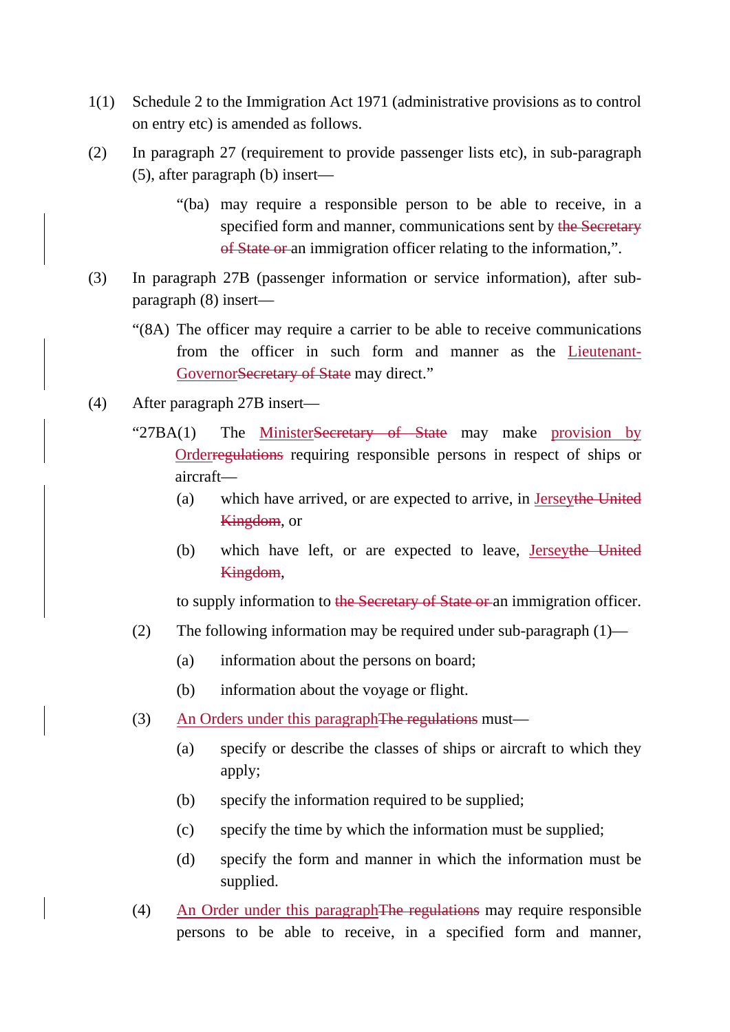1(1) Schedule 2 to the Immigration Act 1971 (administrative provisions as to control on entry etc) is amended as follows.

(2) In paragraph 27 (requirement to provide passenger lists etc), in sub-paragraph (5), after paragraph (b) insert—

> "(ba) may require a responsible person to be able to receive, in a specified form and manner, communications sent by ~~the Secretary of State or~~ an immigration officer relating to the information,".

(3) In paragraph 27B (passenger information or service information), after sub-paragraph (8) insert—

> "(8A) The officer may require a carrier to be able to receive communications from the officer in such form and manner as the Lieutenant-Governor~~Secretary of State~~ may direct."

(4) After paragraph 27B insert—

> "27BA(1) The Minister~~Secretary of State~~ may make provision by Order~~regulations~~ requiring responsible persons in respect of ships or aircraft—
>
> (a) which have arrived, or are expected to arrive, in Jersey~~the United Kingdom~~, or
>
> (b) which have left, or are expected to leave, Jersey~~the United Kingdom~~,
>
> to supply information to ~~the Secretary of State or~~ an immigration officer.
>
> (2) The following information may be required under sub-paragraph (1)—
>
> (a) information about the persons on board;
>
> (b) information about the voyage or flight.
>
> (3) An Orders under this paragraph~~The regulations~~ must—
>
> (a) specify or describe the classes of ships or aircraft to which they apply;
>
> (b) specify the information required to be supplied;
>
> (c) specify the time by which the information must be supplied;
>
> (d) specify the form and manner in which the information must be supplied.
>
> (4) An Order under this paragraph~~The regulations~~ may require responsible persons to be able to receive, in a specified form and manner,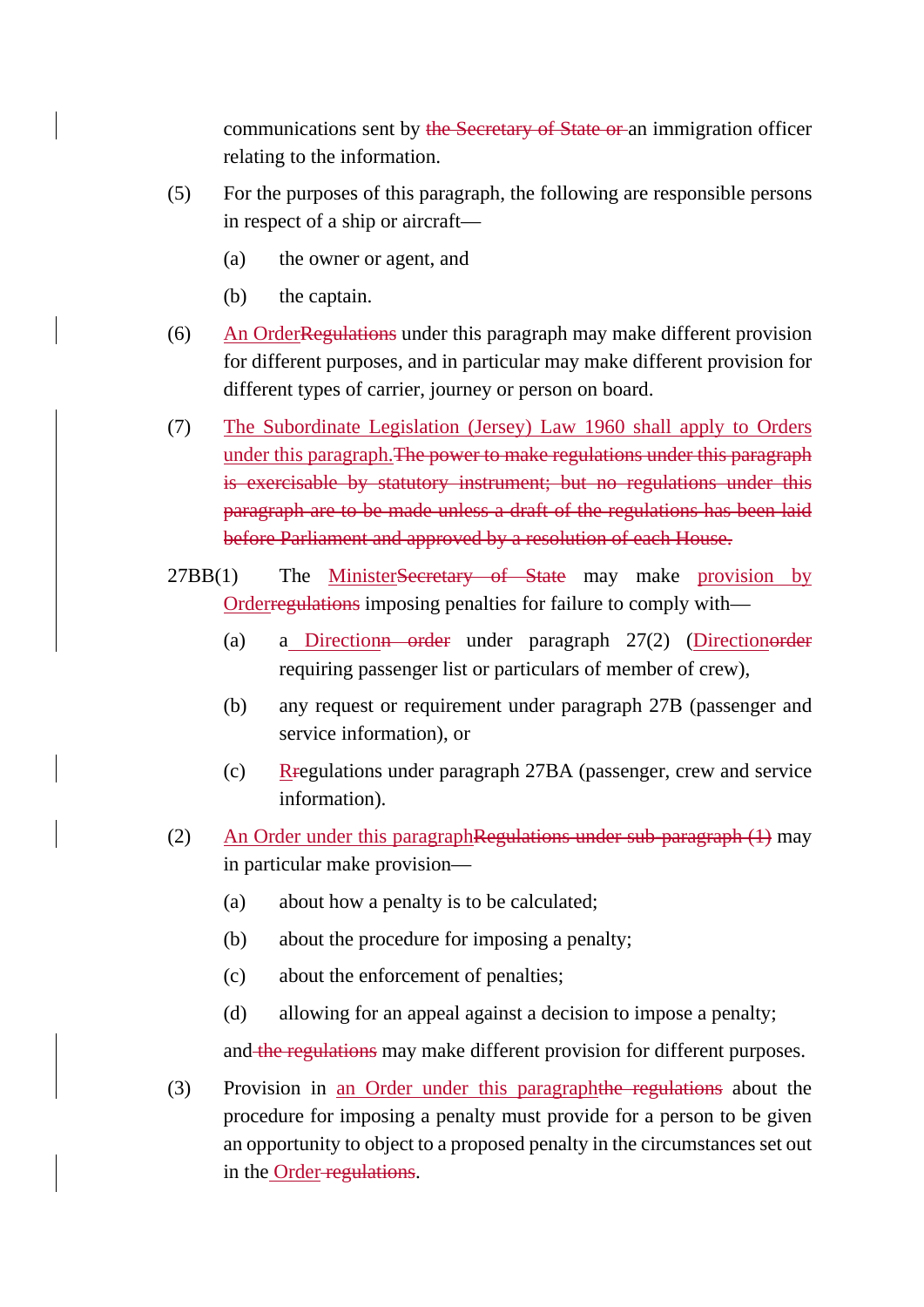communications sent by the Secretary of State or an immigration officer relating to the information.

(5) For the purposes of this paragraph, the following are responsible persons in respect of a ship or aircraft—

(a) the owner or agent, and

(b) the captain.

(6) An OrderRegulations under this paragraph may make different provision for different purposes, and in particular may make different provision for different types of carrier, journey or person on board.

(7) The Subordinate Legislation (Jersey) Law 1960 shall apply to Orders under this paragraph.The power to make regulations under this paragraph is exercisable by statutory instrument; but no regulations under this paragraph are to be made unless a draft of the regulations has been laid before Parliament and approved by a resolution of each House.

27BB(1) The MinisterSecretary of State may make provision by Orderregulations imposing penalties for failure to comply with—

(a) a Directionn order under paragraph 27(2) (Directionorder requiring passenger list or particulars of member of crew),

(b) any request or requirement under paragraph 27B (passenger and service information), or

(c) Rregulations under paragraph 27BA (passenger, crew and service information).

(2) An Order under this paragraphRegulations under sub-paragraph (1) may in particular make provision—

(a) about how a penalty is to be calculated;

(b) about the procedure for imposing a penalty;

(c) about the enforcement of penalties;

(d) allowing for an appeal against a decision to impose a penalty;

and the regulations may make different provision for different purposes.

(3) Provision in an Order under this paragraphthe regulations about the procedure for imposing a penalty must provide for a person to be given an opportunity to object to a proposed penalty in the circumstances set out in the Order regulations.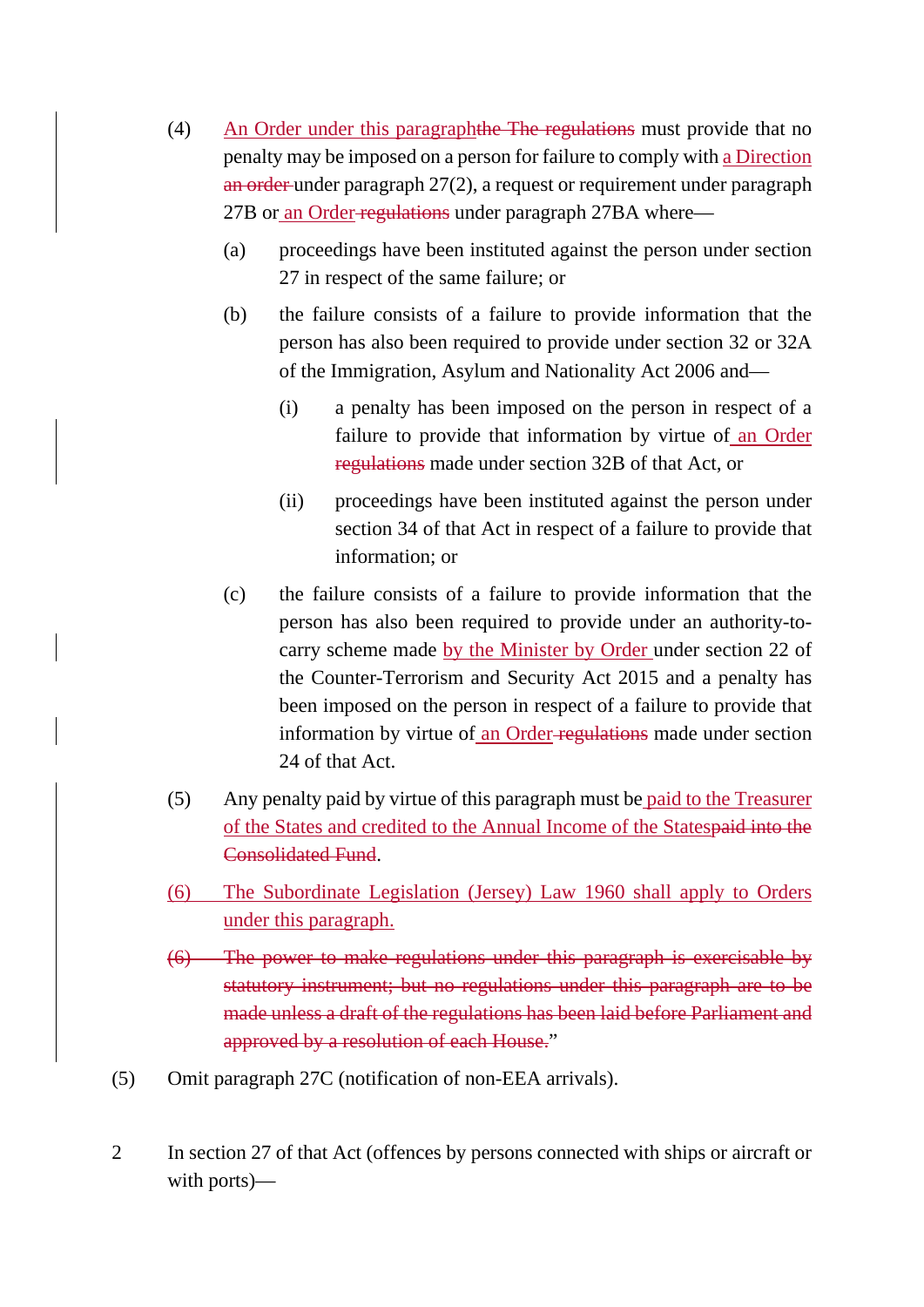(4) An Order under this paragraphthe The regulations must provide that no penalty may be imposed on a person for failure to comply with a Direction an order under paragraph 27(2), a request or requirement under paragraph 27B or an Order regulations under paragraph 27BA where—

(a) proceedings have been instituted against the person under section 27 in respect of the same failure; or

(b) the failure consists of a failure to provide information that the person has also been required to provide under section 32 or 32A of the Immigration, Asylum and Nationality Act 2006 and—

(i) a penalty has been imposed on the person in respect of a failure to provide that information by virtue of an Order regulations made under section 32B of that Act, or

(ii) proceedings have been instituted against the person under section 34 of that Act in respect of a failure to provide that information; or

(c) the failure consists of a failure to provide information that the person has also been required to provide under an authority-to-carry scheme made by the Minister by Order under section 22 of the Counter-Terrorism and Security Act 2015 and a penalty has been imposed on the person in respect of a failure to provide that information by virtue of an Order regulations made under section 24 of that Act.

(5) Any penalty paid by virtue of this paragraph must be paid to the Treasurer of the States and credited to the Annual Income of the Statespaid into the Consolidated Fund.

(6) The Subordinate Legislation (Jersey) Law 1960 shall apply to Orders under this paragraph.

~~(6) The power to make regulations under this paragraph is exercisable by statutory instrument; but no regulations under this paragraph are to be made unless a draft of the regulations has been laid before Parliament and approved by a resolution of each House.~~"

(5) Omit paragraph 27C (notification of non-EEA arrivals).

2 In section 27 of that Act (offences by persons connected with ships or aircraft or with ports)—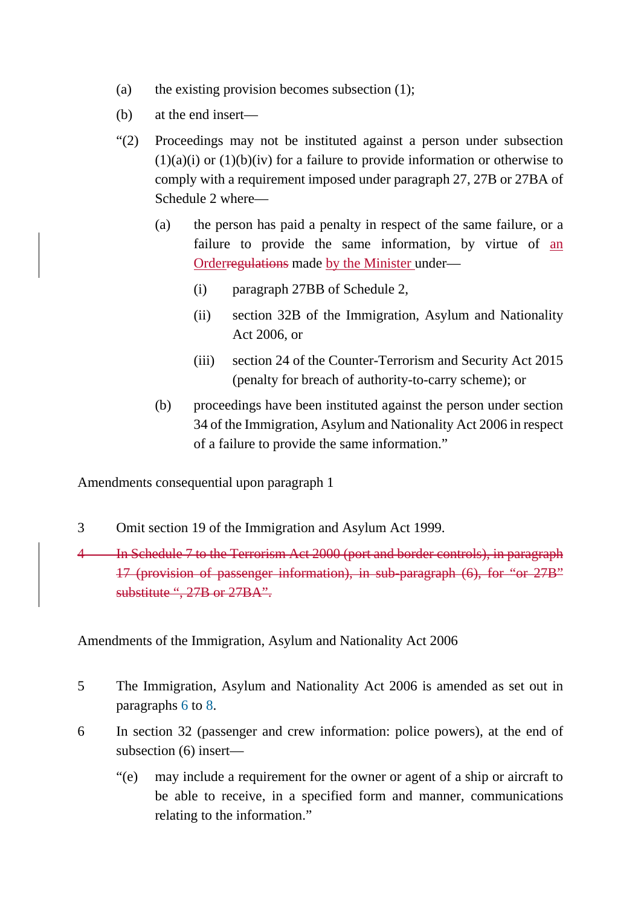(a) the existing provision becomes subsection (1);

(b) at the end insert—

“(2) Proceedings may not be instituted against a person under subsection (1)(a)(i) or (1)(b)(iv) for a failure to provide information or otherwise to comply with a requirement imposed under paragraph 27, 27B or 27BA of Schedule 2 where—

(a) the person has paid a penalty in respect of the same failure, or a failure to provide the same information, by virtue of an Order~~regulations~~ made by the Minister under—

(i) paragraph 27BB of Schedule 2,

(ii) section 32B of the Immigration, Asylum and Nationality Act 2006, or

(iii) section 24 of the Counter-Terrorism and Security Act 2015 (penalty for breach of authority-to-carry scheme); or

(b) proceedings have been instituted against the person under section 34 of the Immigration, Asylum and Nationality Act 2006 in respect of a failure to provide the same information.”

Amendments consequential upon paragraph 1

3 Omit section 19 of the Immigration and Asylum Act 1999.

~~4 In Schedule 7 to the Terrorism Act 2000 (port and border controls), in paragraph 17 (provision of passenger information), in sub-paragraph (6), for “or 27B” substitute “, 27B or 27BA”.~~

Amendments of the Immigration, Asylum and Nationality Act 2006

5 The Immigration, Asylum and Nationality Act 2006 is amended as set out in paragraphs 6 to 8.

6 In section 32 (passenger and crew information: police powers), at the end of subsection (6) insert—

“(e) may include a requirement for the owner or agent of a ship or aircraft to be able to receive, in a specified form and manner, communications relating to the information.”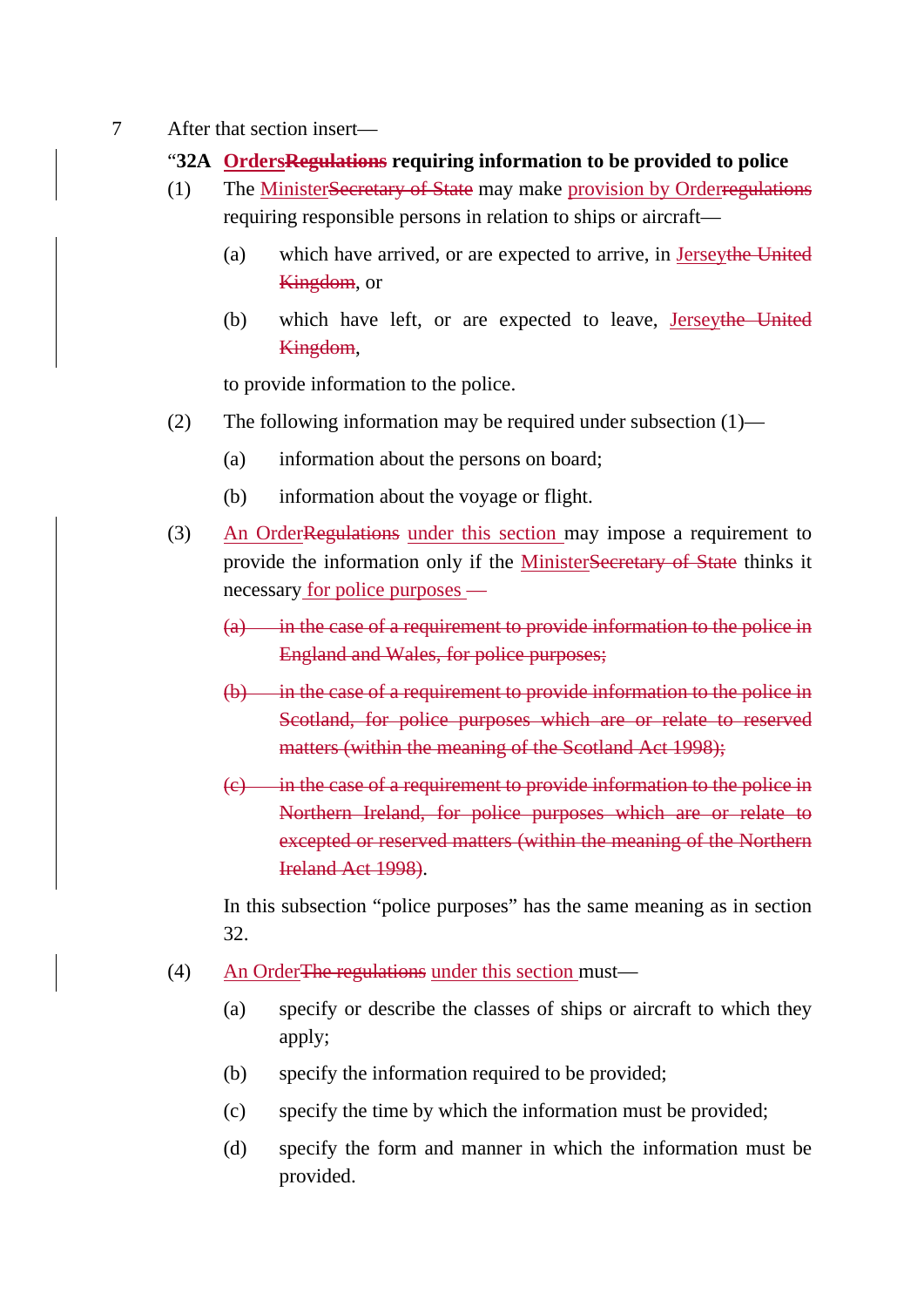7 After that section insert—

**"32A ~~Regulations~~ Orders requiring information to be provided to police**

(1) The ~~Secretary of State~~ Minister may make ~~regulations~~ provision by Order requiring responsible persons in relation to ships or aircraft—

(a) which have arrived, or are expected to arrive, in ~~the United Kingdom~~ Jersey, or

(b) which have left, or are expected to leave, ~~the United Kingdom~~ Jersey,

to provide information to the police.

(2) The following information may be required under subsection (1)—

(a) information about the persons on board;

(b) information about the voyage or flight.

(3) ~~Regulations~~ An Order under this section may impose a requirement to provide the information only if the ~~Secretary of State~~ Minister thinks it necessary for police purposes ~~—~~

~~(a) in the case of a requirement to provide information to the police in England and Wales, for police purposes;~~

~~(b) in the case of a requirement to provide information to the police in Scotland, for police purposes which are or relate to reserved matters (within the meaning of the Scotland Act 1998);~~

~~(c) in the case of a requirement to provide information to the police in Northern Ireland, for police purposes which are or relate to excepted or reserved matters (within the meaning of the Northern Ireland Act 1998)~~.

In this subsection "police purposes" has the same meaning as in section 32.

(4) ~~The regulations~~ An Order under this section must—

(a) specify or describe the classes of ships or aircraft to which they apply;

(b) specify the information required to be provided;

(c) specify the time by which the information must be provided;

(d) specify the form and manner in which the information must be provided.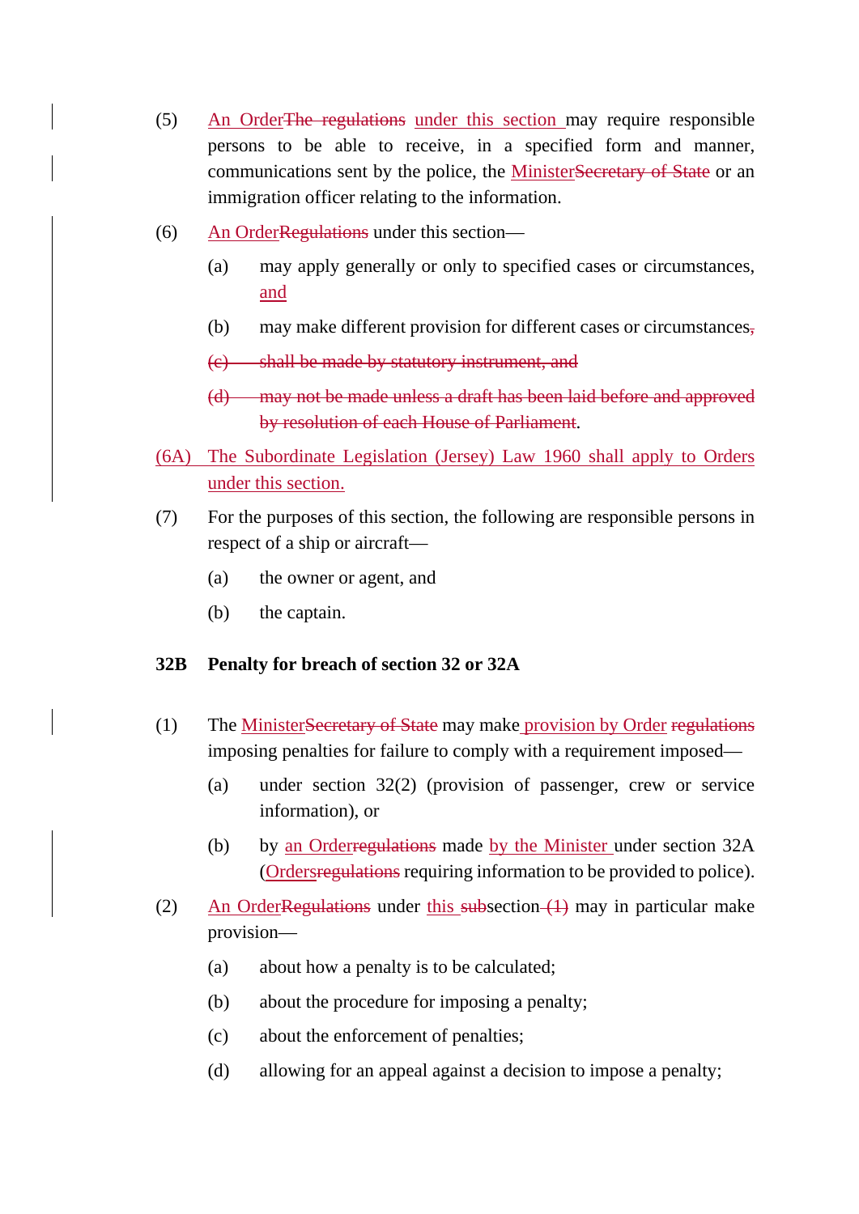(5) An OrderThe regulations under this section may require responsible persons to be able to receive, in a specified form and manner, communications sent by the police, the MinisterSecretary of State or an immigration officer relating to the information.

(6) An OrderRegulations under this section—

(a) may apply generally or only to specified cases or circumstances, and

(b) may make different provision for different cases or circumstances,

(c) shall be made by statutory instrument, and

(d) may not be made unless a draft has been laid before and approved by resolution of each House of Parliament.

(6A) The Subordinate Legislation (Jersey) Law 1960 shall apply to Orders under this section.

(7) For the purposes of this section, the following are responsible persons in respect of a ship or aircraft—

(a) the owner or agent, and

(b) the captain.

**32B Penalty for breach of section 32 or 32A**

(1) The MinisterSecretary of State may make provision by Order regulations imposing penalties for failure to comply with a requirement imposed—

(a) under section 32(2) (provision of passenger, crew or service information), or

(b) by an Orderregulations made by the Minister under section 32A (Ordersregulations requiring information to be provided to police).

(2) An OrderRegulations under this subsection (1) may in particular make provision—

(a) about how a penalty is to be calculated;

(b) about the procedure for imposing a penalty;

(c) about the enforcement of penalties;

(d) allowing for an appeal against a decision to impose a penalty;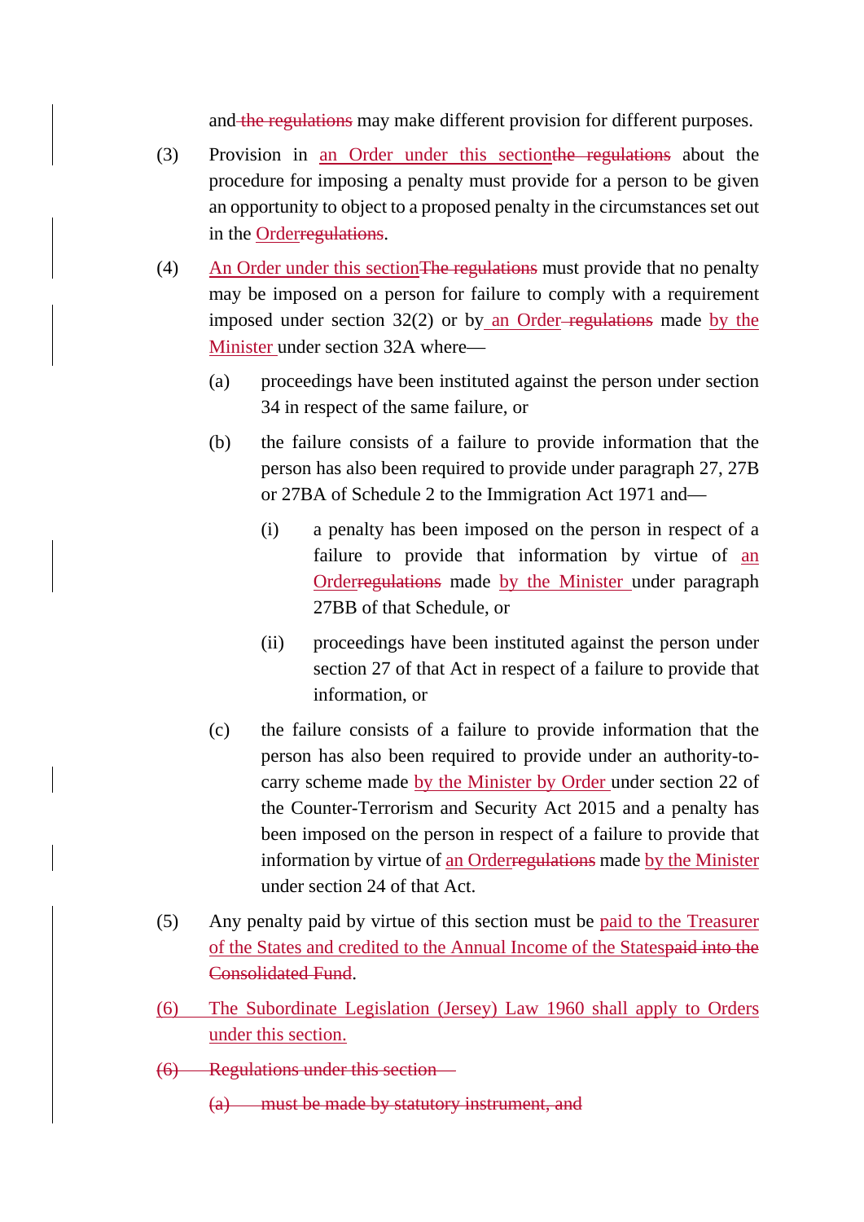and the regulations may make different provision for different purposes.

(3) Provision in an Order under this sectionthe regulations about the procedure for imposing a penalty must provide for a person to be given an opportunity to object to a proposed penalty in the circumstances set out in the Orderregulations.

(4) An Order under this sectionThe regulations must provide that no penalty may be imposed on a person for failure to comply with a requirement imposed under section 32(2) or by an Order regulations made by the Minister under section 32A where—

(a) proceedings have been instituted against the person under section 34 in respect of the same failure, or

(b) the failure consists of a failure to provide information that the person has also been required to provide under paragraph 27, 27B or 27BA of Schedule 2 to the Immigration Act 1971 and—

(i) a penalty has been imposed on the person in respect of a failure to provide that information by virtue of an Orderregulations made by the Minister under paragraph 27BB of that Schedule, or

(ii) proceedings have been instituted against the person under section 27 of that Act in respect of a failure to provide that information, or

(c) the failure consists of a failure to provide information that the person has also been required to provide under an authority-to-carry scheme made by the Minister by Order under section 22 of the Counter-Terrorism and Security Act 2015 and a penalty has been imposed on the person in respect of a failure to provide that information by virtue of an Orderregulations made by the Minister under section 24 of that Act.

(5) Any penalty paid by virtue of this section must be paid to the Treasurer of the States and credited to the Annual Income of the Statespaid into the Consolidated Fund.

(6) The Subordinate Legislation (Jersey) Law 1960 shall apply to Orders under this section.

~~(6) Regulations under this section—~~

~~(a) must be made by statutory instrument, and~~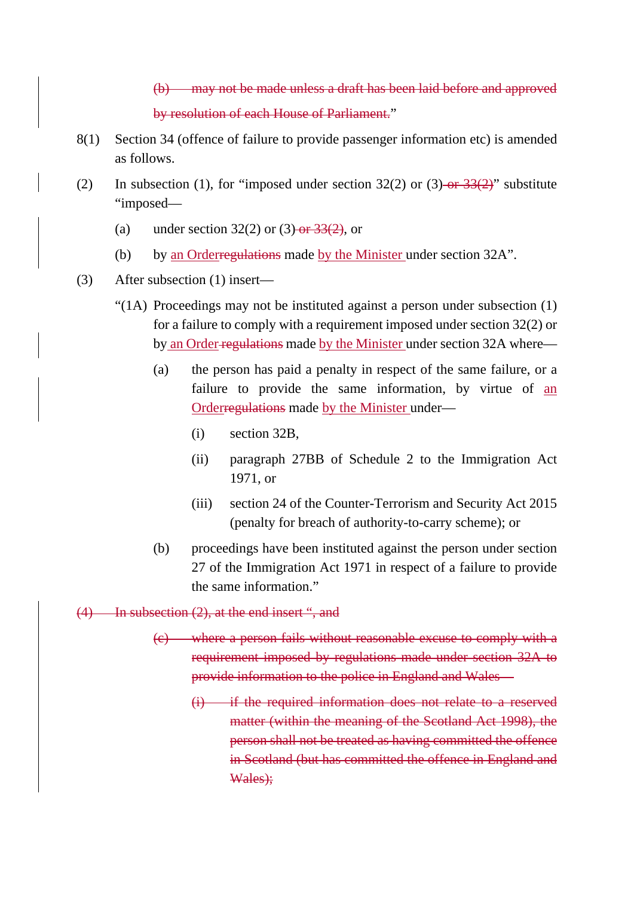~~(b) may not be made unless a draft has been laid before and approved by resolution of each House of Parliament.~~"

8(1) Section 34 (offence of failure to provide passenger information etc) is amended as follows.

(2) In subsection (1), for "imposed under section 32(2) or (3) ~~or 33(2)~~" substitute "imposed—

(a) under section 32(2) or (3) ~~or 33(2)~~, or

(b) by an Order ~~regulations~~ made by the Minister under section 32A".

(3) After subsection (1) insert—

"(1A) Proceedings may not be instituted against a person under subsection (1) for a failure to comply with a requirement imposed under section 32(2) or by an Order ~~regulations~~ made by the Minister under section 32A where—

(a) the person has paid a penalty in respect of the same failure, or a failure to provide the same information, by virtue of an Order ~~regulations~~ made by the Minister under—

(i) section 32B,

(ii) paragraph 27BB of Schedule 2 to the Immigration Act 1971, or

(iii) section 24 of the Counter-Terrorism and Security Act 2015 (penalty for breach of authority-to-carry scheme); or

(b) proceedings have been instituted against the person under section 27 of the Immigration Act 1971 in respect of a failure to provide the same information."

~~(4) In subsection (2), at the end insert ", and~~

~~(c) where a person fails without reasonable excuse to comply with a requirement imposed by regulations made under section 32A to provide information to the police in England and Wales—~~

~~(i) if the required information does not relate to a reserved matter (within the meaning of the Scotland Act 1998), the person shall not be treated as having committed the offence in Scotland (but has committed the offence in England and Wales);~~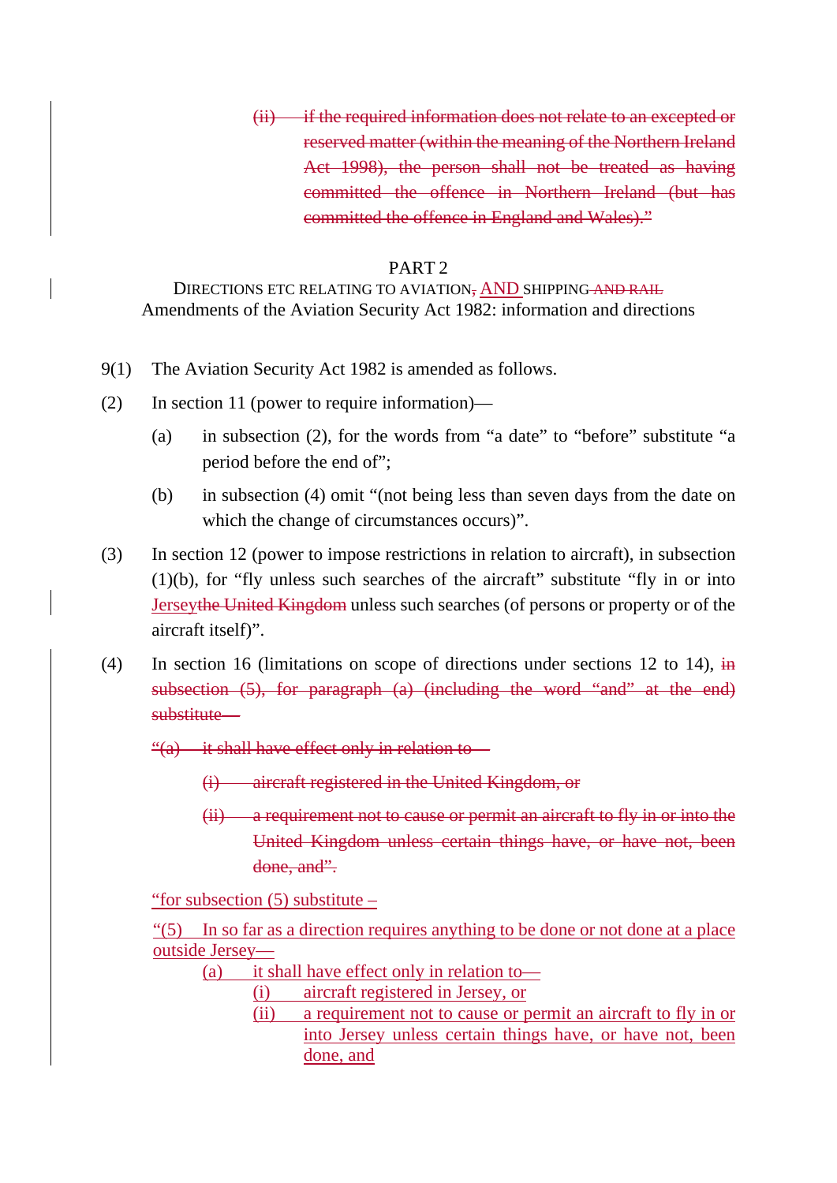~~(ii) if the required information does not relate to an excepted or reserved matter (within the meaning of the Northern Ireland Act 1998), the person shall not be treated as having committed the offence in Northern Ireland (but has committed the offence in England and Wales)."~~

## PART 2

### DIRECTIONS ETC RELATING TO AVIATION~~,~~ AND SHIPPING ~~AND RAIL~~

### Amendments of the Aviation Security Act 1982: information and directions

9(1) The Aviation Security Act 1982 is amended as follows.

(2) In section 11 (power to require information)—

(a) in subsection (2), for the words from "a date" to "before" substitute "a period before the end of";

(b) in subsection (4) omit "(not being less than seven days from the date on which the change of circumstances occurs)".

(3) In section 12 (power to impose restrictions in relation to aircraft), in subsection (1)(b), for "fly unless such searches of the aircraft" substitute "fly in or into Jersey~~the United Kingdom~~ unless such searches (of persons or property or of the aircraft itself)".

(4) In section 16 (limitations on scope of directions under sections 12 to 14), ~~in subsection (5), for paragraph (a) (including the word "and" at the end) substitute—~~

~~"(a) it shall have effect only in relation to—~~

~~(i) aircraft registered in the United Kingdom, or~~

~~(ii) a requirement not to cause or permit an aircraft to fly in or into the United Kingdom unless certain things have, or have not, been done, and".~~

"for subsection (5) substitute –

"(5) In so far as a direction requires anything to be done or not done at a place outside Jersey—

(a) it shall have effect only in relation to—

(i) aircraft registered in Jersey, or

(ii) a requirement not to cause or permit an aircraft to fly in or into Jersey unless certain things have, or have not, been done, and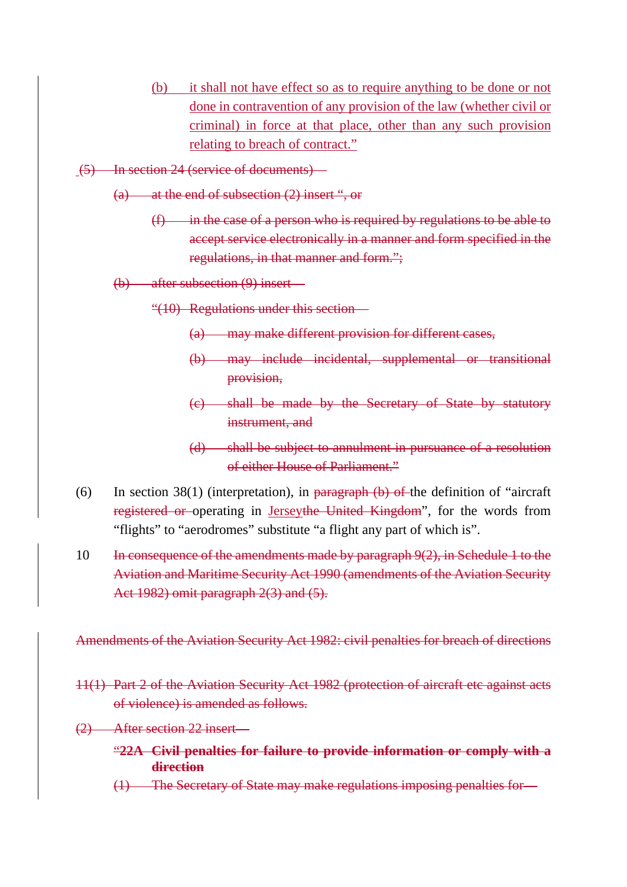(b) it shall not have effect so as to require anything to be done or not done in contravention of any provision of the law (whether civil or criminal) in force at that place, other than any such provision relating to breach of contract."

(5) In section 24 (service of documents) —

(a) at the end of subsection (2) insert ", or

(f) in the case of a person who is required by regulations to be able to accept service electronically in a manner and form specified in the regulations, in that manner and form.";

(b) after subsection (9) insert —

"(10) Regulations under this section —

(a) may make different provision for different cases,

(b) may include incidental, supplemental or transitional provision,

(c) shall be made by the Secretary of State by statutory instrument, and

(d) shall be subject to annulment in pursuance of a resolution of either House of Parliament."

(6) In section 38(1) (interpretation), in paragraph (b) of the definition of "aircraft registered or operating in Jerseythe United Kingdom", for the words from "flights" to "aerodromes" substitute "a flight any part of which is".

10 In consequence of the amendments made by paragraph 9(2), in Schedule 1 to the Aviation and Maritime Security Act 1990 (amendments of the Aviation Security Act 1982) omit paragraph 2(3) and (5).

Amendments of the Aviation Security Act 1982: civil penalties for breach of directions

11(1) Part 2 of the Aviation Security Act 1982 (protection of aircraft etc against acts of violence) is amended as follows.

(2) After section 22 insert—

"**22A Civil penalties for failure to provide information or comply with a direction**

(1) The Secretary of State may make regulations imposing penalties for—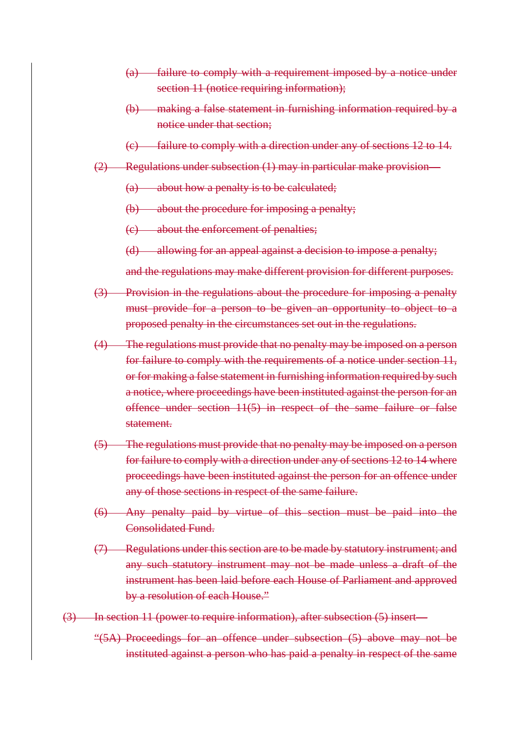~~(a) failure to comply with a requirement imposed by a notice under section 11 (notice requiring information);~~

~~(b) making a false statement in furnishing information required by a notice under that section;~~

~~(c) failure to comply with a direction under any of sections 12 to 14.~~

~~(2) Regulations under subsection (1) may in particular make provision—~~

~~(a) about how a penalty is to be calculated;~~

~~(b) about the procedure for imposing a penalty;~~

~~(c) about the enforcement of penalties;~~

~~(d) allowing for an appeal against a decision to impose a penalty;~~

~~and the regulations may make different provision for different purposes.~~

~~(3) Provision in the regulations about the procedure for imposing a penalty must provide for a person to be given an opportunity to object to a proposed penalty in the circumstances set out in the regulations.~~

~~(4) The regulations must provide that no penalty may be imposed on a person for failure to comply with the requirements of a notice under section 11, or for making a false statement in furnishing information required by such a notice, where proceedings have been instituted against the person for an offence under section 11(5) in respect of the same failure or false statement.~~

~~(5) The regulations must provide that no penalty may be imposed on a person for failure to comply with a direction under any of sections 12 to 14 where proceedings have been instituted against the person for an offence under any of those sections in respect of the same failure.~~

~~(6) Any penalty paid by virtue of this section must be paid into the Consolidated Fund.~~

~~(7) Regulations under this section are to be made by statutory instrument; and any such statutory instrument may not be made unless a draft of the instrument has been laid before each House of Parliament and approved by a resolution of each House."~~

~~(3) In section 11 (power to require information), after subsection (5) insert—~~

~~"(5A) Proceedings for an offence under subsection (5) above may not be instituted against a person who has paid a penalty in respect of the same~~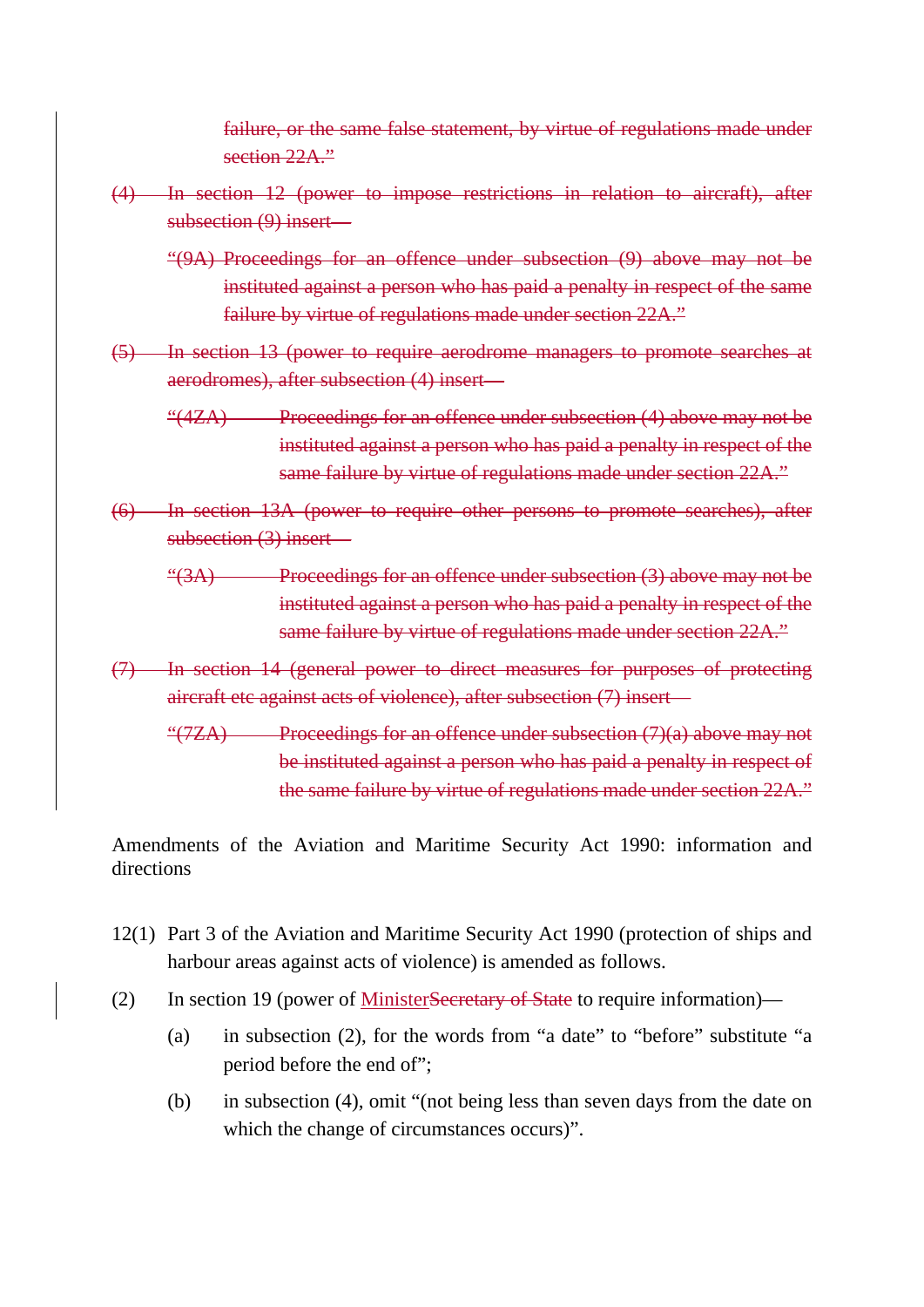~~failure, or the same false statement, by virtue of regulations made under section 22A."~~

~~(4) In section 12 (power to impose restrictions in relation to aircraft), after subsection (9) insert—~~

~~"(9A) Proceedings for an offence under subsection (9) above may not be instituted against a person who has paid a penalty in respect of the same failure by virtue of regulations made under section 22A."~~

~~(5) In section 13 (power to require aerodrome managers to promote searches at aerodromes), after subsection (4) insert—~~

~~"(4ZA) Proceedings for an offence under subsection (4) above may not be instituted against a person who has paid a penalty in respect of the same failure by virtue of regulations made under section 22A."~~

~~(6) In section 13A (power to require other persons to promote searches), after subsection (3) insert—~~

~~"(3A) Proceedings for an offence under subsection (3) above may not be instituted against a person who has paid a penalty in respect of the same failure by virtue of regulations made under section 22A."~~

~~(7) In section 14 (general power to direct measures for purposes of protecting aircraft etc against acts of violence), after subsection (7) insert—~~

~~"(7ZA) Proceedings for an offence under subsection (7)(a) above may not be instituted against a person who has paid a penalty in respect of the same failure by virtue of regulations made under section 22A."~~

Amendments of the Aviation and Maritime Security Act 1990: information and directions

12(1) Part 3 of the Aviation and Maritime Security Act 1990 (protection of ships and harbour areas against acts of violence) is amended as follows.

(2) In section 19 (power of Minister~~Secretary of State~~ to require information)—

(a) in subsection (2), for the words from "a date" to "before" substitute "a period before the end of";

(b) in subsection (4), omit "(not being less than seven days from the date on which the change of circumstances occurs)".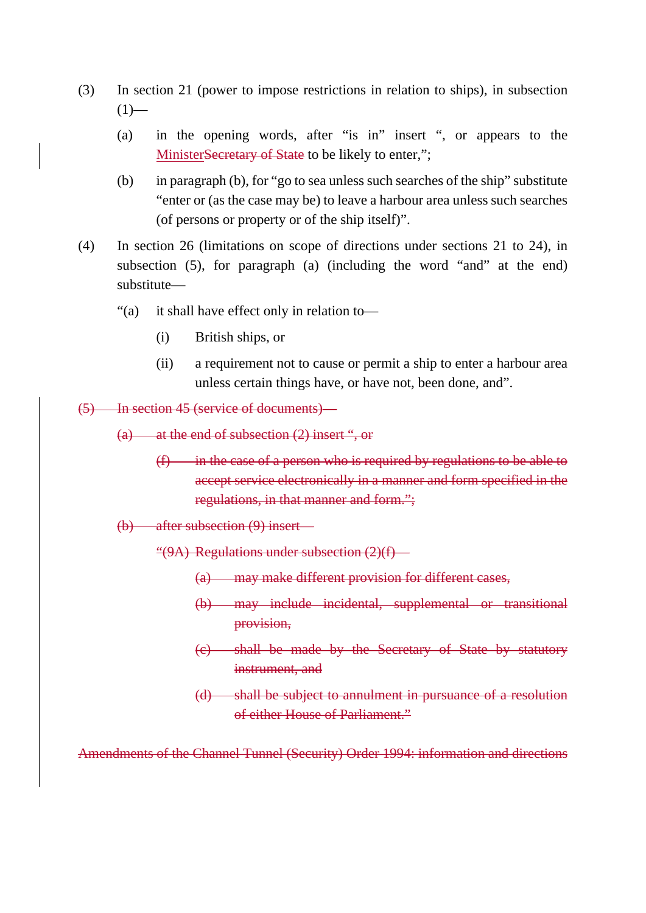(3) In section 21 (power to impose restrictions in relation to ships), in subsection (1)—

(a) in the opening words, after "is in" insert ", or appears to the Minister~~Secretary of State~~ to be likely to enter,";

(b) in paragraph (b), for "go to sea unless such searches of the ship" substitute "enter or (as the case may be) to leave a harbour area unless such searches (of persons or property or of the ship itself)".

(4) In section 26 (limitations on scope of directions under sections 21 to 24), in subsection (5), for paragraph (a) (including the word "and" at the end) substitute—

"(a) it shall have effect only in relation to—

(i) British ships, or

(ii) a requirement not to cause or permit a ship to enter a harbour area unless certain things have, or have not, been done, and".

~~(5) In section 45 (service of documents)—~~

~~(a) at the end of subsection (2) insert ", or~~

~~(f) in the case of a person who is required by regulations to be able to accept service electronically in a manner and form specified in the regulations, in that manner and form.";~~

~~(b) after subsection (9) insert—~~

~~"(9A) Regulations under subsection (2)(f)—~~

~~(a) may make different provision for different cases,~~

~~(b) may include incidental, supplemental or transitional provision,~~

~~(c) shall be made by the Secretary of State by statutory instrument, and~~

~~(d) shall be subject to annulment in pursuance of a resolution of either House of Parliament."~~

~~Amendments of the Channel Tunnel (Security) Order 1994: information and directions~~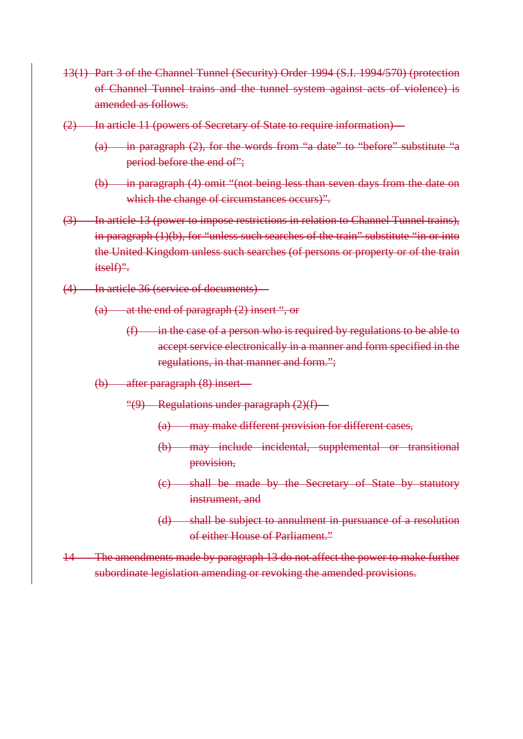13(1) Part 3 of the Channel Tunnel (Security) Order 1994 (S.I. 1994/570) (protection of Channel Tunnel trains and the tunnel system against acts of violence) is amended as follows.

(2) In article 11 (powers of Secretary of State to require information)—

(a) in paragraph (2), for the words from "a date" to "before" substitute "a period before the end of";

(b) in paragraph (4) omit "(not being less than seven days from the date on which the change of circumstances occurs)".

(3) In article 13 (power to impose restrictions in relation to Channel Tunnel trains), in paragraph (1)(b), for "unless such searches of the train" substitute "in or into the United Kingdom unless such searches (of persons or property or of the train itself)".

(4) In article 36 (service of documents)—

(a) at the end of paragraph (2) insert ", or

(f) in the case of a person who is required by regulations to be able to accept service electronically in a manner and form specified in the regulations, in that manner and form.";

(b) after paragraph (8) insert—

"(9) Regulations under paragraph (2)(f)—

(a) may make different provision for different cases,

(b) may include incidental, supplemental or transitional provision,

(c) shall be made by the Secretary of State by statutory instrument, and

(d) shall be subject to annulment in pursuance of a resolution of either House of Parliament."

14 The amendments made by paragraph 13 do not affect the power to make further subordinate legislation amending or revoking the amended provisions.